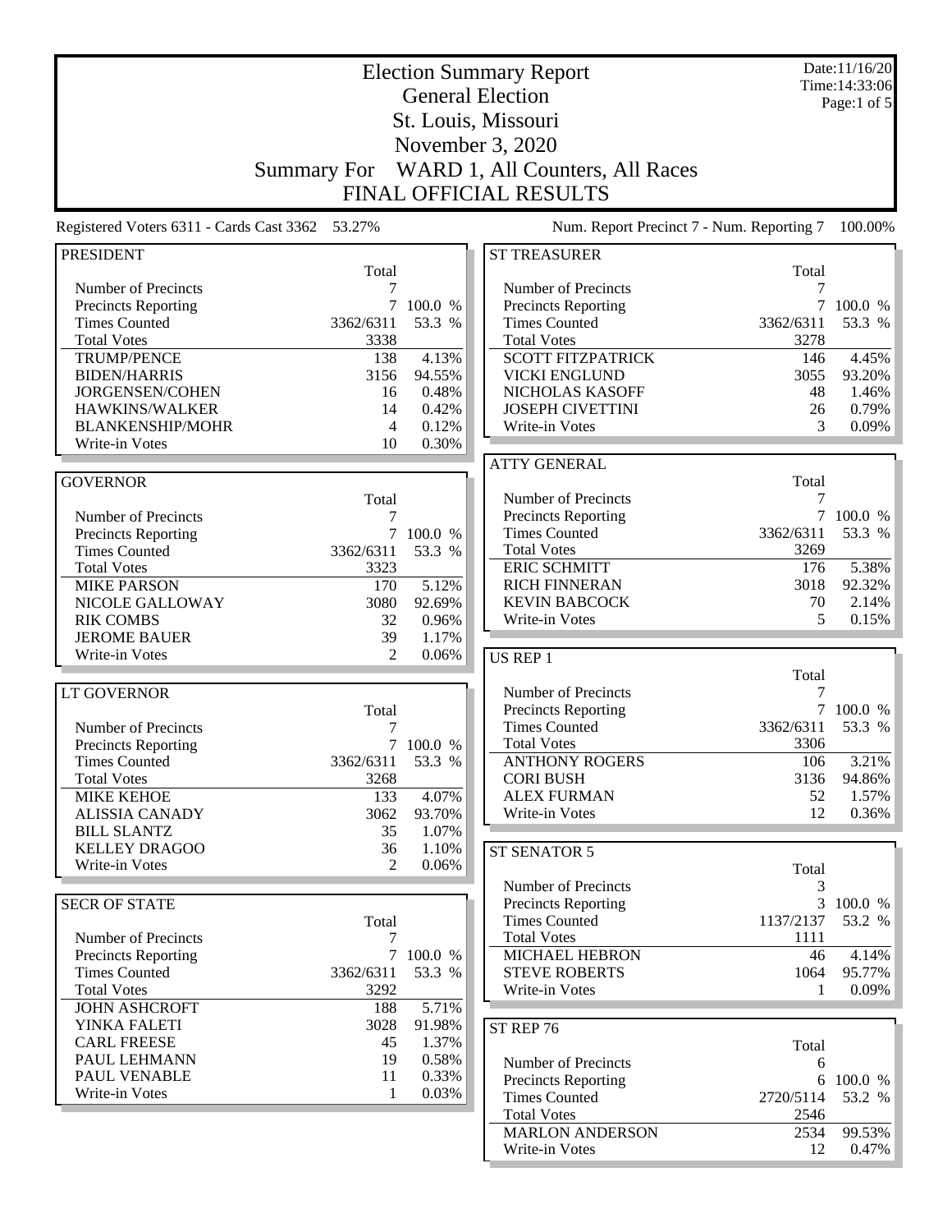# Election Summary Report

## General Election

## St. Louis, Missouri

## November 3, 2020

## Summary For WARD 1, All Counters, All Races

## FINAL OFFICIAL RESULTS

Date:11/16/20
Time:14:33:06

Registered Voters 6311 - Cards Cast 3362 53.27%

Num. Report Precinct 7 - Num. Reporting 7 100.00%

### PRESIDENT

| | Total | |
|---|---|---|
| Number of Precincts | 7 | |
| Precincts Reporting | 7 | 100.0 % |
| Times Counted | 3362/6311 | 53.3 % |
| Total Votes | 3338 | |
| TRUMP/PENCE | 138 | 4.13% |
| BIDEN/HARRIS | 3156 | 94.55% |
| JORGENSEN/COHEN | 16 | 0.48% |
| HAWKINS/WALKER | 14 | 0.42% |
| BLANKENSHIP/MOHR | 4 | 0.12% |
| Write-in Votes | 10 | 0.30% |

### GOVERNOR

| | Total | |
|---|---|---|
| Number of Precincts | 7 | |
| Precincts Reporting | 7 | 100.0 % |
| Times Counted | 3362/6311 | 53.3 % |
| Total Votes | 3323 | |
| MIKE PARSON | 170 | 5.12% |
| NICOLE GALLOWAY | 3080 | 92.69% |
| RIK COMBS | 32 | 0.96% |
| JEROME BAUER | 39 | 1.17% |
| Write-in Votes | 2 | 0.06% |

### LT GOVERNOR

| | Total | |
|---|---|---|
| Number of Precincts | 7 | |
| Precincts Reporting | 7 | 100.0 % |
| Times Counted | 3362/6311 | 53.3 % |
| Total Votes | 3268 | |
| MIKE KEHOE | 133 | 4.07% |
| ALISSIA CANADY | 3062 | 93.70% |
| BILL SLANTZ | 35 | 1.07% |
| KELLEY DRAGOO | 36 | 1.10% |
| Write-in Votes | 2 | 0.06% |

### SECR OF STATE

| | Total | |
|---|---|---|
| Number of Precincts | 7 | |
| Precincts Reporting | 7 | 100.0 % |
| Times Counted | 3362/6311 | 53.3 % |
| Total Votes | 3292 | |
| JOHN ASHCROFT | 188 | 5.71% |
| YINKA FALETI | 3028 | 91.98% |
| CARL FREESE | 45 | 1.37% |
| PAUL LEHMANN | 19 | 0.58% |
| PAUL VENABLE | 11 | 0.33% |
| Write-in Votes | 1 | 0.03% |

### ST TREASURER

| | Total | |
|---|---|---|
| Number of Precincts | 7 | |
| Precincts Reporting | 7 | 100.0 % |
| Times Counted | 3362/6311 | 53.3 % |
| Total Votes | 3278 | |
| SCOTT FITZPATRICK | 146 | 4.45% |
| VICKI ENGLUND | 3055 | 93.20% |
| NICHOLAS KASOFF | 48 | 1.46% |
| JOSEPH CIVETTINI | 26 | 0.79% |
| Write-in Votes | 3 | 0.09% |

### ATTY GENERAL

| | Total | |
|---|---|---|
| Number of Precincts | 7 | |
| Precincts Reporting | 7 | 100.0 % |
| Times Counted | 3362/6311 | 53.3 % |
| Total Votes | 3269 | |
| ERIC SCHMITT | 176 | 5.38% |
| RICH FINNERAN | 3018 | 92.32% |
| KEVIN BABCOCK | 70 | 2.14% |
| Write-in Votes | 5 | 0.15% |

### US REP 1

| | Total | |
|---|---|---|
| Number of Precincts | 7 | |
| Precincts Reporting | 7 | 100.0 % |
| Times Counted | 3362/6311 | 53.3 % |
| Total Votes | 3306 | |
| ANTHONY ROGERS | 106 | 3.21% |
| CORI BUSH | 3136 | 94.86% |
| ALEX FURMAN | 52 | 1.57% |
| Write-in Votes | 12 | 0.36% |

### ST SENATOR 5

| | Total | |
|---|---|---|
| Number of Precincts | 3 | |
| Precincts Reporting | 3 | 100.0 % |
| Times Counted | 1137/2137 | 53.2 % |
| Total Votes | 1111 | |
| MICHAEL HEBRON | 46 | 4.14% |
| STEVE ROBERTS | 1064 | 95.77% |
| Write-in Votes | 1 | 0.09% |

### ST REP 76

| | Total | |
|---|---|---|
| Number of Precincts | 6 | |
| Precincts Reporting | 6 | 100.0 % |
| Times Counted | 2720/5114 | 53.2 % |
| Total Votes | 2546 | |
| MARLON ANDERSON | 2534 | 99.53% |
| Write-in Votes | 12 | 0.47% |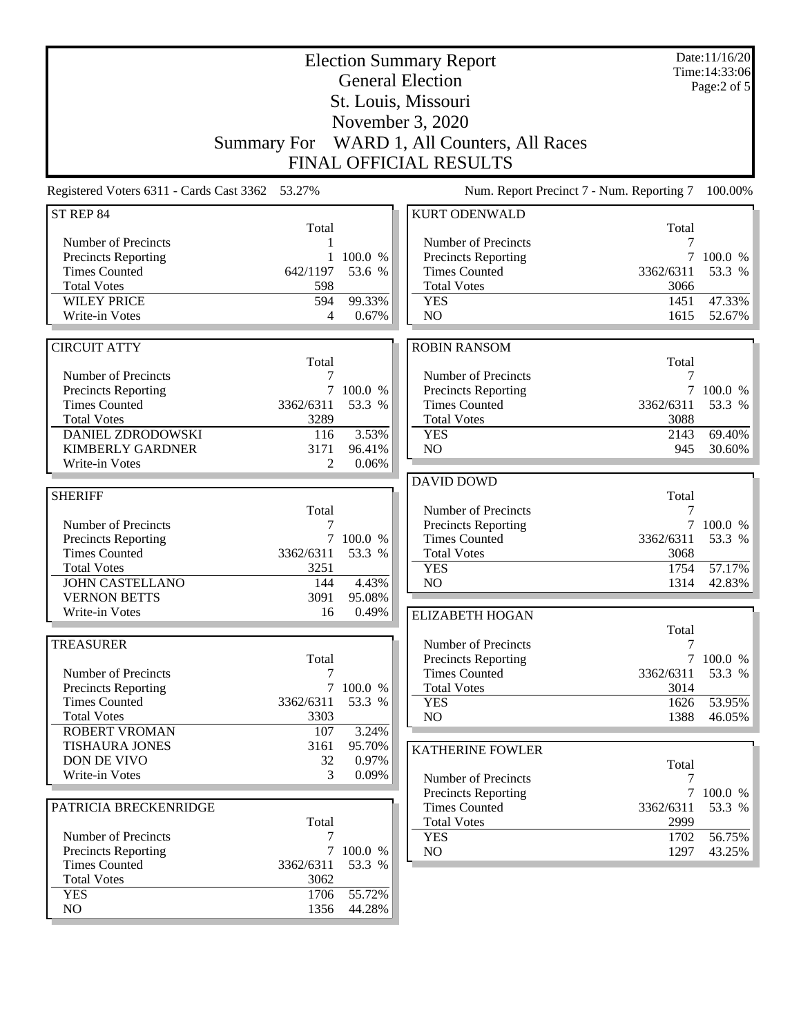# Election Summary Report

## General Election

## St. Louis, Missouri

## November 3, 2020

## Summary For WARD 1, All Counters, All Races

## FINAL OFFICIAL RESULTS

Date:11/16/20
Time:14:33:06

Registered Voters 6311 - Cards Cast 3362 53.27%

Num. Report Precinct 7 - Num. Reporting 7 100.00%

### ST REP 84

| | Total | |
|---|---|---|
| Number of Precincts | 1 | |
| Precincts Reporting | 1 | 100.0 % |
| Times Counted | 642/1197 | 53.6 % |
| Total Votes | 598 | |
| WILEY PRICE | 594 | 99.33% |
| Write-in Votes | 4 | 0.67% |

### CIRCUIT ATTY

| | Total | |
|---|---|---|
| Number of Precincts | 7 | |
| Precincts Reporting | 7 | 100.0 % |
| Times Counted | 3362/6311 | 53.3 % |
| Total Votes | 3289 | |
| DANIEL ZDRODOWSKI | 116 | 3.53% |
| KIMBERLY GARDNER | 3171 | 96.41% |
| Write-in Votes | 2 | 0.06% |

### SHERIFF

| | Total | |
|---|---|---|
| Number of Precincts | 7 | |
| Precincts Reporting | 7 | 100.0 % |
| Times Counted | 3362/6311 | 53.3 % |
| Total Votes | 3251 | |
| JOHN CASTELLANO | 144 | 4.43% |
| VERNON BETTS | 3091 | 95.08% |
| Write-in Votes | 16 | 0.49% |

### TREASURER

| | Total | |
|---|---|---|
| Number of Precincts | 7 | |
| Precincts Reporting | 7 | 100.0 % |
| Times Counted | 3362/6311 | 53.3 % |
| Total Votes | 3303 | |
| ROBERT VROMAN | 107 | 3.24% |
| TISHAURA JONES | 3161 | 95.70% |
| DON DE VIVO | 32 | 0.97% |
| Write-in Votes | 3 | 0.09% |

### PATRICIA BRECKENRIDGE

| | Total | |
|---|---|---|
| Number of Precincts | 7 | |
| Precincts Reporting | 7 | 100.0 % |
| Times Counted | 3362/6311 | 53.3 % |
| Total Votes | 3062 | |
| YES | 1706 | 55.72% |
| NO | 1356 | 44.28% |

### KURT ODENWALD

| | Total | |
|---|---|---|
| Number of Precincts | 7 | |
| Precincts Reporting | 7 | 100.0 % |
| Times Counted | 3362/6311 | 53.3 % |
| Total Votes | 3066 | |
| YES | 1451 | 47.33% |
| NO | 1615 | 52.67% |

### ROBIN RANSOM

| | Total | |
|---|---|---|
| Number of Precincts | 7 | |
| Precincts Reporting | 7 | 100.0 % |
| Times Counted | 3362/6311 | 53.3 % |
| Total Votes | 3088 | |
| YES | 2143 | 69.40% |
| NO | 945 | 30.60% |

### DAVID DOWD

| | Total | |
|---|---|---|
| Number of Precincts | 7 | |
| Precincts Reporting | 7 | 100.0 % |
| Times Counted | 3362/6311 | 53.3 % |
| Total Votes | 3068 | |
| YES | 1754 | 57.17% |
| NO | 1314 | 42.83% |

### ELIZABETH HOGAN

| | Total | |
|---|---|---|
| Number of Precincts | 7 | |
| Precincts Reporting | 7 | 100.0 % |
| Times Counted | 3362/6311 | 53.3 % |
| Total Votes | 3014 | |
| YES | 1626 | 53.95% |
| NO | 1388 | 46.05% |

### KATHERINE FOWLER

| | Total | |
|---|---|---|
| Number of Precincts | 7 | |
| Precincts Reporting | 7 | 100.0 % |
| Times Counted | 3362/6311 | 53.3 % |
| Total Votes | 2999 | |
| YES | 1702 | 56.75% |
| NO | 1297 | 43.25% |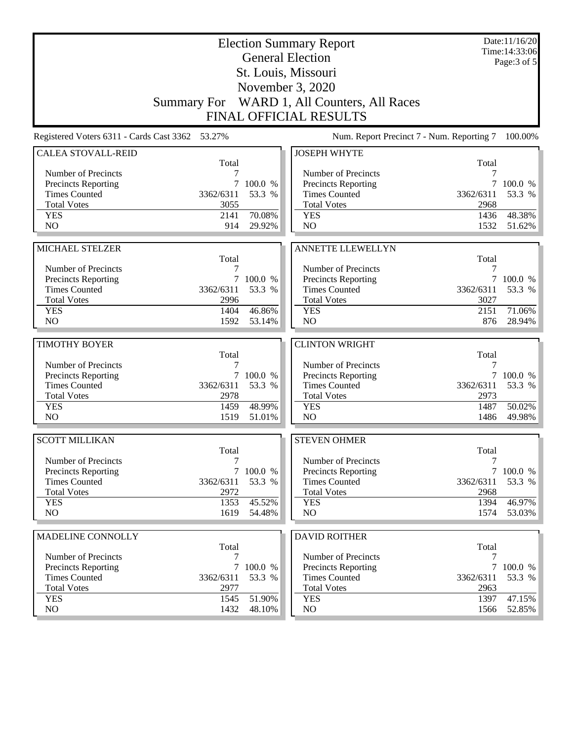# Election Summary Report

## General Election

## St. Louis, Missouri

## November 3, 2020

## Summary For WARD 1, All Counters, All Races

## FINAL OFFICIAL RESULTS

Date:11/16/20
Time:14:33:06

Registered Voters 6311 - Cards Cast 3362 53.27%

Num. Report Precinct 7 - Num. Reporting 7 100.00%

### CALEA STOVALL-REID

| | Total | |
|---|---|---|
| Number of Precincts | 7 | |
| Precincts Reporting | 7 | 100.0 % |
| Times Counted | 3362/6311 | 53.3 % |
| Total Votes | 3055 | |
| YES | 2141 | 70.08% |
| NO | 914 | 29.92% |

### JOSEPH WHYTE

| | Total | |
|---|---|---|
| Number of Precincts | 7 | |
| Precincts Reporting | 7 | 100.0 % |
| Times Counted | 3362/6311 | 53.3 % |
| Total Votes | 2968 | |
| YES | 1436 | 48.38% |
| NO | 1532 | 51.62% |

### MICHAEL STELZER

| | Total | |
|---|---|---|
| Number of Precincts | 7 | |
| Precincts Reporting | 7 | 100.0 % |
| Times Counted | 3362/6311 | 53.3 % |
| Total Votes | 2996 | |
| YES | 1404 | 46.86% |
| NO | 1592 | 53.14% |

### ANNETTE LLEWELLYN

| | Total | |
|---|---|---|
| Number of Precincts | 7 | |
| Precincts Reporting | 7 | 100.0 % |
| Times Counted | 3362/6311 | 53.3 % |
| Total Votes | 3027 | |
| YES | 2151 | 71.06% |
| NO | 876 | 28.94% |

### TIMOTHY BOYER

| | Total | |
|---|---|---|
| Number of Precincts | 7 | |
| Precincts Reporting | 7 | 100.0 % |
| Times Counted | 3362/6311 | 53.3 % |
| Total Votes | 2978 | |
| YES | 1459 | 48.99% |
| NO | 1519 | 51.01% |

### CLINTON WRIGHT

| | Total | |
|---|---|---|
| Number of Precincts | 7 | |
| Precincts Reporting | 7 | 100.0 % |
| Times Counted | 3362/6311 | 53.3 % |
| Total Votes | 2973 | |
| YES | 1487 | 50.02% |
| NO | 1486 | 49.98% |

### SCOTT MILLIKAN

| | Total | |
|---|---|---|
| Number of Precincts | 7 | |
| Precincts Reporting | 7 | 100.0 % |
| Times Counted | 3362/6311 | 53.3 % |
| Total Votes | 2972 | |
| YES | 1353 | 45.52% |
| NO | 1619 | 54.48% |

### STEVEN OHMER

| | Total | |
|---|---|---|
| Number of Precincts | 7 | |
| Precincts Reporting | 7 | 100.0 % |
| Times Counted | 3362/6311 | 53.3 % |
| Total Votes | 2968 | |
| YES | 1394 | 46.97% |
| NO | 1574 | 53.03% |

### MADELINE CONNOLLY

| | Total | |
|---|---|---|
| Number of Precincts | 7 | |
| Precincts Reporting | 7 | 100.0 % |
| Times Counted | 3362/6311 | 53.3 % |
| Total Votes | 2977 | |
| YES | 1545 | 51.90% |
| NO | 1432 | 48.10% |

### DAVID ROITHER

| | Total | |
|---|---|---|
| Number of Precincts | 7 | |
| Precincts Reporting | 7 | 100.0 % |
| Times Counted | 3362/6311 | 53.3 % |
| Total Votes | 2963 | |
| YES | 1397 | 47.15% |
| NO | 1566 | 52.85% |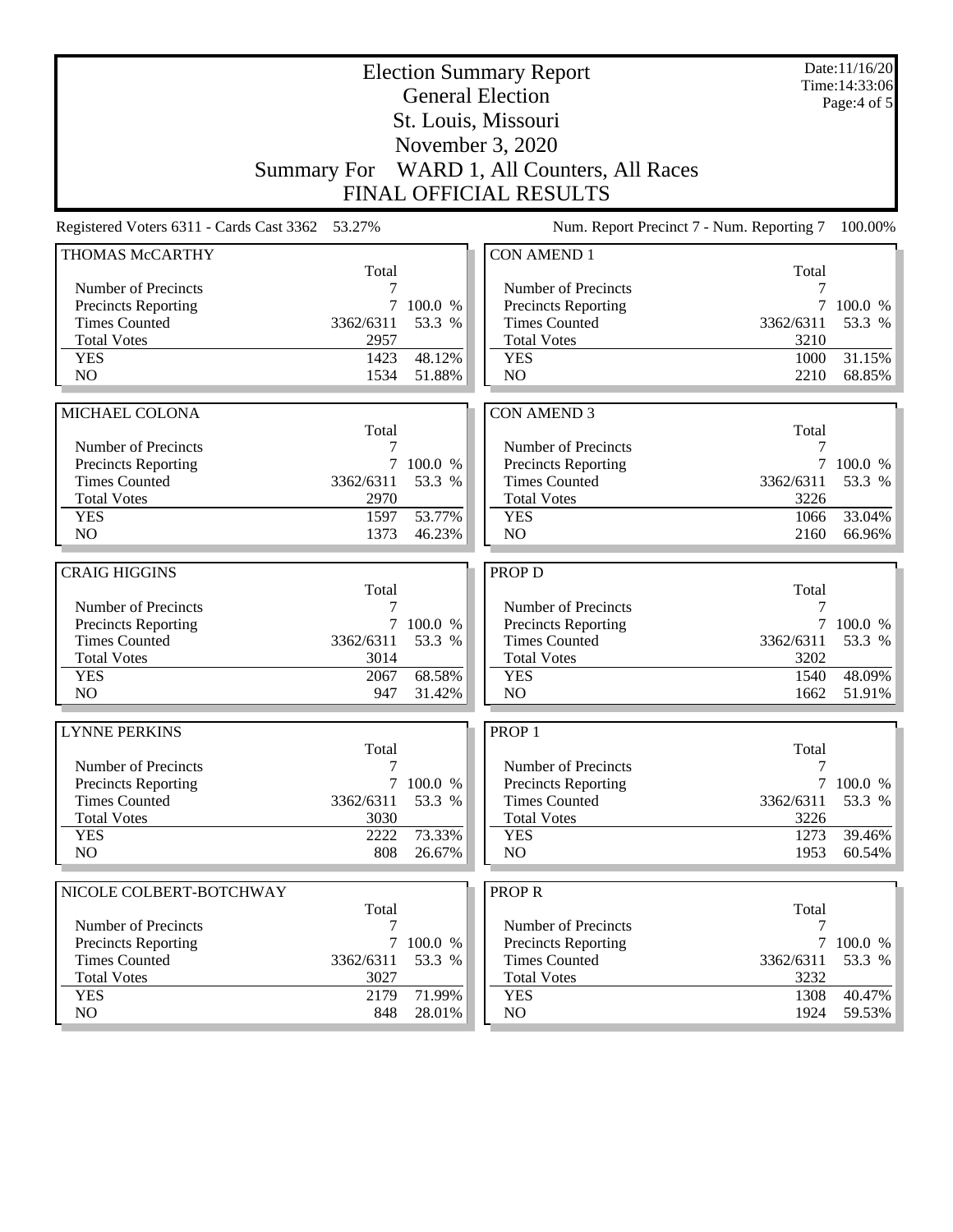# Election Summary Report

## General Election

## St. Louis, Missouri

## November 3, 2020

## Summary For WARD 1, All Counters, All Races

## FINAL OFFICIAL RESULTS

Date:11/16/20
Time:14:33:06

Registered Voters 6311 - Cards Cast 3362 53.27%

Num. Report Precinct 7 - Num. Reporting 7 100.00%

### THOMAS McCARTHY

| | Total | |
|---|---|---|
| Number of Precincts | 7 | |
| Precincts Reporting | 7 | 100.0 % |
| Times Counted | 3362/6311 | 53.3 % |
| Total Votes | 2957 | |
| YES | 1423 | 48.12% |
| NO | 1534 | 51.88% |

### MICHAEL COLONA

| | Total | |
|---|---|---|
| Number of Precincts | 7 | |
| Precincts Reporting | 7 | 100.0 % |
| Times Counted | 3362/6311 | 53.3 % |
| Total Votes | 2970 | |
| YES | 1597 | 53.77% |
| NO | 1373 | 46.23% |

### CRAIG HIGGINS

| | Total | |
|---|---|---|
| Number of Precincts | 7 | |
| Precincts Reporting | 7 | 100.0 % |
| Times Counted | 3362/6311 | 53.3 % |
| Total Votes | 3014 | |
| YES | 2067 | 68.58% |
| NO | 947 | 31.42% |

### LYNNE PERKINS

| | Total | |
|---|---|---|
| Number of Precincts | 7 | |
| Precincts Reporting | 7 | 100.0 % |
| Times Counted | 3362/6311 | 53.3 % |
| Total Votes | 3030 | |
| YES | 2222 | 73.33% |
| NO | 808 | 26.67% |

### NICOLE COLBERT-BOTCHWAY

| | Total | |
|---|---|---|
| Number of Precincts | 7 | |
| Precincts Reporting | 7 | 100.0 % |
| Times Counted | 3362/6311 | 53.3 % |
| Total Votes | 3027 | |
| YES | 2179 | 71.99% |
| NO | 848 | 28.01% |

### CON AMEND 1

| | Total | |
|---|---|---|
| Number of Precincts | 7 | |
| Precincts Reporting | 7 | 100.0 % |
| Times Counted | 3362/6311 | 53.3 % |
| Total Votes | 3210 | |
| YES | 1000 | 31.15% |
| NO | 2210 | 68.85% |

### CON AMEND 3

| | Total | |
|---|---|---|
| Number of Precincts | 7 | |
| Precincts Reporting | 7 | 100.0 % |
| Times Counted | 3362/6311 | 53.3 % |
| Total Votes | 3226 | |
| YES | 1066 | 33.04% |
| NO | 2160 | 66.96% |

### PROP D

| | Total | |
|---|---|---|
| Number of Precincts | 7 | |
| Precincts Reporting | 7 | 100.0 % |
| Times Counted | 3362/6311 | 53.3 % |
| Total Votes | 3202 | |
| YES | 1540 | 48.09% |
| NO | 1662 | 51.91% |

### PROP 1

| | Total | |
|---|---|---|
| Number of Precincts | 7 | |
| Precincts Reporting | 7 | 100.0 % |
| Times Counted | 3362/6311 | 53.3 % |
| Total Votes | 3226 | |
| YES | 1273 | 39.46% |
| NO | 1953 | 60.54% |

### PROP R

| | Total | |
|---|---|---|
| Number of Precincts | 7 | |
| Precincts Reporting | 7 | 100.0 % |
| Times Counted | 3362/6311 | 53.3 % |
| Total Votes | 3232 | |
| YES | 1308 | 40.47% |
| NO | 1924 | 59.53% |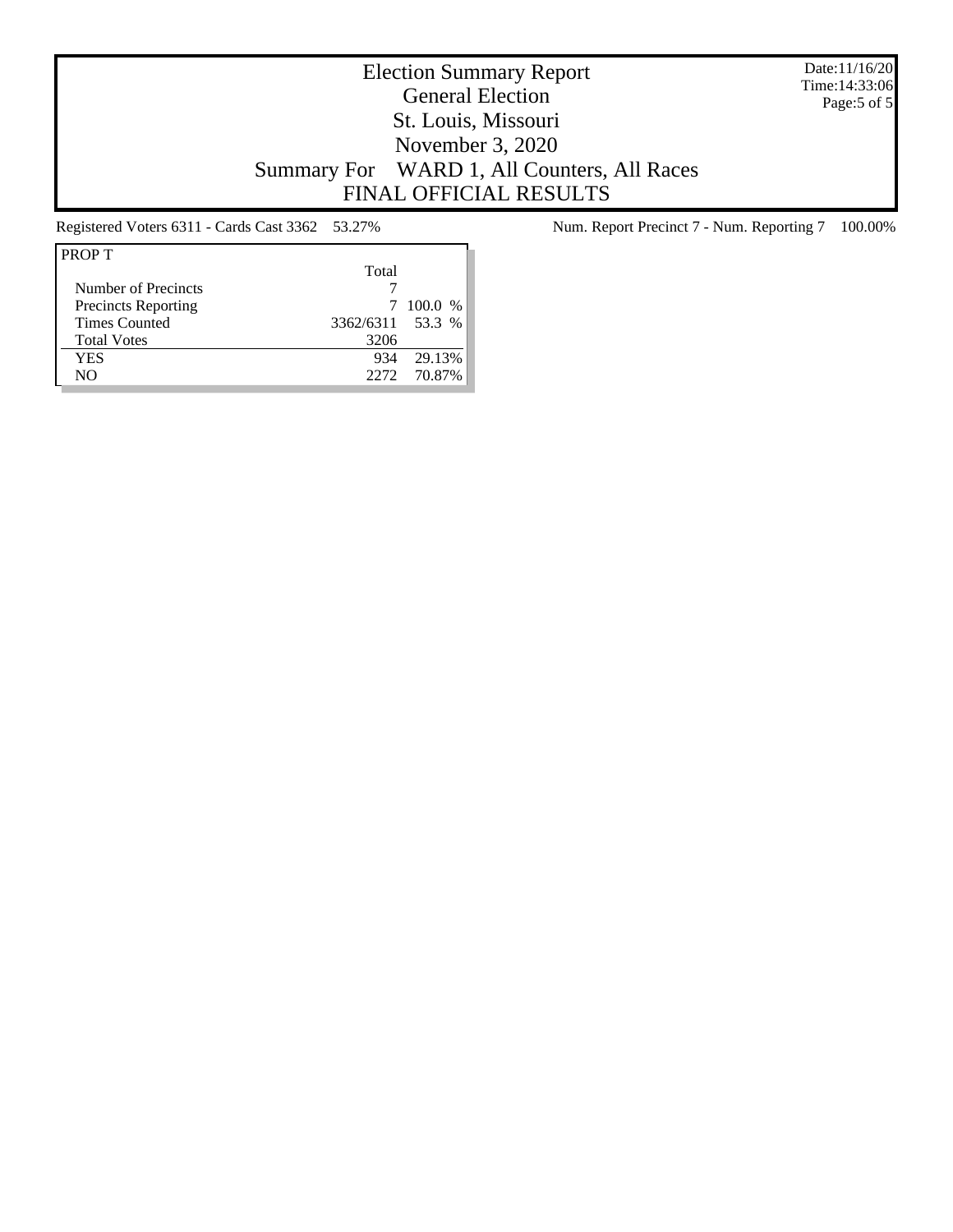# Election Summary Report

## General Election

## St. Louis, Missouri

## November 3, 2020

## Summary For WARD 1, All Counters, All Races

## FINAL OFFICIAL RESULTS

Date:11/16/20
Time:14:33:06

Registered Voters 6311 - Cards Cast 3362 53.27%

Num. Report Precinct 7 - Num. Reporting 7 100.00%

| PROP T | Total | |
|---|---|---|
| Number of Precincts | 7 | |
| Precincts Reporting | 7 | 100.0 % |
| Times Counted | 3362/6311 | 53.3 % |
| Total Votes | 3206 | |
| YES | 934 | 29.13% |
| NO | 2272 | 70.87% |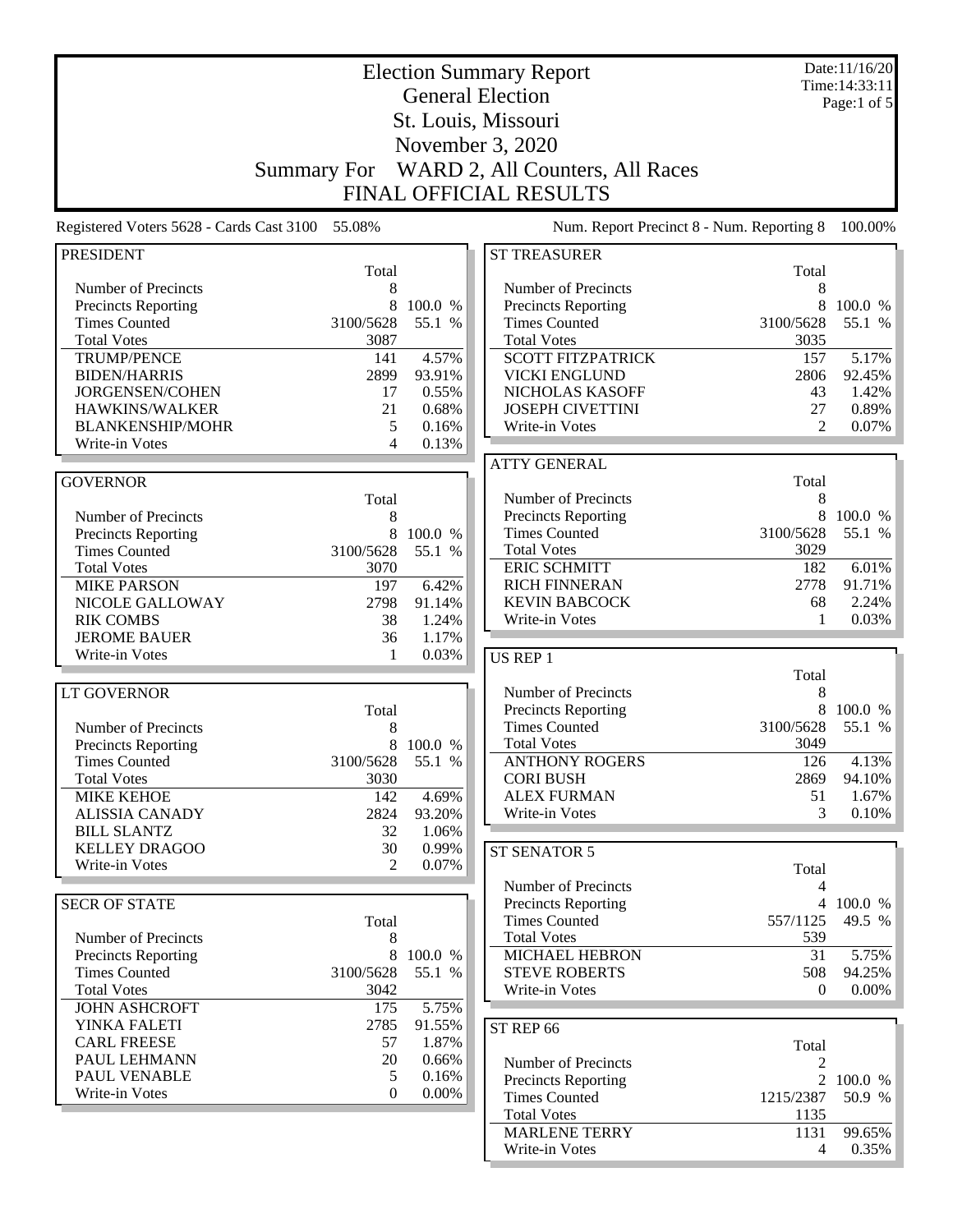# Election Summary Report

## General Election

## St. Louis, Missouri

## November 3, 2020

## Summary For WARD 2, All Counters, All Races

## FINAL OFFICIAL RESULTS

Date:11/16/20
Time:14:33:11

Registered Voters 5628 - Cards Cast 3100 55.08%

Num. Report Precinct 8 - Num. Reporting 8 100.00%

### PRESIDENT

| | Total | |
|---|---|---|
| Number of Precincts | 8 | |
| Precincts Reporting | 8 | 100.0 % |
| Times Counted | 3100/5628 | 55.1 % |
| Total Votes | 3087 | |
| TRUMP/PENCE | 141 | 4.57% |
| BIDEN/HARRIS | 2899 | 93.91% |
| JORGENSEN/COHEN | 17 | 0.55% |
| HAWKINS/WALKER | 21 | 0.68% |
| BLANKENSHIP/MOHR | 5 | 0.16% |
| Write-in Votes | 4 | 0.13% |

### GOVERNOR

| | Total | |
|---|---|---|
| Number of Precincts | 8 | |
| Precincts Reporting | 8 | 100.0 % |
| Times Counted | 3100/5628 | 55.1 % |
| Total Votes | 3070 | |
| MIKE PARSON | 197 | 6.42% |
| NICOLE GALLOWAY | 2798 | 91.14% |
| RIK COMBS | 38 | 1.24% |
| JEROME BAUER | 36 | 1.17% |
| Write-in Votes | 1 | 0.03% |

### LT GOVERNOR

| | Total | |
|---|---|---|
| Number of Precincts | 8 | |
| Precincts Reporting | 8 | 100.0 % |
| Times Counted | 3100/5628 | 55.1 % |
| Total Votes | 3030 | |
| MIKE KEHOE | 142 | 4.69% |
| ALISSIA CANADY | 2824 | 93.20% |
| BILL SLANTZ | 32 | 1.06% |
| KELLEY DRAGOO | 30 | 0.99% |
| Write-in Votes | 2 | 0.07% |

### SECR OF STATE

| | Total | |
|---|---|---|
| Number of Precincts | 8 | |
| Precincts Reporting | 8 | 100.0 % |
| Times Counted | 3100/5628 | 55.1 % |
| Total Votes | 3042 | |
| JOHN ASHCROFT | 175 | 5.75% |
| YINKA FALETI | 2785 | 91.55% |
| CARL FREESE | 57 | 1.87% |
| PAUL LEHMANN | 20 | 0.66% |
| PAUL VENABLE | 5 | 0.16% |
| Write-in Votes | 0 | 0.00% |

### ST TREASURER

| | Total | |
|---|---|---|
| Number of Precincts | 8 | |
| Precincts Reporting | 8 | 100.0 % |
| Times Counted | 3100/5628 | 55.1 % |
| Total Votes | 3035 | |
| SCOTT FITZPATRICK | 157 | 5.17% |
| VICKI ENGLUND | 2806 | 92.45% |
| NICHOLAS KASOFF | 43 | 1.42% |
| JOSEPH CIVETTINI | 27 | 0.89% |
| Write-in Votes | 2 | 0.07% |

### ATTY GENERAL

| | Total | |
|---|---|---|
| Number of Precincts | 8 | |
| Precincts Reporting | 8 | 100.0 % |
| Times Counted | 3100/5628 | 55.1 % |
| Total Votes | 3029 | |
| ERIC SCHMITT | 182 | 6.01% |
| RICH FINNERAN | 2778 | 91.71% |
| KEVIN BABCOCK | 68 | 2.24% |
| Write-in Votes | 1 | 0.03% |

### US REP 1

| | Total | |
|---|---|---|
| Number of Precincts | 8 | |
| Precincts Reporting | 8 | 100.0 % |
| Times Counted | 3100/5628 | 55.1 % |
| Total Votes | 3049 | |
| ANTHONY ROGERS | 126 | 4.13% |
| CORI BUSH | 2869 | 94.10% |
| ALEX FURMAN | 51 | 1.67% |
| Write-in Votes | 3 | 0.10% |

### ST SENATOR 5

| | Total | |
|---|---|---|
| Number of Precincts | 4 | |
| Precincts Reporting | 4 | 100.0 % |
| Times Counted | 557/1125 | 49.5 % |
| Total Votes | 539 | |
| MICHAEL HEBRON | 31 | 5.75% |
| STEVE ROBERTS | 508 | 94.25% |
| Write-in Votes | 0 | 0.00% |

### ST REP 66

| | Total | |
|---|---|---|
| Number of Precincts | 2 | |
| Precincts Reporting | 2 | 100.0 % |
| Times Counted | 1215/2387 | 50.9 % |
| Total Votes | 1135 | |
| MARLENE TERRY | 1131 | 99.65% |
| Write-in Votes | 4 | 0.35% |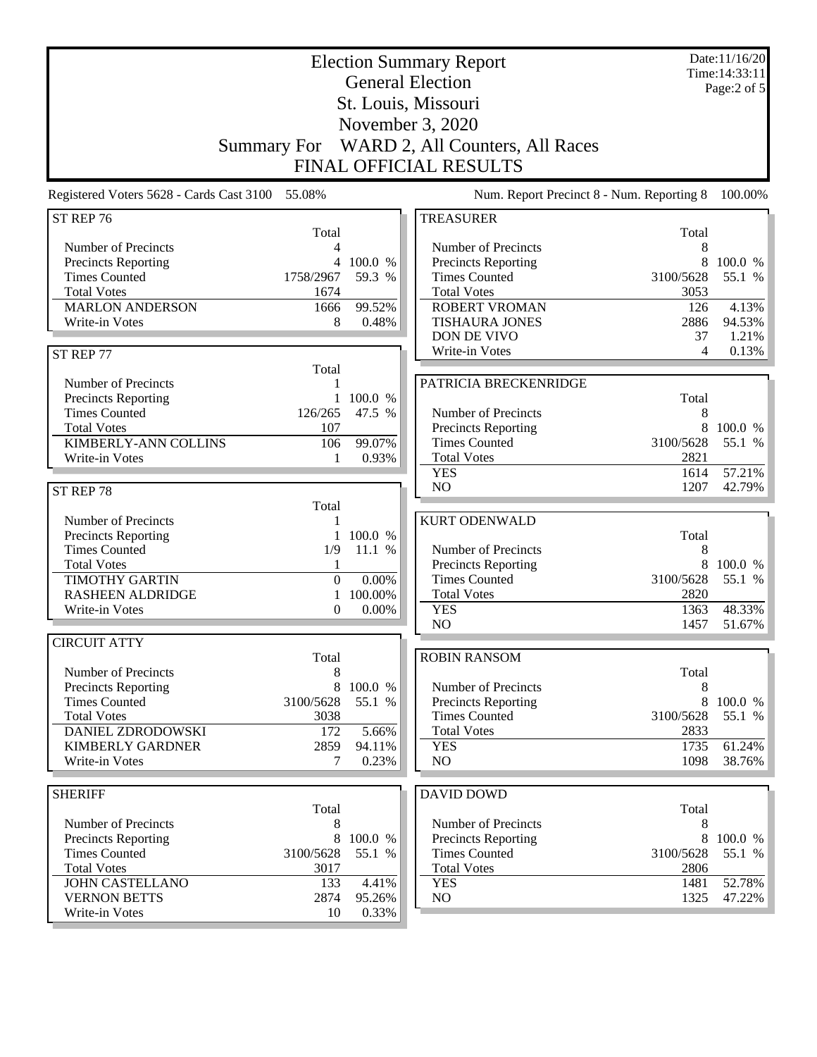# Election Summary Report

## General Election

## St. Louis, Missouri

## November 3, 2020

## Summary For WARD 2, All Counters, All Races

## FINAL OFFICIAL RESULTS

Date:11/16/20
Time:14:33:11

Registered Voters 5628 - Cards Cast 3100 55.08%

Num. Report Precinct 8 - Num. Reporting 8 100.00%

### ST REP 76

| | Total | |
|---|---|---|
| Number of Precincts | 4 | |
| Precincts Reporting | 4 | 100.0 % |
| Times Counted | 1758/2967 | 59.3 % |
| Total Votes | 1674 | |
| MARLON ANDERSON | 1666 | 99.52% |
| Write-in Votes | 8 | 0.48% |

### ST REP 77

| | Total | |
|---|---|---|
| Number of Precincts | 1 | |
| Precincts Reporting | 1 | 100.0 % |
| Times Counted | 126/265 | 47.5 % |
| Total Votes | 107 | |
| KIMBERLY-ANN COLLINS | 106 | 99.07% |
| Write-in Votes | 1 | 0.93% |

### ST REP 78

| | Total | |
|---|---|---|
| Number of Precincts | 1 | |
| Precincts Reporting | 1 | 100.0 % |
| Times Counted | 1/9 | 11.1 % |
| Total Votes | 1 | |
| TIMOTHY GARTIN | 0 | 0.00% |
| RASHEEN ALDRIDGE | 1 | 100.00% |
| Write-in Votes | 0 | 0.00% |

### CIRCUIT ATTY

| | Total | |
|---|---|---|
| Number of Precincts | 8 | |
| Precincts Reporting | 8 | 100.0 % |
| Times Counted | 3100/5628 | 55.1 % |
| Total Votes | 3038 | |
| DANIEL ZDRODOWSKI | 172 | 5.66% |
| KIMBERLY GARDNER | 2859 | 94.11% |
| Write-in Votes | 7 | 0.23% |

### SHERIFF

| | Total | |
|---|---|---|
| Number of Precincts | 8 | |
| Precincts Reporting | 8 | 100.0 % |
| Times Counted | 3100/5628 | 55.1 % |
| Total Votes | 3017 | |
| JOHN CASTELLANO | 133 | 4.41% |
| VERNON BETTS | 2874 | 95.26% |
| Write-in Votes | 10 | 0.33% |

### TREASURER

| | Total | |
|---|---|---|
| Number of Precincts | 8 | |
| Precincts Reporting | 8 | 100.0 % |
| Times Counted | 3100/5628 | 55.1 % |
| Total Votes | 3053 | |
| ROBERT VROMAN | 126 | 4.13% |
| TISHAURA JONES | 2886 | 94.53% |
| DON DE VIVO | 37 | 1.21% |
| Write-in Votes | 4 | 0.13% |

### PATRICIA BRECKENRIDGE

| | Total | |
|---|---|---|
| Number of Precincts | 8 | |
| Precincts Reporting | 8 | 100.0 % |
| Times Counted | 3100/5628 | 55.1 % |
| Total Votes | 2821 | |
| YES | 1614 | 57.21% |
| NO | 1207 | 42.79% |

### KURT ODENWALD

| | Total | |
|---|---|---|
| Number of Precincts | 8 | |
| Precincts Reporting | 8 | 100.0 % |
| Times Counted | 3100/5628 | 55.1 % |
| Total Votes | 2820 | |
| YES | 1363 | 48.33% |
| NO | 1457 | 51.67% |

### ROBIN RANSOM

| | Total | |
|---|---|---|
| Number of Precincts | 8 | |
| Precincts Reporting | 8 | 100.0 % |
| Times Counted | 3100/5628 | 55.1 % |
| Total Votes | 2833 | |
| YES | 1735 | 61.24% |
| NO | 1098 | 38.76% |

### DAVID DOWD

| | Total | |
|---|---|---|
| Number of Precincts | 8 | |
| Precincts Reporting | 8 | 100.0 % |
| Times Counted | 3100/5628 | 55.1 % |
| Total Votes | 2806 | |
| YES | 1481 | 52.78% |
| NO | 1325 | 47.22% |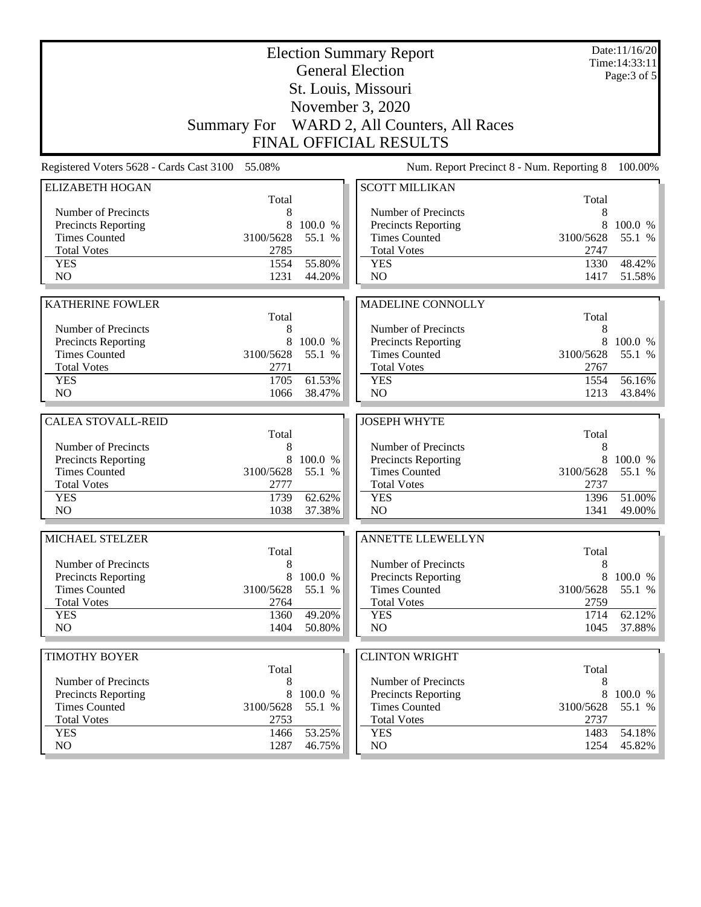# Election Summary Report

## General Election

## St. Louis, Missouri

## November 3, 2020

## Summary For WARD 2, All Counters, All Races

## FINAL OFFICIAL RESULTS

Date:11/16/20
Time:14:33:11

Registered Voters 5628 - Cards Cast 3100 55.08%

Num. Report Precinct 8 - Num. Reporting 8 100.00%

### ELIZABETH HOGAN

| | Total | |
|---|---|---|
| Number of Precincts | 8 | |
| Precincts Reporting | 8 | 100.0 % |
| Times Counted | 3100/5628 | 55.1 % |
| Total Votes | 2785 | |
| YES | 1554 | 55.80% |
| NO | 1231 | 44.20% |

### KATHERINE FOWLER

| | Total | |
|---|---|---|
| Number of Precincts | 8 | |
| Precincts Reporting | 8 | 100.0 % |
| Times Counted | 3100/5628 | 55.1 % |
| Total Votes | 2771 | |
| YES | 1705 | 61.53% |
| NO | 1066 | 38.47% |

### CALEA STOVALL-REID

| | Total | |
|---|---|---|
| Number of Precincts | 8 | |
| Precincts Reporting | 8 | 100.0 % |
| Times Counted | 3100/5628 | 55.1 % |
| Total Votes | 2777 | |
| YES | 1739 | 62.62% |
| NO | 1038 | 37.38% |

### MICHAEL STELZER

| | Total | |
|---|---|---|
| Number of Precincts | 8 | |
| Precincts Reporting | 8 | 100.0 % |
| Times Counted | 3100/5628 | 55.1 % |
| Total Votes | 2764 | |
| YES | 1360 | 49.20% |
| NO | 1404 | 50.80% |

### TIMOTHY BOYER

| | Total | |
|---|---|---|
| Number of Precincts | 8 | |
| Precincts Reporting | 8 | 100.0 % |
| Times Counted | 3100/5628 | 55.1 % |
| Total Votes | 2753 | |
| YES | 1466 | 53.25% |
| NO | 1287 | 46.75% |

### SCOTT MILLIKAN

| | Total | |
|---|---|---|
| Number of Precincts | 8 | |
| Precincts Reporting | 8 | 100.0 % |
| Times Counted | 3100/5628 | 55.1 % |
| Total Votes | 2747 | |
| YES | 1330 | 48.42% |
| NO | 1417 | 51.58% |

### MADELINE CONNOLLY

| | Total | |
|---|---|---|
| Number of Precincts | 8 | |
| Precincts Reporting | 8 | 100.0 % |
| Times Counted | 3100/5628 | 55.1 % |
| Total Votes | 2767 | |
| YES | 1554 | 56.16% |
| NO | 1213 | 43.84% |

### JOSEPH WHYTE

| | Total | |
|---|---|---|
| Number of Precincts | 8 | |
| Precincts Reporting | 8 | 100.0 % |
| Times Counted | 3100/5628 | 55.1 % |
| Total Votes | 2737 | |
| YES | 1396 | 51.00% |
| NO | 1341 | 49.00% |

### ANNETTE LLEWELLYN

| | Total | |
|---|---|---|
| Number of Precincts | 8 | |
| Precincts Reporting | 8 | 100.0 % |
| Times Counted | 3100/5628 | 55.1 % |
| Total Votes | 2759 | |
| YES | 1714 | 62.12% |
| NO | 1045 | 37.88% |

### CLINTON WRIGHT

| | Total | |
|---|---|---|
| Number of Precincts | 8 | |
| Precincts Reporting | 8 | 100.0 % |
| Times Counted | 3100/5628 | 55.1 % |
| Total Votes | 2737 | |
| YES | 1483 | 54.18% |
| NO | 1254 | 45.82% |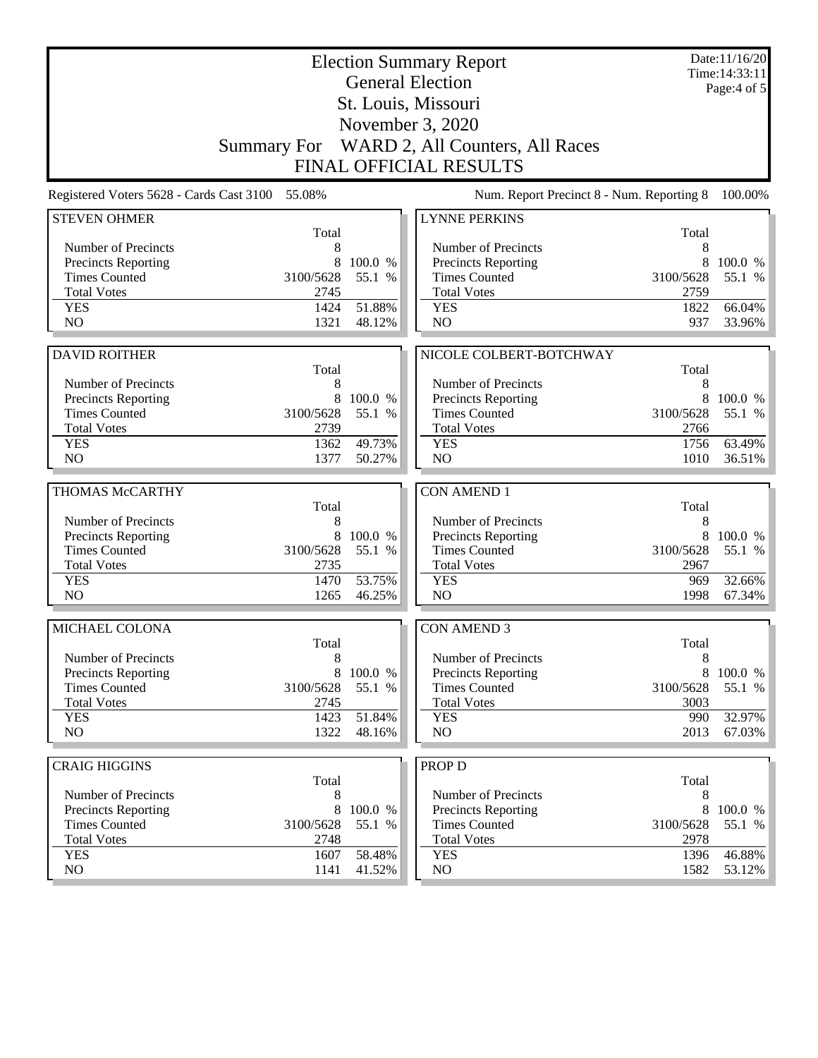# Election Summary Report

General Election
St. Louis, Missouri
November 3, 2020

Summary For WARD 2, All Counters, All Races

FINAL OFFICIAL RESULTS

Date:11/16/20
Time:14:33:11

Registered Voters 5628 - Cards Cast 3100 55.08%

Num. Report Precinct 8 - Num. Reporting 8 100.00%

### STEVEN OHMER

| | Total | |
|---|---|---|
| Number of Precincts | 8 | |
| Precincts Reporting | 8 | 100.0 % |
| Times Counted | 3100/5628 | 55.1 % |
| Total Votes | 2745 | |
| YES | 1424 | 51.88% |
| NO | 1321 | 48.12% |

### DAVID ROITHER

| | Total | |
|---|---|---|
| Number of Precincts | 8 | |
| Precincts Reporting | 8 | 100.0 % |
| Times Counted | 3100/5628 | 55.1 % |
| Total Votes | 2739 | |
| YES | 1362 | 49.73% |
| NO | 1377 | 50.27% |

### THOMAS McCARTHY

| | Total | |
|---|---|---|
| Number of Precincts | 8 | |
| Precincts Reporting | 8 | 100.0 % |
| Times Counted | 3100/5628 | 55.1 % |
| Total Votes | 2735 | |
| YES | 1470 | 53.75% |
| NO | 1265 | 46.25% |

### MICHAEL COLONA

| | Total | |
|---|---|---|
| Number of Precincts | 8 | |
| Precincts Reporting | 8 | 100.0 % |
| Times Counted | 3100/5628 | 55.1 % |
| Total Votes | 2745 | |
| YES | 1423 | 51.84% |
| NO | 1322 | 48.16% |

### CRAIG HIGGINS

| | Total | |
|---|---|---|
| Number of Precincts | 8 | |
| Precincts Reporting | 8 | 100.0 % |
| Times Counted | 3100/5628 | 55.1 % |
| Total Votes | 2748 | |
| YES | 1607 | 58.48% |
| NO | 1141 | 41.52% |

### LYNNE PERKINS

| | Total | |
|---|---|---|
| Number of Precincts | 8 | |
| Precincts Reporting | 8 | 100.0 % |
| Times Counted | 3100/5628 | 55.1 % |
| Total Votes | 2759 | |
| YES | 1822 | 66.04% |
| NO | 937 | 33.96% |

### NICOLE COLBERT-BOTCHWAY

| | Total | |
|---|---|---|
| Number of Precincts | 8 | |
| Precincts Reporting | 8 | 100.0 % |
| Times Counted | 3100/5628 | 55.1 % |
| Total Votes | 2766 | |
| YES | 1756 | 63.49% |
| NO | 1010 | 36.51% |

### CON AMEND 1

| | Total | |
|---|---|---|
| Number of Precincts | 8 | |
| Precincts Reporting | 8 | 100.0 % |
| Times Counted | 3100/5628 | 55.1 % |
| Total Votes | 2967 | |
| YES | 969 | 32.66% |
| NO | 1998 | 67.34% |

### CON AMEND 3

| | Total | |
|---|---|---|
| Number of Precincts | 8 | |
| Precincts Reporting | 8 | 100.0 % |
| Times Counted | 3100/5628 | 55.1 % |
| Total Votes | 3003 | |
| YES | 990 | 32.97% |
| NO | 2013 | 67.03% |

### PROP D

| | Total | |
|---|---|---|
| Number of Precincts | 8 | |
| Precincts Reporting | 8 | 100.0 % |
| Times Counted | 3100/5628 | 55.1 % |
| Total Votes | 2978 | |
| YES | 1396 | 46.88% |
| NO | 1582 | 53.12% |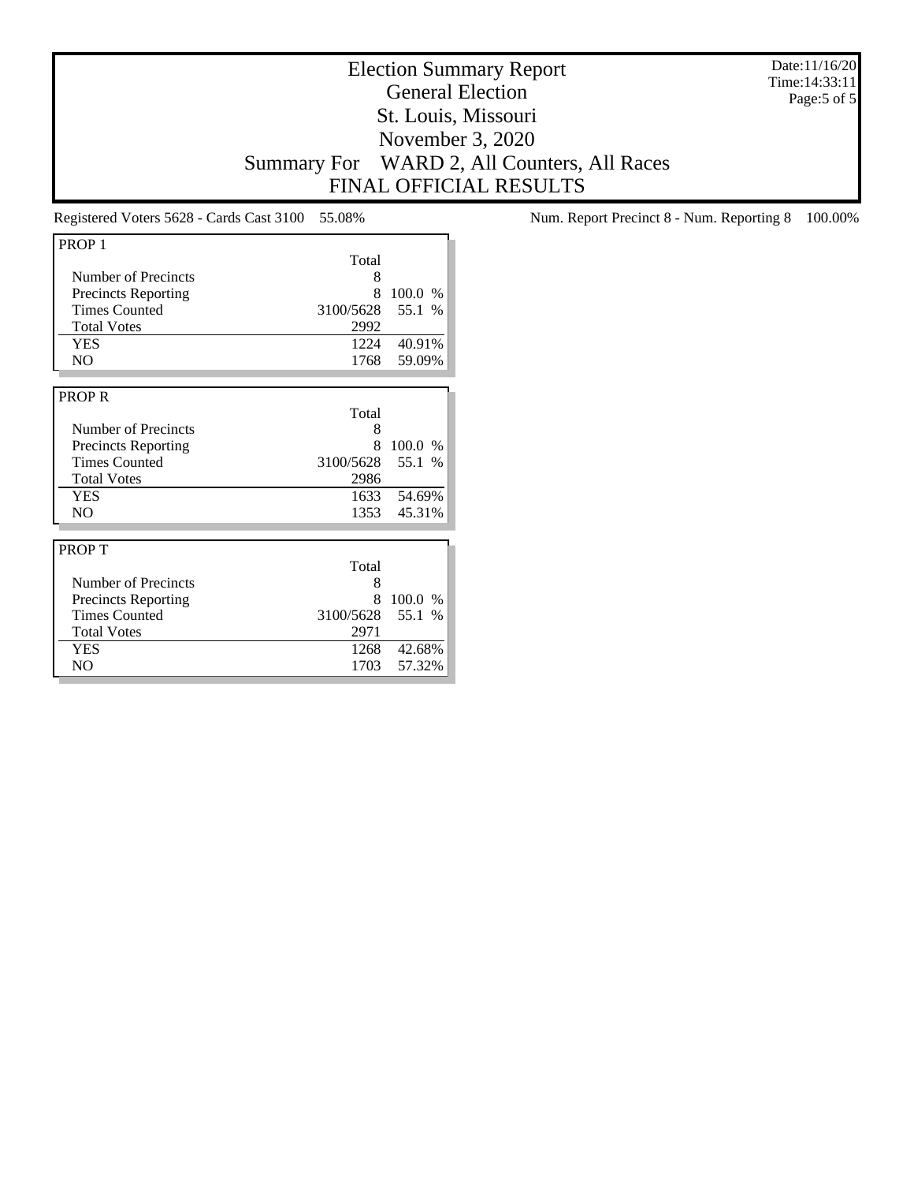# Election Summary Report
## General Election
## St. Louis, Missouri
## November 3, 2020
## Summary For WARD 2, All Counters, All Races
## FINAL OFFICIAL RESULTS

Date:11/16/20
Time:14:33:11

Registered Voters 5628 - Cards Cast 3100 55.08%

Num. Report Precinct 8 - Num. Reporting 8 100.00%

**PROP 1**

| | Total | |
|---|---|---|
| Number of Precincts | 8 | |
| Precincts Reporting | 8 | 100.0 % |
| Times Counted | 3100/5628 | 55.1 % |
| Total Votes | 2992 | |
| YES | 1224 | 40.91% |
| NO | 1768 | 59.09% |

**PROP R**

| | Total | |
|---|---|---|
| Number of Precincts | 8 | |
| Precincts Reporting | 8 | 100.0 % |
| Times Counted | 3100/5628 | 55.1 % |
| Total Votes | 2986 | |
| YES | 1633 | 54.69% |
| NO | 1353 | 45.31% |

**PROP T**

| | Total | |
|---|---|---|
| Number of Precincts | 8 | |
| Precincts Reporting | 8 | 100.0 % |
| Times Counted | 3100/5628 | 55.1 % |
| Total Votes | 2971 | |
| YES | 1268 | 42.68% |
| NO | 1703 | 57.32% |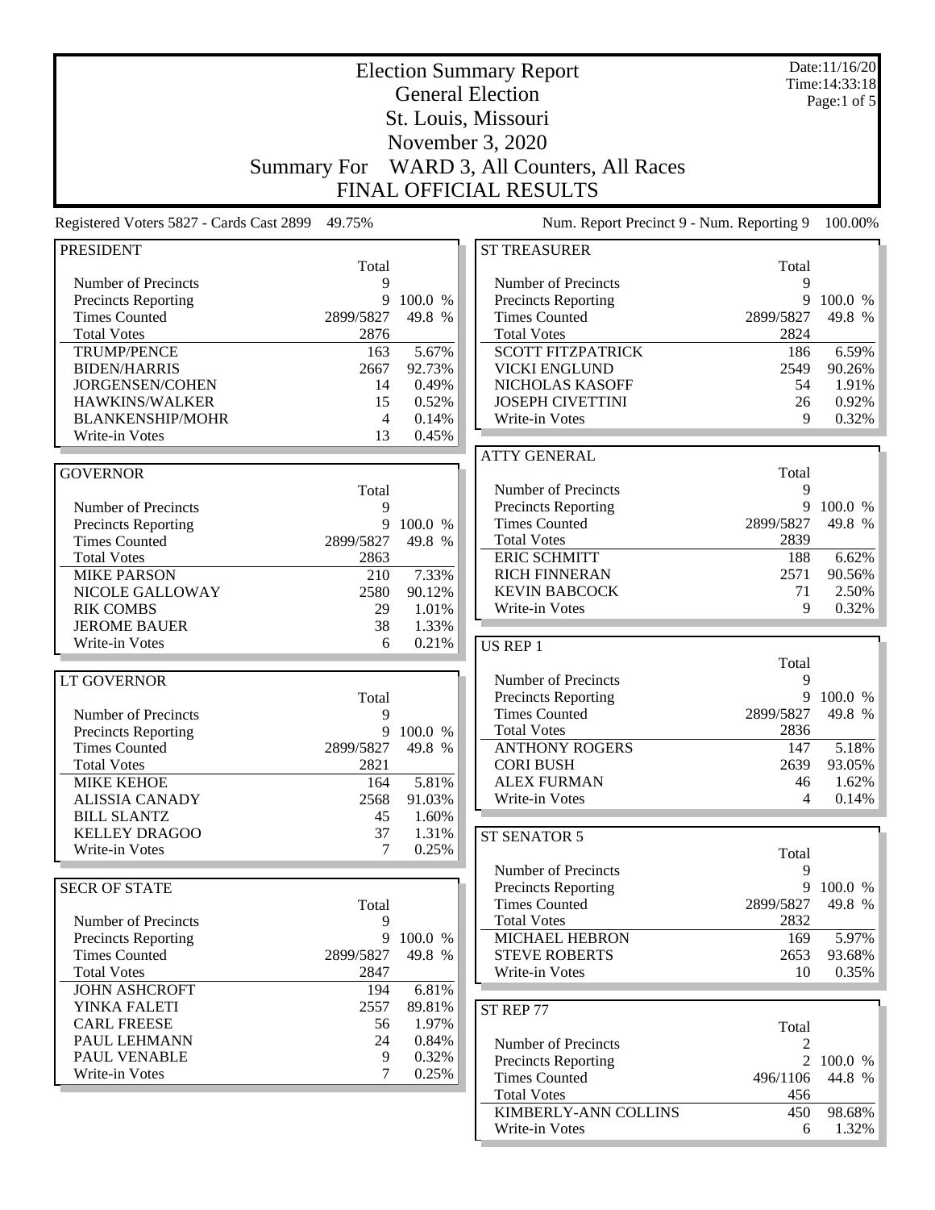# Election Summary Report

## General Election

## St. Louis, Missouri

## November 3, 2020

## Summary For WARD 3, All Counters, All Races

## FINAL OFFICIAL RESULTS

Date:11/16/20
Time:14:33:18

Registered Voters 5827 - Cards Cast 2899 49.75%

Num. Report Precinct 9 - Num. Reporting 9 100.00%

### PRESIDENT

| | Total | |
|---|---|---|
| Number of Precincts | 9 | |
| Precincts Reporting | 9 | 100.0 % |
| Times Counted | 2899/5827 | 49.8 % |
| Total Votes | 2876 | |
| TRUMP/PENCE | 163 | 5.67% |
| BIDEN/HARRIS | 2667 | 92.73% |
| JORGENSEN/COHEN | 14 | 0.49% |
| HAWKINS/WALKER | 15 | 0.52% |
| BLANKENSHIP/MOHR | 4 | 0.14% |
| Write-in Votes | 13 | 0.45% |

### GOVERNOR

| | Total | |
|---|---|---|
| Number of Precincts | 9 | |
| Precincts Reporting | 9 | 100.0 % |
| Times Counted | 2899/5827 | 49.8 % |
| Total Votes | 2863 | |
| MIKE PARSON | 210 | 7.33% |
| NICOLE GALLOWAY | 2580 | 90.12% |
| RIK COMBS | 29 | 1.01% |
| JEROME BAUER | 38 | 1.33% |
| Write-in Votes | 6 | 0.21% |

### LT GOVERNOR

| | Total | |
|---|---|---|
| Number of Precincts | 9 | |
| Precincts Reporting | 9 | 100.0 % |
| Times Counted | 2899/5827 | 49.8 % |
| Total Votes | 2821 | |
| MIKE KEHOE | 164 | 5.81% |
| ALISSIA CANADY | 2568 | 91.03% |
| BILL SLANTZ | 45 | 1.60% |
| KELLEY DRAGOO | 37 | 1.31% |
| Write-in Votes | 7 | 0.25% |

### SECR OF STATE

| | Total | |
|---|---|---|
| Number of Precincts | 9 | |
| Precincts Reporting | 9 | 100.0 % |
| Times Counted | 2899/5827 | 49.8 % |
| Total Votes | 2847 | |
| JOHN ASHCROFT | 194 | 6.81% |
| YINKA FALETI | 2557 | 89.81% |
| CARL FREESE | 56 | 1.97% |
| PAUL LEHMANN | 24 | 0.84% |
| PAUL VENABLE | 9 | 0.32% |
| Write-in Votes | 7 | 0.25% |

### ST TREASURER

| | Total | |
|---|---|---|
| Number of Precincts | 9 | |
| Precincts Reporting | 9 | 100.0 % |
| Times Counted | 2899/5827 | 49.8 % |
| Total Votes | 2824 | |
| SCOTT FITZPATRICK | 186 | 6.59% |
| VICKI ENGLUND | 2549 | 90.26% |
| NICHOLAS KASOFF | 54 | 1.91% |
| JOSEPH CIVETTINI | 26 | 0.92% |
| Write-in Votes | 9 | 0.32% |

### ATTY GENERAL

| | Total | |
|---|---|---|
| Number of Precincts | 9 | |
| Precincts Reporting | 9 | 100.0 % |
| Times Counted | 2899/5827 | 49.8 % |
| Total Votes | 2839 | |
| ERIC SCHMITT | 188 | 6.62% |
| RICH FINNERAN | 2571 | 90.56% |
| KEVIN BABCOCK | 71 | 2.50% |
| Write-in Votes | 9 | 0.32% |

### US REP 1

| | Total | |
|---|---|---|
| Number of Precincts | 9 | |
| Precincts Reporting | 9 | 100.0 % |
| Times Counted | 2899/5827 | 49.8 % |
| Total Votes | 2836 | |
| ANTHONY ROGERS | 147 | 5.18% |
| CORI BUSH | 2639 | 93.05% |
| ALEX FURMAN | 46 | 1.62% |
| Write-in Votes | 4 | 0.14% |

### ST SENATOR 5

| | Total | |
|---|---|---|
| Number of Precincts | 9 | |
| Precincts Reporting | 9 | 100.0 % |
| Times Counted | 2899/5827 | 49.8 % |
| Total Votes | 2832 | |
| MICHAEL HEBRON | 169 | 5.97% |
| STEVE ROBERTS | 2653 | 93.68% |
| Write-in Votes | 10 | 0.35% |

### ST REP 77

| | Total | |
|---|---|---|
| Number of Precincts | 2 | |
| Precincts Reporting | 2 | 100.0 % |
| Times Counted | 496/1106 | 44.8 % |
| Total Votes | 456 | |
| KIMBERLY-ANN COLLINS | 450 | 98.68% |
| Write-in Votes | 6 | 1.32% |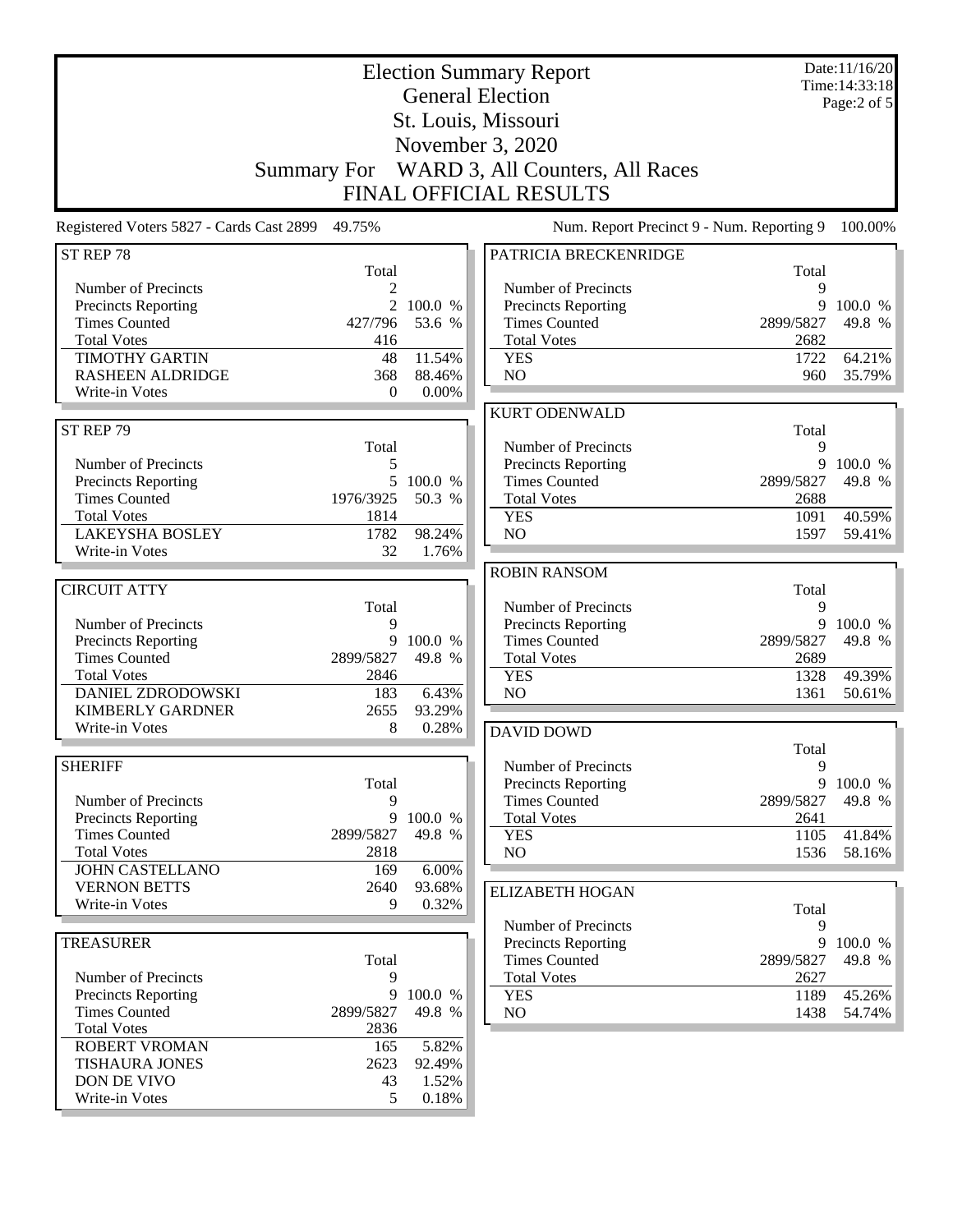# Election Summary Report

## General Election

## St. Louis, Missouri

## November 3, 2020

## Summary For WARD 3, All Counters, All Races

## FINAL OFFICIAL RESULTS

Date:11/16/20
Time:14:33:18
Page:2 of 5

Registered Voters 5827 - Cards Cast 2899 49.75%

Num. Report Precinct 9 - Num. Reporting 9 100.00%

### ST REP 78

| | Total | |
|---|---|---|
| Number of Precincts | 2 | |
| Precincts Reporting | 2 | 100.0 % |
| Times Counted | 427/796 | 53.6 % |
| Total Votes | 416 | |
| TIMOTHY GARTIN | 48 | 11.54% |
| RASHEEN ALDRIDGE | 368 | 88.46% |
| Write-in Votes | 0 | 0.00% |

### ST REP 79

| | Total | |
|---|---|---|
| Number of Precincts | 5 | |
| Precincts Reporting | 5 | 100.0 % |
| Times Counted | 1976/3925 | 50.3 % |
| Total Votes | 1814 | |
| LAKEYSHA BOSLEY | 1782 | 98.24% |
| Write-in Votes | 32 | 1.76% |

### CIRCUIT ATTY

| | Total | |
|---|---|---|
| Number of Precincts | 9 | |
| Precincts Reporting | 9 | 100.0 % |
| Times Counted | 2899/5827 | 49.8 % |
| Total Votes | 2846 | |
| DANIEL ZDRODOWSKI | 183 | 6.43% |
| KIMBERLY GARDNER | 2655 | 93.29% |
| Write-in Votes | 8 | 0.28% |

### SHERIFF

| | Total | |
|---|---|---|
| Number of Precincts | 9 | |
| Precincts Reporting | 9 | 100.0 % |
| Times Counted | 2899/5827 | 49.8 % |
| Total Votes | 2818 | |
| JOHN CASTELLANO | 169 | 6.00% |
| VERNON BETTS | 2640 | 93.68% |
| Write-in Votes | 9 | 0.32% |

### TREASURER

| | Total | |
|---|---|---|
| Number of Precincts | 9 | |
| Precincts Reporting | 9 | 100.0 % |
| Times Counted | 2899/5827 | 49.8 % |
| Total Votes | 2836 | |
| ROBERT VROMAN | 165 | 5.82% |
| TISHAURA JONES | 2623 | 92.49% |
| DON DE VIVO | 43 | 1.52% |
| Write-in Votes | 5 | 0.18% |

### PATRICIA BRECKENRIDGE

| | Total | |
|---|---|---|
| Number of Precincts | 9 | |
| Precincts Reporting | 9 | 100.0 % |
| Times Counted | 2899/5827 | 49.8 % |
| Total Votes | 2682 | |
| YES | 1722 | 64.21% |
| NO | 960 | 35.79% |

### KURT ODENWALD

| | Total | |
|---|---|---|
| Number of Precincts | 9 | |
| Precincts Reporting | 9 | 100.0 % |
| Times Counted | 2899/5827 | 49.8 % |
| Total Votes | 2688 | |
| YES | 1091 | 40.59% |
| NO | 1597 | 59.41% |

### ROBIN RANSOM

| | Total | |
|---|---|---|
| Number of Precincts | 9 | |
| Precincts Reporting | 9 | 100.0 % |
| Times Counted | 2899/5827 | 49.8 % |
| Total Votes | 2689 | |
| YES | 1328 | 49.39% |
| NO | 1361 | 50.61% |

### DAVID DOWD

| | Total | |
|---|---|---|
| Number of Precincts | 9 | |
| Precincts Reporting | 9 | 100.0 % |
| Times Counted | 2899/5827 | 49.8 % |
| Total Votes | 2641 | |
| YES | 1105 | 41.84% |
| NO | 1536 | 58.16% |

### ELIZABETH HOGAN

| | Total | |
|---|---|---|
| Number of Precincts | 9 | |
| Precincts Reporting | 9 | 100.0 % |
| Times Counted | 2899/5827 | 49.8 % |
| Total Votes | 2627 | |
| YES | 1189 | 45.26% |
| NO | 1438 | 54.74% |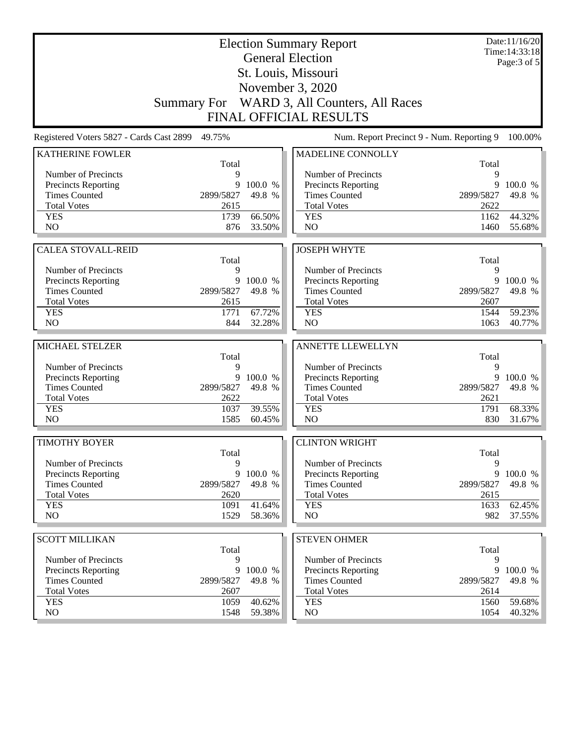# Election Summary Report

## General Election

## St. Louis, Missouri

## November 3, 2020

## Summary For WARD 3, All Counters, All Races

## FINAL OFFICIAL RESULTS

Date:11/16/20
Time:14:33:18

Registered Voters 5827 - Cards Cast 2899 49.75%

Num. Report Precinct 9 - Num. Reporting 9 100.00%

### KATHERINE FOWLER

| | Total | |
|---|---|---|
| Number of Precincts | 9 | |
| Precincts Reporting | 9 | 100.0 % |
| Times Counted | 2899/5827 | 49.8 % |
| Total Votes | 2615 | |
| YES | 1739 | 66.50% |
| NO | 876 | 33.50% |

### MADELINE CONNOLLY

| | Total | |
|---|---|---|
| Number of Precincts | 9 | |
| Precincts Reporting | 9 | 100.0 % |
| Times Counted | 2899/5827 | 49.8 % |
| Total Votes | 2622 | |
| YES | 1162 | 44.32% |
| NO | 1460 | 55.68% |

### CALEA STOVALL-REID

| | Total | |
|---|---|---|
| Number of Precincts | 9 | |
| Precincts Reporting | 9 | 100.0 % |
| Times Counted | 2899/5827 | 49.8 % |
| Total Votes | 2615 | |
| YES | 1771 | 67.72% |
| NO | 844 | 32.28% |

### JOSEPH WHYTE

| | Total | |
|---|---|---|
| Number of Precincts | 9 | |
| Precincts Reporting | 9 | 100.0 % |
| Times Counted | 2899/5827 | 49.8 % |
| Total Votes | 2607 | |
| YES | 1544 | 59.23% |
| NO | 1063 | 40.77% |

### MICHAEL STELZER

| | Total | |
|---|---|---|
| Number of Precincts | 9 | |
| Precincts Reporting | 9 | 100.0 % |
| Times Counted | 2899/5827 | 49.8 % |
| Total Votes | 2622 | |
| YES | 1037 | 39.55% |
| NO | 1585 | 60.45% |

### ANNETTE LLEWELLYN

| | Total | |
|---|---|---|
| Number of Precincts | 9 | |
| Precincts Reporting | 9 | 100.0 % |
| Times Counted | 2899/5827 | 49.8 % |
| Total Votes | 2621 | |
| YES | 1791 | 68.33% |
| NO | 830 | 31.67% |

### TIMOTHY BOYER

| | Total | |
|---|---|---|
| Number of Precincts | 9 | |
| Precincts Reporting | 9 | 100.0 % |
| Times Counted | 2899/5827 | 49.8 % |
| Total Votes | 2620 | |
| YES | 1091 | 41.64% |
| NO | 1529 | 58.36% |

### CLINTON WRIGHT

| | Total | |
|---|---|---|
| Number of Precincts | 9 | |
| Precincts Reporting | 9 | 100.0 % |
| Times Counted | 2899/5827 | 49.8 % |
| Total Votes | 2615 | |
| YES | 1633 | 62.45% |
| NO | 982 | 37.55% |

### SCOTT MILLIKAN

| | Total | |
|---|---|---|
| Number of Precincts | 9 | |
| Precincts Reporting | 9 | 100.0 % |
| Times Counted | 2899/5827 | 49.8 % |
| Total Votes | 2607 | |
| YES | 1059 | 40.62% |
| NO | 1548 | 59.38% |

### STEVEN OHMER

| | Total | |
|---|---|---|
| Number of Precincts | 9 | |
| Precincts Reporting | 9 | 100.0 % |
| Times Counted | 2899/5827 | 49.8 % |
| Total Votes | 2614 | |
| YES | 1560 | 59.68% |
| NO | 1054 | 40.32% |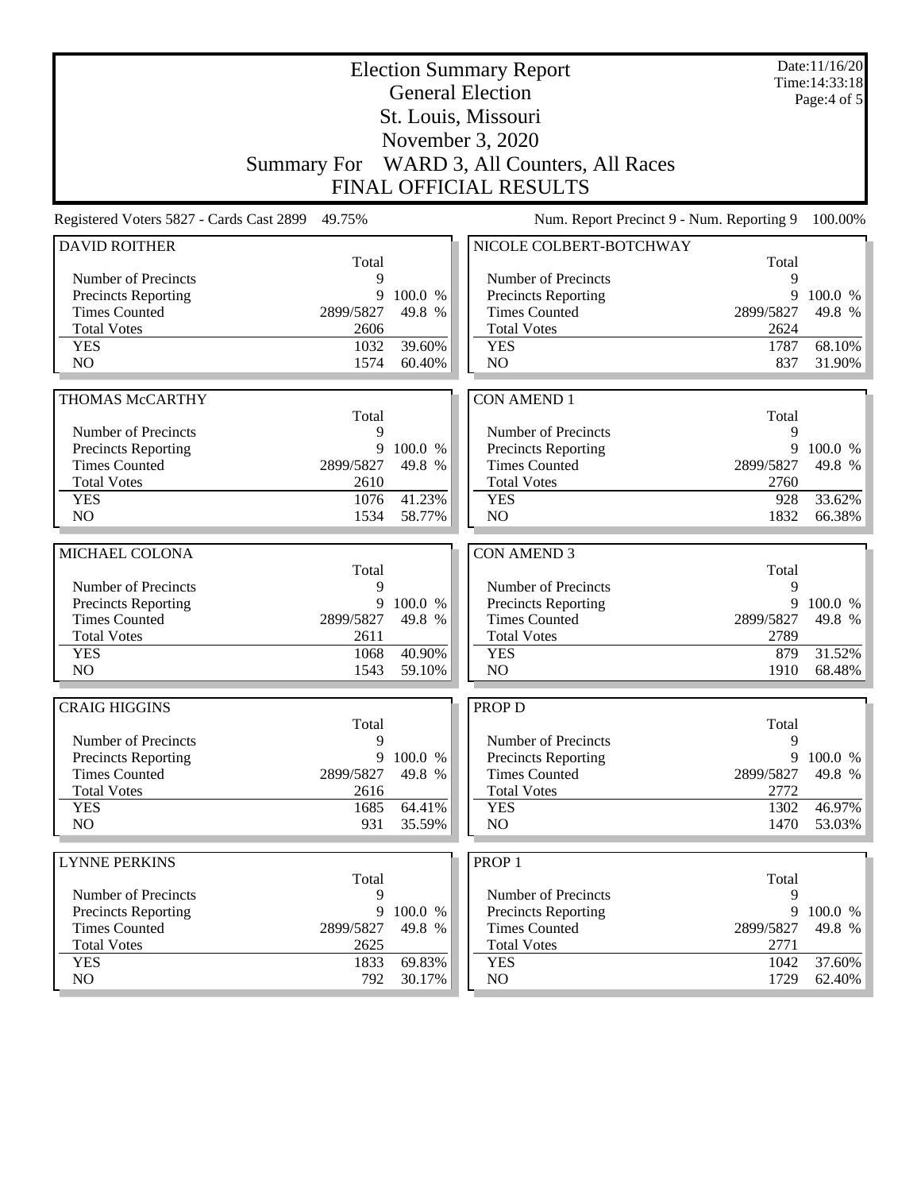# Election Summary Report

## General Election

## St. Louis, Missouri

## November 3, 2020

## Summary For WARD 3, All Counters, All Races

## FINAL OFFICIAL RESULTS

Date:11/16/20
Time:14:33:18

Registered Voters 5827 - Cards Cast 2899 49.75%

Num. Report Precinct 9 - Num. Reporting 9 100.00%

### DAVID ROITHER

| | Total | |
|---|---|---|
| Number of Precincts | 9 | |
| Precincts Reporting | 9 | 100.0 % |
| Times Counted | 2899/5827 | 49.8 % |
| Total Votes | 2606 | |
| YES | 1032 | 39.60% |
| NO | 1574 | 60.40% |

### THOMAS McCARTHY

| | Total | |
|---|---|---|
| Number of Precincts | 9 | |
| Precincts Reporting | 9 | 100.0 % |
| Times Counted | 2899/5827 | 49.8 % |
| Total Votes | 2610 | |
| YES | 1076 | 41.23% |
| NO | 1534 | 58.77% |

### MICHAEL COLONA

| | Total | |
|---|---|---|
| Number of Precincts | 9 | |
| Precincts Reporting | 9 | 100.0 % |
| Times Counted | 2899/5827 | 49.8 % |
| Total Votes | 2611 | |
| YES | 1068 | 40.90% |
| NO | 1543 | 59.10% |

### CRAIG HIGGINS

| | Total | |
|---|---|---|
| Number of Precincts | 9 | |
| Precincts Reporting | 9 | 100.0 % |
| Times Counted | 2899/5827 | 49.8 % |
| Total Votes | 2616 | |
| YES | 1685 | 64.41% |
| NO | 931 | 35.59% |

### LYNNE PERKINS

| | Total | |
|---|---|---|
| Number of Precincts | 9 | |
| Precincts Reporting | 9 | 100.0 % |
| Times Counted | 2899/5827 | 49.8 % |
| Total Votes | 2625 | |
| YES | 1833 | 69.83% |
| NO | 792 | 30.17% |

### NICOLE COLBERT-BOTCHWAY

| | Total | |
|---|---|---|
| Number of Precincts | 9 | |
| Precincts Reporting | 9 | 100.0 % |
| Times Counted | 2899/5827 | 49.8 % |
| Total Votes | 2624 | |
| YES | 1787 | 68.10% |
| NO | 837 | 31.90% |

### CON AMEND 1

| | Total | |
|---|---|---|
| Number of Precincts | 9 | |
| Precincts Reporting | 9 | 100.0 % |
| Times Counted | 2899/5827 | 49.8 % |
| Total Votes | 2760 | |
| YES | 928 | 33.62% |
| NO | 1832 | 66.38% |

### CON AMEND 3

| | Total | |
|---|---|---|
| Number of Precincts | 9 | |
| Precincts Reporting | 9 | 100.0 % |
| Times Counted | 2899/5827 | 49.8 % |
| Total Votes | 2789 | |
| YES | 879 | 31.52% |
| NO | 1910 | 68.48% |

### PROP D

| | Total | |
|---|---|---|
| Number of Precincts | 9 | |
| Precincts Reporting | 9 | 100.0 % |
| Times Counted | 2899/5827 | 49.8 % |
| Total Votes | 2772 | |
| YES | 1302 | 46.97% |
| NO | 1470 | 53.03% |

### PROP 1

| | Total | |
|---|---|---|
| Number of Precincts | 9 | |
| Precincts Reporting | 9 | 100.0 % |
| Times Counted | 2899/5827 | 49.8 % |
| Total Votes | 2771 | |
| YES | 1042 | 37.60% |
| NO | 1729 | 62.40% |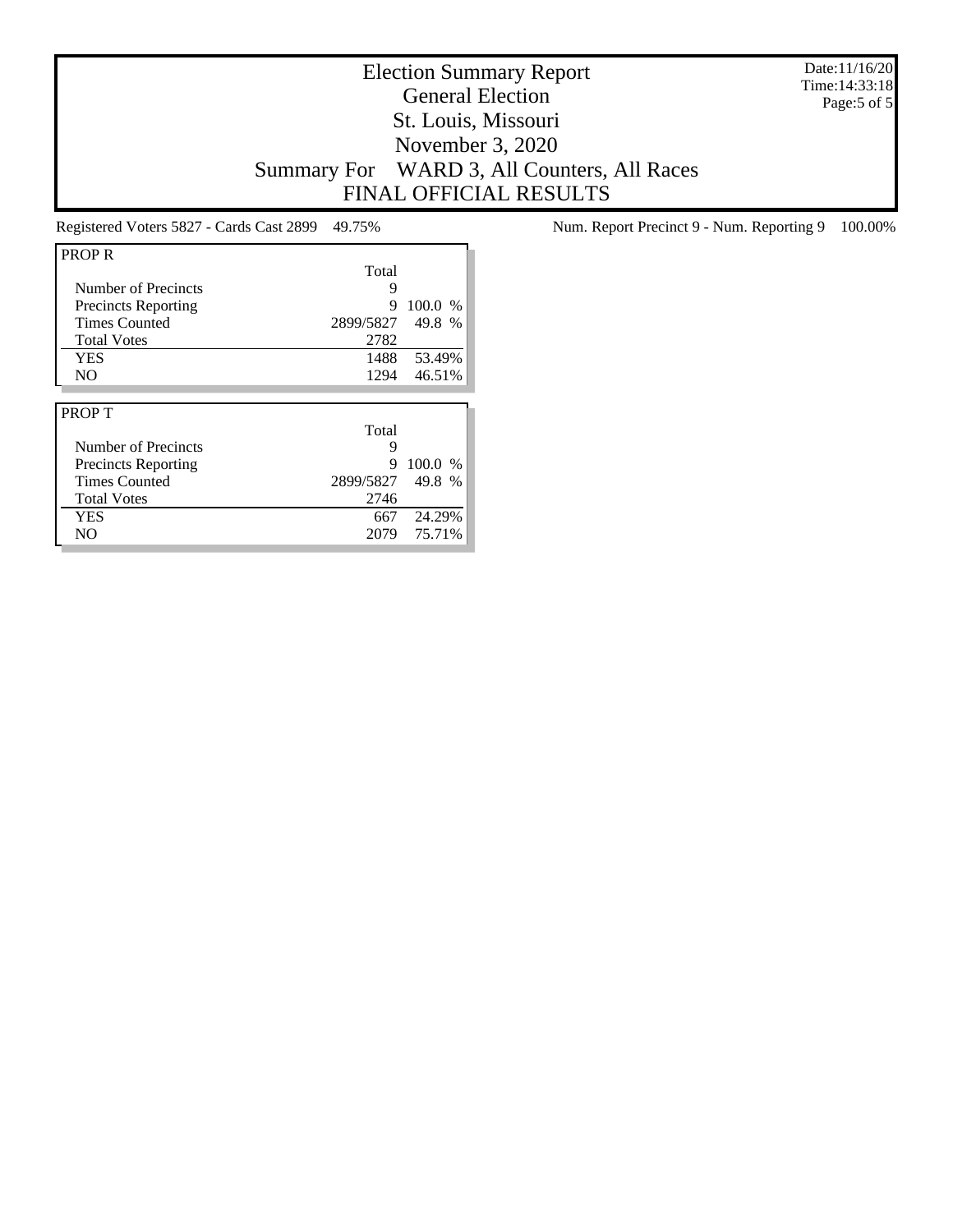# Election Summary Report
## General Election
## St. Louis, Missouri
## November 3, 2020
## Summary For WARD 3, All Counters, All Races
## FINAL OFFICIAL RESULTS

Date:11/16/20
Time:14:33:18

Registered Voters 5827 - Cards Cast 2899 49.75%

Num. Report Precinct 9 - Num. Reporting 9 100.00%

### PROP R

| | Total | |
|---|---|---|
| Number of Precincts | 9 | |
| Precincts Reporting | 9 | 100.0 % |
| Times Counted | 2899/5827 | 49.8 % |
| Total Votes | 2782 | |
| YES | 1488 | 53.49% |
| NO | 1294 | 46.51% |

### PROP T

| | Total | |
|---|---|---|
| Number of Precincts | 9 | |
| Precincts Reporting | 9 | 100.0 % |
| Times Counted | 2899/5827 | 49.8 % |
| Total Votes | 2746 | |
| YES | 667 | 24.29% |
| NO | 2079 | 75.71% |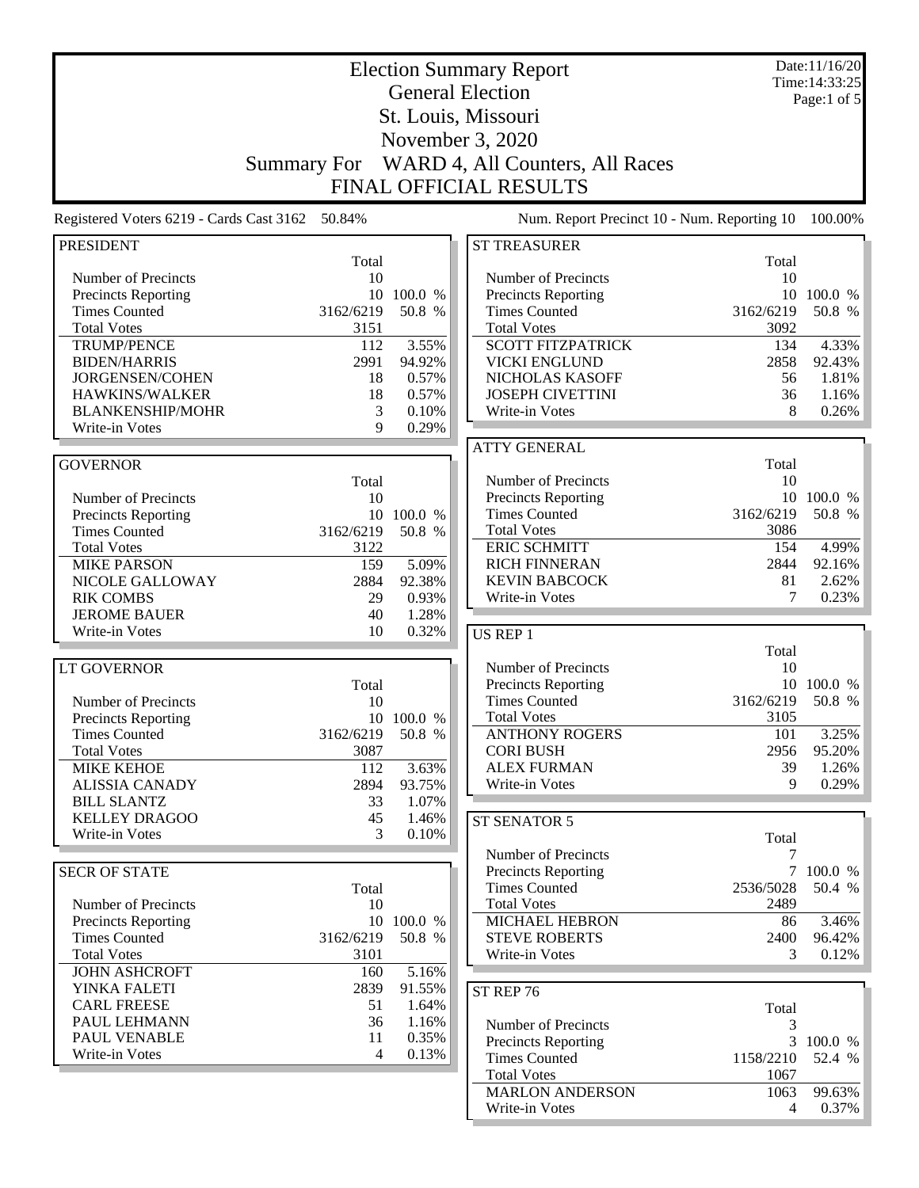# Election Summary Report

## General Election

## St. Louis, Missouri

## November 3, 2020

## Summary For WARD 4, All Counters, All Races

## FINAL OFFICIAL RESULTS

Date:11/16/20
Time:14:33:25

Registered Voters 6219 - Cards Cast 3162 50.84%

Num. Report Precinct 10 - Num. Reporting 10 100.00%

### PRESIDENT

| | Total | |
|---|---|---|
| Number of Precincts | 10 | |
| Precincts Reporting | 10 | 100.0 % |
| Times Counted | 3162/6219 | 50.8 % |
| Total Votes | 3151 | |
| TRUMP/PENCE | 112 | 3.55% |
| BIDEN/HARRIS | 2991 | 94.92% |
| JORGENSEN/COHEN | 18 | 0.57% |
| HAWKINS/WALKER | 18 | 0.57% |
| BLANKENSHIP/MOHR | 3 | 0.10% |
| Write-in Votes | 9 | 0.29% |

### GOVERNOR

| | Total | |
|---|---|---|
| Number of Precincts | 10 | |
| Precincts Reporting | 10 | 100.0 % |
| Times Counted | 3162/6219 | 50.8 % |
| Total Votes | 3122 | |
| MIKE PARSON | 159 | 5.09% |
| NICOLE GALLOWAY | 2884 | 92.38% |
| RIK COMBS | 29 | 0.93% |
| JEROME BAUER | 40 | 1.28% |
| Write-in Votes | 10 | 0.32% |

### LT GOVERNOR

| | Total | |
|---|---|---|
| Number of Precincts | 10 | |
| Precincts Reporting | 10 | 100.0 % |
| Times Counted | 3162/6219 | 50.8 % |
| Total Votes | 3087 | |
| MIKE KEHOE | 112 | 3.63% |
| ALISSIA CANADY | 2894 | 93.75% |
| BILL SLANTZ | 33 | 1.07% |
| KELLEY DRAGOO | 45 | 1.46% |
| Write-in Votes | 3 | 0.10% |

### SECR OF STATE

| | Total | |
|---|---|---|
| Number of Precincts | 10 | |
| Precincts Reporting | 10 | 100.0 % |
| Times Counted | 3162/6219 | 50.8 % |
| Total Votes | 3101 | |
| JOHN ASHCROFT | 160 | 5.16% |
| YINKA FALETI | 2839 | 91.55% |
| CARL FREESE | 51 | 1.64% |
| PAUL LEHMANN | 36 | 1.16% |
| PAUL VENABLE | 11 | 0.35% |
| Write-in Votes | 4 | 0.13% |

### ST TREASURER

| | Total | |
|---|---|---|
| Number of Precincts | 10 | |
| Precincts Reporting | 10 | 100.0 % |
| Times Counted | 3162/6219 | 50.8 % |
| Total Votes | 3092 | |
| SCOTT FITZPATRICK | 134 | 4.33% |
| VICKI ENGLUND | 2858 | 92.43% |
| NICHOLAS KASOFF | 56 | 1.81% |
| JOSEPH CIVETTINI | 36 | 1.16% |
| Write-in Votes | 8 | 0.26% |

### ATTY GENERAL

| | Total | |
|---|---|---|
| Number of Precincts | 10 | |
| Precincts Reporting | 10 | 100.0 % |
| Times Counted | 3162/6219 | 50.8 % |
| Total Votes | 3086 | |
| ERIC SCHMITT | 154 | 4.99% |
| RICH FINNERAN | 2844 | 92.16% |
| KEVIN BABCOCK | 81 | 2.62% |
| Write-in Votes | 7 | 0.23% |

### US REP 1

| | Total | |
|---|---|---|
| Number of Precincts | 10 | |
| Precincts Reporting | 10 | 100.0 % |
| Times Counted | 3162/6219 | 50.8 % |
| Total Votes | 3105 | |
| ANTHONY ROGERS | 101 | 3.25% |
| CORI BUSH | 2956 | 95.20% |
| ALEX FURMAN | 39 | 1.26% |
| Write-in Votes | 9 | 0.29% |

### ST SENATOR 5

| | Total | |
|---|---|---|
| Number of Precincts | 7 | |
| Precincts Reporting | 7 | 100.0 % |
| Times Counted | 2536/5028 | 50.4 % |
| Total Votes | 2489 | |
| MICHAEL HEBRON | 86 | 3.46% |
| STEVE ROBERTS | 2400 | 96.42% |
| Write-in Votes | 3 | 0.12% |

### ST REP 76

| | Total | |
|---|---|---|
| Number of Precincts | 3 | |
| Precincts Reporting | 3 | 100.0 % |
| Times Counted | 1158/2210 | 52.4 % |
| Total Votes | 1067 | |
| MARLON ANDERSON | 1063 | 99.63% |
| Write-in Votes | 4 | 0.37% |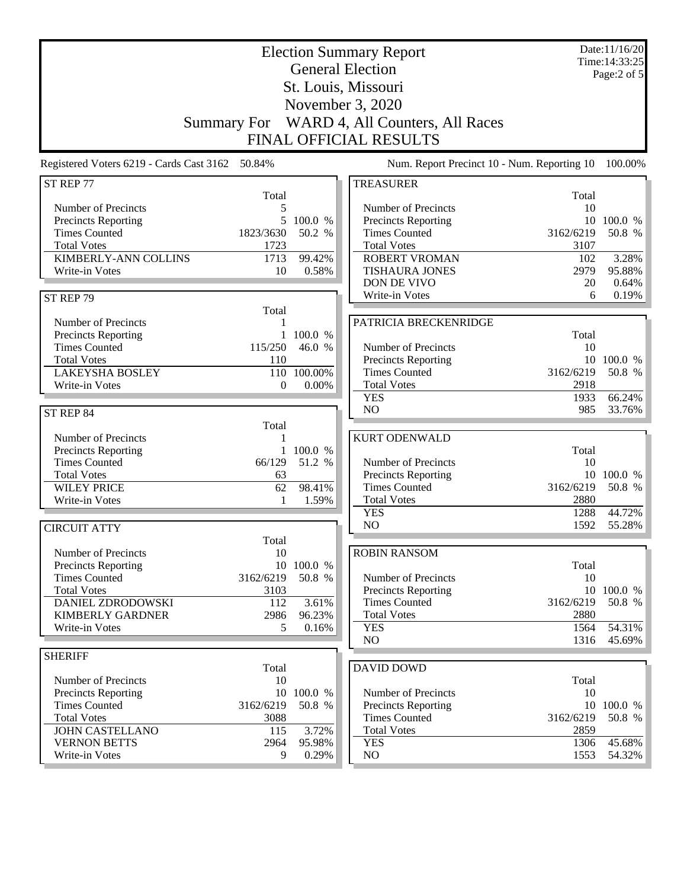# Election Summary Report

## General Election

## St. Louis, Missouri

## November 3, 2020

## Summary For WARD 4, All Counters, All Races

## FINAL OFFICIAL RESULTS

Date:11/16/20
Time:14:33:25

Registered Voters 6219 - Cards Cast 3162 50.84%

Num. Report Precinct 10 - Num. Reporting 10 100.00%

### ST REP 77

| | Total | |
|---|---|---|
| Number of Precincts | 5 | |
| Precincts Reporting | 5 | 100.0 % |
| Times Counted | 1823/3630 | 50.2 % |
| Total Votes | 1723 | |
| KIMBERLY-ANN COLLINS | 1713 | 99.42% |
| Write-in Votes | 10 | 0.58% |

### ST REP 79

| | Total | |
|---|---|---|
| Number of Precincts | 1 | |
| Precincts Reporting | 1 | 100.0 % |
| Times Counted | 115/250 | 46.0 % |
| Total Votes | 110 | |
| LAKEYSHA BOSLEY | 110 | 100.00% |
| Write-in Votes | 0 | 0.00% |

### ST REP 84

| | Total | |
|---|---|---|
| Number of Precincts | 1 | |
| Precincts Reporting | 1 | 100.0 % |
| Times Counted | 66/129 | 51.2 % |
| Total Votes | 63 | |
| WILEY PRICE | 62 | 98.41% |
| Write-in Votes | 1 | 1.59% |

### CIRCUIT ATTY

| | Total | |
|---|---|---|
| Number of Precincts | 10 | |
| Precincts Reporting | 10 | 100.0 % |
| Times Counted | 3162/6219 | 50.8 % |
| Total Votes | 3103 | |
| DANIEL ZDRODOWSKI | 112 | 3.61% |
| KIMBERLY GARDNER | 2986 | 96.23% |
| Write-in Votes | 5 | 0.16% |

### SHERIFF

| | Total | |
|---|---|---|
| Number of Precincts | 10 | |
| Precincts Reporting | 10 | 100.0 % |
| Times Counted | 3162/6219 | 50.8 % |
| Total Votes | 3088 | |
| JOHN CASTELLANO | 115 | 3.72% |
| VERNON BETTS | 2964 | 95.98% |
| Write-in Votes | 9 | 0.29% |

### TREASURER

| | Total | |
|---|---|---|
| Number of Precincts | 10 | |
| Precincts Reporting | 10 | 100.0 % |
| Times Counted | 3162/6219 | 50.8 % |
| Total Votes | 3107 | |
| ROBERT VROMAN | 102 | 3.28% |
| TISHAURA JONES | 2979 | 95.88% |
| DON DE VIVO | 20 | 0.64% |
| Write-in Votes | 6 | 0.19% |

### PATRICIA BRECKENRIDGE

| | Total | |
|---|---|---|
| Number of Precincts | 10 | |
| Precincts Reporting | 10 | 100.0 % |
| Times Counted | 3162/6219 | 50.8 % |
| Total Votes | 2918 | |
| YES | 1933 | 66.24% |
| NO | 985 | 33.76% |

### KURT ODENWALD

| | Total | |
|---|---|---|
| Number of Precincts | 10 | |
| Precincts Reporting | 10 | 100.0 % |
| Times Counted | 3162/6219 | 50.8 % |
| Total Votes | 2880 | |
| YES | 1288 | 44.72% |
| NO | 1592 | 55.28% |

### ROBIN RANSOM

| | Total | |
|---|---|---|
| Number of Precincts | 10 | |
| Precincts Reporting | 10 | 100.0 % |
| Times Counted | 3162/6219 | 50.8 % |
| Total Votes | 2880 | |
| YES | 1564 | 54.31% |
| NO | 1316 | 45.69% |

### DAVID DOWD

| | Total | |
|---|---|---|
| Number of Precincts | 10 | |
| Precincts Reporting | 10 | 100.0 % |
| Times Counted | 3162/6219 | 50.8 % |
| Total Votes | 2859 | |
| YES | 1306 | 45.68% |
| NO | 1553 | 54.32% |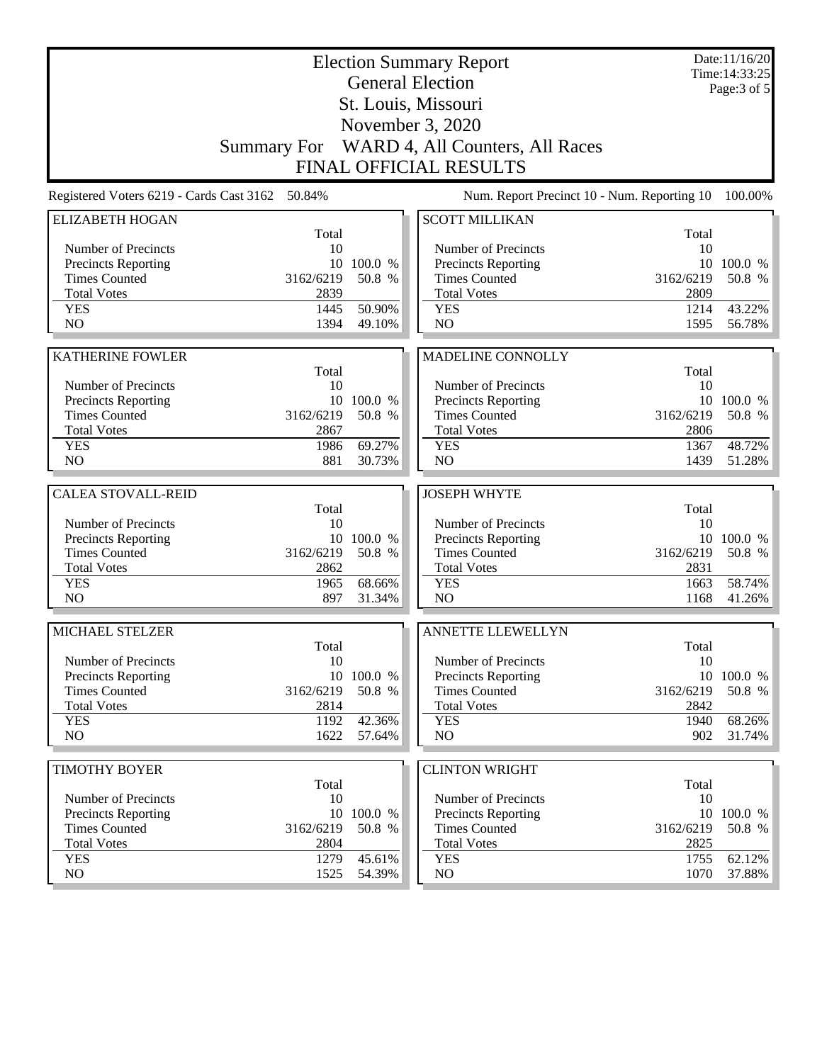# Election Summary Report
## General Election
## St. Louis, Missouri
## November 3, 2020
## Summary For WARD 4, All Counters, All Races
## FINAL OFFICIAL RESULTS

Date:11/16/20
Time:14:33:25

Registered Voters 6219 - Cards Cast 3162 50.84%

Num. Report Precinct 10 - Num. Reporting 10 100.00%

### ELIZABETH HOGAN

| | Total | |
|---|---|---|
| Number of Precincts | 10 | |
| Precincts Reporting | 10 | 100.0 % |
| Times Counted | 3162/6219 | 50.8 % |
| Total Votes | 2839 | |
| YES | 1445 | 50.90% |
| NO | 1394 | 49.10% |

### SCOTT MILLIKAN

| | Total | |
|---|---|---|
| Number of Precincts | 10 | |
| Precincts Reporting | 10 | 100.0 % |
| Times Counted | 3162/6219 | 50.8 % |
| Total Votes | 2809 | |
| YES | 1214 | 43.22% |
| NO | 1595 | 56.78% |

### KATHERINE FOWLER

| | Total | |
|---|---|---|
| Number of Precincts | 10 | |
| Precincts Reporting | 10 | 100.0 % |
| Times Counted | 3162/6219 | 50.8 % |
| Total Votes | 2867 | |
| YES | 1986 | 69.27% |
| NO | 881 | 30.73% |

### MADELINE CONNOLLY

| | Total | |
|---|---|---|
| Number of Precincts | 10 | |
| Precincts Reporting | 10 | 100.0 % |
| Times Counted | 3162/6219 | 50.8 % |
| Total Votes | 2806 | |
| YES | 1367 | 48.72% |
| NO | 1439 | 51.28% |

### CALEA STOVALL-REID

| | Total | |
|---|---|---|
| Number of Precincts | 10 | |
| Precincts Reporting | 10 | 100.0 % |
| Times Counted | 3162/6219 | 50.8 % |
| Total Votes | 2862 | |
| YES | 1965 | 68.66% |
| NO | 897 | 31.34% |

### JOSEPH WHYTE

| | Total | |
|---|---|---|
| Number of Precincts | 10 | |
| Precincts Reporting | 10 | 100.0 % |
| Times Counted | 3162/6219 | 50.8 % |
| Total Votes | 2831 | |
| YES | 1663 | 58.74% |
| NO | 1168 | 41.26% |

### MICHAEL STELZER

| | Total | |
|---|---|---|
| Number of Precincts | 10 | |
| Precincts Reporting | 10 | 100.0 % |
| Times Counted | 3162/6219 | 50.8 % |
| Total Votes | 2814 | |
| YES | 1192 | 42.36% |
| NO | 1622 | 57.64% |

### ANNETTE LLEWELLYN

| | Total | |
|---|---|---|
| Number of Precincts | 10 | |
| Precincts Reporting | 10 | 100.0 % |
| Times Counted | 3162/6219 | 50.8 % |
| Total Votes | 2842 | |
| YES | 1940 | 68.26% |
| NO | 902 | 31.74% |

### TIMOTHY BOYER

| | Total | |
|---|---|---|
| Number of Precincts | 10 | |
| Precincts Reporting | 10 | 100.0 % |
| Times Counted | 3162/6219 | 50.8 % |
| Total Votes | 2804 | |
| YES | 1279 | 45.61% |
| NO | 1525 | 54.39% |

### CLINTON WRIGHT

| | Total | |
|---|---|---|
| Number of Precincts | 10 | |
| Precincts Reporting | 10 | 100.0 % |
| Times Counted | 3162/6219 | 50.8 % |
| Total Votes | 2825 | |
| YES | 1755 | 62.12% |
| NO | 1070 | 37.88% |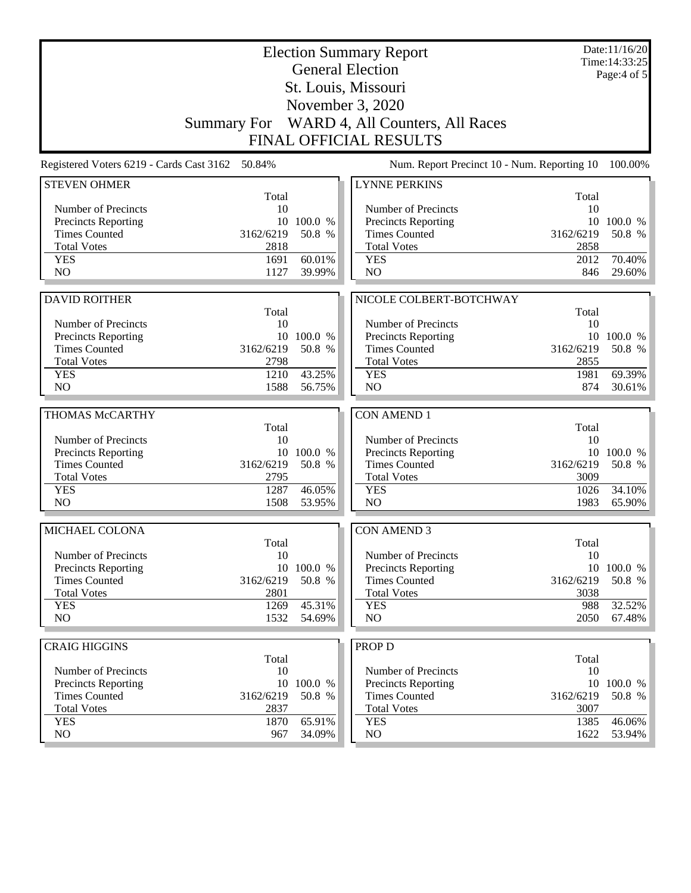# Election Summary Report

## General Election

## St. Louis, Missouri

## November 3, 2020

## Summary For WARD 4, All Counters, All Races

## FINAL OFFICIAL RESULTS

Date:11/16/20
Time:14:33:25

Registered Voters 6219 - Cards Cast 3162 50.84%

Num. Report Precinct 10 - Num. Reporting 10 100.00%

### STEVEN OHMER

| | Total | |
|---|---|---|
| Number of Precincts | 10 | |
| Precincts Reporting | 10 | 100.0 % |
| Times Counted | 3162/6219 | 50.8 % |
| Total Votes | 2818 | |
| YES | 1691 | 60.01% |
| NO | 1127 | 39.99% |

### DAVID ROITHER

| | Total | |
|---|---|---|
| Number of Precincts | 10 | |
| Precincts Reporting | 10 | 100.0 % |
| Times Counted | 3162/6219 | 50.8 % |
| Total Votes | 2798 | |
| YES | 1210 | 43.25% |
| NO | 1588 | 56.75% |

### THOMAS McCARTHY

| | Total | |
|---|---|---|
| Number of Precincts | 10 | |
| Precincts Reporting | 10 | 100.0 % |
| Times Counted | 3162/6219 | 50.8 % |
| Total Votes | 2795 | |
| YES | 1287 | 46.05% |
| NO | 1508 | 53.95% |

### MICHAEL COLONA

| | Total | |
|---|---|---|
| Number of Precincts | 10 | |
| Precincts Reporting | 10 | 100.0 % |
| Times Counted | 3162/6219 | 50.8 % |
| Total Votes | 2801 | |
| YES | 1269 | 45.31% |
| NO | 1532 | 54.69% |

### CRAIG HIGGINS

| | Total | |
|---|---|---|
| Number of Precincts | 10 | |
| Precincts Reporting | 10 | 100.0 % |
| Times Counted | 3162/6219 | 50.8 % |
| Total Votes | 2837 | |
| YES | 1870 | 65.91% |
| NO | 967 | 34.09% |

### LYNNE PERKINS

| | Total | |
|---|---|---|
| Number of Precincts | 10 | |
| Precincts Reporting | 10 | 100.0 % |
| Times Counted | 3162/6219 | 50.8 % |
| Total Votes | 2858 | |
| YES | 2012 | 70.40% |
| NO | 846 | 29.60% |

### NICOLE COLBERT-BOTCHWAY

| | Total | |
|---|---|---|
| Number of Precincts | 10 | |
| Precincts Reporting | 10 | 100.0 % |
| Times Counted | 3162/6219 | 50.8 % |
| Total Votes | 2855 | |
| YES | 1981 | 69.39% |
| NO | 874 | 30.61% |

### CON AMEND 1

| | Total | |
|---|---|---|
| Number of Precincts | 10 | |
| Precincts Reporting | 10 | 100.0 % |
| Times Counted | 3162/6219 | 50.8 % |
| Total Votes | 3009 | |
| YES | 1026 | 34.10% |
| NO | 1983 | 65.90% |

### CON AMEND 3

| | Total | |
|---|---|---|
| Number of Precincts | 10 | |
| Precincts Reporting | 10 | 100.0 % |
| Times Counted | 3162/6219 | 50.8 % |
| Total Votes | 3038 | |
| YES | 988 | 32.52% |
| NO | 2050 | 67.48% |

### PROP D

| | Total | |
|---|---|---|
| Number of Precincts | 10 | |
| Precincts Reporting | 10 | 100.0 % |
| Times Counted | 3162/6219 | 50.8 % |
| Total Votes | 3007 | |
| YES | 1385 | 46.06% |
| NO | 1622 | 53.94% |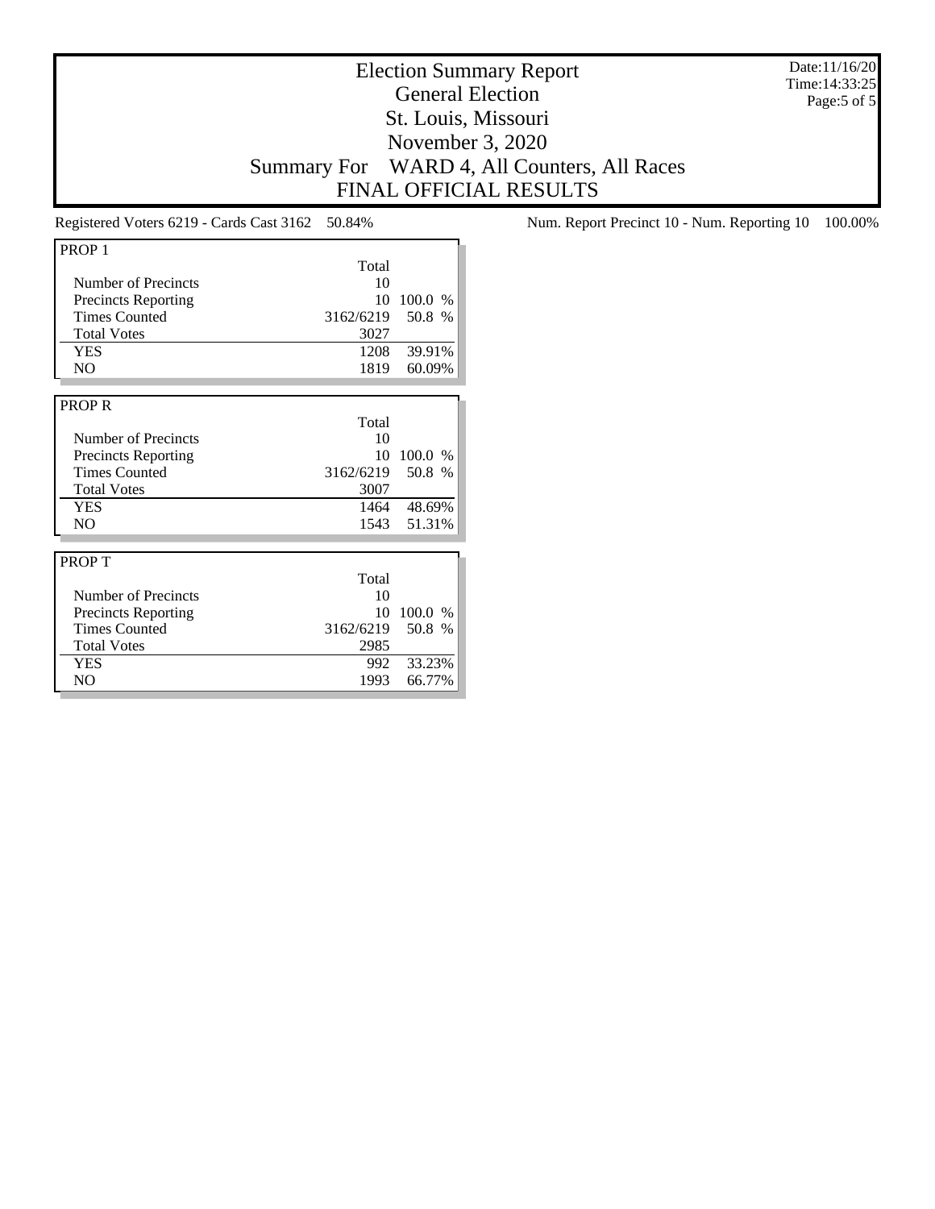# Election Summary Report

## General Election

## St. Louis, Missouri

## November 3, 2020

## Summary For WARD 4, All Counters, All Races

## FINAL OFFICIAL RESULTS

Date:11/16/20
Time:14:33:25

Registered Voters 6219 - Cards Cast 3162 50.84%

Num. Report Precinct 10 - Num. Reporting 10 100.00%

| PROP 1 | Total | |
|---|---|---|
| Number of Precincts | 10 | |
| Precincts Reporting | 10 | 100.0 % |
| Times Counted | 3162/6219 | 50.8 % |
| Total Votes | 3027 | |
| YES | 1208 | 39.91% |
| NO | 1819 | 60.09% |

| PROP R | Total | |
|---|---|---|
| Number of Precincts | 10 | |
| Precincts Reporting | 10 | 100.0 % |
| Times Counted | 3162/6219 | 50.8 % |
| Total Votes | 3007 | |
| YES | 1464 | 48.69% |
| NO | 1543 | 51.31% |

| PROP T | Total | |
|---|---|---|
| Number of Precincts | 10 | |
| Precincts Reporting | 10 | 100.0 % |
| Times Counted | 3162/6219 | 50.8 % |
| Total Votes | 2985 | |
| YES | 992 | 33.23% |
| NO | 1993 | 66.77% |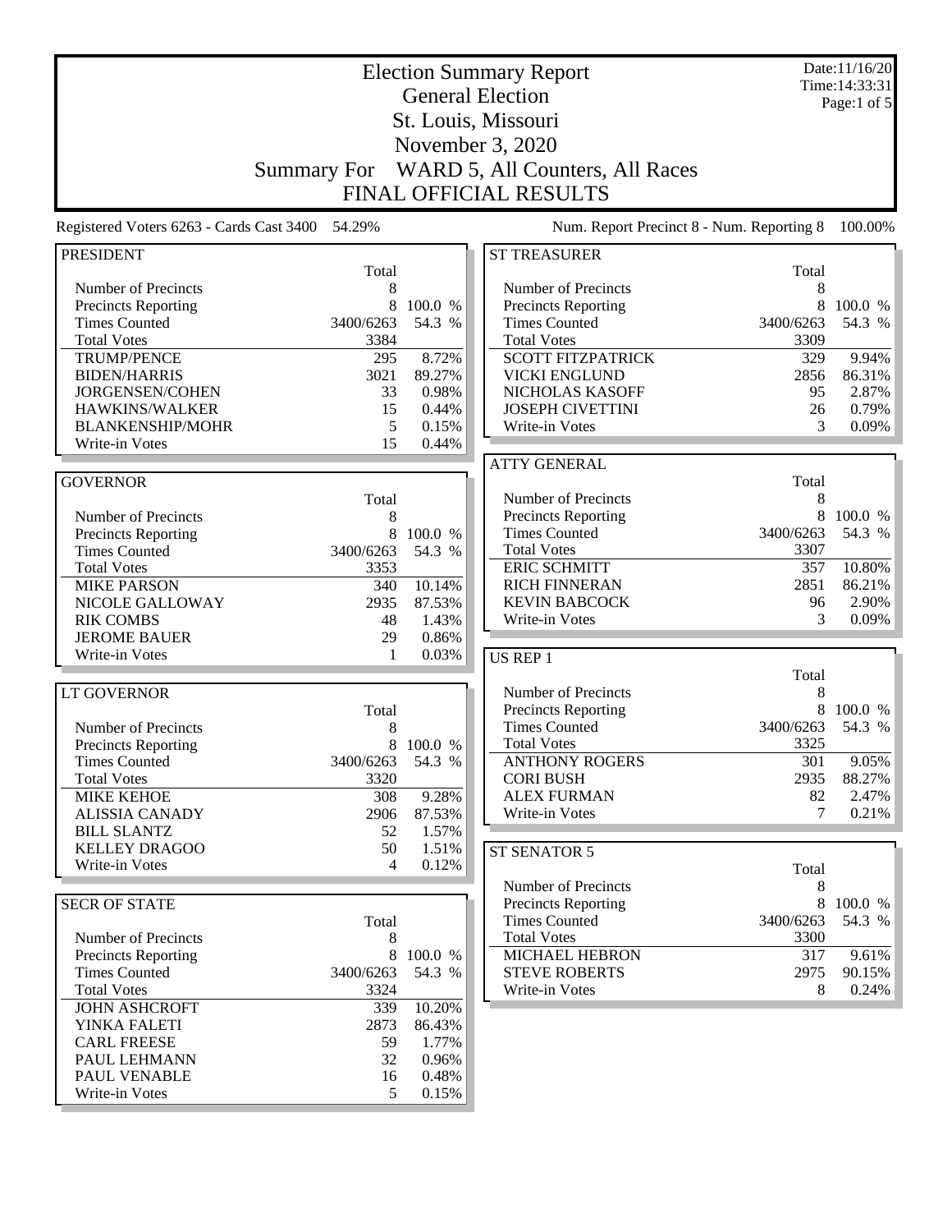# Election Summary Report

## General Election

## St. Louis, Missouri

## November 3, 2020

## Summary For WARD 5, All Counters, All Races

## FINAL OFFICIAL RESULTS

Date:11/16/20
Time:14:33:31

Registered Voters 6263 - Cards Cast 3400 54.29%

Num. Report Precinct 8 - Num. Reporting 8 100.00%

### PRESIDENT

| | Total | |
|---|---|---|
| Number of Precincts | 8 | |
| Precincts Reporting | 8 | 100.0 % |
| Times Counted | 3400/6263 | 54.3 % |
| Total Votes | 3384 | |
| TRUMP/PENCE | 295 | 8.72% |
| BIDEN/HARRIS | 3021 | 89.27% |
| JORGENSEN/COHEN | 33 | 0.98% |
| HAWKINS/WALKER | 15 | 0.44% |
| BLANKENSHIP/MOHR | 5 | 0.15% |
| Write-in Votes | 15 | 0.44% |

### GOVERNOR

| | Total | |
|---|---|---|
| Number of Precincts | 8 | |
| Precincts Reporting | 8 | 100.0 % |
| Times Counted | 3400/6263 | 54.3 % |
| Total Votes | 3353 | |
| MIKE PARSON | 340 | 10.14% |
| NICOLE GALLOWAY | 2935 | 87.53% |
| RIK COMBS | 48 | 1.43% |
| JEROME BAUER | 29 | 0.86% |
| Write-in Votes | 1 | 0.03% |

### LT GOVERNOR

| | Total | |
|---|---|---|
| Number of Precincts | 8 | |
| Precincts Reporting | 8 | 100.0 % |
| Times Counted | 3400/6263 | 54.3 % |
| Total Votes | 3320 | |
| MIKE KEHOE | 308 | 9.28% |
| ALISSIA CANADY | 2906 | 87.53% |
| BILL SLANTZ | 52 | 1.57% |
| KELLEY DRAGOO | 50 | 1.51% |
| Write-in Votes | 4 | 0.12% |

### SECR OF STATE

| | Total | |
|---|---|---|
| Number of Precincts | 8 | |
| Precincts Reporting | 8 | 100.0 % |
| Times Counted | 3400/6263 | 54.3 % |
| Total Votes | 3324 | |
| JOHN ASHCROFT | 339 | 10.20% |
| YINKA FALETI | 2873 | 86.43% |
| CARL FREESE | 59 | 1.77% |
| PAUL LEHMANN | 32 | 0.96% |
| PAUL VENABLE | 16 | 0.48% |
| Write-in Votes | 5 | 0.15% |

### ST TREASURER

| | Total | |
|---|---|---|
| Number of Precincts | 8 | |
| Precincts Reporting | 8 | 100.0 % |
| Times Counted | 3400/6263 | 54.3 % |
| Total Votes | 3309 | |
| SCOTT FITZPATRICK | 329 | 9.94% |
| VICKI ENGLUND | 2856 | 86.31% |
| NICHOLAS KASOFF | 95 | 2.87% |
| JOSEPH CIVETTINI | 26 | 0.79% |
| Write-in Votes | 3 | 0.09% |

### ATTY GENERAL

| | Total | |
|---|---|---|
| Number of Precincts | 8 | |
| Precincts Reporting | 8 | 100.0 % |
| Times Counted | 3400/6263 | 54.3 % |
| Total Votes | 3307 | |
| ERIC SCHMITT | 357 | 10.80% |
| RICH FINNERAN | 2851 | 86.21% |
| KEVIN BABCOCK | 96 | 2.90% |
| Write-in Votes | 3 | 0.09% |

### US REP 1

| | Total | |
|---|---|---|
| Number of Precincts | 8 | |
| Precincts Reporting | 8 | 100.0 % |
| Times Counted | 3400/6263 | 54.3 % |
| Total Votes | 3325 | |
| ANTHONY ROGERS | 301 | 9.05% |
| CORI BUSH | 2935 | 88.27% |
| ALEX FURMAN | 82 | 2.47% |
| Write-in Votes | 7 | 0.21% |

### ST SENATOR 5

| | Total | |
|---|---|---|
| Number of Precincts | 8 | |
| Precincts Reporting | 8 | 100.0 % |
| Times Counted | 3400/6263 | 54.3 % |
| Total Votes | 3300 | |
| MICHAEL HEBRON | 317 | 9.61% |
| STEVE ROBERTS | 2975 | 90.15% |
| Write-in Votes | 8 | 0.24% |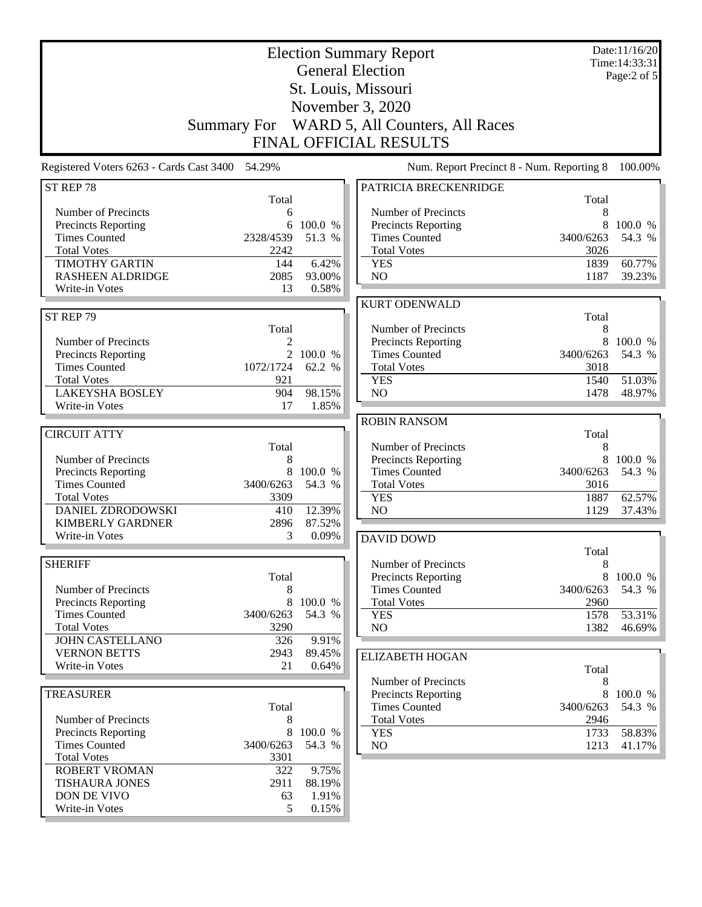# Election Summary Report

## General Election

## St. Louis, Missouri

## November 3, 2020

## Summary For WARD 5, All Counters, All Races

## FINAL OFFICIAL RESULTS

Date:11/16/20
Time:14:33:31

Registered Voters 6263 - Cards Cast 3400 54.29%

Num. Report Precinct 8 - Num. Reporting 8 100.00%

### ST REP 78

| | Total | |
|---|---|---|
| Number of Precincts | 6 | |
| Precincts Reporting | 6 | 100.0 % |
| Times Counted | 2328/4539 | 51.3 % |
| Total Votes | 2242 | |
| TIMOTHY GARTIN | 144 | 6.42% |
| RASHEEN ALDRIDGE | 2085 | 93.00% |
| Write-in Votes | 13 | 0.58% |

### ST REP 79

| | Total | |
|---|---|---|
| Number of Precincts | 2 | |
| Precincts Reporting | 2 | 100.0 % |
| Times Counted | 1072/1724 | 62.2 % |
| Total Votes | 921 | |
| LAKEYSHA BOSLEY | 904 | 98.15% |
| Write-in Votes | 17 | 1.85% |

### CIRCUIT ATTY

| | Total | |
|---|---|---|
| Number of Precincts | 8 | |
| Precincts Reporting | 8 | 100.0 % |
| Times Counted | 3400/6263 | 54.3 % |
| Total Votes | 3309 | |
| DANIEL ZDRODOWSKI | 410 | 12.39% |
| KIMBERLY GARDNER | 2896 | 87.52% |
| Write-in Votes | 3 | 0.09% |

### SHERIFF

| | Total | |
|---|---|---|
| Number of Precincts | 8 | |
| Precincts Reporting | 8 | 100.0 % |
| Times Counted | 3400/6263 | 54.3 % |
| Total Votes | 3290 | |
| JOHN CASTELLANO | 326 | 9.91% |
| VERNON BETTS | 2943 | 89.45% |
| Write-in Votes | 21 | 0.64% |

### TREASURER

| | Total | |
|---|---|---|
| Number of Precincts | 8 | |
| Precincts Reporting | 8 | 100.0 % |
| Times Counted | 3400/6263 | 54.3 % |
| Total Votes | 3301 | |
| ROBERT VROMAN | 322 | 9.75% |
| TISHAURA JONES | 2911 | 88.19% |
| DON DE VIVO | 63 | 1.91% |
| Write-in Votes | 5 | 0.15% |

### PATRICIA BRECKENRIDGE

| | Total | |
|---|---|---|
| Number of Precincts | 8 | |
| Precincts Reporting | 8 | 100.0 % |
| Times Counted | 3400/6263 | 54.3 % |
| Total Votes | 3026 | |
| YES | 1839 | 60.77% |
| NO | 1187 | 39.23% |

### KURT ODENWALD

| | Total | |
|---|---|---|
| Number of Precincts | 8 | |
| Precincts Reporting | 8 | 100.0 % |
| Times Counted | 3400/6263 | 54.3 % |
| Total Votes | 3018 | |
| YES | 1540 | 51.03% |
| NO | 1478 | 48.97% |

### ROBIN RANSOM

| | Total | |
|---|---|---|
| Number of Precincts | 8 | |
| Precincts Reporting | 8 | 100.0 % |
| Times Counted | 3400/6263 | 54.3 % |
| Total Votes | 3016 | |
| YES | 1887 | 62.57% |
| NO | 1129 | 37.43% |

### DAVID DOWD

| | Total | |
|---|---|---|
| Number of Precincts | 8 | |
| Precincts Reporting | 8 | 100.0 % |
| Times Counted | 3400/6263 | 54.3 % |
| Total Votes | 2960 | |
| YES | 1578 | 53.31% |
| NO | 1382 | 46.69% |

### ELIZABETH HOGAN

| | Total | |
|---|---|---|
| Number of Precincts | 8 | |
| Precincts Reporting | 8 | 100.0 % |
| Times Counted | 3400/6263 | 54.3 % |
| Total Votes | 2946 | |
| YES | 1733 | 58.83% |
| NO | 1213 | 41.17% |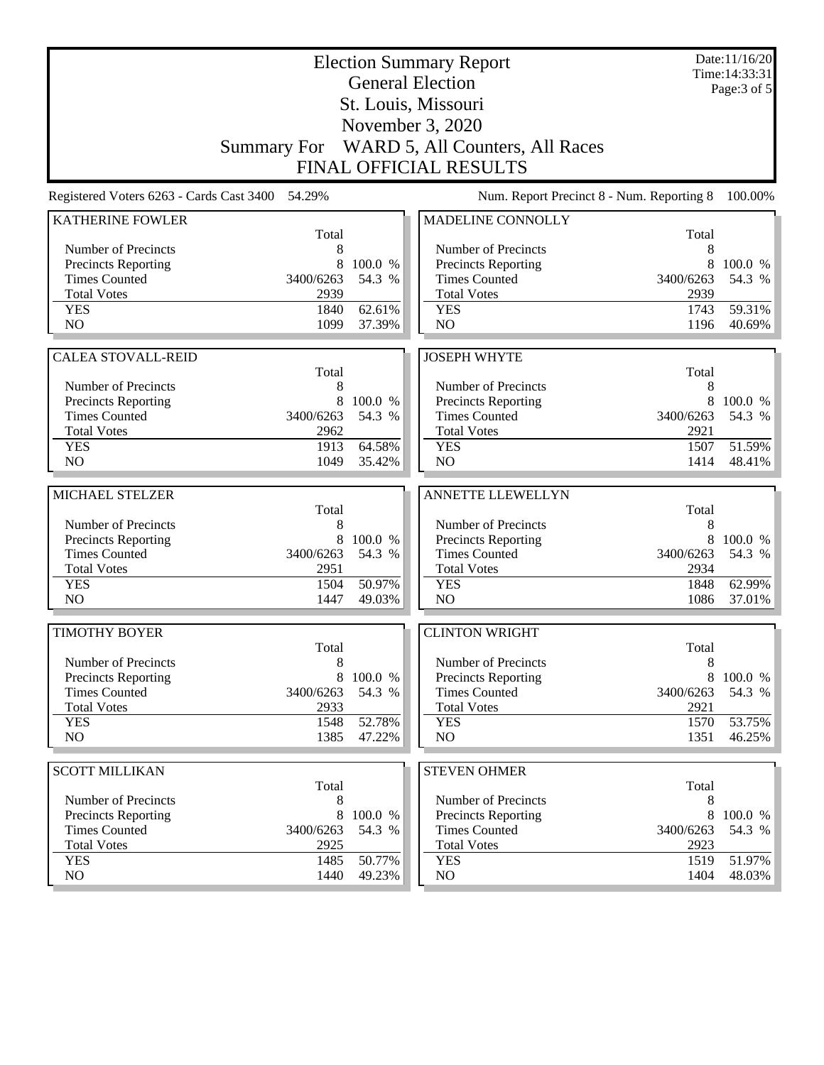# Election Summary Report

## General Election

## St. Louis, Missouri

## November 3, 2020

## Summary For WARD 5, All Counters, All Races

## FINAL OFFICIAL RESULTS

Date:11/16/20
Time:14:33:31
Page:3 of 5

Registered Voters 6263 - Cards Cast 3400 54.29%

Num. Report Precinct 8 - Num. Reporting 8 100.00%

### KATHERINE FOWLER

| | Total | |
|---|---|---|
| Number of Precincts | 8 | |
| Precincts Reporting | 8 | 100.0 % |
| Times Counted | 3400/6263 | 54.3 % |
| Total Votes | 2939 | |
| YES | 1840 | 62.61% |
| NO | 1099 | 37.39% |

### MADELINE CONNOLLY

| | Total | |
|---|---|---|
| Number of Precincts | 8 | |
| Precincts Reporting | 8 | 100.0 % |
| Times Counted | 3400/6263 | 54.3 % |
| Total Votes | 2939 | |
| YES | 1743 | 59.31% |
| NO | 1196 | 40.69% |

### CALEA STOVALL-REID

| | Total | |
|---|---|---|
| Number of Precincts | 8 | |
| Precincts Reporting | 8 | 100.0 % |
| Times Counted | 3400/6263 | 54.3 % |
| Total Votes | 2962 | |
| YES | 1913 | 64.58% |
| NO | 1049 | 35.42% |

### JOSEPH WHYTE

| | Total | |
|---|---|---|
| Number of Precincts | 8 | |
| Precincts Reporting | 8 | 100.0 % |
| Times Counted | 3400/6263 | 54.3 % |
| Total Votes | 2921 | |
| YES | 1507 | 51.59% |
| NO | 1414 | 48.41% |

### MICHAEL STELZER

| | Total | |
|---|---|---|
| Number of Precincts | 8 | |
| Precincts Reporting | 8 | 100.0 % |
| Times Counted | 3400/6263 | 54.3 % |
| Total Votes | 2951 | |
| YES | 1504 | 50.97% |
| NO | 1447 | 49.03% |

### ANNETTE LLEWELLYN

| | Total | |
|---|---|---|
| Number of Precincts | 8 | |
| Precincts Reporting | 8 | 100.0 % |
| Times Counted | 3400/6263 | 54.3 % |
| Total Votes | 2934 | |
| YES | 1848 | 62.99% |
| NO | 1086 | 37.01% |

### TIMOTHY BOYER

| | Total | |
|---|---|---|
| Number of Precincts | 8 | |
| Precincts Reporting | 8 | 100.0 % |
| Times Counted | 3400/6263 | 54.3 % |
| Total Votes | 2933 | |
| YES | 1548 | 52.78% |
| NO | 1385 | 47.22% |

### CLINTON WRIGHT

| | Total | |
|---|---|---|
| Number of Precincts | 8 | |
| Precincts Reporting | 8 | 100.0 % |
| Times Counted | 3400/6263 | 54.3 % |
| Total Votes | 2921 | |
| YES | 1570 | 53.75% |
| NO | 1351 | 46.25% |

### SCOTT MILLIKAN

| | Total | |
|---|---|---|
| Number of Precincts | 8 | |
| Precincts Reporting | 8 | 100.0 % |
| Times Counted | 3400/6263 | 54.3 % |
| Total Votes | 2925 | |
| YES | 1485 | 50.77% |
| NO | 1440 | 49.23% |

### STEVEN OHMER

| | Total | |
|---|---|---|
| Number of Precincts | 8 | |
| Precincts Reporting | 8 | 100.0 % |
| Times Counted | 3400/6263 | 54.3 % |
| Total Votes | 2923 | |
| YES | 1519 | 51.97% |
| NO | 1404 | 48.03% |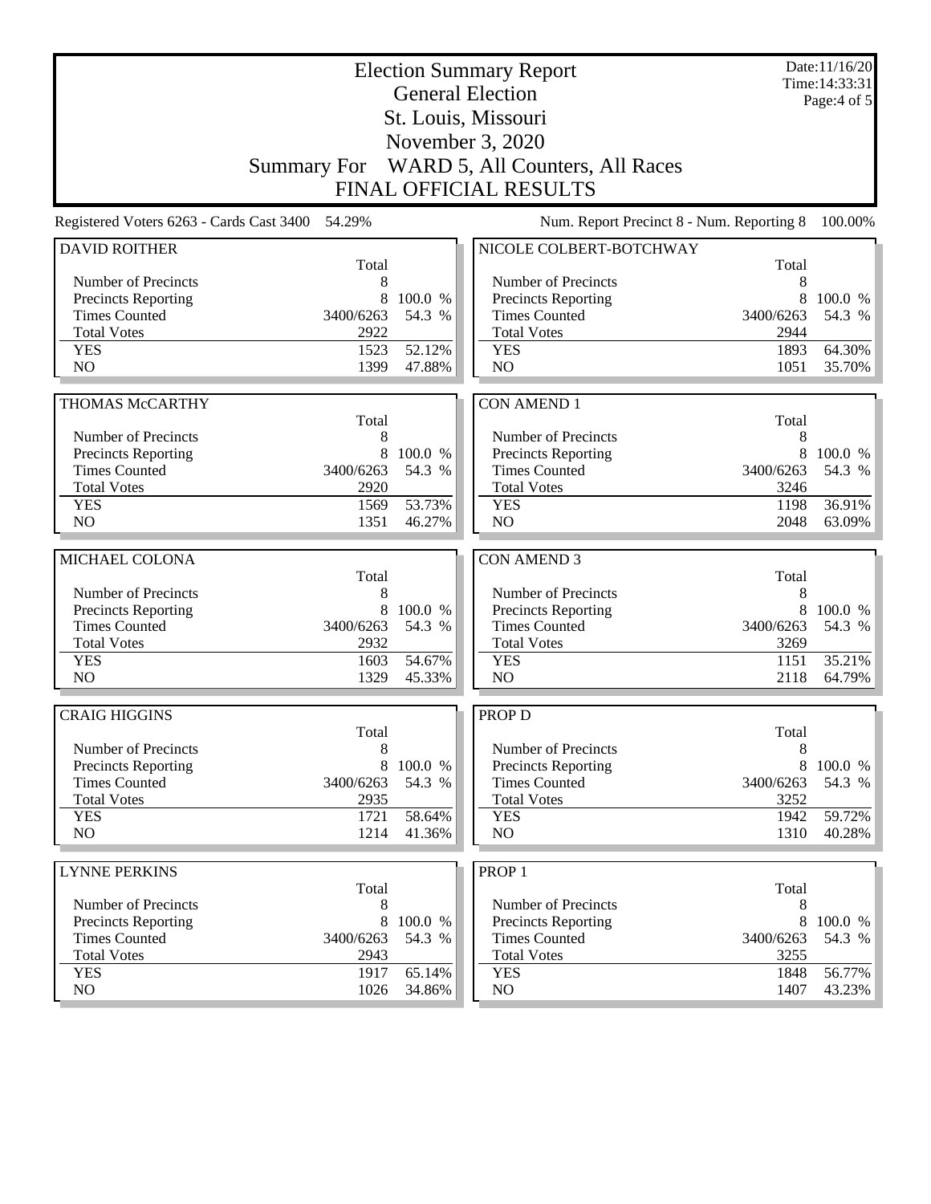# Election Summary Report

## General Election

## St. Louis, Missouri

## November 3, 2020

## Summary For WARD 5, All Counters, All Races

## FINAL OFFICIAL RESULTS

Date:11/16/20
Time:14:33:31

Registered Voters 6263 - Cards Cast 3400 54.29%

Num. Report Precinct 8 - Num. Reporting 8 100.00%

| DAVID ROITHER | Total | |
|---|---|---|
| Number of Precincts | 8 | |
| Precincts Reporting | 8 | 100.0 % |
| Times Counted | 3400/6263 | 54.3 % |
| Total Votes | 2922 | |
| YES | 1523 | 52.12% |
| NO | 1399 | 47.88% |

| THOMAS McCARTHY | Total | |
|---|---|---|
| Number of Precincts | 8 | |
| Precincts Reporting | 8 | 100.0 % |
| Times Counted | 3400/6263 | 54.3 % |
| Total Votes | 2920 | |
| YES | 1569 | 53.73% |
| NO | 1351 | 46.27% |

| MICHAEL COLONA | Total | |
|---|---|---|
| Number of Precincts | 8 | |
| Precincts Reporting | 8 | 100.0 % |
| Times Counted | 3400/6263 | 54.3 % |
| Total Votes | 2932 | |
| YES | 1603 | 54.67% |
| NO | 1329 | 45.33% |

| CRAIG HIGGINS | Total | |
|---|---|---|
| Number of Precincts | 8 | |
| Precincts Reporting | 8 | 100.0 % |
| Times Counted | 3400/6263 | 54.3 % |
| Total Votes | 2935 | |
| YES | 1721 | 58.64% |
| NO | 1214 | 41.36% |

| LYNNE PERKINS | Total | |
|---|---|---|
| Number of Precincts | 8 | |
| Precincts Reporting | 8 | 100.0 % |
| Times Counted | 3400/6263 | 54.3 % |
| Total Votes | 2943 | |
| YES | 1917 | 65.14% |
| NO | 1026 | 34.86% |

| NICOLE COLBERT-BOTCHWAY | Total | |
|---|---|---|
| Number of Precincts | 8 | |
| Precincts Reporting | 8 | 100.0 % |
| Times Counted | 3400/6263 | 54.3 % |
| Total Votes | 2944 | |
| YES | 1893 | 64.30% |
| NO | 1051 | 35.70% |

| CON AMEND 1 | Total | |
|---|---|---|
| Number of Precincts | 8 | |
| Precincts Reporting | 8 | 100.0 % |
| Times Counted | 3400/6263 | 54.3 % |
| Total Votes | 3246 | |
| YES | 1198 | 36.91% |
| NO | 2048 | 63.09% |

| CON AMEND 3 | Total | |
|---|---|---|
| Number of Precincts | 8 | |
| Precincts Reporting | 8 | 100.0 % |
| Times Counted | 3400/6263 | 54.3 % |
| Total Votes | 3269 | |
| YES | 1151 | 35.21% |
| NO | 2118 | 64.79% |

| PROP D | Total | |
|---|---|---|
| Number of Precincts | 8 | |
| Precincts Reporting | 8 | 100.0 % |
| Times Counted | 3400/6263 | 54.3 % |
| Total Votes | 3252 | |
| YES | 1942 | 59.72% |
| NO | 1310 | 40.28% |

| PROP 1 | Total | |
|---|---|---|
| Number of Precincts | 8 | |
| Precincts Reporting | 8 | 100.0 % |
| Times Counted | 3400/6263 | 54.3 % |
| Total Votes | 3255 | |
| YES | 1848 | 56.77% |
| NO | 1407 | 43.23% |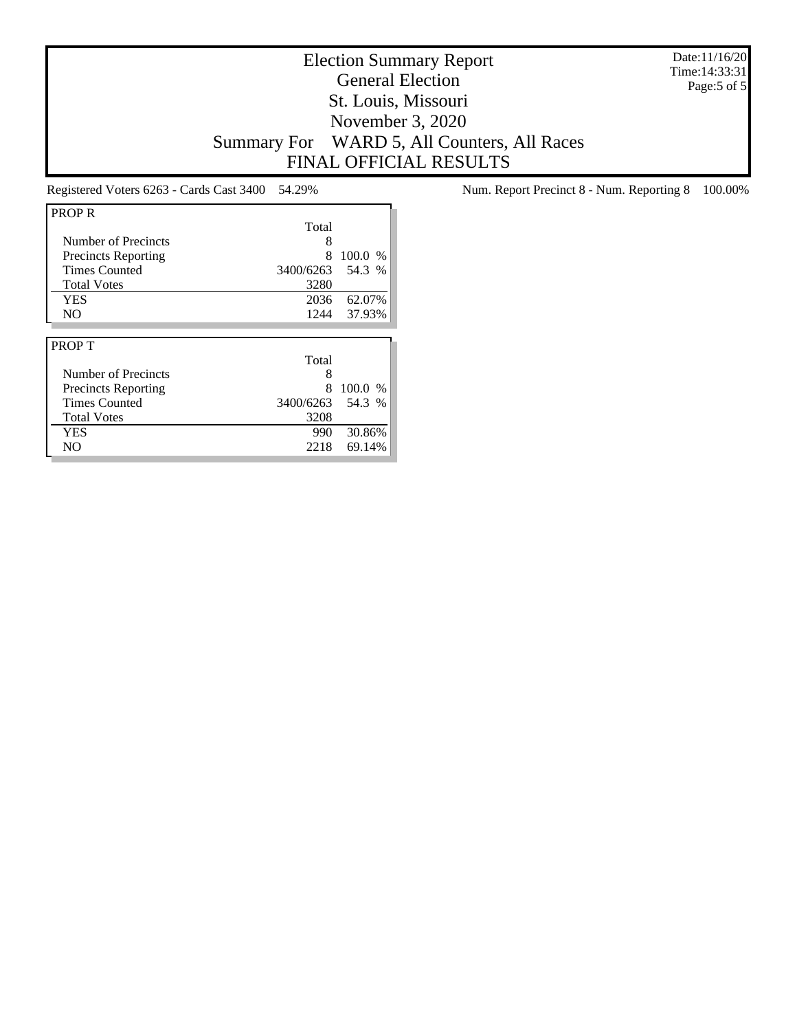# Election Summary Report
## General Election
## St. Louis, Missouri
## November 3, 2020
## Summary For WARD 5, All Counters, All Races
## FINAL OFFICIAL RESULTS

Date:11/16/20
Time:14:33:31

Registered Voters 6263 - Cards Cast 3400 54.29%

Num. Report Precinct 8 - Num. Reporting 8 100.00%

| PROP R | Total | |
|---|---|---|
| Number of Precincts | 8 | |
| Precincts Reporting | 8 | 100.0 % |
| Times Counted | 3400/6263 | 54.3 % |
| Total Votes | 3280 | |
| YES | 2036 | 62.07% |
| NO | 1244 | 37.93% |

| PROP T | Total | |
|---|---|---|
| Number of Precincts | 8 | |
| Precincts Reporting | 8 | 100.0 % |
| Times Counted | 3400/6263 | 54.3 % |
| Total Votes | 3208 | |
| YES | 990 | 30.86% |
| NO | 2218 | 69.14% |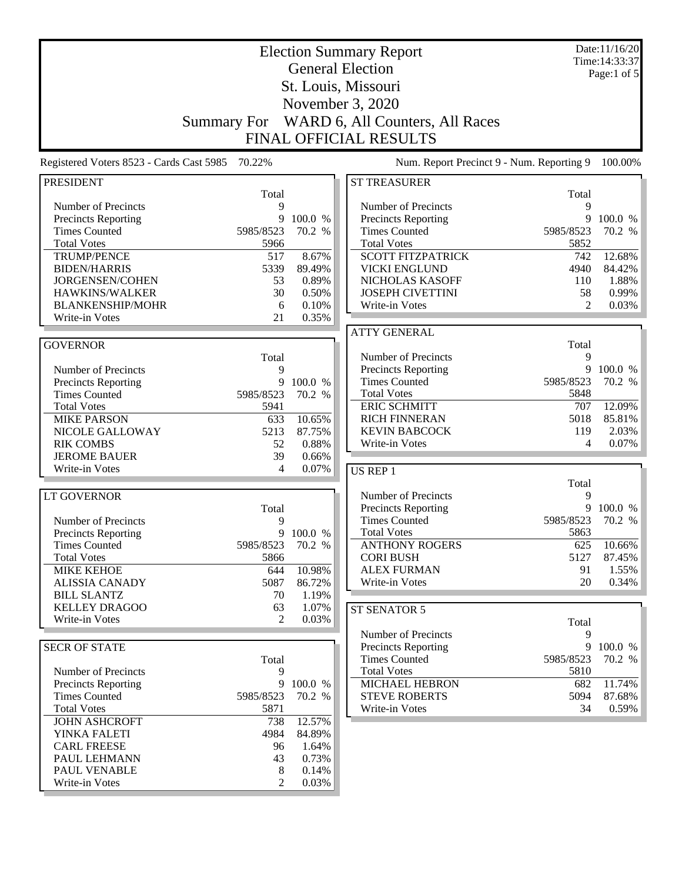# Election Summary Report

## General Election

## St. Louis, Missouri

## November 3, 2020

## Summary For WARD 6, All Counters, All Races

## FINAL OFFICIAL RESULTS

Date:11/16/20
Time:14:33:37

Registered Voters 8523 - Cards Cast 5985 70.22%

Num. Report Precinct 9 - Num. Reporting 9 100.00%

### PRESIDENT

| | Total | |
|---|---|---|
| Number of Precincts | 9 | |
| Precincts Reporting | 9 | 100.0 % |
| Times Counted | 5985/8523 | 70.2 % |
| Total Votes | 5966 | |
| TRUMP/PENCE | 517 | 8.67% |
| BIDEN/HARRIS | 5339 | 89.49% |
| JORGENSEN/COHEN | 53 | 0.89% |
| HAWKINS/WALKER | 30 | 0.50% |
| BLANKENSHIP/MOHR | 6 | 0.10% |
| Write-in Votes | 21 | 0.35% |

### GOVERNOR

| | Total | |
|---|---|---|
| Number of Precincts | 9 | |
| Precincts Reporting | 9 | 100.0 % |
| Times Counted | 5985/8523 | 70.2 % |
| Total Votes | 5941 | |
| MIKE PARSON | 633 | 10.65% |
| NICOLE GALLOWAY | 5213 | 87.75% |
| RIK COMBS | 52 | 0.88% |
| JEROME BAUER | 39 | 0.66% |
| Write-in Votes | 4 | 0.07% |

### LT GOVERNOR

| | Total | |
|---|---|---|
| Number of Precincts | 9 | |
| Precincts Reporting | 9 | 100.0 % |
| Times Counted | 5985/8523 | 70.2 % |
| Total Votes | 5866 | |
| MIKE KEHOE | 644 | 10.98% |
| ALISSIA CANADY | 5087 | 86.72% |
| BILL SLANTZ | 70 | 1.19% |
| KELLEY DRAGOO | 63 | 1.07% |
| Write-in Votes | 2 | 0.03% |

### SECR OF STATE

| | Total | |
|---|---|---|
| Number of Precincts | 9 | |
| Precincts Reporting | 9 | 100.0 % |
| Times Counted | 5985/8523 | 70.2 % |
| Total Votes | 5871 | |
| JOHN ASHCROFT | 738 | 12.57% |
| YINKA FALETI | 4984 | 84.89% |
| CARL FREESE | 96 | 1.64% |
| PAUL LEHMANN | 43 | 0.73% |
| PAUL VENABLE | 8 | 0.14% |
| Write-in Votes | 2 | 0.03% |

### ST TREASURER

| | Total | |
|---|---|---|
| Number of Precincts | 9 | |
| Precincts Reporting | 9 | 100.0 % |
| Times Counted | 5985/8523 | 70.2 % |
| Total Votes | 5852 | |
| SCOTT FITZPATRICK | 742 | 12.68% |
| VICKI ENGLUND | 4940 | 84.42% |
| NICHOLAS KASOFF | 110 | 1.88% |
| JOSEPH CIVETTINI | 58 | 0.99% |
| Write-in Votes | 2 | 0.03% |

### ATTY GENERAL

| | Total | |
|---|---|---|
| Number of Precincts | 9 | |
| Precincts Reporting | 9 | 100.0 % |
| Times Counted | 5985/8523 | 70.2 % |
| Total Votes | 5848 | |
| ERIC SCHMITT | 707 | 12.09% |
| RICH FINNERAN | 5018 | 85.81% |
| KEVIN BABCOCK | 119 | 2.03% |
| Write-in Votes | 4 | 0.07% |

### US REP 1

| | Total | |
|---|---|---|
| Number of Precincts | 9 | |
| Precincts Reporting | 9 | 100.0 % |
| Times Counted | 5985/8523 | 70.2 % |
| Total Votes | 5863 | |
| ANTHONY ROGERS | 625 | 10.66% |
| CORI BUSH | 5127 | 87.45% |
| ALEX FURMAN | 91 | 1.55% |
| Write-in Votes | 20 | 0.34% |

### ST SENATOR 5

| | Total | |
|---|---|---|
| Number of Precincts | 9 | |
| Precincts Reporting | 9 | 100.0 % |
| Times Counted | 5985/8523 | 70.2 % |
| Total Votes | 5810 | |
| MICHAEL HEBRON | 682 | 11.74% |
| STEVE ROBERTS | 5094 | 87.68% |
| Write-in Votes | 34 | 0.59% |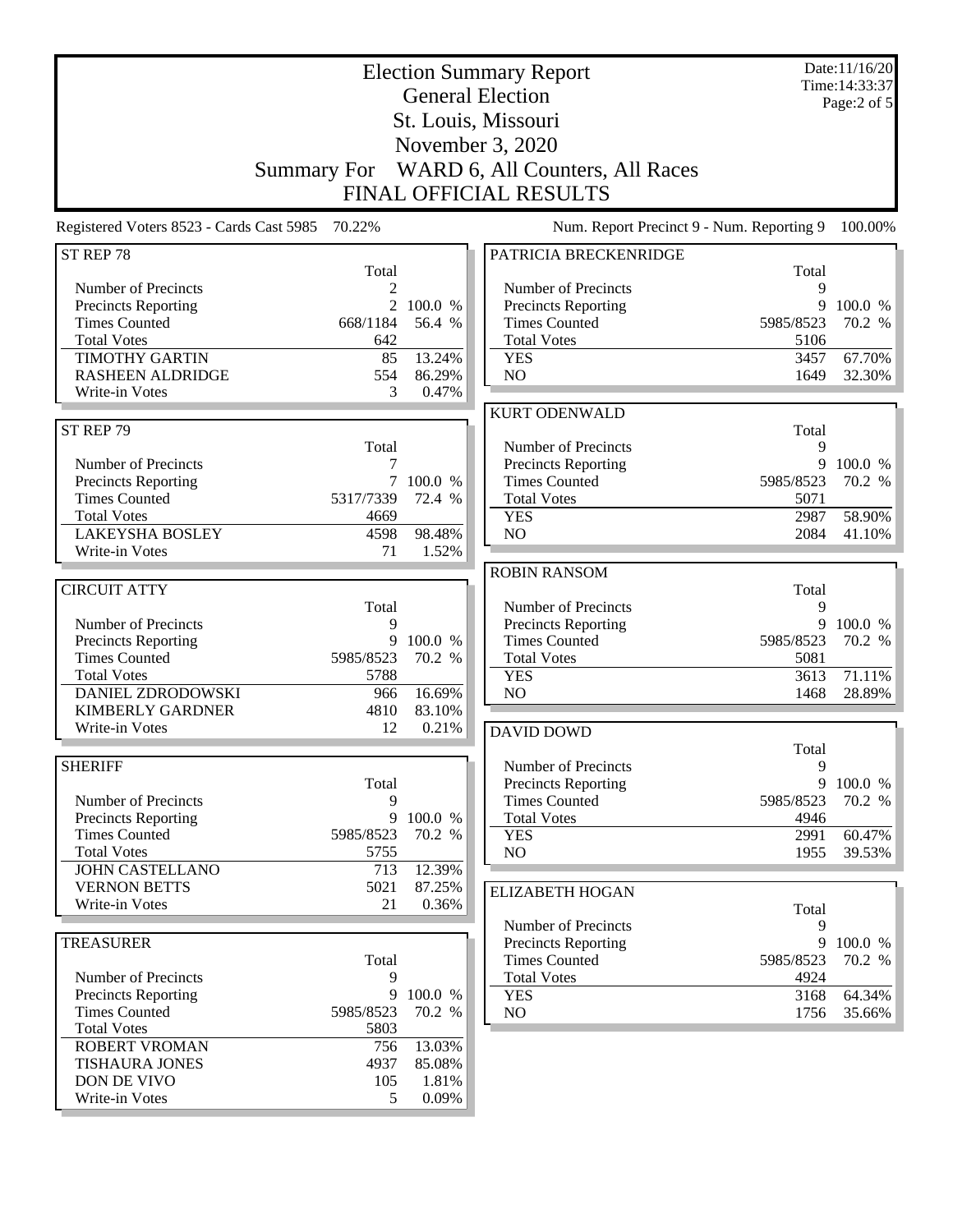# Election Summary Report

## General Election

## St. Louis, Missouri

## November 3, 2020

## Summary For WARD 6, All Counters, All Races

## FINAL OFFICIAL RESULTS

Date:11/16/20
Time:14:33:37

Registered Voters 8523 - Cards Cast 5985 70.22%

Num. Report Precinct 9 - Num. Reporting 9 100.00%

### ST REP 78

| | Total | |
|---|---|---|
| Number of Precincts | 2 | |
| Precincts Reporting | 2 | 100.0 % |
| Times Counted | 668/1184 | 56.4 % |
| Total Votes | 642 | |
| TIMOTHY GARTIN | 85 | 13.24% |
| RASHEEN ALDRIDGE | 554 | 86.29% |
| Write-in Votes | 3 | 0.47% |

### ST REP 79

| | Total | |
|---|---|---|
| Number of Precincts | 7 | |
| Precincts Reporting | 7 | 100.0 % |
| Times Counted | 5317/7339 | 72.4 % |
| Total Votes | 4669 | |
| LAKEYSHA BOSLEY | 4598 | 98.48% |
| Write-in Votes | 71 | 1.52% |

### CIRCUIT ATTY

| | Total | |
|---|---|---|
| Number of Precincts | 9 | |
| Precincts Reporting | 9 | 100.0 % |
| Times Counted | 5985/8523 | 70.2 % |
| Total Votes | 5788 | |
| DANIEL ZDRODOWSKI | 966 | 16.69% |
| KIMBERLY GARDNER | 4810 | 83.10% |
| Write-in Votes | 12 | 0.21% |

### SHERIFF

| | Total | |
|---|---|---|
| Number of Precincts | 9 | |
| Precincts Reporting | 9 | 100.0 % |
| Times Counted | 5985/8523 | 70.2 % |
| Total Votes | 5755 | |
| JOHN CASTELLANO | 713 | 12.39% |
| VERNON BETTS | 5021 | 87.25% |
| Write-in Votes | 21 | 0.36% |

### TREASURER

| | Total | |
|---|---|---|
| Number of Precincts | 9 | |
| Precincts Reporting | 9 | 100.0 % |
| Times Counted | 5985/8523 | 70.2 % |
| Total Votes | 5803 | |
| ROBERT VROMAN | 756 | 13.03% |
| TISHAURA JONES | 4937 | 85.08% |
| DON DE VIVO | 105 | 1.81% |
| Write-in Votes | 5 | 0.09% |

### PATRICIA BRECKENRIDGE

| | Total | |
|---|---|---|
| Number of Precincts | 9 | |
| Precincts Reporting | 9 | 100.0 % |
| Times Counted | 5985/8523 | 70.2 % |
| Total Votes | 5106 | |
| YES | 3457 | 67.70% |
| NO | 1649 | 32.30% |

### KURT ODENWALD

| | Total | |
|---|---|---|
| Number of Precincts | 9 | |
| Precincts Reporting | 9 | 100.0 % |
| Times Counted | 5985/8523 | 70.2 % |
| Total Votes | 5071 | |
| YES | 2987 | 58.90% |
| NO | 2084 | 41.10% |

### ROBIN RANSOM

| | Total | |
|---|---|---|
| Number of Precincts | 9 | |
| Precincts Reporting | 9 | 100.0 % |
| Times Counted | 5985/8523 | 70.2 % |
| Total Votes | 5081 | |
| YES | 3613 | 71.11% |
| NO | 1468 | 28.89% |

### DAVID DOWD

| | Total | |
|---|---|---|
| Number of Precincts | 9 | |
| Precincts Reporting | 9 | 100.0 % |
| Times Counted | 5985/8523 | 70.2 % |
| Total Votes | 4946 | |
| YES | 2991 | 60.47% |
| NO | 1955 | 39.53% |

### ELIZABETH HOGAN

| | Total | |
|---|---|---|
| Number of Precincts | 9 | |
| Precincts Reporting | 9 | 100.0 % |
| Times Counted | 5985/8523 | 70.2 % |
| Total Votes | 4924 | |
| YES | 3168 | 64.34% |
| NO | 1756 | 35.66% |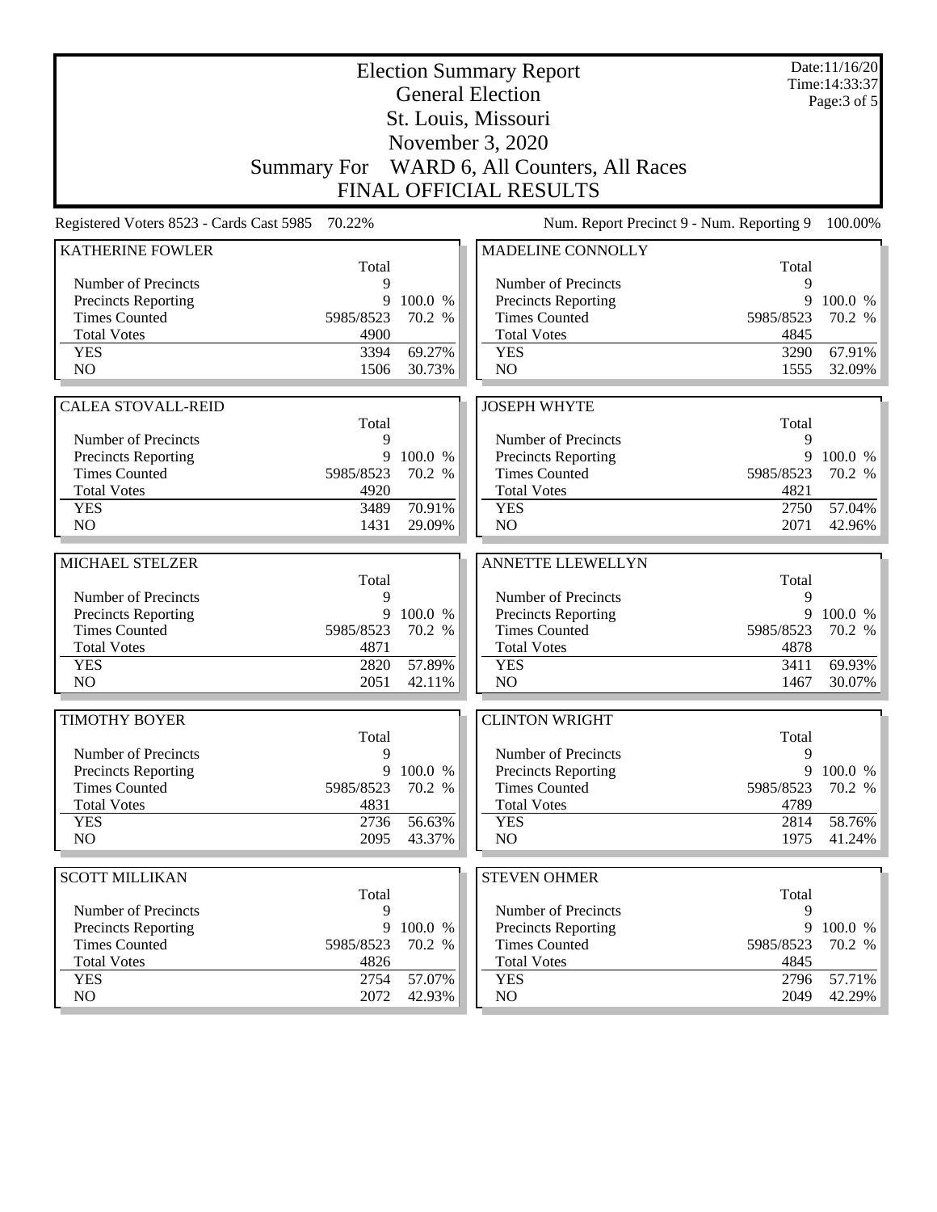# Election Summary Report

## General Election

## St. Louis, Missouri

## November 3, 2020

## Summary For WARD 6, All Counters, All Races

## FINAL OFFICIAL RESULTS

Date:11/16/20
Time:14:33:37

Registered Voters 8523 - Cards Cast 5985 70.22%

Num. Report Precinct 9 - Num. Reporting 9 100.00%

### KATHERINE FOWLER

| | Total | |
|---|---|---|
| Number of Precincts | 9 | |
| Precincts Reporting | 9 | 100.0 % |
| Times Counted | 5985/8523 | 70.2 % |
| Total Votes | 4900 | |
| YES | 3394 | 69.27% |
| NO | 1506 | 30.73% |

### MADELINE CONNOLLY

| | Total | |
|---|---|---|
| Number of Precincts | 9 | |
| Precincts Reporting | 9 | 100.0 % |
| Times Counted | 5985/8523 | 70.2 % |
| Total Votes | 4845 | |
| YES | 3290 | 67.91% |
| NO | 1555 | 32.09% |

### CALEA STOVALL-REID

| | Total | |
|---|---|---|
| Number of Precincts | 9 | |
| Precincts Reporting | 9 | 100.0 % |
| Times Counted | 5985/8523 | 70.2 % |
| Total Votes | 4920 | |
| YES | 3489 | 70.91% |
| NO | 1431 | 29.09% |

### JOSEPH WHYTE

| | Total | |
|---|---|---|
| Number of Precincts | 9 | |
| Precincts Reporting | 9 | 100.0 % |
| Times Counted | 5985/8523 | 70.2 % |
| Total Votes | 4821 | |
| YES | 2750 | 57.04% |
| NO | 2071 | 42.96% |

### MICHAEL STELZER

| | Total | |
|---|---|---|
| Number of Precincts | 9 | |
| Precincts Reporting | 9 | 100.0 % |
| Times Counted | 5985/8523 | 70.2 % |
| Total Votes | 4871 | |
| YES | 2820 | 57.89% |
| NO | 2051 | 42.11% |

### ANNETTE LLEWELLYN

| | Total | |
|---|---|---|
| Number of Precincts | 9 | |
| Precincts Reporting | 9 | 100.0 % |
| Times Counted | 5985/8523 | 70.2 % |
| Total Votes | 4878 | |
| YES | 3411 | 69.93% |
| NO | 1467 | 30.07% |

### TIMOTHY BOYER

| | Total | |
|---|---|---|
| Number of Precincts | 9 | |
| Precincts Reporting | 9 | 100.0 % |
| Times Counted | 5985/8523 | 70.2 % |
| Total Votes | 4831 | |
| YES | 2736 | 56.63% |
| NO | 2095 | 43.37% |

### CLINTON WRIGHT

| | Total | |
|---|---|---|
| Number of Precincts | 9 | |
| Precincts Reporting | 9 | 100.0 % |
| Times Counted | 5985/8523 | 70.2 % |
| Total Votes | 4789 | |
| YES | 2814 | 58.76% |
| NO | 1975 | 41.24% |

### SCOTT MILLIKAN

| | Total | |
|---|---|---|
| Number of Precincts | 9 | |
| Precincts Reporting | 9 | 100.0 % |
| Times Counted | 5985/8523 | 70.2 % |
| Total Votes | 4826 | |
| YES | 2754 | 57.07% |
| NO | 2072 | 42.93% |

### STEVEN OHMER

| | Total | |
|---|---|---|
| Number of Precincts | 9 | |
| Precincts Reporting | 9 | 100.0 % |
| Times Counted | 5985/8523 | 70.2 % |
| Total Votes | 4845 | |
| YES | 2796 | 57.71% |
| NO | 2049 | 42.29% |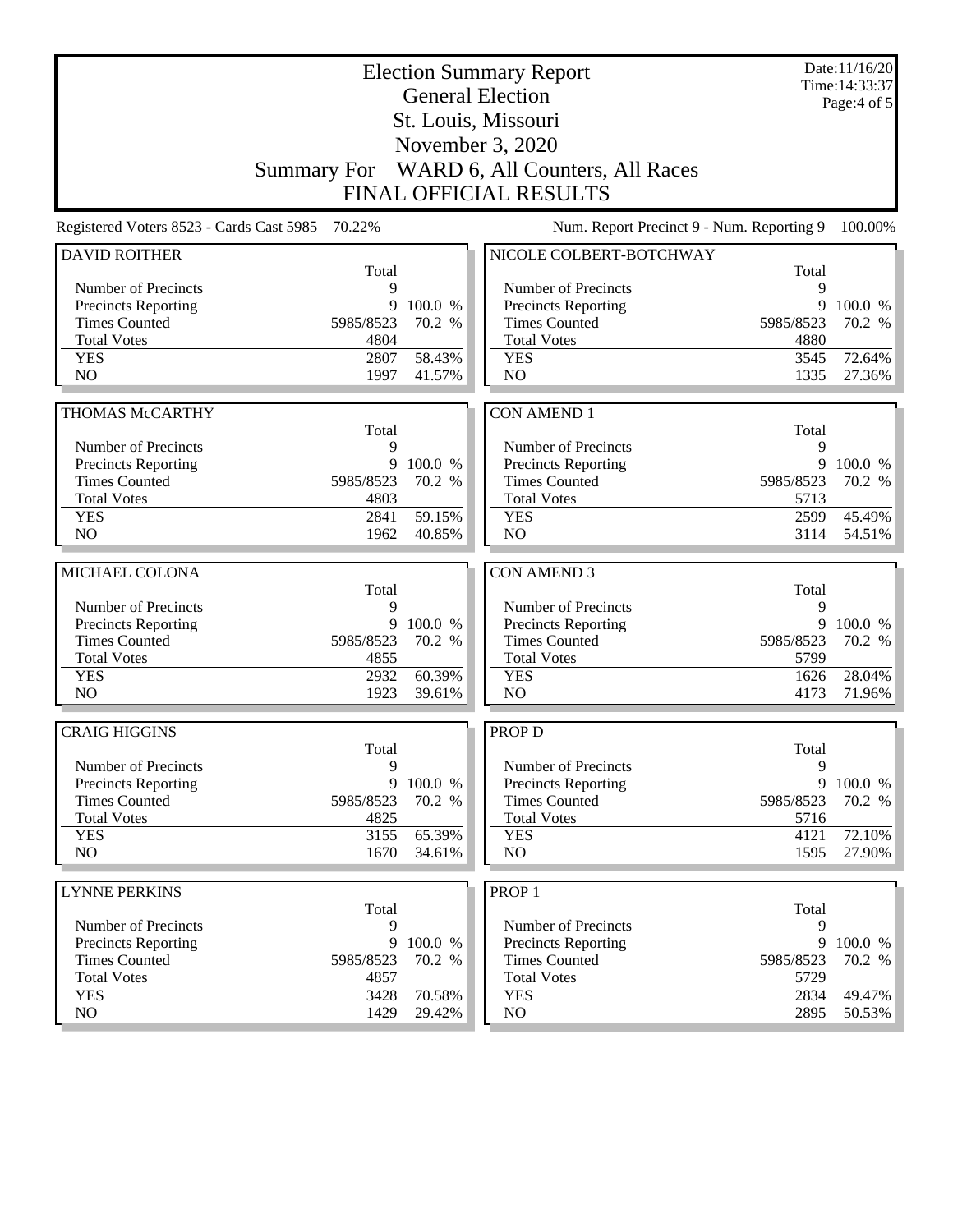# Election Summary Report
## General Election
## St. Louis, Missouri
## November 3, 2020
## Summary For WARD 6, All Counters, All Races
## FINAL OFFICIAL RESULTS

Date:11/16/20
Time:14:33:37

Registered Voters 8523 - Cards Cast 5985 70.22%

Num. Report Precinct 9 - Num. Reporting 9 100.00%

### DAVID ROITHER

| | Total | |
|---|---|---|
| Number of Precincts | 9 | |
| Precincts Reporting | 9 | 100.0 % |
| Times Counted | 5985/8523 | 70.2 % |
| Total Votes | 4804 | |
| YES | 2807 | 58.43% |
| NO | 1997 | 41.57% |

### THOMAS McCARTHY

| | Total | |
|---|---|---|
| Number of Precincts | 9 | |
| Precincts Reporting | 9 | 100.0 % |
| Times Counted | 5985/8523 | 70.2 % |
| Total Votes | 4803 | |
| YES | 2841 | 59.15% |
| NO | 1962 | 40.85% |

### MICHAEL COLONA

| | Total | |
|---|---|---|
| Number of Precincts | 9 | |
| Precincts Reporting | 9 | 100.0 % |
| Times Counted | 5985/8523 | 70.2 % |
| Total Votes | 4855 | |
| YES | 2932 | 60.39% |
| NO | 1923 | 39.61% |

### CRAIG HIGGINS

| | Total | |
|---|---|---|
| Number of Precincts | 9 | |
| Precincts Reporting | 9 | 100.0 % |
| Times Counted | 5985/8523 | 70.2 % |
| Total Votes | 4825 | |
| YES | 3155 | 65.39% |
| NO | 1670 | 34.61% |

### LYNNE PERKINS

| | Total | |
|---|---|---|
| Number of Precincts | 9 | |
| Precincts Reporting | 9 | 100.0 % |
| Times Counted | 5985/8523 | 70.2 % |
| Total Votes | 4857 | |
| YES | 3428 | 70.58% |
| NO | 1429 | 29.42% |

### NICOLE COLBERT-BOTCHWAY

| | Total | |
|---|---|---|
| Number of Precincts | 9 | |
| Precincts Reporting | 9 | 100.0 % |
| Times Counted | 5985/8523 | 70.2 % |
| Total Votes | 4880 | |
| YES | 3545 | 72.64% |
| NO | 1335 | 27.36% |

### CON AMEND 1

| | Total | |
|---|---|---|
| Number of Precincts | 9 | |
| Precincts Reporting | 9 | 100.0 % |
| Times Counted | 5985/8523 | 70.2 % |
| Total Votes | 5713 | |
| YES | 2599 | 45.49% |
| NO | 3114 | 54.51% |

### CON AMEND 3

| | Total | |
|---|---|---|
| Number of Precincts | 9 | |
| Precincts Reporting | 9 | 100.0 % |
| Times Counted | 5985/8523 | 70.2 % |
| Total Votes | 5799 | |
| YES | 1626 | 28.04% |
| NO | 4173 | 71.96% |

### PROP D

| | Total | |
|---|---|---|
| Number of Precincts | 9 | |
| Precincts Reporting | 9 | 100.0 % |
| Times Counted | 5985/8523 | 70.2 % |
| Total Votes | 5716 | |
| YES | 4121 | 72.10% |
| NO | 1595 | 27.90% |

### PROP 1

| | Total | |
|---|---|---|
| Number of Precincts | 9 | |
| Precincts Reporting | 9 | 100.0 % |
| Times Counted | 5985/8523 | 70.2 % |
| Total Votes | 5729 | |
| YES | 2834 | 49.47% |
| NO | 2895 | 50.53% |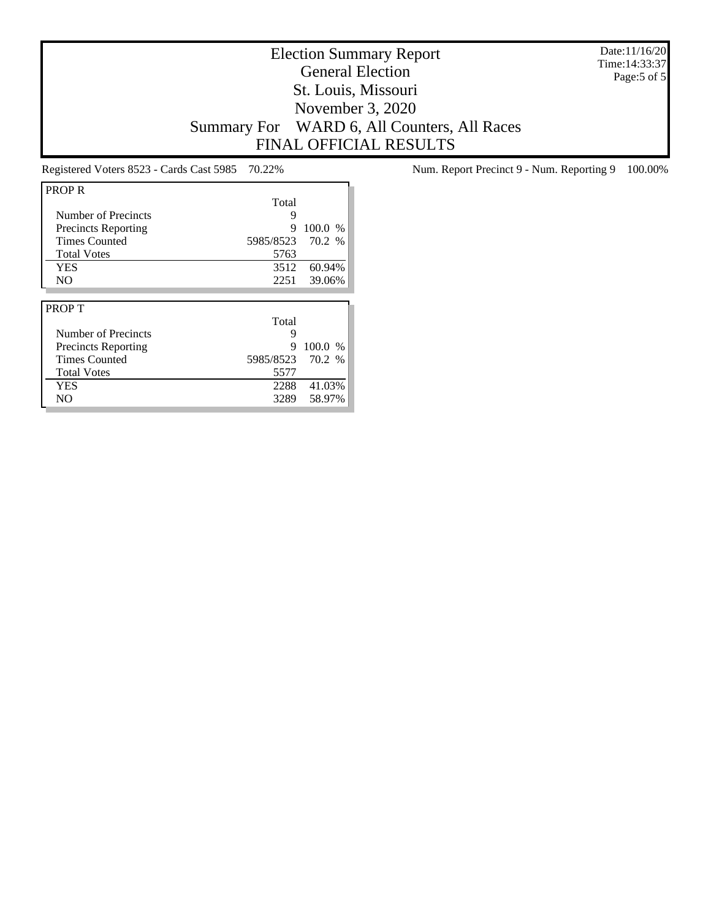# Election Summary Report
## General Election
## St. Louis, Missouri
## November 3, 2020
## Summary For WARD 6, All Counters, All Races
## FINAL OFFICIAL RESULTS

Date:11/16/20
Time:14:33:37

Registered Voters 8523 - Cards Cast 5985 70.22%

Num. Report Precinct 9 - Num. Reporting 9 100.00%

| PROP R | Total | |
|---|---|---|
| Number of Precincts | 9 | |
| Precincts Reporting | 9 | 100.0 % |
| Times Counted | 5985/8523 | 70.2 % |
| Total Votes | 5763 | |
| YES | 3512 | 60.94% |
| NO | 2251 | 39.06% |

| PROP T | Total | |
|---|---|---|
| Number of Precincts | 9 | |
| Precincts Reporting | 9 | 100.0 % |
| Times Counted | 5985/8523 | 70.2 % |
| Total Votes | 5577 | |
| YES | 2288 | 41.03% |
| NO | 3289 | 58.97% |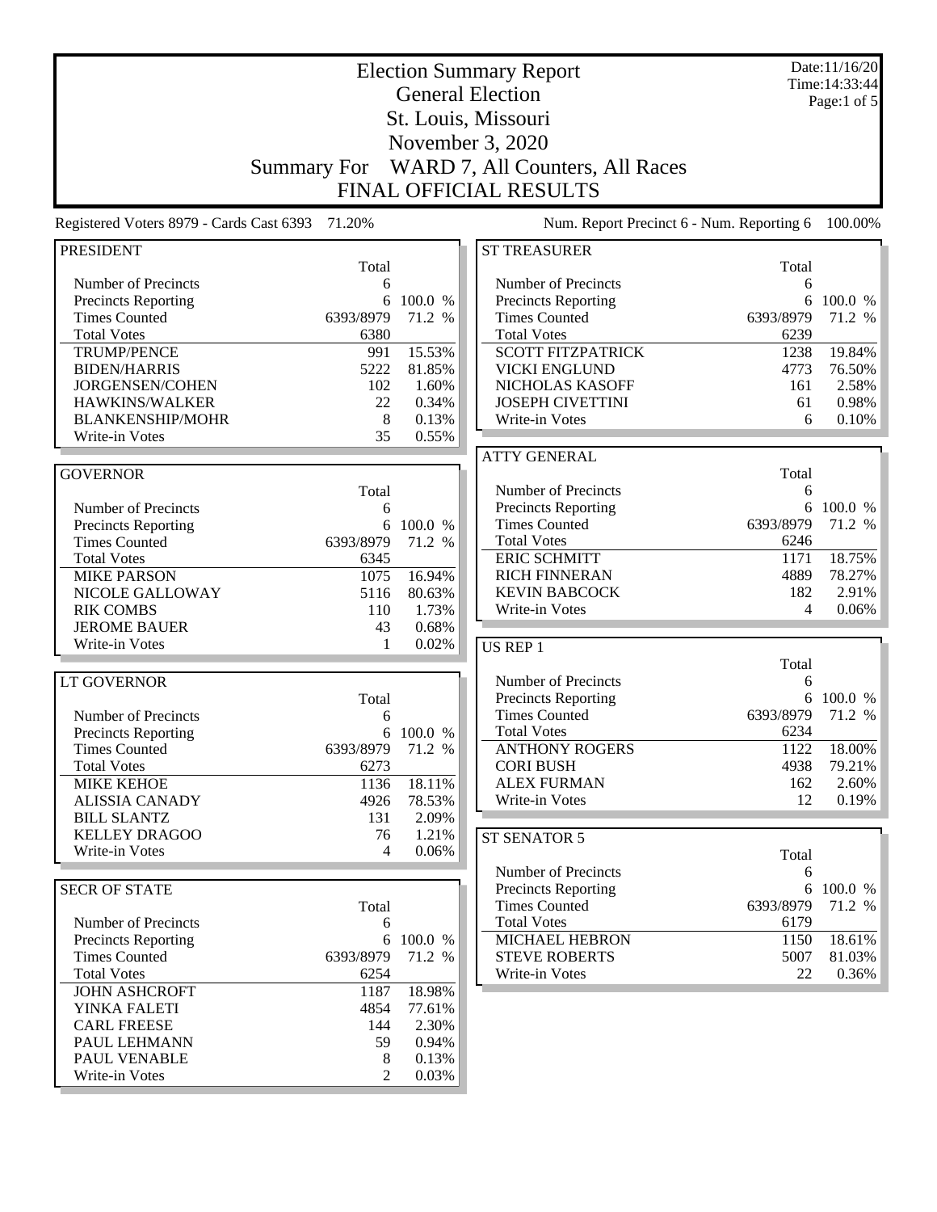# Election Summary Report

## General Election

## St. Louis, Missouri

## November 3, 2020

## Summary For WARD 7, All Counters, All Races

## FINAL OFFICIAL RESULTS

Date:11/16/20
Time:14:33:44

Registered Voters 8979 - Cards Cast 6393 71.20%

Num. Report Precinct 6 - Num. Reporting 6 100.00%

### PRESIDENT

| | Total | |
|---|---|---|
| Number of Precincts | 6 | |
| Precincts Reporting | 6 | 100.0 % |
| Times Counted | 6393/8979 | 71.2 % |
| Total Votes | 6380 | |
| TRUMP/PENCE | 991 | 15.53% |
| BIDEN/HARRIS | 5222 | 81.85% |
| JORGENSEN/COHEN | 102 | 1.60% |
| HAWKINS/WALKER | 22 | 0.34% |
| BLANKENSHIP/MOHR | 8 | 0.13% |
| Write-in Votes | 35 | 0.55% |

### GOVERNOR

| | Total | |
|---|---|---|
| Number of Precincts | 6 | |
| Precincts Reporting | 6 | 100.0 % |
| Times Counted | 6393/8979 | 71.2 % |
| Total Votes | 6345 | |
| MIKE PARSON | 1075 | 16.94% |
| NICOLE GALLOWAY | 5116 | 80.63% |
| RIK COMBS | 110 | 1.73% |
| JEROME BAUER | 43 | 0.68% |
| Write-in Votes | 1 | 0.02% |

### LT GOVERNOR

| | Total | |
|---|---|---|
| Number of Precincts | 6 | |
| Precincts Reporting | 6 | 100.0 % |
| Times Counted | 6393/8979 | 71.2 % |
| Total Votes | 6273 | |
| MIKE KEHOE | 1136 | 18.11% |
| ALISSIA CANADY | 4926 | 78.53% |
| BILL SLANTZ | 131 | 2.09% |
| KELLEY DRAGOO | 76 | 1.21% |
| Write-in Votes | 4 | 0.06% |

### SECR OF STATE

| | Total | |
|---|---|---|
| Number of Precincts | 6 | |
| Precincts Reporting | 6 | 100.0 % |
| Times Counted | 6393/8979 | 71.2 % |
| Total Votes | 6254 | |
| JOHN ASHCROFT | 1187 | 18.98% |
| YINKA FALETI | 4854 | 77.61% |
| CARL FREESE | 144 | 2.30% |
| PAUL LEHMANN | 59 | 0.94% |
| PAUL VENABLE | 8 | 0.13% |
| Write-in Votes | 2 | 0.03% |

### ST TREASURER

| | Total | |
|---|---|---|
| Number of Precincts | 6 | |
| Precincts Reporting | 6 | 100.0 % |
| Times Counted | 6393/8979 | 71.2 % |
| Total Votes | 6239 | |
| SCOTT FITZPATRICK | 1238 | 19.84% |
| VICKI ENGLUND | 4773 | 76.50% |
| NICHOLAS KASOFF | 161 | 2.58% |
| JOSEPH CIVETTINI | 61 | 0.98% |
| Write-in Votes | 6 | 0.10% |

### ATTY GENERAL

| | Total | |
|---|---|---|
| Number of Precincts | 6 | |
| Precincts Reporting | 6 | 100.0 % |
| Times Counted | 6393/8979 | 71.2 % |
| Total Votes | 6246 | |
| ERIC SCHMITT | 1171 | 18.75% |
| RICH FINNERAN | 4889 | 78.27% |
| KEVIN BABCOCK | 182 | 2.91% |
| Write-in Votes | 4 | 0.06% |

### US REP 1

| | Total | |
|---|---|---|
| Number of Precincts | 6 | |
| Precincts Reporting | 6 | 100.0 % |
| Times Counted | 6393/8979 | 71.2 % |
| Total Votes | 6234 | |
| ANTHONY ROGERS | 1122 | 18.00% |
| CORI BUSH | 4938 | 79.21% |
| ALEX FURMAN | 162 | 2.60% |
| Write-in Votes | 12 | 0.19% |

### ST SENATOR 5

| | Total | |
|---|---|---|
| Number of Precincts | 6 | |
| Precincts Reporting | 6 | 100.0 % |
| Times Counted | 6393/8979 | 71.2 % |
| Total Votes | 6179 | |
| MICHAEL HEBRON | 1150 | 18.61% |
| STEVE ROBERTS | 5007 | 81.03% |
| Write-in Votes | 22 | 0.36% |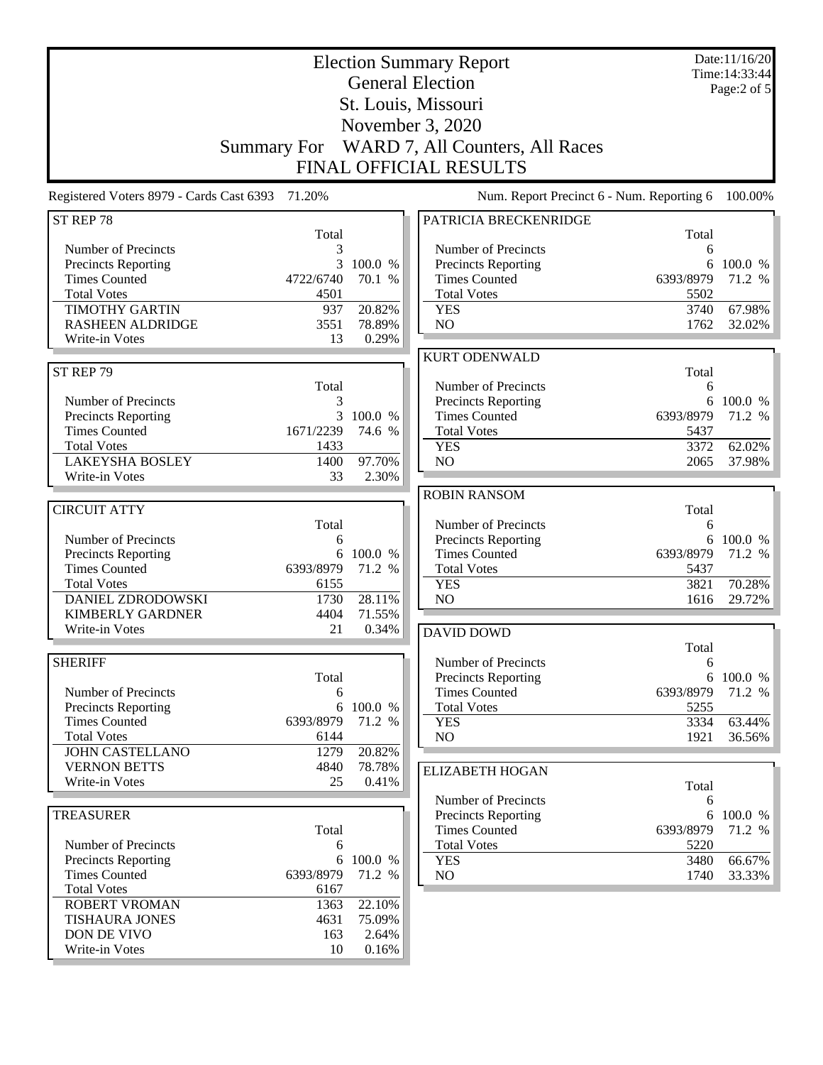# Election Summary Report

General Election
St. Louis, Missouri
November 3, 2020
Summary For WARD 7, All Counters, All Races
FINAL OFFICIAL RESULTS

Date:11/16/20
Time:14:33:44
Page:2 of 5

Registered Voters 8979 - Cards Cast 6393 71.20% | Num. Report Precinct 6 - Num. Reporting 6 100.00%

### ST REP 78

| | Total | |
|---|---|---|
| Number of Precincts | 3 | |
| Precincts Reporting | 3 | 100.0 % |
| Times Counted | 4722/6740 | 70.1 % |
| Total Votes | 4501 | |
| TIMOTHY GARTIN | 937 | 20.82% |
| RASHEEN ALDRIDGE | 3551 | 78.89% |
| Write-in Votes | 13 | 0.29% |

### ST REP 79

| | Total | |
|---|---|---|
| Number of Precincts | 3 | |
| Precincts Reporting | 3 | 100.0 % |
| Times Counted | 1671/2239 | 74.6 % |
| Total Votes | 1433 | |
| LAKEYSHA BOSLEY | 1400 | 97.70% |
| Write-in Votes | 33 | 2.30% |

### CIRCUIT ATTY

| | Total | |
|---|---|---|
| Number of Precincts | 6 | |
| Precincts Reporting | 6 | 100.0 % |
| Times Counted | 6393/8979 | 71.2 % |
| Total Votes | 6155 | |
| DANIEL ZDRODOWSKI | 1730 | 28.11% |
| KIMBERLY GARDNER | 4404 | 71.55% |
| Write-in Votes | 21 | 0.34% |

### SHERIFF

| | Total | |
|---|---|---|
| Number of Precincts | 6 | |
| Precincts Reporting | 6 | 100.0 % |
| Times Counted | 6393/8979 | 71.2 % |
| Total Votes | 6144 | |
| JOHN CASTELLANO | 1279 | 20.82% |
| VERNON BETTS | 4840 | 78.78% |
| Write-in Votes | 25 | 0.41% |

### TREASURER

| | Total | |
|---|---|---|
| Number of Precincts | 6 | |
| Precincts Reporting | 6 | 100.0 % |
| Times Counted | 6393/8979 | 71.2 % |
| Total Votes | 6167 | |
| ROBERT VROMAN | 1363 | 22.10% |
| TISHAURA JONES | 4631 | 75.09% |
| DON DE VIVO | 163 | 2.64% |
| Write-in Votes | 10 | 0.16% |

### PATRICIA BRECKENRIDGE

| | Total | |
|---|---|---|
| Number of Precincts | 6 | |
| Precincts Reporting | 6 | 100.0 % |
| Times Counted | 6393/8979 | 71.2 % |
| Total Votes | 5502 | |
| YES | 3740 | 67.98% |
| NO | 1762 | 32.02% |

### KURT ODENWALD

| | Total | |
|---|---|---|
| Number of Precincts | 6 | |
| Precincts Reporting | 6 | 100.0 % |
| Times Counted | 6393/8979 | 71.2 % |
| Total Votes | 5437 | |
| YES | 3372 | 62.02% |
| NO | 2065 | 37.98% |

### ROBIN RANSOM

| | Total | |
|---|---|---|
| Number of Precincts | 6 | |
| Precincts Reporting | 6 | 100.0 % |
| Times Counted | 6393/8979 | 71.2 % |
| Total Votes | 5437 | |
| YES | 3821 | 70.28% |
| NO | 1616 | 29.72% |

### DAVID DOWD

| | Total | |
|---|---|---|
| Number of Precincts | 6 | |
| Precincts Reporting | 6 | 100.0 % |
| Times Counted | 6393/8979 | 71.2 % |
| Total Votes | 5255 | |
| YES | 3334 | 63.44% |
| NO | 1921 | 36.56% |

### ELIZABETH HOGAN

| | Total | |
|---|---|---|
| Number of Precincts | 6 | |
| Precincts Reporting | 6 | 100.0 % |
| Times Counted | 6393/8979 | 71.2 % |
| Total Votes | 5220 | |
| YES | 3480 | 66.67% |
| NO | 1740 | 33.33% |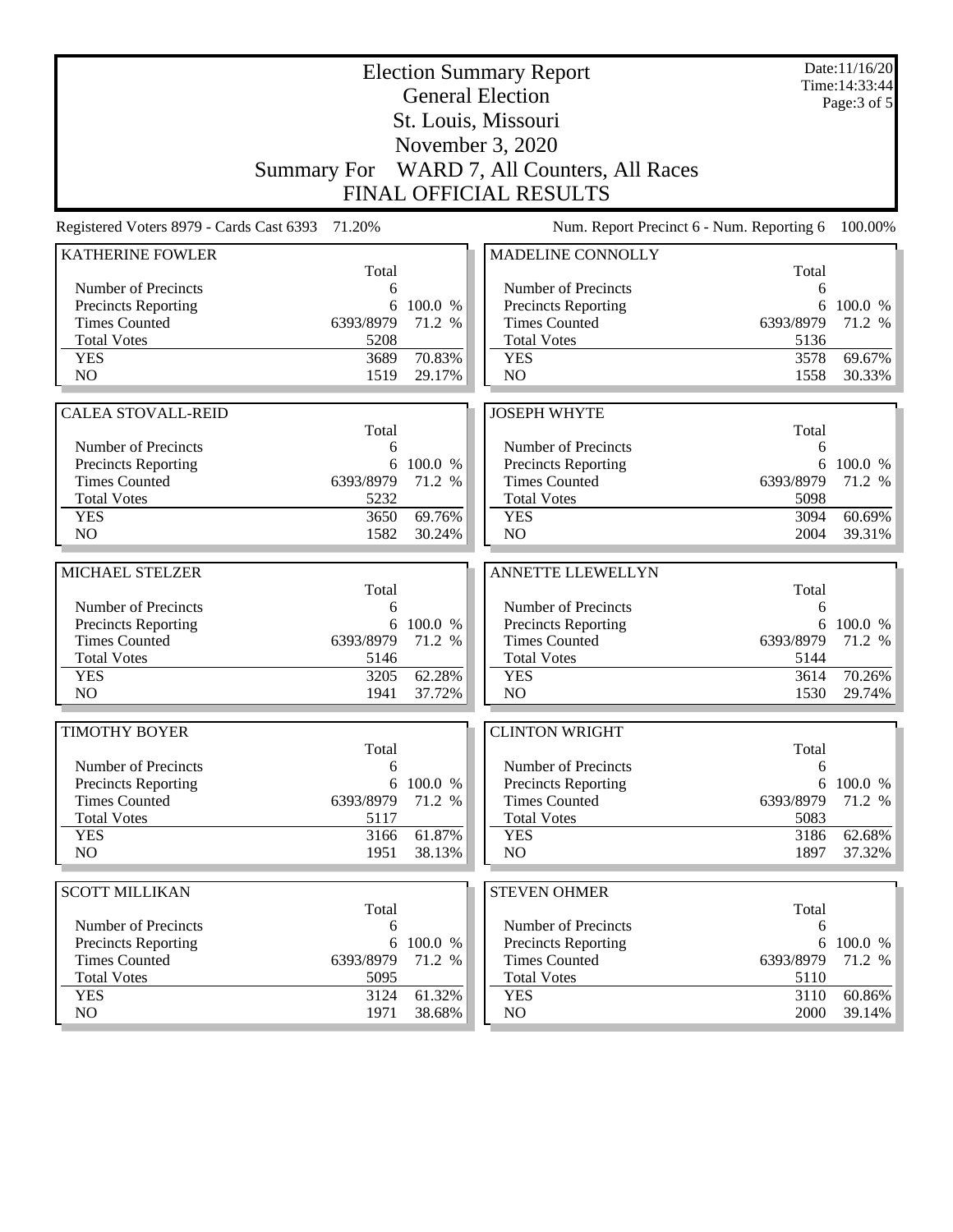# Election Summary Report

## General Election

## St. Louis, Missouri

## November 3, 2020

## Summary For WARD 7, All Counters, All Races

## FINAL OFFICIAL RESULTS

Date:11/16/20
Time:14:33:44
Page:3 of 5

Registered Voters 8979 - Cards Cast 6393 71.20% Num. Report Precinct 6 - Num. Reporting 6 100.00%

### KATHERINE FOWLER

| | Total | |
|---|---|---|
| Number of Precincts | 6 | |
| Precincts Reporting | 6 | 100.0 % |
| Times Counted | 6393/8979 | 71.2 % |
| Total Votes | 5208 | |
| YES | 3689 | 70.83% |
| NO | 1519 | 29.17% |

### MADELINE CONNOLLY

| | Total | |
|---|---|---|
| Number of Precincts | 6 | |
| Precincts Reporting | 6 | 100.0 % |
| Times Counted | 6393/8979 | 71.2 % |
| Total Votes | 5136 | |
| YES | 3578 | 69.67% |
| NO | 1558 | 30.33% |

### CALEA STOVALL-REID

| | Total | |
|---|---|---|
| Number of Precincts | 6 | |
| Precincts Reporting | 6 | 100.0 % |
| Times Counted | 6393/8979 | 71.2 % |
| Total Votes | 5232 | |
| YES | 3650 | 69.76% |
| NO | 1582 | 30.24% |

### JOSEPH WHYTE

| | Total | |
|---|---|---|
| Number of Precincts | 6 | |
| Precincts Reporting | 6 | 100.0 % |
| Times Counted | 6393/8979 | 71.2 % |
| Total Votes | 5098 | |
| YES | 3094 | 60.69% |
| NO | 2004 | 39.31% |

### MICHAEL STELZER

| | Total | |
|---|---|---|
| Number of Precincts | 6 | |
| Precincts Reporting | 6 | 100.0 % |
| Times Counted | 6393/8979 | 71.2 % |
| Total Votes | 5146 | |
| YES | 3205 | 62.28% |
| NO | 1941 | 37.72% |

### ANNETTE LLEWELLYN

| | Total | |
|---|---|---|
| Number of Precincts | 6 | |
| Precincts Reporting | 6 | 100.0 % |
| Times Counted | 6393/8979 | 71.2 % |
| Total Votes | 5144 | |
| YES | 3614 | 70.26% |
| NO | 1530 | 29.74% |

### TIMOTHY BOYER

| | Total | |
|---|---|---|
| Number of Precincts | 6 | |
| Precincts Reporting | 6 | 100.0 % |
| Times Counted | 6393/8979 | 71.2 % |
| Total Votes | 5117 | |
| YES | 3166 | 61.87% |
| NO | 1951 | 38.13% |

### CLINTON WRIGHT

| | Total | |
|---|---|---|
| Number of Precincts | 6 | |
| Precincts Reporting | 6 | 100.0 % |
| Times Counted | 6393/8979 | 71.2 % |
| Total Votes | 5083 | |
| YES | 3186 | 62.68% |
| NO | 1897 | 37.32% |

### SCOTT MILLIKAN

| | Total | |
|---|---|---|
| Number of Precincts | 6 | |
| Precincts Reporting | 6 | 100.0 % |
| Times Counted | 6393/8979 | 71.2 % |
| Total Votes | 5095 | |
| YES | 3124 | 61.32% |
| NO | 1971 | 38.68% |

### STEVEN OHMER

| | Total | |
|---|---|---|
| Number of Precincts | 6 | |
| Precincts Reporting | 6 | 100.0 % |
| Times Counted | 6393/8979 | 71.2 % |
| Total Votes | 5110 | |
| YES | 3110 | 60.86% |
| NO | 2000 | 39.14% |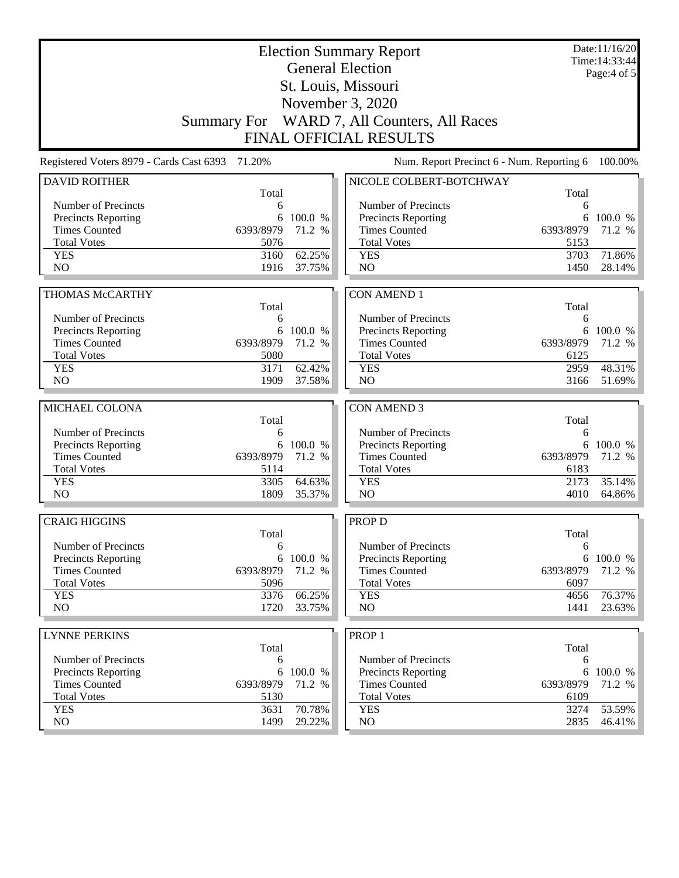# Election Summary Report
## General Election
## St. Louis, Missouri
## November 3, 2020
## Summary For WARD 7, All Counters, All Races
## FINAL OFFICIAL RESULTS

Date:11/16/20
Time:14:33:44

Registered Voters 8979 - Cards Cast 6393 71.20% | Num. Report Precinct 6 - Num. Reporting 6 100.00%

### DAVID ROITHER

| | Total | |
|---|---|---|
| Number of Precincts | 6 | |
| Precincts Reporting | 6 | 100.0 % |
| Times Counted | 6393/8979 | 71.2 % |
| Total Votes | 5076 | |
| YES | 3160 | 62.25% |
| NO | 1916 | 37.75% |

### THOMAS McCARTHY

| | Total | |
|---|---|---|
| Number of Precincts | 6 | |
| Precincts Reporting | 6 | 100.0 % |
| Times Counted | 6393/8979 | 71.2 % |
| Total Votes | 5080 | |
| YES | 3171 | 62.42% |
| NO | 1909 | 37.58% |

### MICHAEL COLONA

| | Total | |
|---|---|---|
| Number of Precincts | 6 | |
| Precincts Reporting | 6 | 100.0 % |
| Times Counted | 6393/8979 | 71.2 % |
| Total Votes | 5114 | |
| YES | 3305 | 64.63% |
| NO | 1809 | 35.37% |

### CRAIG HIGGINS

| | Total | |
|---|---|---|
| Number of Precincts | 6 | |
| Precincts Reporting | 6 | 100.0 % |
| Times Counted | 6393/8979 | 71.2 % |
| Total Votes | 5096 | |
| YES | 3376 | 66.25% |
| NO | 1720 | 33.75% |

### LYNNE PERKINS

| | Total | |
|---|---|---|
| Number of Precincts | 6 | |
| Precincts Reporting | 6 | 100.0 % |
| Times Counted | 6393/8979 | 71.2 % |
| Total Votes | 5130 | |
| YES | 3631 | 70.78% |
| NO | 1499 | 29.22% |

### NICOLE COLBERT-BOTCHWAY

| | Total | |
|---|---|---|
| Number of Precincts | 6 | |
| Precincts Reporting | 6 | 100.0 % |
| Times Counted | 6393/8979 | 71.2 % |
| Total Votes | 5153 | |
| YES | 3703 | 71.86% |
| NO | 1450 | 28.14% |

### CON AMEND 1

| | Total | |
|---|---|---|
| Number of Precincts | 6 | |
| Precincts Reporting | 6 | 100.0 % |
| Times Counted | 6393/8979 | 71.2 % |
| Total Votes | 6125 | |
| YES | 2959 | 48.31% |
| NO | 3166 | 51.69% |

### CON AMEND 3

| | Total | |
|---|---|---|
| Number of Precincts | 6 | |
| Precincts Reporting | 6 | 100.0 % |
| Times Counted | 6393/8979 | 71.2 % |
| Total Votes | 6183 | |
| YES | 2173 | 35.14% |
| NO | 4010 | 64.86% |

### PROP D

| | Total | |
|---|---|---|
| Number of Precincts | 6 | |
| Precincts Reporting | 6 | 100.0 % |
| Times Counted | 6393/8979 | 71.2 % |
| Total Votes | 6097 | |
| YES | 4656 | 76.37% |
| NO | 1441 | 23.63% |

### PROP 1

| | Total | |
|---|---|---|
| Number of Precincts | 6 | |
| Precincts Reporting | 6 | 100.0 % |
| Times Counted | 6393/8979 | 71.2 % |
| Total Votes | 6109 | |
| YES | 3274 | 53.59% |
| NO | 2835 | 46.41% |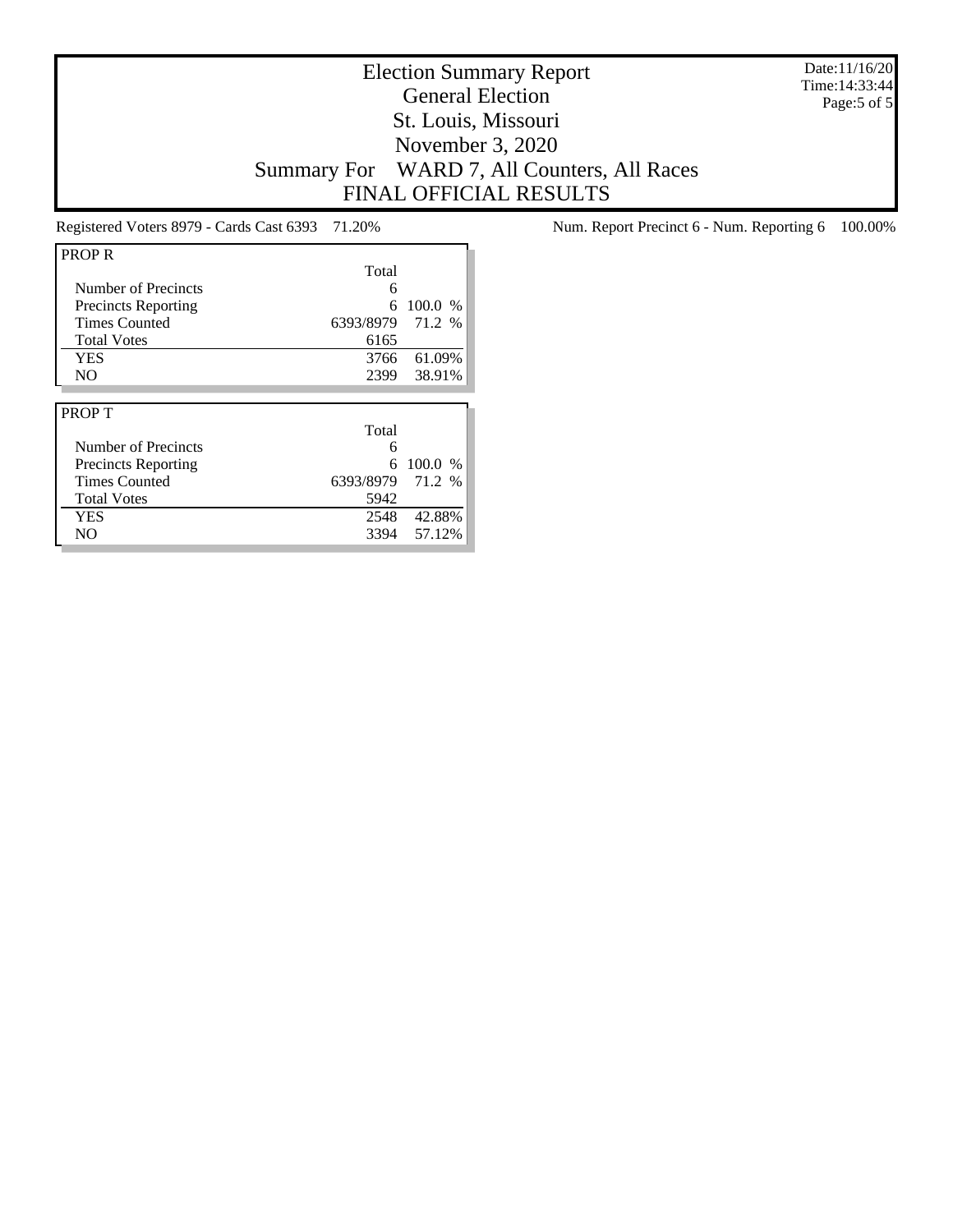# Election Summary Report
## General Election
## St. Louis, Missouri
## November 3, 2020
## Summary For WARD 7, All Counters, All Races
## FINAL OFFICIAL RESULTS

Date:11/16/20
Time:14:33:44

Registered Voters 8979 - Cards Cast 6393 71.20%

Num. Report Precinct 6 - Num. Reporting 6 100.00%

**PROP R**

| | Total | |
|---|---|---|
| Number of Precincts | 6 | |
| Precincts Reporting | 6 | 100.0 % |
| Times Counted | 6393/8979 | 71.2 % |
| Total Votes | 6165 | |
| YES | 3766 | 61.09% |
| NO | 2399 | 38.91% |

**PROP T**

| | Total | |
|---|---|---|
| Number of Precincts | 6 | |
| Precincts Reporting | 6 | 100.0 % |
| Times Counted | 6393/8979 | 71.2 % |
| Total Votes | 5942 | |
| YES | 2548 | 42.88% |
| NO | 3394 | 57.12% |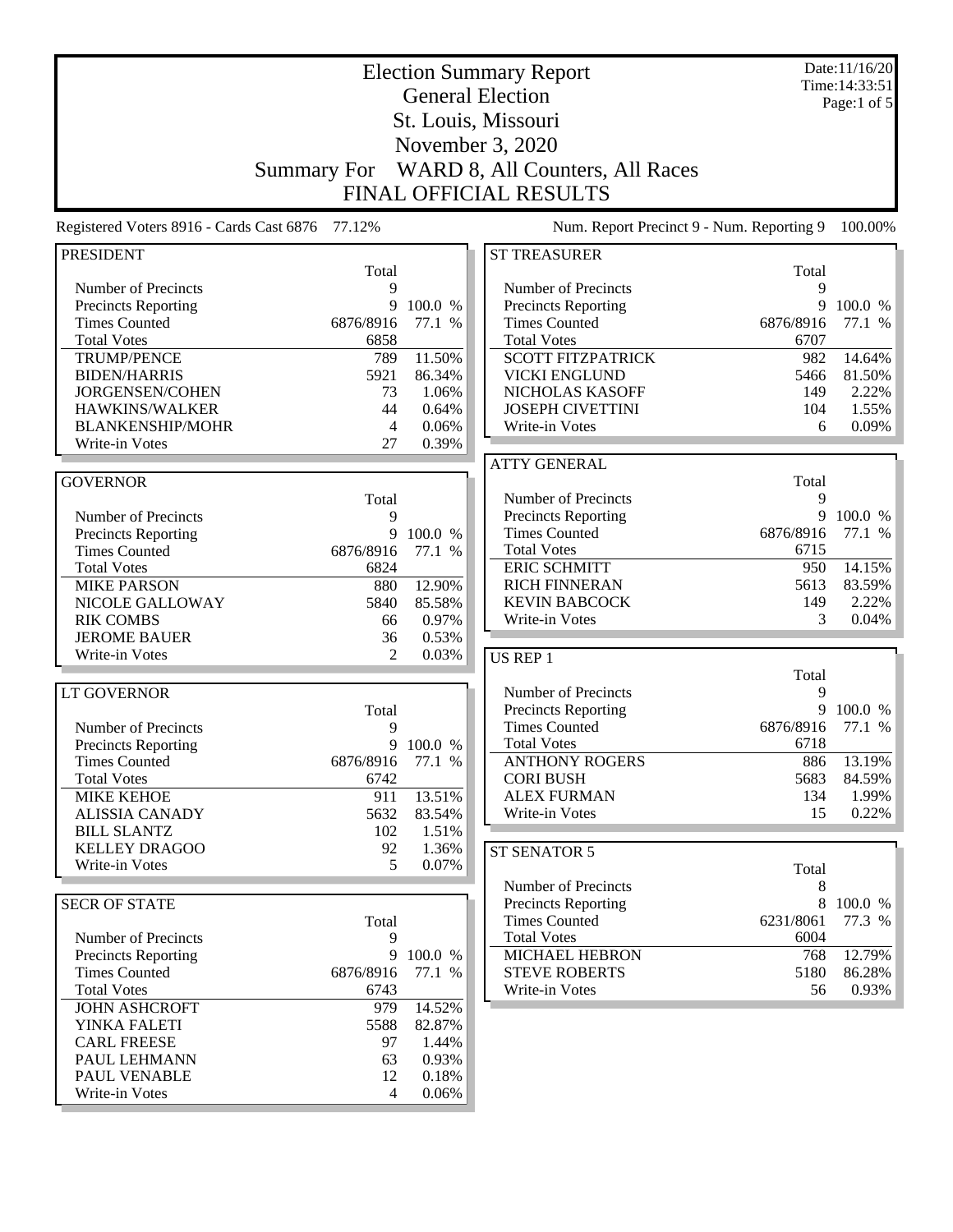# Election Summary Report

## General Election

## St. Louis, Missouri

## November 3, 2020

## Summary For WARD 8, All Counters, All Races

## FINAL OFFICIAL RESULTS

Date:11/16/20
Time:14:33:51

Registered Voters 8916 - Cards Cast 6876 77.12%

Num. Report Precinct 9 - Num. Reporting 9 100.00%

### PRESIDENT

| | Total | |
|---|---|---|
| Number of Precincts | 9 | |
| Precincts Reporting | 9 | 100.0 % |
| Times Counted | 6876/8916 | 77.1 % |
| Total Votes | 6858 | |
| TRUMP/PENCE | 789 | 11.50% |
| BIDEN/HARRIS | 5921 | 86.34% |
| JORGENSEN/COHEN | 73 | 1.06% |
| HAWKINS/WALKER | 44 | 0.64% |
| BLANKENSHIP/MOHR | 4 | 0.06% |
| Write-in Votes | 27 | 0.39% |

### GOVERNOR

| | Total | |
|---|---|---|
| Number of Precincts | 9 | |
| Precincts Reporting | 9 | 100.0 % |
| Times Counted | 6876/8916 | 77.1 % |
| Total Votes | 6824 | |
| MIKE PARSON | 880 | 12.90% |
| NICOLE GALLOWAY | 5840 | 85.58% |
| RIK COMBS | 66 | 0.97% |
| JEROME BAUER | 36 | 0.53% |
| Write-in Votes | 2 | 0.03% |

### LT GOVERNOR

| | Total | |
|---|---|---|
| Number of Precincts | 9 | |
| Precincts Reporting | 9 | 100.0 % |
| Times Counted | 6876/8916 | 77.1 % |
| Total Votes | 6742 | |
| MIKE KEHOE | 911 | 13.51% |
| ALISSIA CANADY | 5632 | 83.54% |
| BILL SLANTZ | 102 | 1.51% |
| KELLEY DRAGOO | 92 | 1.36% |
| Write-in Votes | 5 | 0.07% |

### SECR OF STATE

| | Total | |
|---|---|---|
| Number of Precincts | 9 | |
| Precincts Reporting | 9 | 100.0 % |
| Times Counted | 6876/8916 | 77.1 % |
| Total Votes | 6743 | |
| JOHN ASHCROFT | 979 | 14.52% |
| YINKA FALETI | 5588 | 82.87% |
| CARL FREESE | 97 | 1.44% |
| PAUL LEHMANN | 63 | 0.93% |
| PAUL VENABLE | 12 | 0.18% |
| Write-in Votes | 4 | 0.06% |

### ST TREASURER

| | Total | |
|---|---|---|
| Number of Precincts | 9 | |
| Precincts Reporting | 9 | 100.0 % |
| Times Counted | 6876/8916 | 77.1 % |
| Total Votes | 6707 | |
| SCOTT FITZPATRICK | 982 | 14.64% |
| VICKI ENGLUND | 5466 | 81.50% |
| NICHOLAS KASOFF | 149 | 2.22% |
| JOSEPH CIVETTINI | 104 | 1.55% |
| Write-in Votes | 6 | 0.09% |

### ATTY GENERAL

| | Total | |
|---|---|---|
| Number of Precincts | 9 | |
| Precincts Reporting | 9 | 100.0 % |
| Times Counted | 6876/8916 | 77.1 % |
| Total Votes | 6715 | |
| ERIC SCHMITT | 950 | 14.15% |
| RICH FINNERAN | 5613 | 83.59% |
| KEVIN BABCOCK | 149 | 2.22% |
| Write-in Votes | 3 | 0.04% |

### US REP 1

| | Total | |
|---|---|---|
| Number of Precincts | 9 | |
| Precincts Reporting | 9 | 100.0 % |
| Times Counted | 6876/8916 | 77.1 % |
| Total Votes | 6718 | |
| ANTHONY ROGERS | 886 | 13.19% |
| CORI BUSH | 5683 | 84.59% |
| ALEX FURMAN | 134 | 1.99% |
| Write-in Votes | 15 | 0.22% |

### ST SENATOR 5

| | Total | |
|---|---|---|
| Number of Precincts | 8 | |
| Precincts Reporting | 8 | 100.0 % |
| Times Counted | 6231/8061 | 77.3 % |
| Total Votes | 6004 | |
| MICHAEL HEBRON | 768 | 12.79% |
| STEVE ROBERTS | 5180 | 86.28% |
| Write-in Votes | 56 | 0.93% |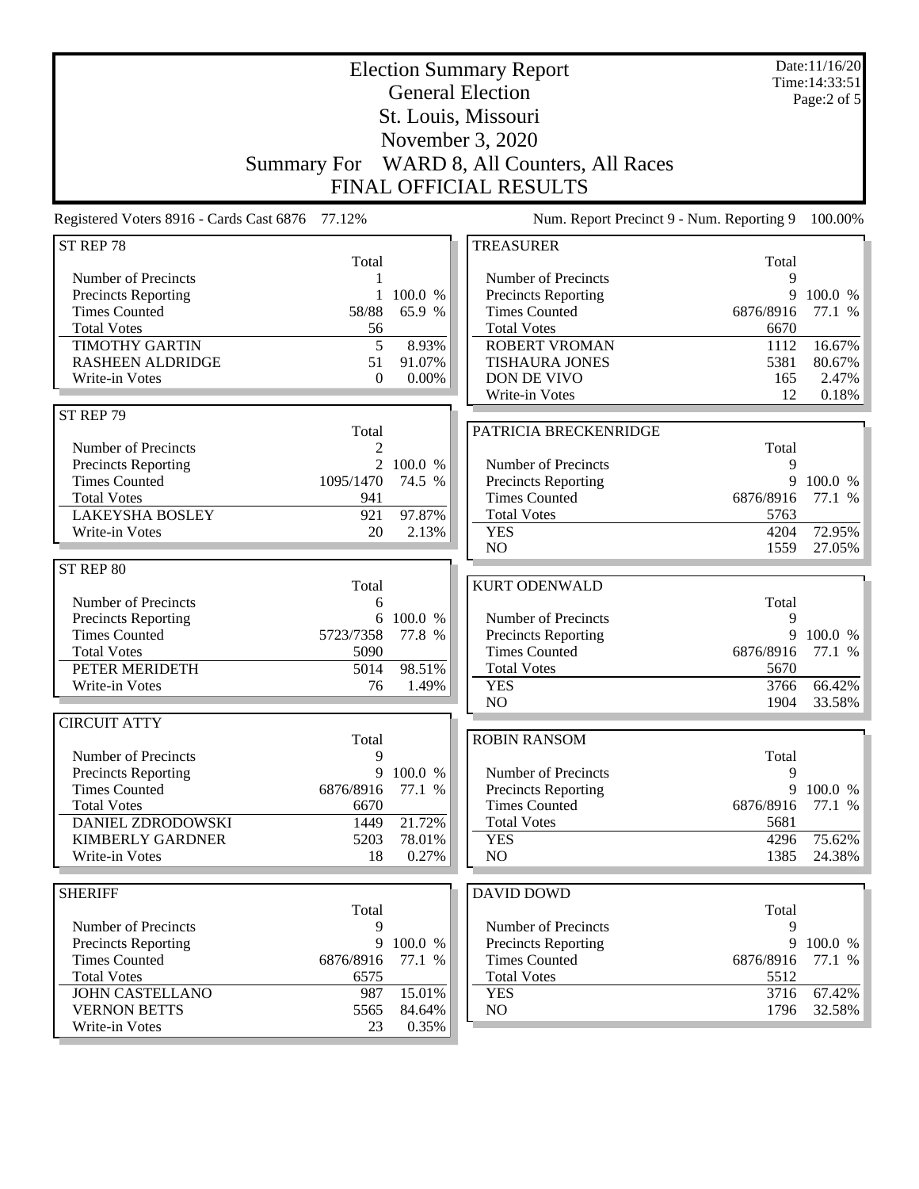# Election Summary Report

## General Election

### St. Louis, Missouri

### November 3, 2020

### Summary For WARD 8, All Counters, All Races

### FINAL OFFICIAL RESULTS

Date:11/16/20
Time:14:33:51
Page:2 of 5

Registered Voters 8916 - Cards Cast 6876 77.12%

Num. Report Precinct 9 - Num. Reporting 9 100.00%

**ST REP 78**

| | Total | |
|---|---|---|
| Number of Precincts | 1 | |
| Precincts Reporting | 1 | 100.0 % |
| Times Counted | 58/88 | 65.9 % |
| Total Votes | 56 | |
| TIMOTHY GARTIN | 5 | 8.93% |
| RASHEEN ALDRIDGE | 51 | 91.07% |
| Write-in Votes | 0 | 0.00% |

**ST REP 79**

| | Total | |
|---|---|---|
| Number of Precincts | 2 | |
| Precincts Reporting | 2 | 100.0 % |
| Times Counted | 1095/1470 | 74.5 % |
| Total Votes | 941 | |
| LAKEYSHA BOSLEY | 921 | 97.87% |
| Write-in Votes | 20 | 2.13% |

**ST REP 80**

| | Total | |
|---|---|---|
| Number of Precincts | 6 | |
| Precincts Reporting | 6 | 100.0 % |
| Times Counted | 5723/7358 | 77.8 % |
| Total Votes | 5090 | |
| PETER MERIDETH | 5014 | 98.51% |
| Write-in Votes | 76 | 1.49% |

**CIRCUIT ATTY**

| | Total | |
|---|---|---|
| Number of Precincts | 9 | |
| Precincts Reporting | 9 | 100.0 % |
| Times Counted | 6876/8916 | 77.1 % |
| Total Votes | 6670 | |
| DANIEL ZDRODOWSKI | 1449 | 21.72% |
| KIMBERLY GARDNER | 5203 | 78.01% |
| Write-in Votes | 18 | 0.27% |

**SHERIFF**

| | Total | |
|---|---|---|
| Number of Precincts | 9 | |
| Precincts Reporting | 9 | 100.0 % |
| Times Counted | 6876/8916 | 77.1 % |
| Total Votes | 6575 | |
| JOHN CASTELLANO | 987 | 15.01% |
| VERNON BETTS | 5565 | 84.64% |
| Write-in Votes | 23 | 0.35% |

**TREASURER**

| | Total | |
|---|---|---|
| Number of Precincts | 9 | |
| Precincts Reporting | 9 | 100.0 % |
| Times Counted | 6876/8916 | 77.1 % |
| Total Votes | 6670 | |
| ROBERT VROMAN | 1112 | 16.67% |
| TISHAURA JONES | 5381 | 80.67% |
| DON DE VIVO | 165 | 2.47% |
| Write-in Votes | 12 | 0.18% |

**PATRICIA BRECKENRIDGE**

| | Total | |
|---|---|---|
| Number of Precincts | 9 | |
| Precincts Reporting | 9 | 100.0 % |
| Times Counted | 6876/8916 | 77.1 % |
| Total Votes | 5763 | |
| YES | 4204 | 72.95% |
| NO | 1559 | 27.05% |

**KURT ODENWALD**

| | Total | |
|---|---|---|
| Number of Precincts | 9 | |
| Precincts Reporting | 9 | 100.0 % |
| Times Counted | 6876/8916 | 77.1 % |
| Total Votes | 5670 | |
| YES | 3766 | 66.42% |
| NO | 1904 | 33.58% |

**ROBIN RANSOM**

| | Total | |
|---|---|---|
| Number of Precincts | 9 | |
| Precincts Reporting | 9 | 100.0 % |
| Times Counted | 6876/8916 | 77.1 % |
| Total Votes | 5681 | |
| YES | 4296 | 75.62% |
| NO | 1385 | 24.38% |

**DAVID DOWD**

| | Total | |
|---|---|---|
| Number of Precincts | 9 | |
| Precincts Reporting | 9 | 100.0 % |
| Times Counted | 6876/8916 | 77.1 % |
| Total Votes | 5512 | |
| YES | 3716 | 67.42% |
| NO | 1796 | 32.58% |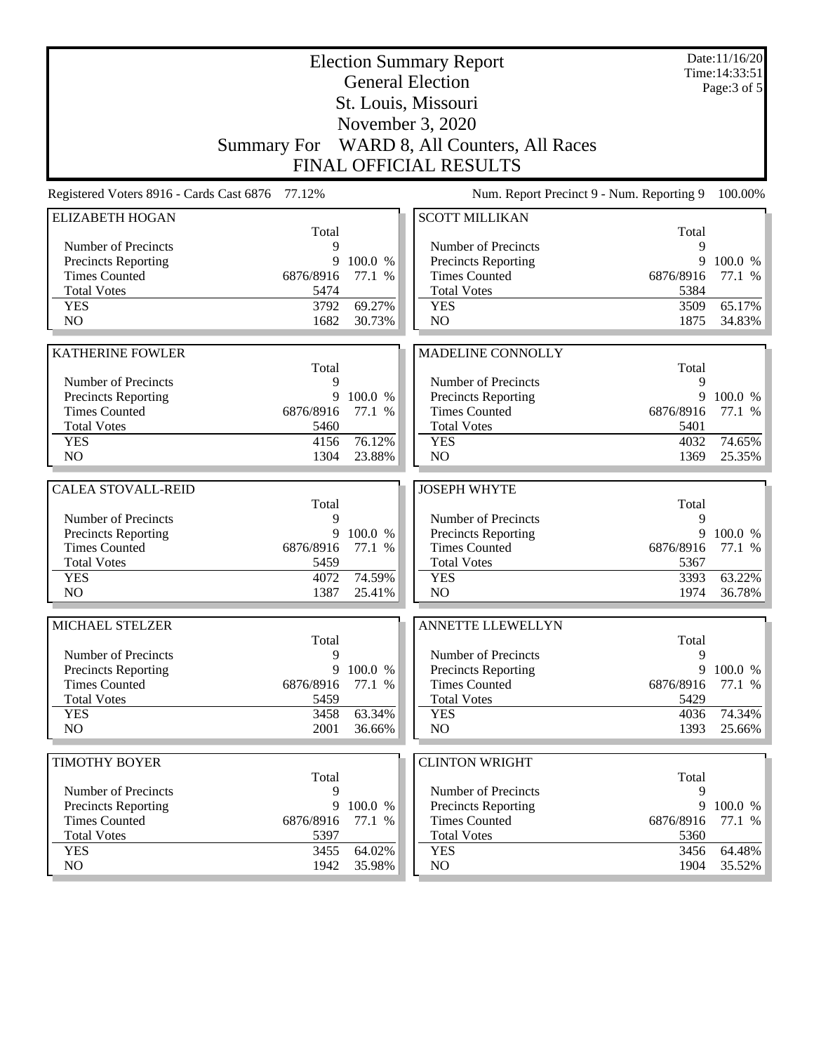# Election Summary Report

## General Election

## St. Louis, Missouri

## November 3, 2020

## Summary For WARD 8, All Counters, All Races

## FINAL OFFICIAL RESULTS

Date:11/16/20
Time:14:33:51

Registered Voters 8916 - Cards Cast 6876 77.12%

Num. Report Precinct 9 - Num. Reporting 9 100.00%

### ELIZABETH HOGAN

| | Total | |
|---|---|---|
| Number of Precincts | 9 | |
| Precincts Reporting | 9 | 100.0 % |
| Times Counted | 6876/8916 | 77.1 % |
| Total Votes | 5474 | |
| YES | 3792 | 69.27% |
| NO | 1682 | 30.73% |

### SCOTT MILLIKAN

| | Total | |
|---|---|---|
| Number of Precincts | 9 | |
| Precincts Reporting | 9 | 100.0 % |
| Times Counted | 6876/8916 | 77.1 % |
| Total Votes | 5384 | |
| YES | 3509 | 65.17% |
| NO | 1875 | 34.83% |

### KATHERINE FOWLER

| | Total | |
|---|---|---|
| Number of Precincts | 9 | |
| Precincts Reporting | 9 | 100.0 % |
| Times Counted | 6876/8916 | 77.1 % |
| Total Votes | 5460 | |
| YES | 4156 | 76.12% |
| NO | 1304 | 23.88% |

### MADELINE CONNOLLY

| | Total | |
|---|---|---|
| Number of Precincts | 9 | |
| Precincts Reporting | 9 | 100.0 % |
| Times Counted | 6876/8916 | 77.1 % |
| Total Votes | 5401 | |
| YES | 4032 | 74.65% |
| NO | 1369 | 25.35% |

### CALEA STOVALL-REID

| | Total | |
|---|---|---|
| Number of Precincts | 9 | |
| Precincts Reporting | 9 | 100.0 % |
| Times Counted | 6876/8916 | 77.1 % |
| Total Votes | 5459 | |
| YES | 4072 | 74.59% |
| NO | 1387 | 25.41% |

### JOSEPH WHYTE

| | Total | |
|---|---|---|
| Number of Precincts | 9 | |
| Precincts Reporting | 9 | 100.0 % |
| Times Counted | 6876/8916 | 77.1 % |
| Total Votes | 5367 | |
| YES | 3393 | 63.22% |
| NO | 1974 | 36.78% |

### MICHAEL STELZER

| | Total | |
|---|---|---|
| Number of Precincts | 9 | |
| Precincts Reporting | 9 | 100.0 % |
| Times Counted | 6876/8916 | 77.1 % |
| Total Votes | 5459 | |
| YES | 3458 | 63.34% |
| NO | 2001 | 36.66% |

### ANNETTE LLEWELLYN

| | Total | |
|---|---|---|
| Number of Precincts | 9 | |
| Precincts Reporting | 9 | 100.0 % |
| Times Counted | 6876/8916 | 77.1 % |
| Total Votes | 5429 | |
| YES | 4036 | 74.34% |
| NO | 1393 | 25.66% |

### TIMOTHY BOYER

| | Total | |
|---|---|---|
| Number of Precincts | 9 | |
| Precincts Reporting | 9 | 100.0 % |
| Times Counted | 6876/8916 | 77.1 % |
| Total Votes | 5397 | |
| YES | 3455 | 64.02% |
| NO | 1942 | 35.98% |

### CLINTON WRIGHT

| | Total | |
|---|---|---|
| Number of Precincts | 9 | |
| Precincts Reporting | 9 | 100.0 % |
| Times Counted | 6876/8916 | 77.1 % |
| Total Votes | 5360 | |
| YES | 3456 | 64.48% |
| NO | 1904 | 35.52% |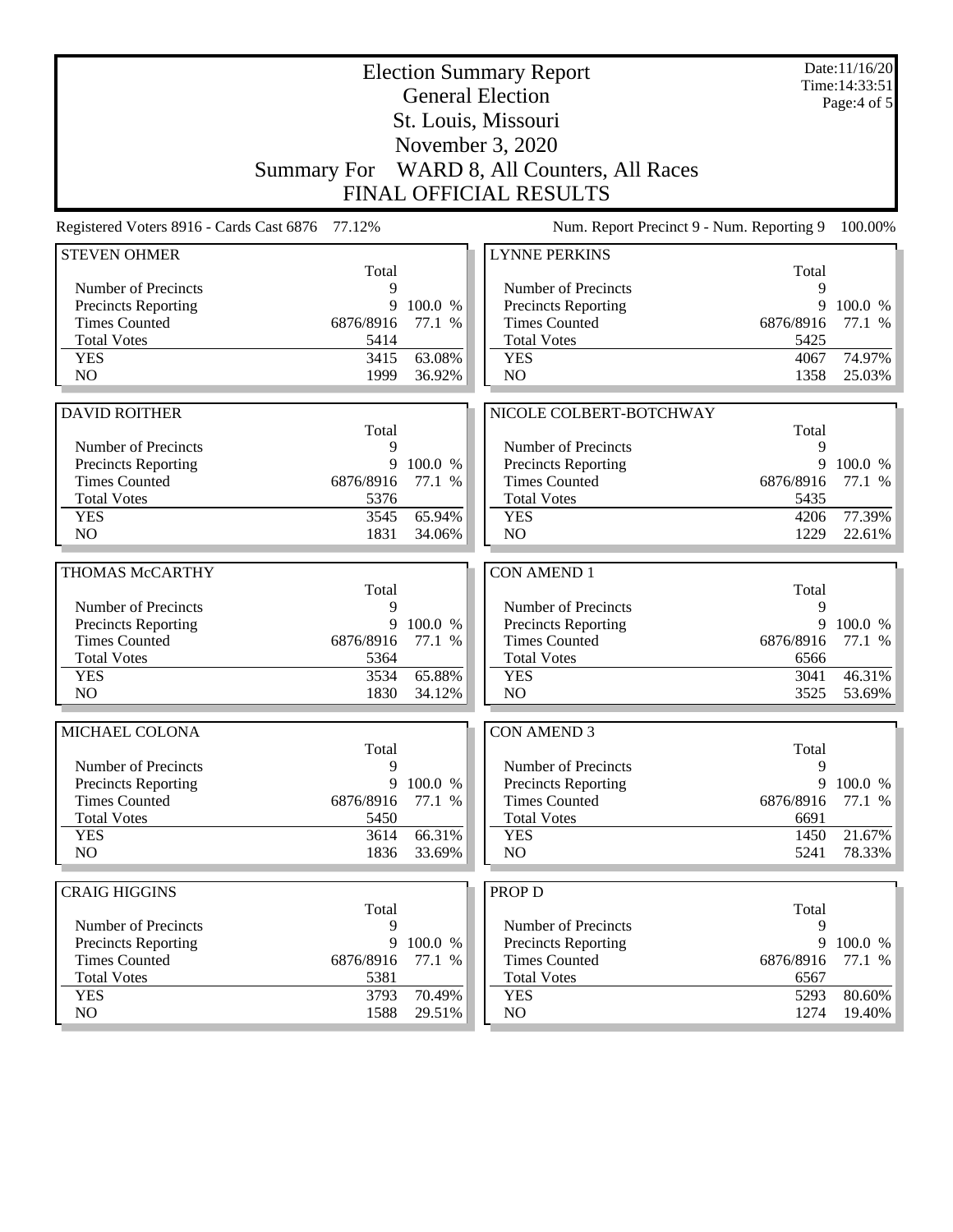# Election Summary Report

## General Election

## St. Louis, Missouri

## November 3, 2020

## Summary For WARD 8, All Counters, All Races

## FINAL OFFICIAL RESULTS

Date:11/16/20
Time:14:33:51
Page:4 of 5

Registered Voters 8916 - Cards Cast 6876 77.12%

Num. Report Precinct 9 - Num. Reporting 9 100.00%

### STEVEN OHMER

| | Total | |
|---|---|---|
| Number of Precincts | 9 | |
| Precincts Reporting | 9 | 100.0 % |
| Times Counted | 6876/8916 | 77.1 % |
| Total Votes | 5414 | |
| YES | 3415 | 63.08% |
| NO | 1999 | 36.92% |

### DAVID ROITHER

| | Total | |
|---|---|---|
| Number of Precincts | 9 | |
| Precincts Reporting | 9 | 100.0 % |
| Times Counted | 6876/8916 | 77.1 % |
| Total Votes | 5376 | |
| YES | 3545 | 65.94% |
| NO | 1831 | 34.06% |

### THOMAS McCARTHY

| | Total | |
|---|---|---|
| Number of Precincts | 9 | |
| Precincts Reporting | 9 | 100.0 % |
| Times Counted | 6876/8916 | 77.1 % |
| Total Votes | 5364 | |
| YES | 3534 | 65.88% |
| NO | 1830 | 34.12% |

### MICHAEL COLONA

| | Total | |
|---|---|---|
| Number of Precincts | 9 | |
| Precincts Reporting | 9 | 100.0 % |
| Times Counted | 6876/8916 | 77.1 % |
| Total Votes | 5450 | |
| YES | 3614 | 66.31% |
| NO | 1836 | 33.69% |

### CRAIG HIGGINS

| | Total | |
|---|---|---|
| Number of Precincts | 9 | |
| Precincts Reporting | 9 | 100.0 % |
| Times Counted | 6876/8916 | 77.1 % |
| Total Votes | 5381 | |
| YES | 3793 | 70.49% |
| NO | 1588 | 29.51% |

### LYNNE PERKINS

| | Total | |
|---|---|---|
| Number of Precincts | 9 | |
| Precincts Reporting | 9 | 100.0 % |
| Times Counted | 6876/8916 | 77.1 % |
| Total Votes | 5425 | |
| YES | 4067 | 74.97% |
| NO | 1358 | 25.03% |

### NICOLE COLBERT-BOTCHWAY

| | Total | |
|---|---|---|
| Number of Precincts | 9 | |
| Precincts Reporting | 9 | 100.0 % |
| Times Counted | 6876/8916 | 77.1 % |
| Total Votes | 5435 | |
| YES | 4206 | 77.39% |
| NO | 1229 | 22.61% |

### CON AMEND 1

| | Total | |
|---|---|---|
| Number of Precincts | 9 | |
| Precincts Reporting | 9 | 100.0 % |
| Times Counted | 6876/8916 | 77.1 % |
| Total Votes | 6566 | |
| YES | 3041 | 46.31% |
| NO | 3525 | 53.69% |

### CON AMEND 3

| | Total | |
|---|---|---|
| Number of Precincts | 9 | |
| Precincts Reporting | 9 | 100.0 % |
| Times Counted | 6876/8916 | 77.1 % |
| Total Votes | 6691 | |
| YES | 1450 | 21.67% |
| NO | 5241 | 78.33% |

### PROP D

| | Total | |
|---|---|---|
| Number of Precincts | 9 | |
| Precincts Reporting | 9 | 100.0 % |
| Times Counted | 6876/8916 | 77.1 % |
| Total Votes | 6567 | |
| YES | 5293 | 80.60% |
| NO | 1274 | 19.40% |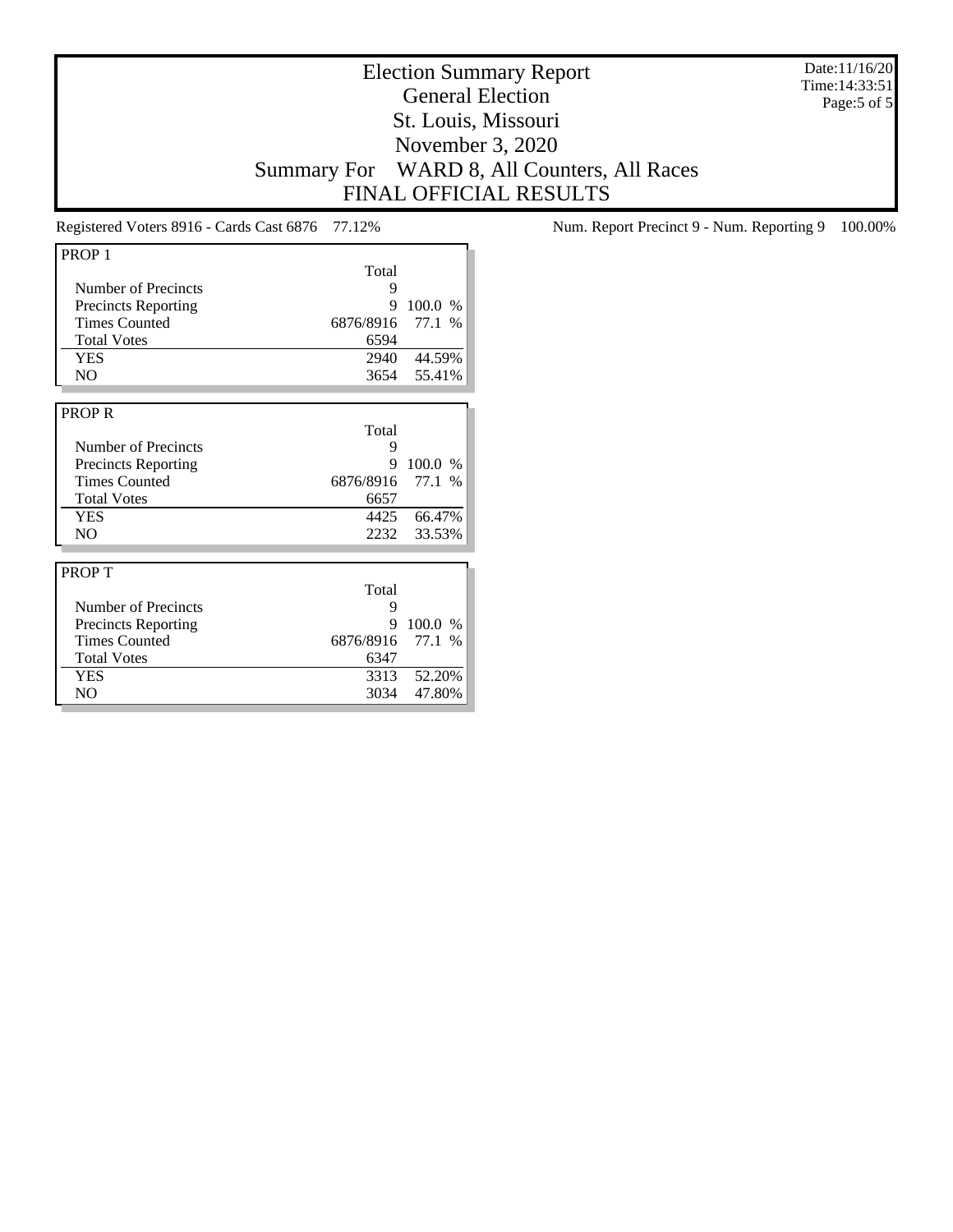# Election Summary Report

## General Election

## St. Louis, Missouri

## November 3, 2020

## Summary For WARD 8, All Counters, All Races

## FINAL OFFICIAL RESULTS

Date:11/16/20
Time:14:33:51

Registered Voters 8916 - Cards Cast 6876 77.12%

Num. Report Precinct 9 - Num. Reporting 9 100.00%

### PROP 1

| | Total | |
|---|---|---|
| Number of Precincts | 9 | |
| Precincts Reporting | 9 | 100.0 % |
| Times Counted | 6876/8916 | 77.1 % |
| Total Votes | 6594 | |
| YES | 2940 | 44.59% |
| NO | 3654 | 55.41% |

### PROP R

| | Total | |
|---|---|---|
| Number of Precincts | 9 | |
| Precincts Reporting | 9 | 100.0 % |
| Times Counted | 6876/8916 | 77.1 % |
| Total Votes | 6657 | |
| YES | 4425 | 66.47% |
| NO | 2232 | 33.53% |

### PROP T

| | Total | |
|---|---|---|
| Number of Precincts | 9 | |
| Precincts Reporting | 9 | 100.0 % |
| Times Counted | 6876/8916 | 77.1 % |
| Total Votes | 6347 | |
| YES | 3313 | 52.20% |
| NO | 3034 | 47.80% |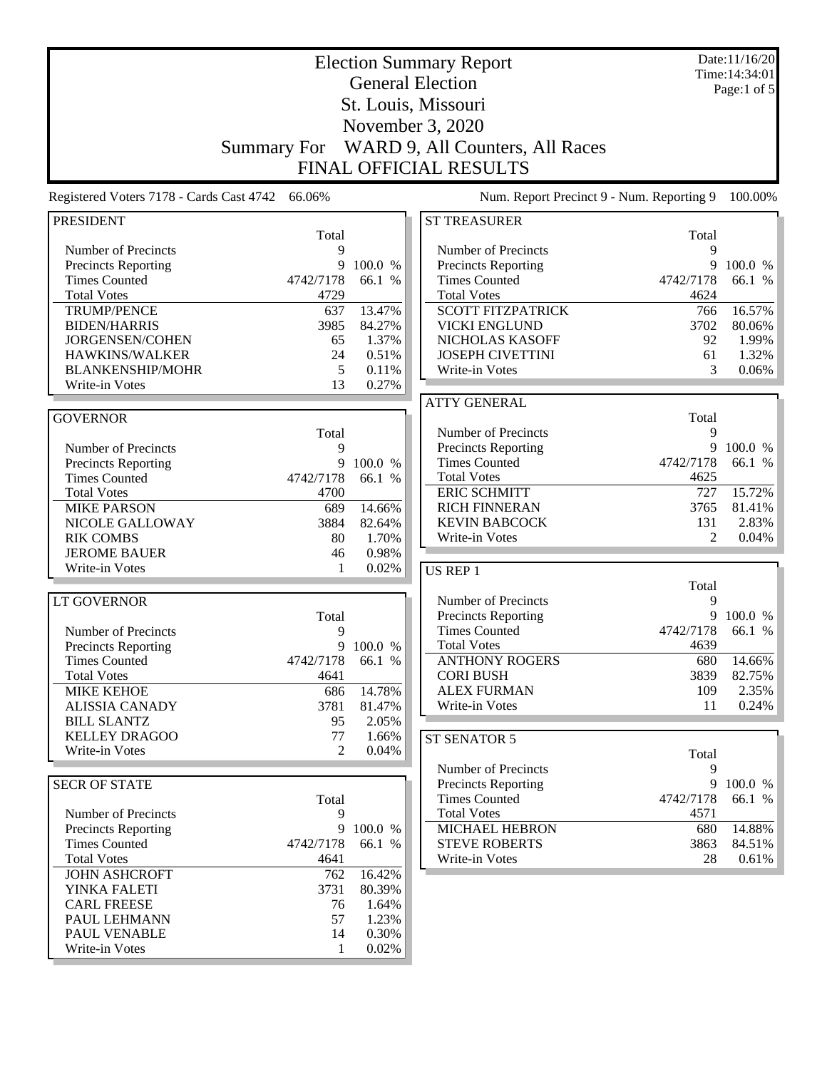# Election Summary Report

## General Election

## St. Louis, Missouri

## November 3, 2020

## Summary For WARD 9, All Counters, All Races

## FINAL OFFICIAL RESULTS

Date:11/16/20
Time:14:34:01

Registered Voters 7178 - Cards Cast 4742 66.06%

Num. Report Precinct 9 - Num. Reporting 9 100.00%

### PRESIDENT

| | Total | |
|---|---|---|
| Number of Precincts | 9 | |
| Precincts Reporting | 9 | 100.0 % |
| Times Counted | 4742/7178 | 66.1 % |
| Total Votes | 4729 | |
| TRUMP/PENCE | 637 | 13.47% |
| BIDEN/HARRIS | 3985 | 84.27% |
| JORGENSEN/COHEN | 65 | 1.37% |
| HAWKINS/WALKER | 24 | 0.51% |
| BLANKENSHIP/MOHR | 5 | 0.11% |
| Write-in Votes | 13 | 0.27% |

### GOVERNOR

| | Total | |
|---|---|---|
| Number of Precincts | 9 | |
| Precincts Reporting | 9 | 100.0 % |
| Times Counted | 4742/7178 | 66.1 % |
| Total Votes | 4700 | |
| MIKE PARSON | 689 | 14.66% |
| NICOLE GALLOWAY | 3884 | 82.64% |
| RIK COMBS | 80 | 1.70% |
| JEROME BAUER | 46 | 0.98% |
| Write-in Votes | 1 | 0.02% |

### LT GOVERNOR

| | Total | |
|---|---|---|
| Number of Precincts | 9 | |
| Precincts Reporting | 9 | 100.0 % |
| Times Counted | 4742/7178 | 66.1 % |
| Total Votes | 4641 | |
| MIKE KEHOE | 686 | 14.78% |
| ALISSIA CANADY | 3781 | 81.47% |
| BILL SLANTZ | 95 | 2.05% |
| KELLEY DRAGOO | 77 | 1.66% |
| Write-in Votes | 2 | 0.04% |

### SECR OF STATE

| | Total | |
|---|---|---|
| Number of Precincts | 9 | |
| Precincts Reporting | 9 | 100.0 % |
| Times Counted | 4742/7178 | 66.1 % |
| Total Votes | 4641 | |
| JOHN ASHCROFT | 762 | 16.42% |
| YINKA FALETI | 3731 | 80.39% |
| CARL FREESE | 76 | 1.64% |
| PAUL LEHMANN | 57 | 1.23% |
| PAUL VENABLE | 14 | 0.30% |
| Write-in Votes | 1 | 0.02% |

### ST TREASURER

| | Total | |
|---|---|---|
| Number of Precincts | 9 | |
| Precincts Reporting | 9 | 100.0 % |
| Times Counted | 4742/7178 | 66.1 % |
| Total Votes | 4624 | |
| SCOTT FITZPATRICK | 766 | 16.57% |
| VICKI ENGLUND | 3702 | 80.06% |
| NICHOLAS KASOFF | 92 | 1.99% |
| JOSEPH CIVETTINI | 61 | 1.32% |
| Write-in Votes | 3 | 0.06% |

### ATTY GENERAL

| | Total | |
|---|---|---|
| Number of Precincts | 9 | |
| Precincts Reporting | 9 | 100.0 % |
| Times Counted | 4742/7178 | 66.1 % |
| Total Votes | 4625 | |
| ERIC SCHMITT | 727 | 15.72% |
| RICH FINNERAN | 3765 | 81.41% |
| KEVIN BABCOCK | 131 | 2.83% |
| Write-in Votes | 2 | 0.04% |

### US REP 1

| | Total | |
|---|---|---|
| Number of Precincts | 9 | |
| Precincts Reporting | 9 | 100.0 % |
| Times Counted | 4742/7178 | 66.1 % |
| Total Votes | 4639 | |
| ANTHONY ROGERS | 680 | 14.66% |
| CORI BUSH | 3839 | 82.75% |
| ALEX FURMAN | 109 | 2.35% |
| Write-in Votes | 11 | 0.24% |

### ST SENATOR 5

| | Total | |
|---|---|---|
| Number of Precincts | 9 | |
| Precincts Reporting | 9 | 100.0 % |
| Times Counted | 4742/7178 | 66.1 % |
| Total Votes | 4571 | |
| MICHAEL HEBRON | 680 | 14.88% |
| STEVE ROBERTS | 3863 | 84.51% |
| Write-in Votes | 28 | 0.61% |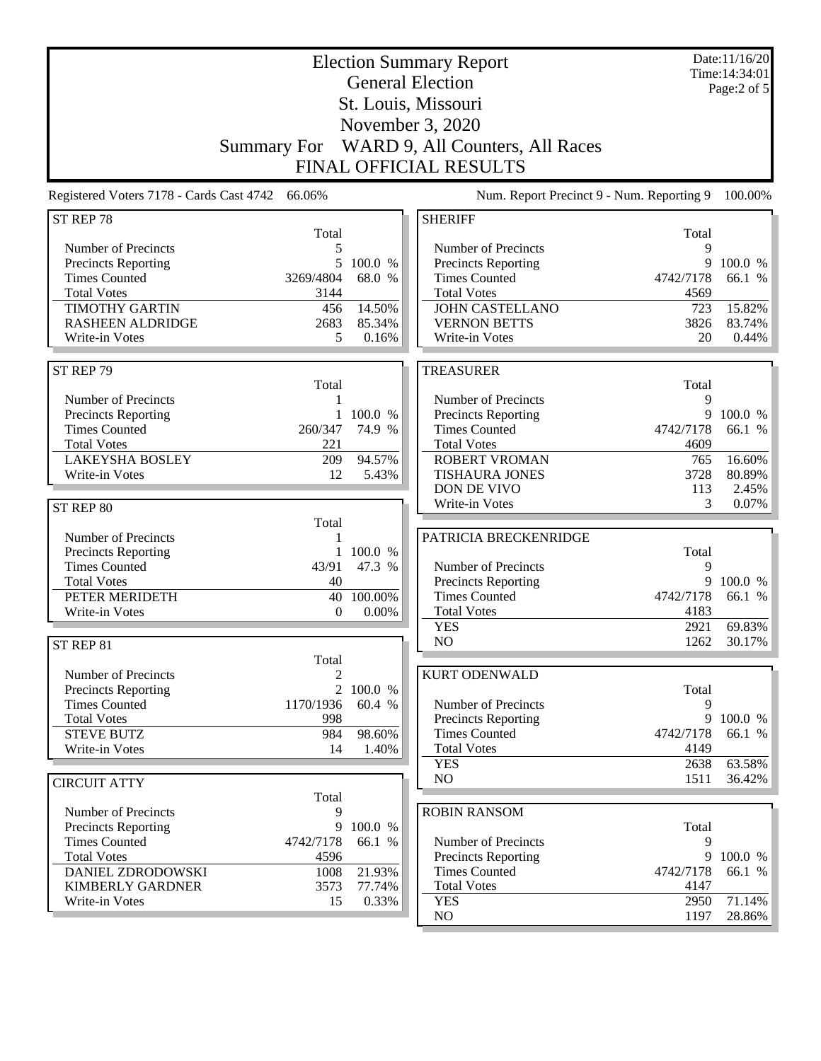# Election Summary Report

## General Election

## St. Louis, Missouri

## November 3, 2020

## Summary For WARD 9, All Counters, All Races

## FINAL OFFICIAL RESULTS

Date:11/16/20
Time:14:34:01

Registered Voters 7178 - Cards Cast 4742 66.06%

Num. Report Precinct 9 - Num. Reporting 9 100.00%

### ST REP 78

| | Total | |
|---|---|---|
| Number of Precincts | 5 | |
| Precincts Reporting | 5 | 100.0 % |
| Times Counted | 3269/4804 | 68.0 % |
| Total Votes | 3144 | |
| TIMOTHY GARTIN | 456 | 14.50% |
| RASHEEN ALDRIDGE | 2683 | 85.34% |
| Write-in Votes | 5 | 0.16% |

### ST REP 79

| | Total | |
|---|---|---|
| Number of Precincts | 1 | |
| Precincts Reporting | 1 | 100.0 % |
| Times Counted | 260/347 | 74.9 % |
| Total Votes | 221 | |
| LAKEYSHA BOSLEY | 209 | 94.57% |
| Write-in Votes | 12 | 5.43% |

### ST REP 80

| | Total | |
|---|---|---|
| Number of Precincts | 1 | |
| Precincts Reporting | 1 | 100.0 % |
| Times Counted | 43/91 | 47.3 % |
| Total Votes | 40 | |
| PETER MERIDETH | 40 | 100.00% |
| Write-in Votes | 0 | 0.00% |

### ST REP 81

| | Total | |
|---|---|---|
| Number of Precincts | 2 | |
| Precincts Reporting | 2 | 100.0 % |
| Times Counted | 1170/1936 | 60.4 % |
| Total Votes | 998 | |
| STEVE BUTZ | 984 | 98.60% |
| Write-in Votes | 14 | 1.40% |

### CIRCUIT ATTY

| | Total | |
|---|---|---|
| Number of Precincts | 9 | |
| Precincts Reporting | 9 | 100.0 % |
| Times Counted | 4742/7178 | 66.1 % |
| Total Votes | 4596 | |
| DANIEL ZDRODOWSKI | 1008 | 21.93% |
| KIMBERLY GARDNER | 3573 | 77.74% |
| Write-in Votes | 15 | 0.33% |

### SHERIFF

| | Total | |
|---|---|---|
| Number of Precincts | 9 | |
| Precincts Reporting | 9 | 100.0 % |
| Times Counted | 4742/7178 | 66.1 % |
| Total Votes | 4569 | |
| JOHN CASTELLANO | 723 | 15.82% |
| VERNON BETTS | 3826 | 83.74% |
| Write-in Votes | 20 | 0.44% |

### TREASURER

| | Total | |
|---|---|---|
| Number of Precincts | 9 | |
| Precincts Reporting | 9 | 100.0 % |
| Times Counted | 4742/7178 | 66.1 % |
| Total Votes | 4609 | |
| ROBERT VROMAN | 765 | 16.60% |
| TISHAURA JONES | 3728 | 80.89% |
| DON DE VIVO | 113 | 2.45% |
| Write-in Votes | 3 | 0.07% |

### PATRICIA BRECKENRIDGE

| | Total | |
|---|---|---|
| Number of Precincts | 9 | |
| Precincts Reporting | 9 | 100.0 % |
| Times Counted | 4742/7178 | 66.1 % |
| Total Votes | 4183 | |
| YES | 2921 | 69.83% |
| NO | 1262 | 30.17% |

### KURT ODENWALD

| | Total | |
|---|---|---|
| Number of Precincts | 9 | |
| Precincts Reporting | 9 | 100.0 % |
| Times Counted | 4742/7178 | 66.1 % |
| Total Votes | 4149 | |
| YES | 2638 | 63.58% |
| NO | 1511 | 36.42% |

### ROBIN RANSOM

| | Total | |
|---|---|---|
| Number of Precincts | 9 | |
| Precincts Reporting | 9 | 100.0 % |
| Times Counted | 4742/7178 | 66.1 % |
| Total Votes | 4147 | |
| YES | 2950 | 71.14% |
| NO | 1197 | 28.86% |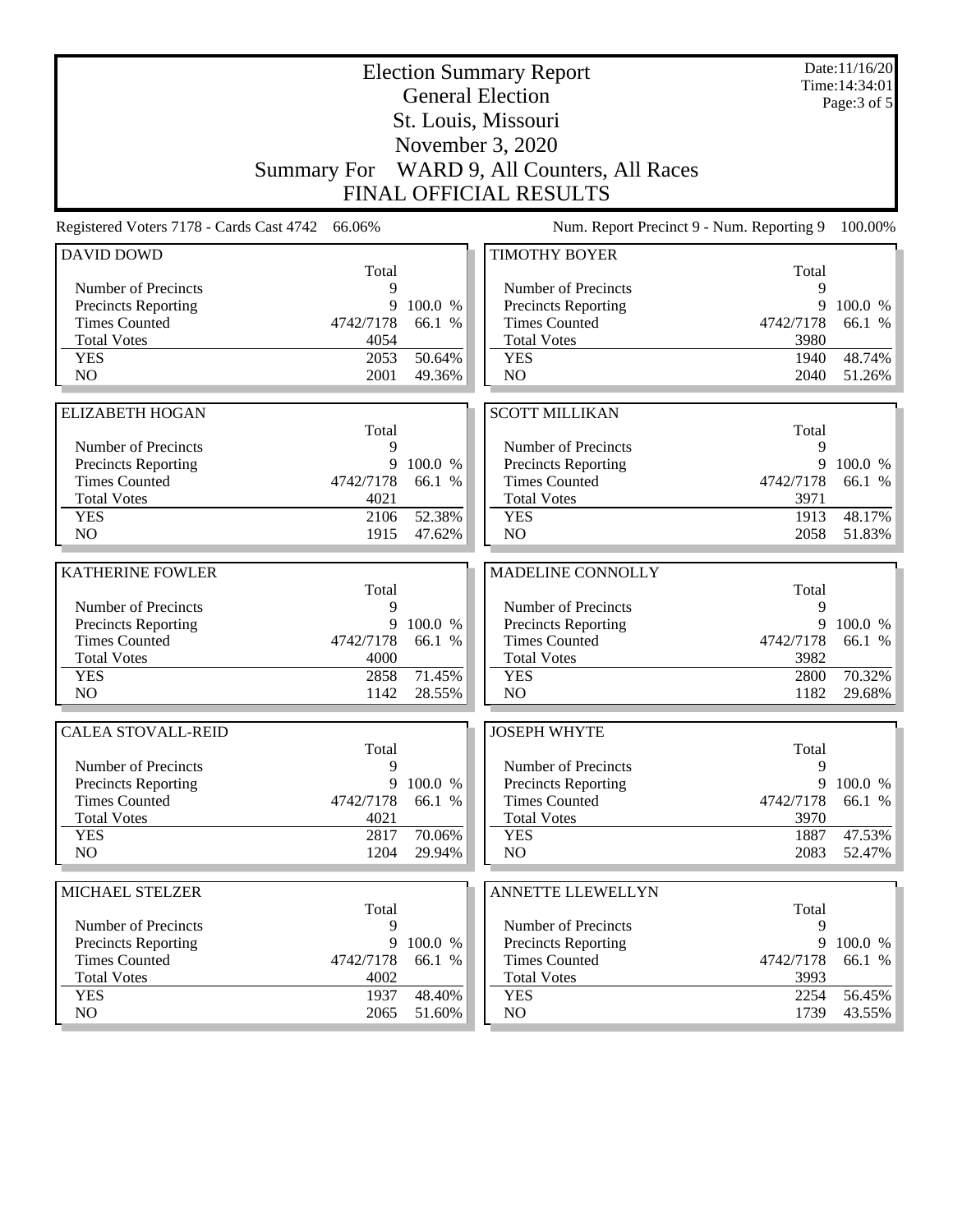# Election Summary Report

## General Election

## St. Louis, Missouri

## November 3, 2020

## Summary For WARD 9, All Counters, All Races

## FINAL OFFICIAL RESULTS

Date:11/16/20
Time:14:34:01

Registered Voters 7178 - Cards Cast 4742 66.06%

Num. Report Precinct 9 - Num. Reporting 9 100.00%

| DAVID DOWD | Total | |
|---|---|---|
| Number of Precincts | 9 | |
| Precincts Reporting | 9 | 100.0 % |
| Times Counted | 4742/7178 | 66.1 % |
| Total Votes | 4054 | |
| YES | 2053 | 50.64% |
| NO | 2001 | 49.36% |

| TIMOTHY BOYER | Total | |
|---|---|---|
| Number of Precincts | 9 | |
| Precincts Reporting | 9 | 100.0 % |
| Times Counted | 4742/7178 | 66.1 % |
| Total Votes | 3980 | |
| YES | 1940 | 48.74% |
| NO | 2040 | 51.26% |

| ELIZABETH HOGAN | Total | |
|---|---|---|
| Number of Precincts | 9 | |
| Precincts Reporting | 9 | 100.0 % |
| Times Counted | 4742/7178 | 66.1 % |
| Total Votes | 4021 | |
| YES | 2106 | 52.38% |
| NO | 1915 | 47.62% |

| SCOTT MILLIKAN | Total | |
|---|---|---|
| Number of Precincts | 9 | |
| Precincts Reporting | 9 | 100.0 % |
| Times Counted | 4742/7178 | 66.1 % |
| Total Votes | 3971 | |
| YES | 1913 | 48.17% |
| NO | 2058 | 51.83% |

| KATHERINE FOWLER | Total | |
|---|---|---|
| Number of Precincts | 9 | |
| Precincts Reporting | 9 | 100.0 % |
| Times Counted | 4742/7178 | 66.1 % |
| Total Votes | 4000 | |
| YES | 2858 | 71.45% |
| NO | 1142 | 28.55% |

| MADELINE CONNOLLY | Total | |
|---|---|---|
| Number of Precincts | 9 | |
| Precincts Reporting | 9 | 100.0 % |
| Times Counted | 4742/7178 | 66.1 % |
| Total Votes | 3982 | |
| YES | 2800 | 70.32% |
| NO | 1182 | 29.68% |

| CALEA STOVALL-REID | Total | |
|---|---|---|
| Number of Precincts | 9 | |
| Precincts Reporting | 9 | 100.0 % |
| Times Counted | 4742/7178 | 66.1 % |
| Total Votes | 4021 | |
| YES | 2817 | 70.06% |
| NO | 1204 | 29.94% |

| JOSEPH WHYTE | Total | |
|---|---|---|
| Number of Precincts | 9 | |
| Precincts Reporting | 9 | 100.0 % |
| Times Counted | 4742/7178 | 66.1 % |
| Total Votes | 3970 | |
| YES | 1887 | 47.53% |
| NO | 2083 | 52.47% |

| MICHAEL STELZER | Total | |
|---|---|---|
| Number of Precincts | 9 | |
| Precincts Reporting | 9 | 100.0 % |
| Times Counted | 4742/7178 | 66.1 % |
| Total Votes | 4002 | |
| YES | 1937 | 48.40% |
| NO | 2065 | 51.60% |

| ANNETTE LLEWELLYN | Total | |
|---|---|---|
| Number of Precincts | 9 | |
| Precincts Reporting | 9 | 100.0 % |
| Times Counted | 4742/7178 | 66.1 % |
| Total Votes | 3993 | |
| YES | 2254 | 56.45% |
| NO | 1739 | 43.55% |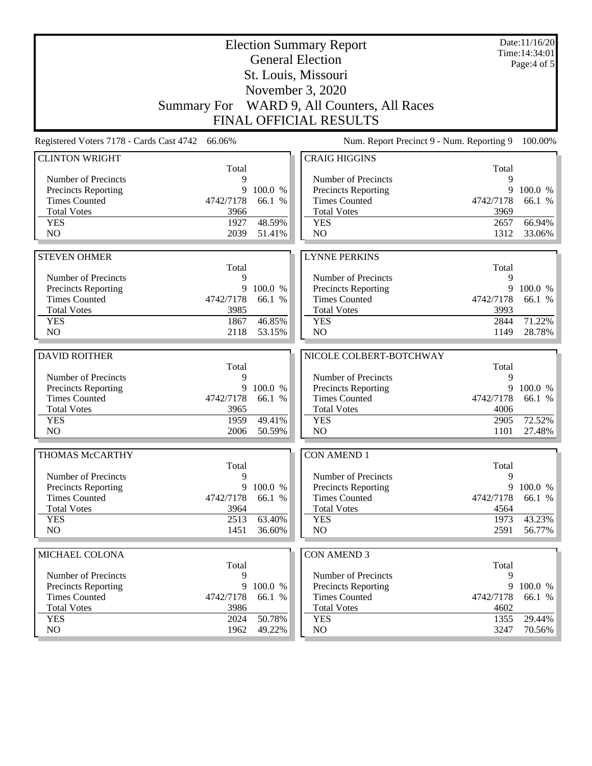# Election Summary Report

General Election

St. Louis, Missouri

November 3, 2020

Summary For WARD 9, All Counters, All Races

FINAL OFFICIAL RESULTS

Date:11/16/20
Time:14:34:01

Registered Voters 7178 - Cards Cast 4742 66.06%

Num. Report Precinct 9 - Num. Reporting 9 100.00%

| CLINTON WRIGHT | Total | |
|---|---|---|
| Number of Precincts | 9 | |
| Precincts Reporting | 9 | 100.0 % |
| Times Counted | 4742/7178 | 66.1 % |
| Total Votes | 3966 | |
| YES | 1927 | 48.59% |
| NO | 2039 | 51.41% |

| CRAIG HIGGINS | Total | |
|---|---|---|
| Number of Precincts | 9 | |
| Precincts Reporting | 9 | 100.0 % |
| Times Counted | 4742/7178 | 66.1 % |
| Total Votes | 3969 | |
| YES | 2657 | 66.94% |
| NO | 1312 | 33.06% |

| STEVEN OHMER | Total | |
|---|---|---|
| Number of Precincts | 9 | |
| Precincts Reporting | 9 | 100.0 % |
| Times Counted | 4742/7178 | 66.1 % |
| Total Votes | 3985 | |
| YES | 1867 | 46.85% |
| NO | 2118 | 53.15% |

| LYNNE PERKINS | Total | |
|---|---|---|
| Number of Precincts | 9 | |
| Precincts Reporting | 9 | 100.0 % |
| Times Counted | 4742/7178 | 66.1 % |
| Total Votes | 3993 | |
| YES | 2844 | 71.22% |
| NO | 1149 | 28.78% |

| DAVID ROITHER | Total | |
|---|---|---|
| Number of Precincts | 9 | |
| Precincts Reporting | 9 | 100.0 % |
| Times Counted | 4742/7178 | 66.1 % |
| Total Votes | 3965 | |
| YES | 1959 | 49.41% |
| NO | 2006 | 50.59% |

| NICOLE COLBERT-BOTCHWAY | Total | |
|---|---|---|
| Number of Precincts | 9 | |
| Precincts Reporting | 9 | 100.0 % |
| Times Counted | 4742/7178 | 66.1 % |
| Total Votes | 4006 | |
| YES | 2905 | 72.52% |
| NO | 1101 | 27.48% |

| THOMAS McCARTHY | Total | |
|---|---|---|
| Number of Precincts | 9 | |
| Precincts Reporting | 9 | 100.0 % |
| Times Counted | 4742/7178 | 66.1 % |
| Total Votes | 3964 | |
| YES | 2513 | 63.40% |
| NO | 1451 | 36.60% |

| CON AMEND 1 | Total | |
|---|---|---|
| Number of Precincts | 9 | |
| Precincts Reporting | 9 | 100.0 % |
| Times Counted | 4742/7178 | 66.1 % |
| Total Votes | 4564 | |
| YES | 1973 | 43.23% |
| NO | 2591 | 56.77% |

| MICHAEL COLONA | Total | |
|---|---|---|
| Number of Precincts | 9 | |
| Precincts Reporting | 9 | 100.0 % |
| Times Counted | 4742/7178 | 66.1 % |
| Total Votes | 3986 | |
| YES | 2024 | 50.78% |
| NO | 1962 | 49.22% |

| CON AMEND 3 | Total | |
|---|---|---|
| Number of Precincts | 9 | |
| Precincts Reporting | 9 | 100.0 % |
| Times Counted | 4742/7178 | 66.1 % |
| Total Votes | 4602 | |
| YES | 1355 | 29.44% |
| NO | 3247 | 70.56% |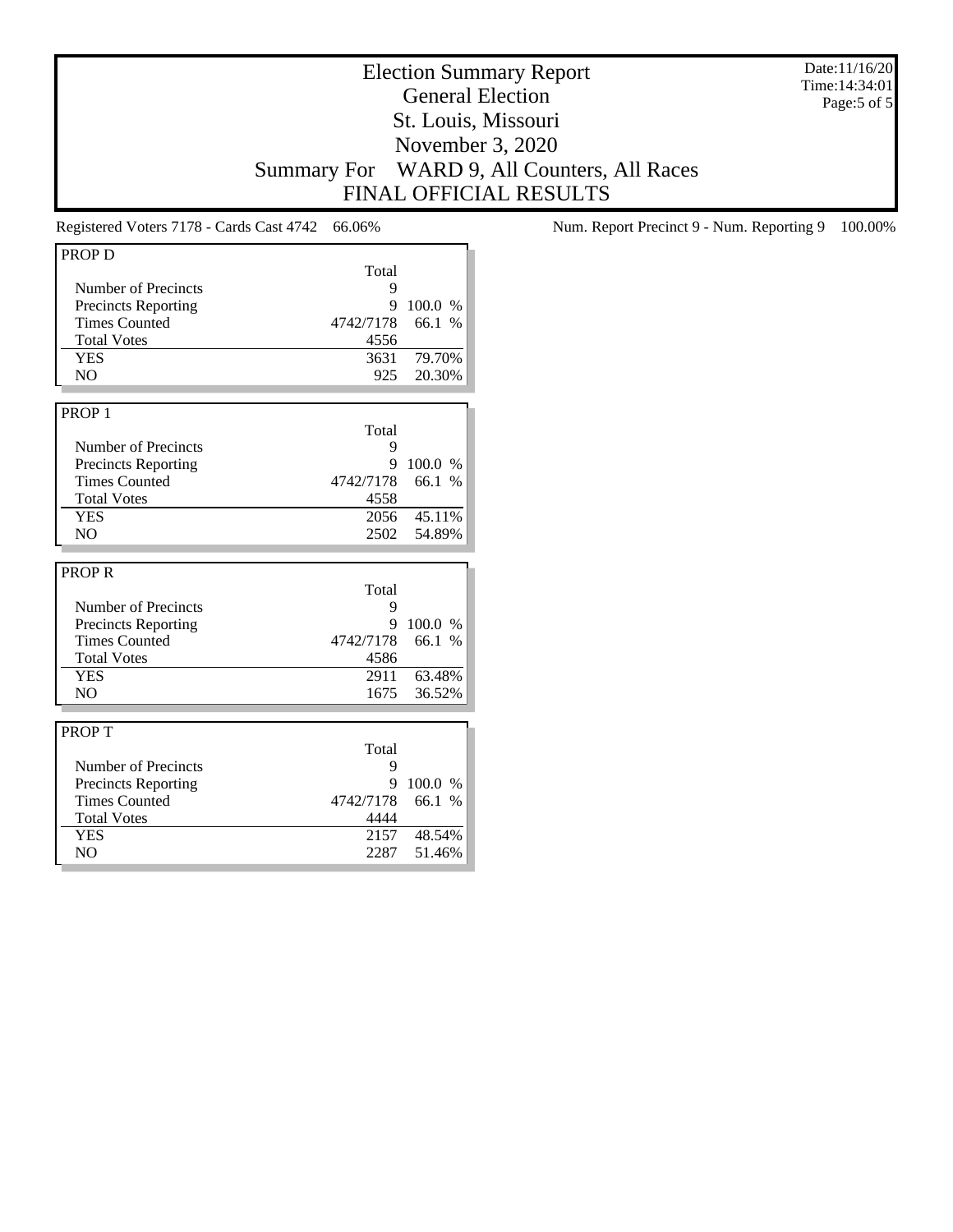# Election Summary Report
## General Election
## St. Louis, Missouri
## November 3, 2020
## Summary For WARD 9, All Counters, All Races
## FINAL OFFICIAL RESULTS

Date:11/16/20
Time:14:34:01

Registered Voters 7178 - Cards Cast 4742 66.06%

Num. Report Precinct 9 - Num. Reporting 9 100.00%

### PROP D

| | Total | |
|---|---|---|
| Number of Precincts | 9 | |
| Precincts Reporting | 9 | 100.0 % |
| Times Counted | 4742/7178 | 66.1 % |
| Total Votes | 4556 | |
| YES | 3631 | 79.70% |
| NO | 925 | 20.30% |

### PROP 1

| | Total | |
|---|---|---|
| Number of Precincts | 9 | |
| Precincts Reporting | 9 | 100.0 % |
| Times Counted | 4742/7178 | 66.1 % |
| Total Votes | 4558 | |
| YES | 2056 | 45.11% |
| NO | 2502 | 54.89% |

### PROP R

| | Total | |
|---|---|---|
| Number of Precincts | 9 | |
| Precincts Reporting | 9 | 100.0 % |
| Times Counted | 4742/7178 | 66.1 % |
| Total Votes | 4586 | |
| YES | 2911 | 63.48% |
| NO | 1675 | 36.52% |

### PROP T

| | Total | |
|---|---|---|
| Number of Precincts | 9 | |
| Precincts Reporting | 9 | 100.0 % |
| Times Counted | 4742/7178 | 66.1 % |
| Total Votes | 4444 | |
| YES | 2157 | 48.54% |
| NO | 2287 | 51.46% |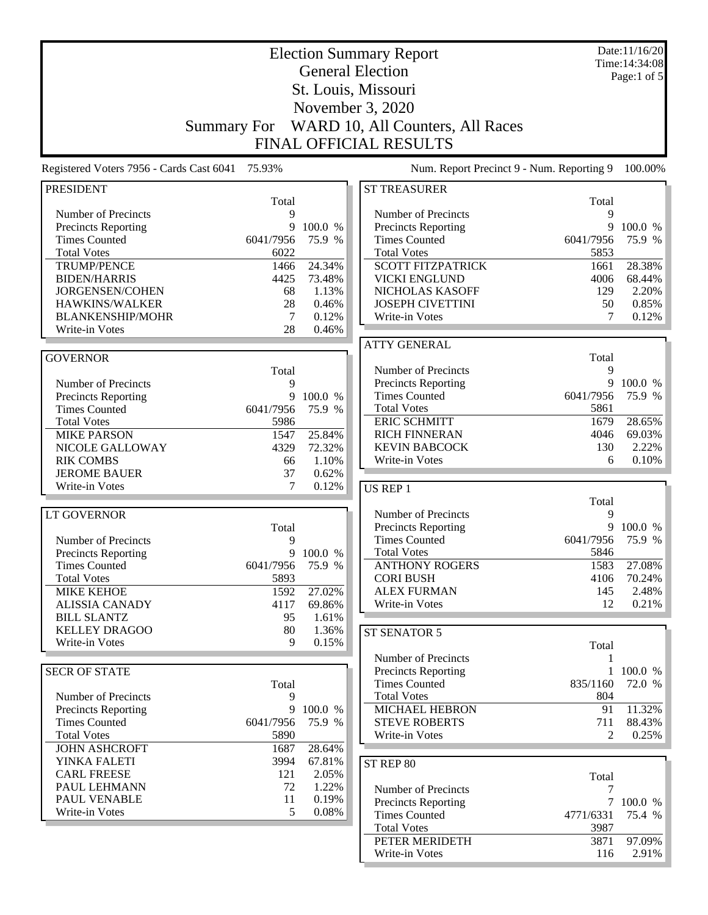# Election Summary Report

## General Election

## St. Louis, Missouri

## November 3, 2020

## Summary For WARD 10, All Counters, All Races

## FINAL OFFICIAL RESULTS

Date:11/16/20
Time:14:34:08

Registered Voters 7956 - Cards Cast 6041 75.93%

Num. Report Precinct 9 - Num. Reporting 9 100.00%

### PRESIDENT

| | Total | |
|---|---|---|
| Number of Precincts | 9 | |
| Precincts Reporting | 9 | 100.0 % |
| Times Counted | 6041/7956 | 75.9 % |
| Total Votes | 6022 | |
| TRUMP/PENCE | 1466 | 24.34% |
| BIDEN/HARRIS | 4425 | 73.48% |
| JORGENSEN/COHEN | 68 | 1.13% |
| HAWKINS/WALKER | 28 | 0.46% |
| BLANKENSHIP/MOHR | 7 | 0.12% |
| Write-in Votes | 28 | 0.46% |

### GOVERNOR

| | Total | |
|---|---|---|
| Number of Precincts | 9 | |
| Precincts Reporting | 9 | 100.0 % |
| Times Counted | 6041/7956 | 75.9 % |
| Total Votes | 5986 | |
| MIKE PARSON | 1547 | 25.84% |
| NICOLE GALLOWAY | 4329 | 72.32% |
| RIK COMBS | 66 | 1.10% |
| JEROME BAUER | 37 | 0.62% |
| Write-in Votes | 7 | 0.12% |

### LT GOVERNOR

| | Total | |
|---|---|---|
| Number of Precincts | 9 | |
| Precincts Reporting | 9 | 100.0 % |
| Times Counted | 6041/7956 | 75.9 % |
| Total Votes | 5893 | |
| MIKE KEHOE | 1592 | 27.02% |
| ALISSIA CANADY | 4117 | 69.86% |
| BILL SLANTZ | 95 | 1.61% |
| KELLEY DRAGOO | 80 | 1.36% |
| Write-in Votes | 9 | 0.15% |

### SECR OF STATE

| | Total | |
|---|---|---|
| Number of Precincts | 9 | |
| Precincts Reporting | 9 | 100.0 % |
| Times Counted | 6041/7956 | 75.9 % |
| Total Votes | 5890 | |
| JOHN ASHCROFT | 1687 | 28.64% |
| YINKA FALETI | 3994 | 67.81% |
| CARL FREESE | 121 | 2.05% |
| PAUL LEHMANN | 72 | 1.22% |
| PAUL VENABLE | 11 | 0.19% |
| Write-in Votes | 5 | 0.08% |

### ST TREASURER

| | Total | |
|---|---|---|
| Number of Precincts | 9 | |
| Precincts Reporting | 9 | 100.0 % |
| Times Counted | 6041/7956 | 75.9 % |
| Total Votes | 5853 | |
| SCOTT FITZPATRICK | 1661 | 28.38% |
| VICKI ENGLUND | 4006 | 68.44% |
| NICHOLAS KASOFF | 129 | 2.20% |
| JOSEPH CIVETTINI | 50 | 0.85% |
| Write-in Votes | 7 | 0.12% |

### ATTY GENERAL

| | Total | |
|---|---|---|
| Number of Precincts | 9 | |
| Precincts Reporting | 9 | 100.0 % |
| Times Counted | 6041/7956 | 75.9 % |
| Total Votes | 5861 | |
| ERIC SCHMITT | 1679 | 28.65% |
| RICH FINNERAN | 4046 | 69.03% |
| KEVIN BABCOCK | 130 | 2.22% |
| Write-in Votes | 6 | 0.10% |

### US REP 1

| | Total | |
|---|---|---|
| Number of Precincts | 9 | |
| Precincts Reporting | 9 | 100.0 % |
| Times Counted | 6041/7956 | 75.9 % |
| Total Votes | 5846 | |
| ANTHONY ROGERS | 1583 | 27.08% |
| CORI BUSH | 4106 | 70.24% |
| ALEX FURMAN | 145 | 2.48% |
| Write-in Votes | 12 | 0.21% |

### ST SENATOR 5

| | Total | |
|---|---|---|
| Number of Precincts | 1 | |
| Precincts Reporting | 1 | 100.0 % |
| Times Counted | 835/1160 | 72.0 % |
| Total Votes | 804 | |
| MICHAEL HEBRON | 91 | 11.32% |
| STEVE ROBERTS | 711 | 88.43% |
| Write-in Votes | 2 | 0.25% |

### ST REP 80

| | Total | |
|---|---|---|
| Number of Precincts | 7 | |
| Precincts Reporting | 7 | 100.0 % |
| Times Counted | 4771/6331 | 75.4 % |
| Total Votes | 3987 | |
| PETER MERIDETH | 3871 | 97.09% |
| Write-in Votes | 116 | 2.91% |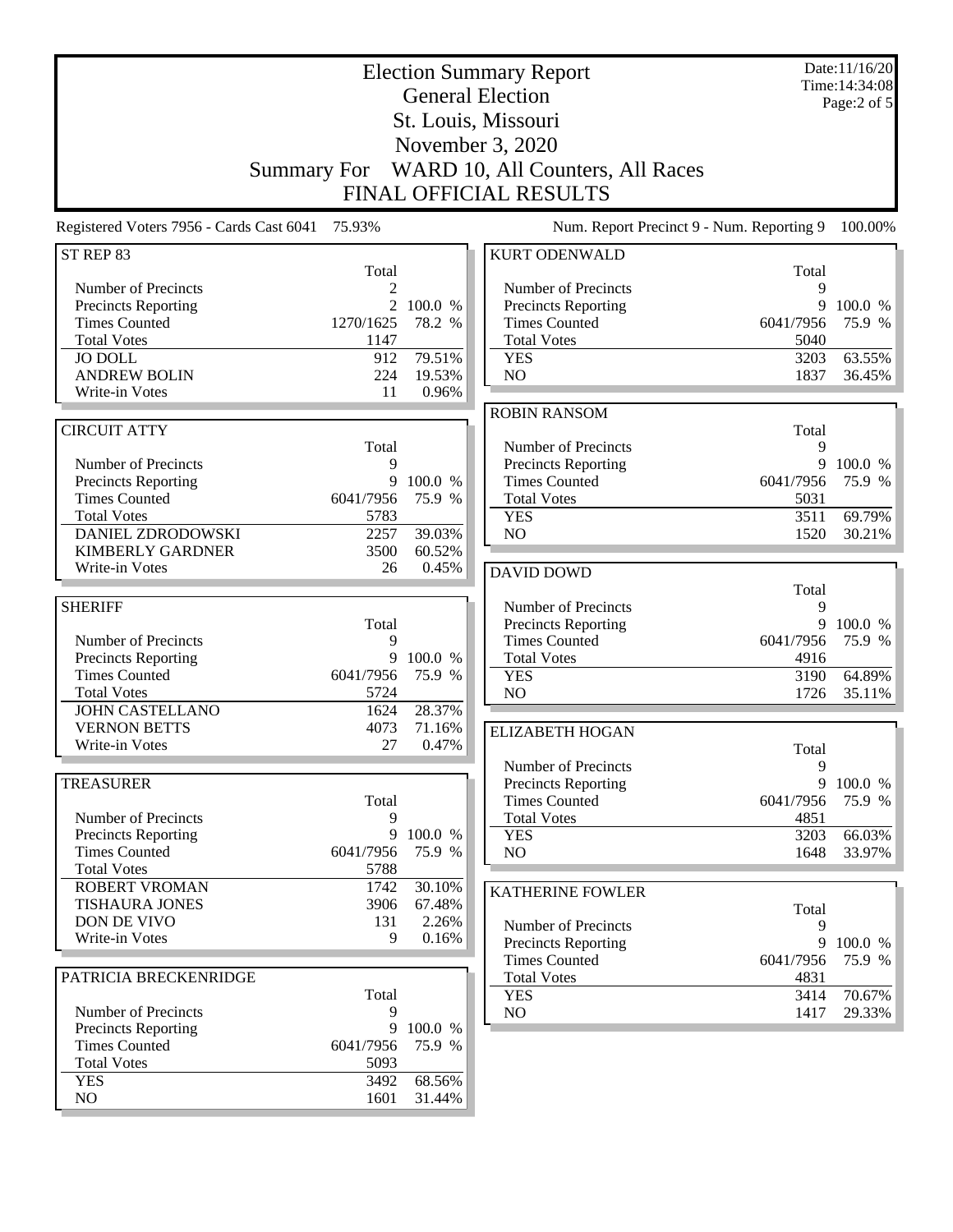# Election Summary Report

## General Election

## St. Louis, Missouri

## November 3, 2020

## Summary For WARD 10, All Counters, All Races

## FINAL OFFICIAL RESULTS

Date:11/16/20
Time:14:34:08

Registered Voters 7956 - Cards Cast 6041 75.93%

Num. Report Precinct 9 - Num. Reporting 9 100.00%

### ST REP 83

| | Total | |
|---|---|---|
| Number of Precincts | 2 | |
| Precincts Reporting | 2 | 100.0 % |
| Times Counted | 1270/1625 | 78.2 % |
| Total Votes | 1147 | |
| JO DOLL | 912 | 79.51% |
| ANDREW BOLIN | 224 | 19.53% |
| Write-in Votes | 11 | 0.96% |

### CIRCUIT ATTY

| | Total | |
|---|---|---|
| Number of Precincts | 9 | |
| Precincts Reporting | 9 | 100.0 % |
| Times Counted | 6041/7956 | 75.9 % |
| Total Votes | 5783 | |
| DANIEL ZDRODOWSKI | 2257 | 39.03% |
| KIMBERLY GARDNER | 3500 | 60.52% |
| Write-in Votes | 26 | 0.45% |

### SHERIFF

| | Total | |
|---|---|---|
| Number of Precincts | 9 | |
| Precincts Reporting | 9 | 100.0 % |
| Times Counted | 6041/7956 | 75.9 % |
| Total Votes | 5724 | |
| JOHN CASTELLANO | 1624 | 28.37% |
| VERNON BETTS | 4073 | 71.16% |
| Write-in Votes | 27 | 0.47% |

### TREASURER

| | Total | |
|---|---|---|
| Number of Precincts | 9 | |
| Precincts Reporting | 9 | 100.0 % |
| Times Counted | 6041/7956 | 75.9 % |
| Total Votes | 5788 | |
| ROBERT VROMAN | 1742 | 30.10% |
| TISHAURA JONES | 3906 | 67.48% |
| DON DE VIVO | 131 | 2.26% |
| Write-in Votes | 9 | 0.16% |

### PATRICIA BRECKENRIDGE

| | Total | |
|---|---|---|
| Number of Precincts | 9 | |
| Precincts Reporting | 9 | 100.0 % |
| Times Counted | 6041/7956 | 75.9 % |
| Total Votes | 5093 | |
| YES | 3492 | 68.56% |
| NO | 1601 | 31.44% |

### KURT ODENWALD

| | Total | |
|---|---|---|
| Number of Precincts | 9 | |
| Precincts Reporting | 9 | 100.0 % |
| Times Counted | 6041/7956 | 75.9 % |
| Total Votes | 5040 | |
| YES | 3203 | 63.55% |
| NO | 1837 | 36.45% |

### ROBIN RANSOM

| | Total | |
|---|---|---|
| Number of Precincts | 9 | |
| Precincts Reporting | 9 | 100.0 % |
| Times Counted | 6041/7956 | 75.9 % |
| Total Votes | 5031 | |
| YES | 3511 | 69.79% |
| NO | 1520 | 30.21% |

### DAVID DOWD

| | Total | |
|---|---|---|
| Number of Precincts | 9 | |
| Precincts Reporting | 9 | 100.0 % |
| Times Counted | 6041/7956 | 75.9 % |
| Total Votes | 4916 | |
| YES | 3190 | 64.89% |
| NO | 1726 | 35.11% |

### ELIZABETH HOGAN

| | Total | |
|---|---|---|
| Number of Precincts | 9 | |
| Precincts Reporting | 9 | 100.0 % |
| Times Counted | 6041/7956 | 75.9 % |
| Total Votes | 4851 | |
| YES | 3203 | 66.03% |
| NO | 1648 | 33.97% |

### KATHERINE FOWLER

| | Total | |
|---|---|---|
| Number of Precincts | 9 | |
| Precincts Reporting | 9 | 100.0 % |
| Times Counted | 6041/7956 | 75.9 % |
| Total Votes | 4831 | |
| YES | 3414 | 70.67% |
| NO | 1417 | 29.33% |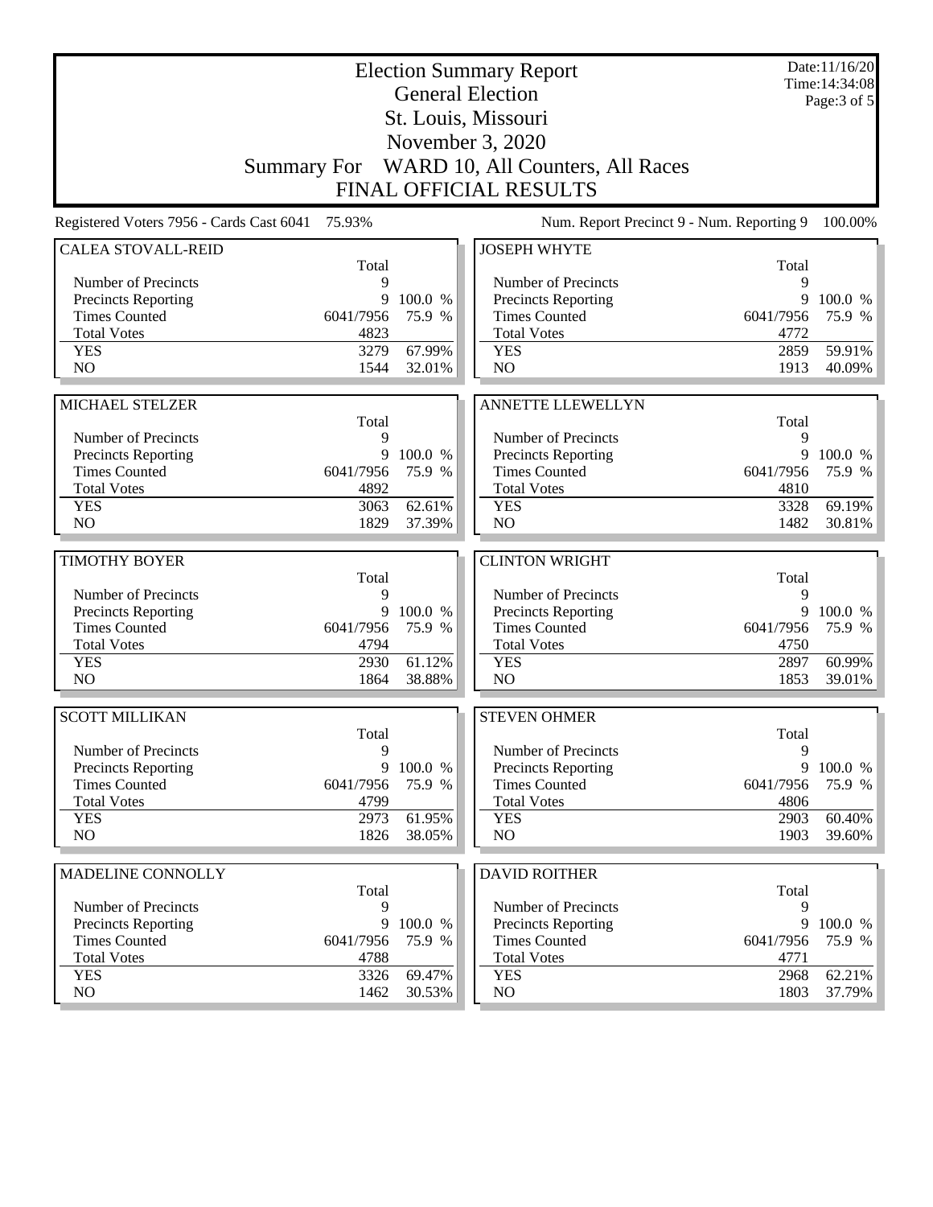# Election Summary Report

## General Election

## St. Louis, Missouri

## November 3, 2020

## Summary For WARD 10, All Counters, All Races

## FINAL OFFICIAL RESULTS

Date:11/16/20
Time:14:34:08
Page:3 of 5

Registered Voters 7956 - Cards Cast 6041 75.93%

Num. Report Precinct 9 - Num. Reporting 9 100.00%

| CALEA STOVALL-REID | Total | |
|---|---|---|
| Number of Precincts | 9 | |
| Precincts Reporting | 9 | 100.0 % |
| Times Counted | 6041/7956 | 75.9 % |
| Total Votes | 4823 | |
| YES | 3279 | 67.99% |
| NO | 1544 | 32.01% |

| JOSEPH WHYTE | Total | |
|---|---|---|
| Number of Precincts | 9 | |
| Precincts Reporting | 9 | 100.0 % |
| Times Counted | 6041/7956 | 75.9 % |
| Total Votes | 4772 | |
| YES | 2859 | 59.91% |
| NO | 1913 | 40.09% |

| MICHAEL STELZER | Total | |
|---|---|---|
| Number of Precincts | 9 | |
| Precincts Reporting | 9 | 100.0 % |
| Times Counted | 6041/7956 | 75.9 % |
| Total Votes | 4892 | |
| YES | 3063 | 62.61% |
| NO | 1829 | 37.39% |

| ANNETTE LLEWELLYN | Total | |
|---|---|---|
| Number of Precincts | 9 | |
| Precincts Reporting | 9 | 100.0 % |
| Times Counted | 6041/7956 | 75.9 % |
| Total Votes | 4810 | |
| YES | 3328 | 69.19% |
| NO | 1482 | 30.81% |

| TIMOTHY BOYER | Total | |
|---|---|---|
| Number of Precincts | 9 | |
| Precincts Reporting | 9 | 100.0 % |
| Times Counted | 6041/7956 | 75.9 % |
| Total Votes | 4794 | |
| YES | 2930 | 61.12% |
| NO | 1864 | 38.88% |

| CLINTON WRIGHT | Total | |
|---|---|---|
| Number of Precincts | 9 | |
| Precincts Reporting | 9 | 100.0 % |
| Times Counted | 6041/7956 | 75.9 % |
| Total Votes | 4750 | |
| YES | 2897 | 60.99% |
| NO | 1853 | 39.01% |

| SCOTT MILLIKAN | Total | |
|---|---|---|
| Number of Precincts | 9 | |
| Precincts Reporting | 9 | 100.0 % |
| Times Counted | 6041/7956 | 75.9 % |
| Total Votes | 4799 | |
| YES | 2973 | 61.95% |
| NO | 1826 | 38.05% |

| STEVEN OHMER | Total | |
|---|---|---|
| Number of Precincts | 9 | |
| Precincts Reporting | 9 | 100.0 % |
| Times Counted | 6041/7956 | 75.9 % |
| Total Votes | 4806 | |
| YES | 2903 | 60.40% |
| NO | 1903 | 39.60% |

| MADELINE CONNOLLY | Total | |
|---|---|---|
| Number of Precincts | 9 | |
| Precincts Reporting | 9 | 100.0 % |
| Times Counted | 6041/7956 | 75.9 % |
| Total Votes | 4788 | |
| YES | 3326 | 69.47% |
| NO | 1462 | 30.53% |

| DAVID ROITHER | Total | |
|---|---|---|
| Number of Precincts | 9 | |
| Precincts Reporting | 9 | 100.0 % |
| Times Counted | 6041/7956 | 75.9 % |
| Total Votes | 4771 | |
| YES | 2968 | 62.21% |
| NO | 1803 | 37.79% |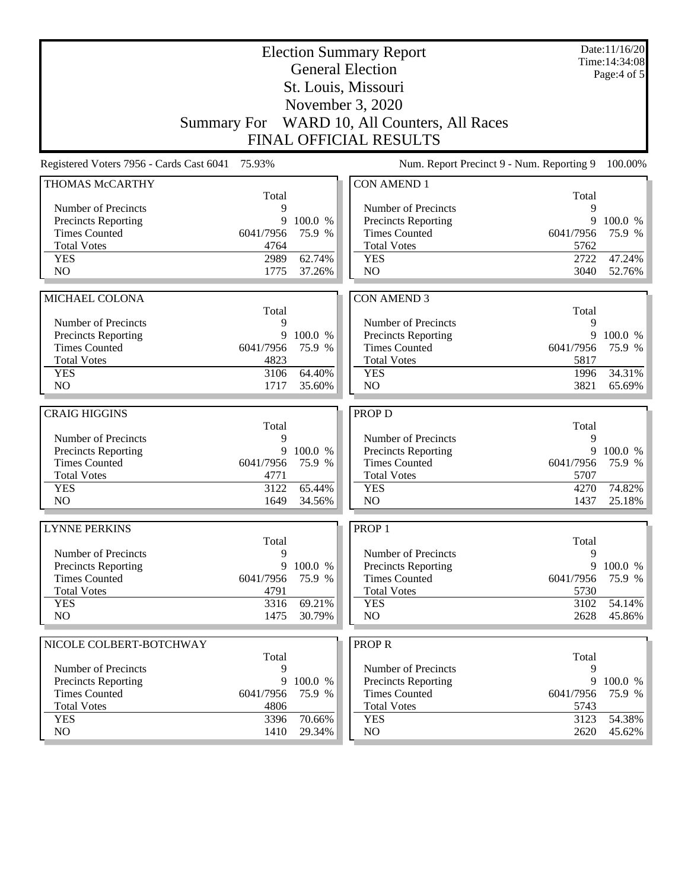# Election Summary Report

## General Election

## St. Louis, Missouri

## November 3, 2020

## Summary For WARD 10, All Counters, All Races

## FINAL OFFICIAL RESULTS

Date:11/16/20
Time:14:34:08

Registered Voters 7956 - Cards Cast 6041 75.93%

Num. Report Precinct 9 - Num. Reporting 9 100.00%

### THOMAS McCARTHY

| | Total | |
|---|---|---|
| Number of Precincts | 9 | |
| Precincts Reporting | 9 | 100.0 % |
| Times Counted | 6041/7956 | 75.9 % |
| Total Votes | 4764 | |
| YES | 2989 | 62.74% |
| NO | 1775 | 37.26% |

### MICHAEL COLONA

| | Total | |
|---|---|---|
| Number of Precincts | 9 | |
| Precincts Reporting | 9 | 100.0 % |
| Times Counted | 6041/7956 | 75.9 % |
| Total Votes | 4823 | |
| YES | 3106 | 64.40% |
| NO | 1717 | 35.60% |

### CRAIG HIGGINS

| | Total | |
|---|---|---|
| Number of Precincts | 9 | |
| Precincts Reporting | 9 | 100.0 % |
| Times Counted | 6041/7956 | 75.9 % |
| Total Votes | 4771 | |
| YES | 3122 | 65.44% |
| NO | 1649 | 34.56% |

### LYNNE PERKINS

| | Total | |
|---|---|---|
| Number of Precincts | 9 | |
| Precincts Reporting | 9 | 100.0 % |
| Times Counted | 6041/7956 | 75.9 % |
| Total Votes | 4791 | |
| YES | 3316 | 69.21% |
| NO | 1475 | 30.79% |

### NICOLE COLBERT-BOTCHWAY

| | Total | |
|---|---|---|
| Number of Precincts | 9 | |
| Precincts Reporting | 9 | 100.0 % |
| Times Counted | 6041/7956 | 75.9 % |
| Total Votes | 4806 | |
| YES | 3396 | 70.66% |
| NO | 1410 | 29.34% |

### CON AMEND 1

| | Total | |
|---|---|---|
| Number of Precincts | 9 | |
| Precincts Reporting | 9 | 100.0 % |
| Times Counted | 6041/7956 | 75.9 % |
| Total Votes | 5762 | |
| YES | 2722 | 47.24% |
| NO | 3040 | 52.76% |

### CON AMEND 3

| | Total | |
|---|---|---|
| Number of Precincts | 9 | |
| Precincts Reporting | 9 | 100.0 % |
| Times Counted | 6041/7956 | 75.9 % |
| Total Votes | 5817 | |
| YES | 1996 | 34.31% |
| NO | 3821 | 65.69% |

### PROP D

| | Total | |
|---|---|---|
| Number of Precincts | 9 | |
| Precincts Reporting | 9 | 100.0 % |
| Times Counted | 6041/7956 | 75.9 % |
| Total Votes | 5707 | |
| YES | 4270 | 74.82% |
| NO | 1437 | 25.18% |

### PROP 1

| | Total | |
|---|---|---|
| Number of Precincts | 9 | |
| Precincts Reporting | 9 | 100.0 % |
| Times Counted | 6041/7956 | 75.9 % |
| Total Votes | 5730 | |
| YES | 3102 | 54.14% |
| NO | 2628 | 45.86% |

### PROP R

| | Total | |
|---|---|---|
| Number of Precincts | 9 | |
| Precincts Reporting | 9 | 100.0 % |
| Times Counted | 6041/7956 | 75.9 % |
| Total Votes | 5743 | |
| YES | 3123 | 54.38% |
| NO | 2620 | 45.62% |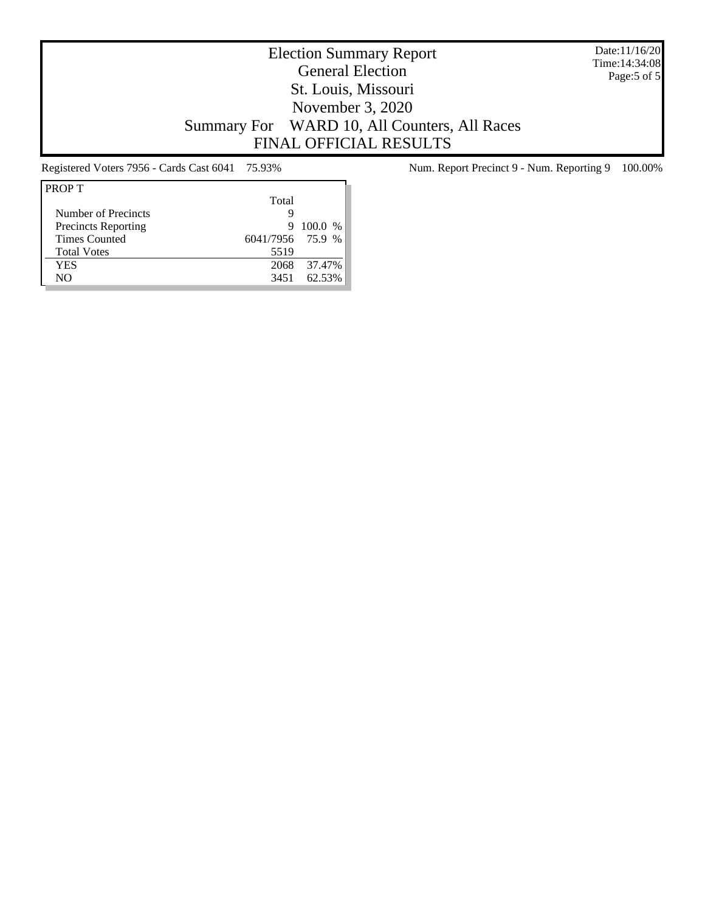# Election Summary Report

## General Election

## St. Louis, Missouri

## November 3, 2020

## Summary For WARD 10, All Counters, All Races

## FINAL OFFICIAL RESULTS

Date:11/16/20
Time:14:34:08

Registered Voters 7956 - Cards Cast 6041 75.93%

Num. Report Precinct 9 - Num. Reporting 9 100.00%

| PROP T | Total | |
|---|---|---|
| Number of Precincts | 9 | |
| Precincts Reporting | 9 | 100.0 % |
| Times Counted | 6041/7956 | 75.9 % |
| Total Votes | 5519 | |
| YES | 2068 | 37.47% |
| NO | 3451 | 62.53% |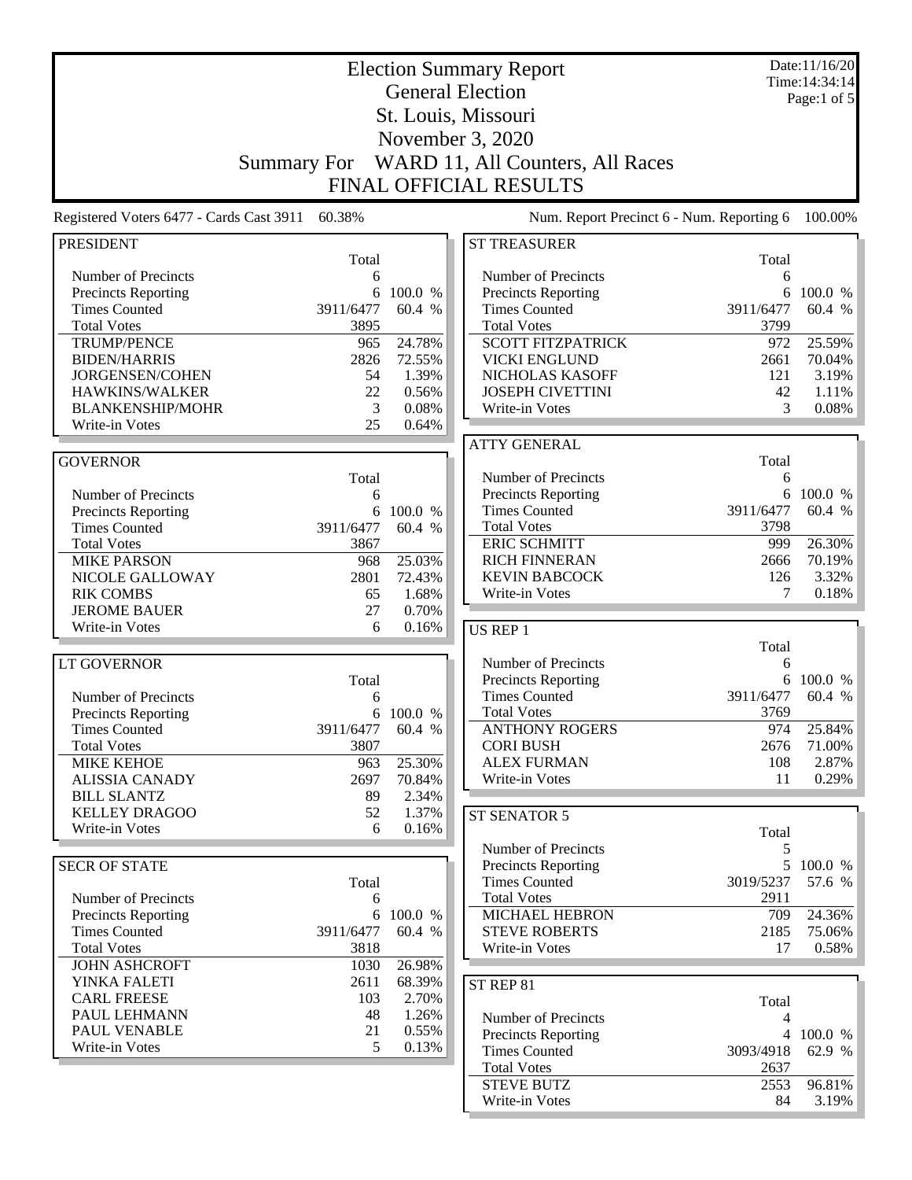# Election Summary Report

## General Election

## St. Louis, Missouri

## November 3, 2020

## Summary For WARD 11, All Counters, All Races

## FINAL OFFICIAL RESULTS

Date:11/16/20
Time:14:34:14

Registered Voters 6477 - Cards Cast 3911 60.38%

Num. Report Precinct 6 - Num. Reporting 6 100.00%

### PRESIDENT

| | Total | |
|---|---|---|
| Number of Precincts | 6 | |
| Precincts Reporting | 6 | 100.0 % |
| Times Counted | 3911/6477 | 60.4 % |
| Total Votes | 3895 | |
| TRUMP/PENCE | 965 | 24.78% |
| BIDEN/HARRIS | 2826 | 72.55% |
| JORGENSEN/COHEN | 54 | 1.39% |
| HAWKINS/WALKER | 22 | 0.56% |
| BLANKENSHIP/MOHR | 3 | 0.08% |
| Write-in Votes | 25 | 0.64% |

### GOVERNOR

| | Total | |
|---|---|---|
| Number of Precincts | 6 | |
| Precincts Reporting | 6 | 100.0 % |
| Times Counted | 3911/6477 | 60.4 % |
| Total Votes | 3867 | |
| MIKE PARSON | 968 | 25.03% |
| NICOLE GALLOWAY | 2801 | 72.43% |
| RIK COMBS | 65 | 1.68% |
| JEROME BAUER | 27 | 0.70% |
| Write-in Votes | 6 | 0.16% |

### LT GOVERNOR

| | Total | |
|---|---|---|
| Number of Precincts | 6 | |
| Precincts Reporting | 6 | 100.0 % |
| Times Counted | 3911/6477 | 60.4 % |
| Total Votes | 3807 | |
| MIKE KEHOE | 963 | 25.30% |
| ALISSIA CANADY | 2697 | 70.84% |
| BILL SLANTZ | 89 | 2.34% |
| KELLEY DRAGOO | 52 | 1.37% |
| Write-in Votes | 6 | 0.16% |

### SECR OF STATE

| | Total | |
|---|---|---|
| Number of Precincts | 6 | |
| Precincts Reporting | 6 | 100.0 % |
| Times Counted | 3911/6477 | 60.4 % |
| Total Votes | 3818 | |
| JOHN ASHCROFT | 1030 | 26.98% |
| YINKA FALETI | 2611 | 68.39% |
| CARL FREESE | 103 | 2.70% |
| PAUL LEHMANN | 48 | 1.26% |
| PAUL VENABLE | 21 | 0.55% |
| Write-in Votes | 5 | 0.13% |

### ST TREASURER

| | Total | |
|---|---|---|
| Number of Precincts | 6 | |
| Precincts Reporting | 6 | 100.0 % |
| Times Counted | 3911/6477 | 60.4 % |
| Total Votes | 3799 | |
| SCOTT FITZPATRICK | 972 | 25.59% |
| VICKI ENGLUND | 2661 | 70.04% |
| NICHOLAS KASOFF | 121 | 3.19% |
| JOSEPH CIVETTINI | 42 | 1.11% |
| Write-in Votes | 3 | 0.08% |

### ATTY GENERAL

| | Total | |
|---|---|---|
| Number of Precincts | 6 | |
| Precincts Reporting | 6 | 100.0 % |
| Times Counted | 3911/6477 | 60.4 % |
| Total Votes | 3798 | |
| ERIC SCHMITT | 999 | 26.30% |
| RICH FINNERAN | 2666 | 70.19% |
| KEVIN BABCOCK | 126 | 3.32% |
| Write-in Votes | 7 | 0.18% |

### US REP 1

| | Total | |
|---|---|---|
| Number of Precincts | 6 | |
| Precincts Reporting | 6 | 100.0 % |
| Times Counted | 3911/6477 | 60.4 % |
| Total Votes | 3769 | |
| ANTHONY ROGERS | 974 | 25.84% |
| CORI BUSH | 2676 | 71.00% |
| ALEX FURMAN | 108 | 2.87% |
| Write-in Votes | 11 | 0.29% |

### ST SENATOR 5

| | Total | |
|---|---|---|
| Number of Precincts | 5 | |
| Precincts Reporting | 5 | 100.0 % |
| Times Counted | 3019/5237 | 57.6 % |
| Total Votes | 2911 | |
| MICHAEL HEBRON | 709 | 24.36% |
| STEVE ROBERTS | 2185 | 75.06% |
| Write-in Votes | 17 | 0.58% |

### ST REP 81

| | Total | |
|---|---|---|
| Number of Precincts | 4 | |
| Precincts Reporting | 4 | 100.0 % |
| Times Counted | 3093/4918 | 62.9 % |
| Total Votes | 2637 | |
| STEVE BUTZ | 2553 | 96.81% |
| Write-in Votes | 84 | 3.19% |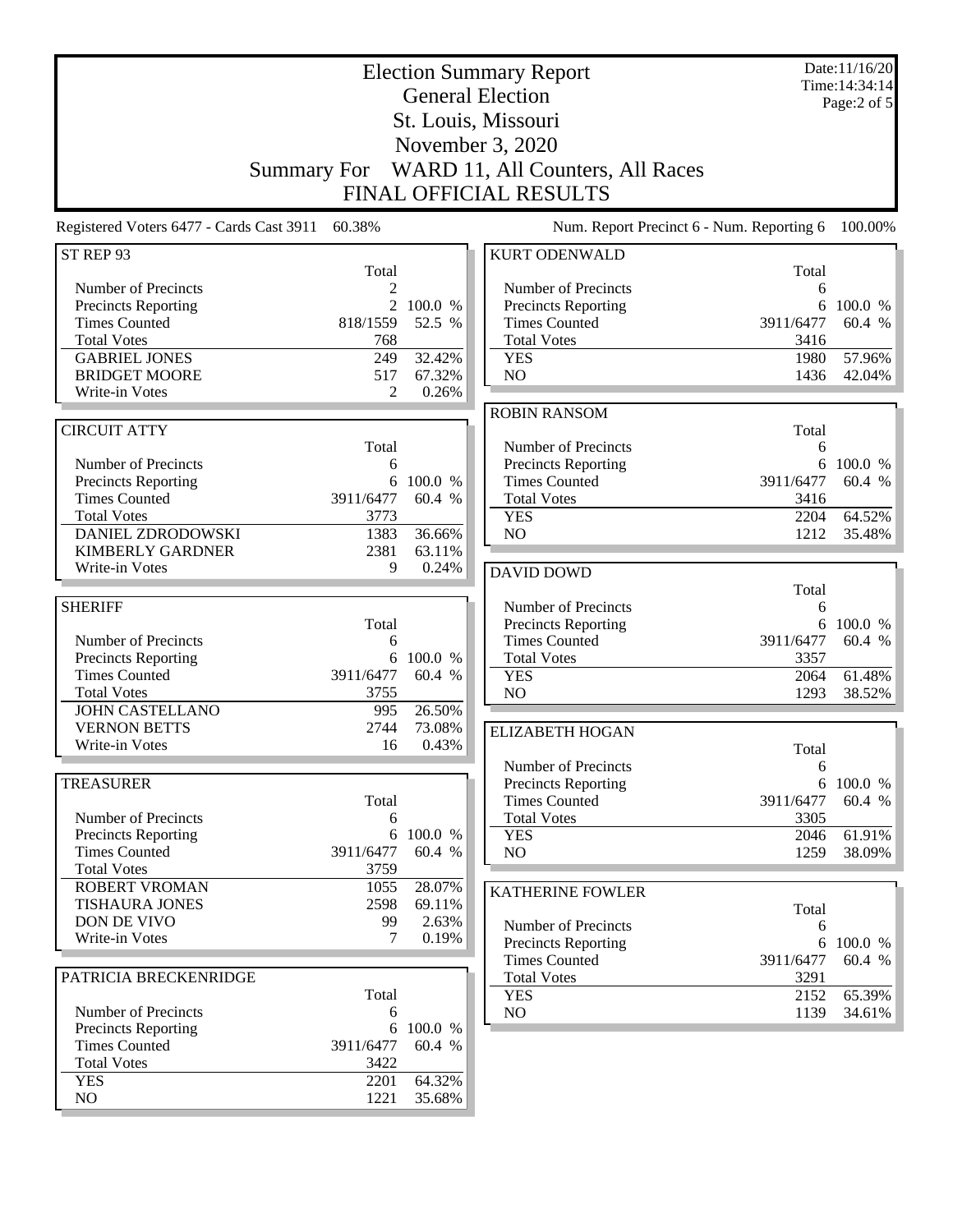# Election Summary Report

## General Election

## St. Louis, Missouri

## November 3, 2020

## Summary For WARD 11, All Counters, All Races

## FINAL OFFICIAL RESULTS

Date:11/16/20
Time:14:34:14

Registered Voters 6477 - Cards Cast 3911 60.38%

Num. Report Precinct 6 - Num. Reporting 6 100.00%

### ST REP 93

| | Total | |
|---|---|---|
| Number of Precincts | 2 | |
| Precincts Reporting | 2 | 100.0 % |
| Times Counted | 818/1559 | 52.5 % |
| Total Votes | 768 | |
| GABRIEL JONES | 249 | 32.42% |
| BRIDGET MOORE | 517 | 67.32% |
| Write-in Votes | 2 | 0.26% |

### CIRCUIT ATTY

| | Total | |
|---|---|---|
| Number of Precincts | 6 | |
| Precincts Reporting | 6 | 100.0 % |
| Times Counted | 3911/6477 | 60.4 % |
| Total Votes | 3773 | |
| DANIEL ZDRODOWSKI | 1383 | 36.66% |
| KIMBERLY GARDNER | 2381 | 63.11% |
| Write-in Votes | 9 | 0.24% |

### SHERIFF

| | Total | |
|---|---|---|
| Number of Precincts | 6 | |
| Precincts Reporting | 6 | 100.0 % |
| Times Counted | 3911/6477 | 60.4 % |
| Total Votes | 3755 | |
| JOHN CASTELLANO | 995 | 26.50% |
| VERNON BETTS | 2744 | 73.08% |
| Write-in Votes | 16 | 0.43% |

### TREASURER

| | Total | |
|---|---|---|
| Number of Precincts | 6 | |
| Precincts Reporting | 6 | 100.0 % |
| Times Counted | 3911/6477 | 60.4 % |
| Total Votes | 3759 | |
| ROBERT VROMAN | 1055 | 28.07% |
| TISHAURA JONES | 2598 | 69.11% |
| DON DE VIVO | 99 | 2.63% |
| Write-in Votes | 7 | 0.19% |

### PATRICIA BRECKENRIDGE

| | Total | |
|---|---|---|
| Number of Precincts | 6 | |
| Precincts Reporting | 6 | 100.0 % |
| Times Counted | 3911/6477 | 60.4 % |
| Total Votes | 3422 | |
| YES | 2201 | 64.32% |
| NO | 1221 | 35.68% |

### KURT ODENWALD

| | Total | |
|---|---|---|
| Number of Precincts | 6 | |
| Precincts Reporting | 6 | 100.0 % |
| Times Counted | 3911/6477 | 60.4 % |
| Total Votes | 3416 | |
| YES | 1980 | 57.96% |
| NO | 1436 | 42.04% |

### ROBIN RANSOM

| | Total | |
|---|---|---|
| Number of Precincts | 6 | |
| Precincts Reporting | 6 | 100.0 % |
| Times Counted | 3911/6477 | 60.4 % |
| Total Votes | 3416 | |
| YES | 2204 | 64.52% |
| NO | 1212 | 35.48% |

### DAVID DOWD

| | Total | |
|---|---|---|
| Number of Precincts | 6 | |
| Precincts Reporting | 6 | 100.0 % |
| Times Counted | 3911/6477 | 60.4 % |
| Total Votes | 3357 | |
| YES | 2064 | 61.48% |
| NO | 1293 | 38.52% |

### ELIZABETH HOGAN

| | Total | |
|---|---|---|
| Number of Precincts | 6 | |
| Precincts Reporting | 6 | 100.0 % |
| Times Counted | 3911/6477 | 60.4 % |
| Total Votes | 3305 | |
| YES | 2046 | 61.91% |
| NO | 1259 | 38.09% |

### KATHERINE FOWLER

| | Total | |
|---|---|---|
| Number of Precincts | 6 | |
| Precincts Reporting | 6 | 100.0 % |
| Times Counted | 3911/6477 | 60.4 % |
| Total Votes | 3291 | |
| YES | 2152 | 65.39% |
| NO | 1139 | 34.61% |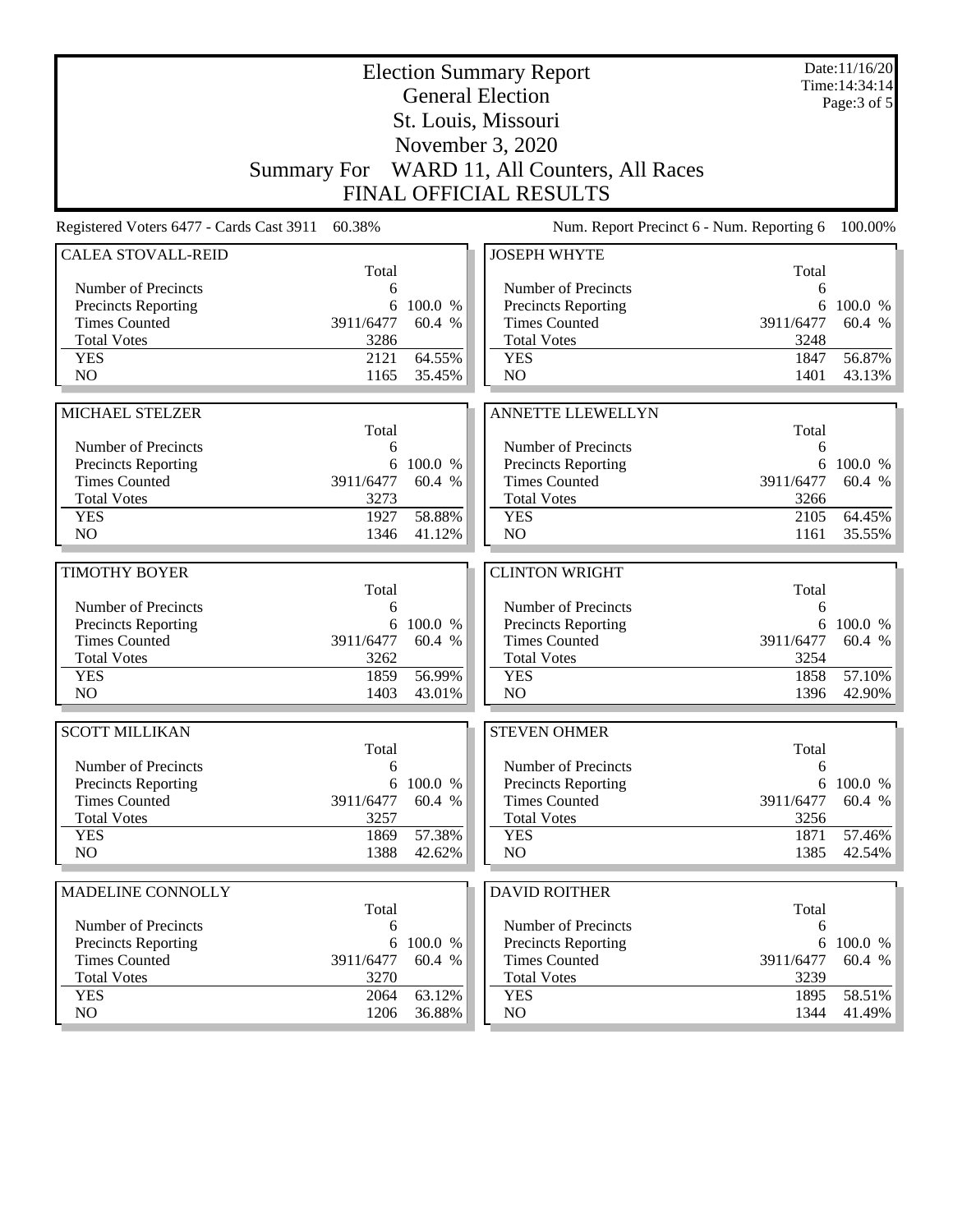# Election Summary Report

## General Election

## St. Louis, Missouri

## November 3, 2020

## Summary For WARD 11, All Counters, All Races

## FINAL OFFICIAL RESULTS

Date:11/16/20
Time:14:34:14

Registered Voters 6477 - Cards Cast 3911 60.38%

Num. Report Precinct 6 - Num. Reporting 6 100.00%

### CALEA STOVALL-REID

| | Total | |
|---|---|---|
| Number of Precincts | 6 | |
| Precincts Reporting | 6 | 100.0 % |
| Times Counted | 3911/6477 | 60.4 % |
| Total Votes | 3286 | |
| YES | 2121 | 64.55% |
| NO | 1165 | 35.45% |

### JOSEPH WHYTE

| | Total | |
|---|---|---|
| Number of Precincts | 6 | |
| Precincts Reporting | 6 | 100.0 % |
| Times Counted | 3911/6477 | 60.4 % |
| Total Votes | 3248 | |
| YES | 1847 | 56.87% |
| NO | 1401 | 43.13% |

### MICHAEL STELZER

| | Total | |
|---|---|---|
| Number of Precincts | 6 | |
| Precincts Reporting | 6 | 100.0 % |
| Times Counted | 3911/6477 | 60.4 % |
| Total Votes | 3273 | |
| YES | 1927 | 58.88% |
| NO | 1346 | 41.12% |

### ANNETTE LLEWELLYN

| | Total | |
|---|---|---|
| Number of Precincts | 6 | |
| Precincts Reporting | 6 | 100.0 % |
| Times Counted | 3911/6477 | 60.4 % |
| Total Votes | 3266 | |
| YES | 2105 | 64.45% |
| NO | 1161 | 35.55% |

### TIMOTHY BOYER

| | Total | |
|---|---|---|
| Number of Precincts | 6 | |
| Precincts Reporting | 6 | 100.0 % |
| Times Counted | 3911/6477 | 60.4 % |
| Total Votes | 3262 | |
| YES | 1859 | 56.99% |
| NO | 1403 | 43.01% |

### CLINTON WRIGHT

| | Total | |
|---|---|---|
| Number of Precincts | 6 | |
| Precincts Reporting | 6 | 100.0 % |
| Times Counted | 3911/6477 | 60.4 % |
| Total Votes | 3254 | |
| YES | 1858 | 57.10% |
| NO | 1396 | 42.90% |

### SCOTT MILLIKAN

| | Total | |
|---|---|---|
| Number of Precincts | 6 | |
| Precincts Reporting | 6 | 100.0 % |
| Times Counted | 3911/6477 | 60.4 % |
| Total Votes | 3257 | |
| YES | 1869 | 57.38% |
| NO | 1388 | 42.62% |

### STEVEN OHMER

| | Total | |
|---|---|---|
| Number of Precincts | 6 | |
| Precincts Reporting | 6 | 100.0 % |
| Times Counted | 3911/6477 | 60.4 % |
| Total Votes | 3256 | |
| YES | 1871 | 57.46% |
| NO | 1385 | 42.54% |

### MADELINE CONNOLLY

| | Total | |
|---|---|---|
| Number of Precincts | 6 | |
| Precincts Reporting | 6 | 100.0 % |
| Times Counted | 3911/6477 | 60.4 % |
| Total Votes | 3270 | |
| YES | 2064 | 63.12% |
| NO | 1206 | 36.88% |

### DAVID ROITHER

| | Total | |
|---|---|---|
| Number of Precincts | 6 | |
| Precincts Reporting | 6 | 100.0 % |
| Times Counted | 3911/6477 | 60.4 % |
| Total Votes | 3239 | |
| YES | 1895 | 58.51% |
| NO | 1344 | 41.49% |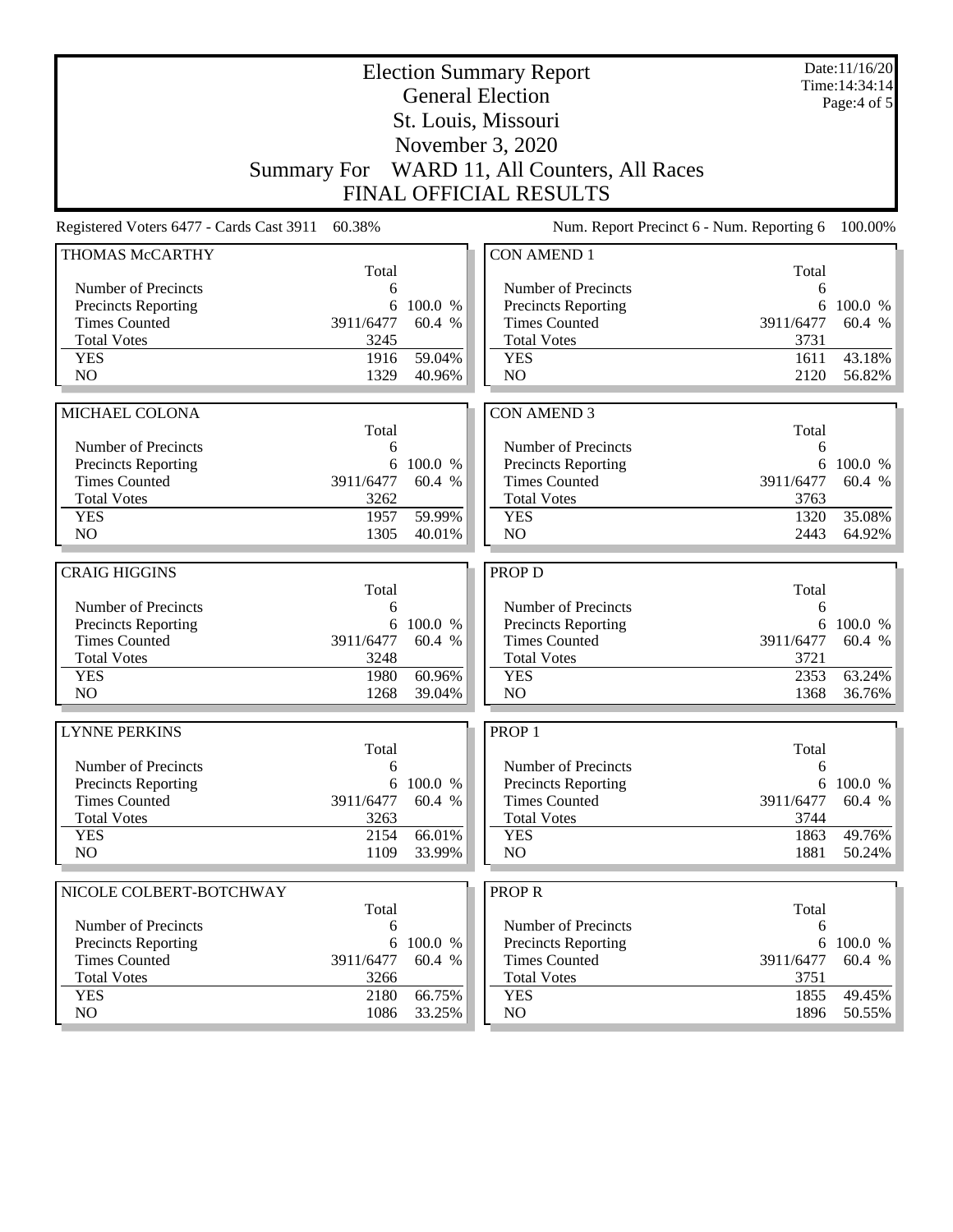# Election Summary Report

## General Election

## St. Louis, Missouri

## November 3, 2020

## Summary For WARD 11, All Counters, All Races

## FINAL OFFICIAL RESULTS

Date:11/16/20
Time:14:34:14
Page:4 of 5

Registered Voters 6477 - Cards Cast 3911 60.38% Num. Report Precinct 6 - Num. Reporting 6 100.00%

### THOMAS McCARTHY

| | Total | |
|---|---|---|
| Number of Precincts | 6 | |
| Precincts Reporting | 6 | 100.0 % |
| Times Counted | 3911/6477 | 60.4 % |
| Total Votes | 3245 | |
| YES | 1916 | 59.04% |
| NO | 1329 | 40.96% |

### MICHAEL COLONA

| | Total | |
|---|---|---|
| Number of Precincts | 6 | |
| Precincts Reporting | 6 | 100.0 % |
| Times Counted | 3911/6477 | 60.4 % |
| Total Votes | 3262 | |
| YES | 1957 | 59.99% |
| NO | 1305 | 40.01% |

### CRAIG HIGGINS

| | Total | |
|---|---|---|
| Number of Precincts | 6 | |
| Precincts Reporting | 6 | 100.0 % |
| Times Counted | 3911/6477 | 60.4 % |
| Total Votes | 3248 | |
| YES | 1980 | 60.96% |
| NO | 1268 | 39.04% |

### LYNNE PERKINS

| | Total | |
|---|---|---|
| Number of Precincts | 6 | |
| Precincts Reporting | 6 | 100.0 % |
| Times Counted | 3911/6477 | 60.4 % |
| Total Votes | 3263 | |
| YES | 2154 | 66.01% |
| NO | 1109 | 33.99% |

### NICOLE COLBERT-BOTCHWAY

| | Total | |
|---|---|---|
| Number of Precincts | 6 | |
| Precincts Reporting | 6 | 100.0 % |
| Times Counted | 3911/6477 | 60.4 % |
| Total Votes | 3266 | |
| YES | 2180 | 66.75% |
| NO | 1086 | 33.25% |

### CON AMEND 1

| | Total | |
|---|---|---|
| Number of Precincts | 6 | |
| Precincts Reporting | 6 | 100.0 % |
| Times Counted | 3911/6477 | 60.4 % |
| Total Votes | 3731 | |
| YES | 1611 | 43.18% |
| NO | 2120 | 56.82% |

### CON AMEND 3

| | Total | |
|---|---|---|
| Number of Precincts | 6 | |
| Precincts Reporting | 6 | 100.0 % |
| Times Counted | 3911/6477 | 60.4 % |
| Total Votes | 3763 | |
| YES | 1320 | 35.08% |
| NO | 2443 | 64.92% |

### PROP D

| | Total | |
|---|---|---|
| Number of Precincts | 6 | |
| Precincts Reporting | 6 | 100.0 % |
| Times Counted | 3911/6477 | 60.4 % |
| Total Votes | 3721 | |
| YES | 2353 | 63.24% |
| NO | 1368 | 36.76% |

### PROP 1

| | Total | |
|---|---|---|
| Number of Precincts | 6 | |
| Precincts Reporting | 6 | 100.0 % |
| Times Counted | 3911/6477 | 60.4 % |
| Total Votes | 3744 | |
| YES | 1863 | 49.76% |
| NO | 1881 | 50.24% |

### PROP R

| | Total | |
|---|---|---|
| Number of Precincts | 6 | |
| Precincts Reporting | 6 | 100.0 % |
| Times Counted | 3911/6477 | 60.4 % |
| Total Votes | 3751 | |
| YES | 1855 | 49.45% |
| NO | 1896 | 50.55% |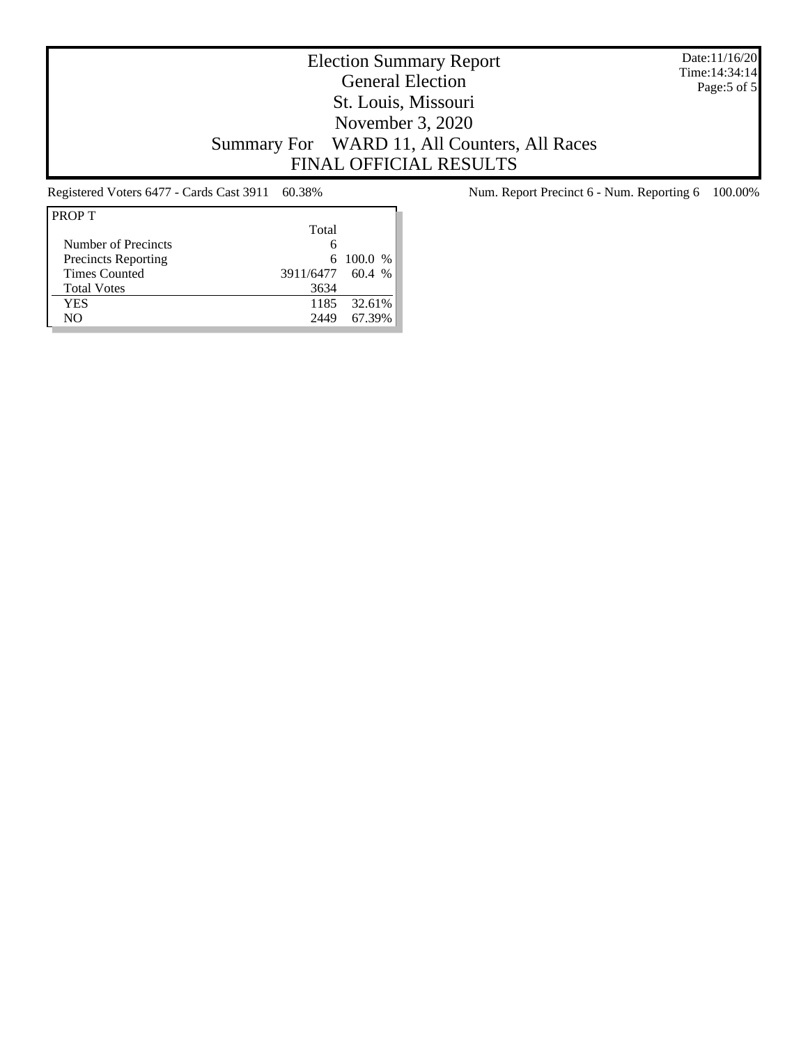# Election Summary Report

## General Election

## St. Louis, Missouri

## November 3, 2020

## Summary For WARD 11, All Counters, All Races

## FINAL OFFICIAL RESULTS

Date:11/16/20
Time:14:34:14

Registered Voters 6477 - Cards Cast 3911 60.38%

Num. Report Precinct 6 - Num. Reporting 6 100.00%

| PROP T | Total | |
|---|---|---|
| Number of Precincts | 6 | |
| Precincts Reporting | 6 | 100.0 % |
| Times Counted | 3911/6477 | 60.4 % |
| Total Votes | 3634 | |
| YES | 1185 | 32.61% |
| NO | 2449 | 67.39% |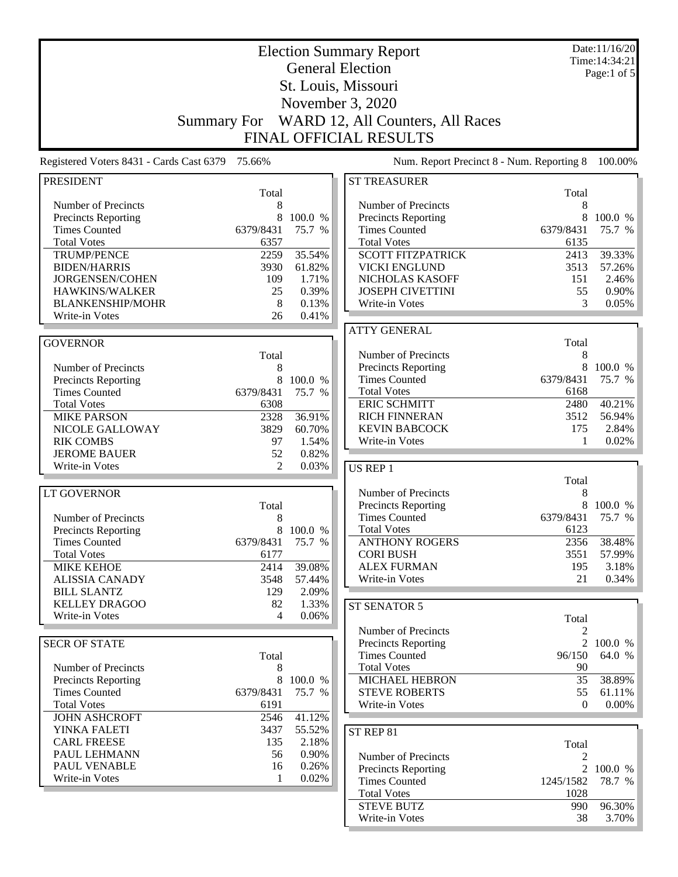# Election Summary Report

## General Election

## St. Louis, Missouri

## November 3, 2020

## Summary For WARD 12, All Counters, All Races

## FINAL OFFICIAL RESULTS

Date:11/16/20
Time:14:34:21

Registered Voters 8431 - Cards Cast 6379 75.66%

Num. Report Precinct 8 - Num. Reporting 8 100.00%

### PRESIDENT

| | Total | |
|---|---|---|
| Number of Precincts | 8 | |
| Precincts Reporting | 8 | 100.0 % |
| Times Counted | 6379/8431 | 75.7 % |
| Total Votes | 6357 | |
| TRUMP/PENCE | 2259 | 35.54% |
| BIDEN/HARRIS | 3930 | 61.82% |
| JORGENSEN/COHEN | 109 | 1.71% |
| HAWKINS/WALKER | 25 | 0.39% |
| BLANKENSHIP/MOHR | 8 | 0.13% |
| Write-in Votes | 26 | 0.41% |

### GOVERNOR

| | Total | |
|---|---|---|
| Number of Precincts | 8 | |
| Precincts Reporting | 8 | 100.0 % |
| Times Counted | 6379/8431 | 75.7 % |
| Total Votes | 6308 | |
| MIKE PARSON | 2328 | 36.91% |
| NICOLE GALLOWAY | 3829 | 60.70% |
| RIK COMBS | 97 | 1.54% |
| JEROME BAUER | 52 | 0.82% |
| Write-in Votes | 2 | 0.03% |

### LT GOVERNOR

| | Total | |
|---|---|---|
| Number of Precincts | 8 | |
| Precincts Reporting | 8 | 100.0 % |
| Times Counted | 6379/8431 | 75.7 % |
| Total Votes | 6177 | |
| MIKE KEHOE | 2414 | 39.08% |
| ALISSIA CANADY | 3548 | 57.44% |
| BILL SLANTZ | 129 | 2.09% |
| KELLEY DRAGOO | 82 | 1.33% |
| Write-in Votes | 4 | 0.06% |

### SECR OF STATE

| | Total | |
|---|---|---|
| Number of Precincts | 8 | |
| Precincts Reporting | 8 | 100.0 % |
| Times Counted | 6379/8431 | 75.7 % |
| Total Votes | 6191 | |
| JOHN ASHCROFT | 2546 | 41.12% |
| YINKA FALETI | 3437 | 55.52% |
| CARL FREESE | 135 | 2.18% |
| PAUL LEHMANN | 56 | 0.90% |
| PAUL VENABLE | 16 | 0.26% |
| Write-in Votes | 1 | 0.02% |

### ST TREASURER

| | Total | |
|---|---|---|
| Number of Precincts | 8 | |
| Precincts Reporting | 8 | 100.0 % |
| Times Counted | 6379/8431 | 75.7 % |
| Total Votes | 6135 | |
| SCOTT FITZPATRICK | 2413 | 39.33% |
| VICKI ENGLUND | 3513 | 57.26% |
| NICHOLAS KASOFF | 151 | 2.46% |
| JOSEPH CIVETTINI | 55 | 0.90% |
| Write-in Votes | 3 | 0.05% |

### ATTY GENERAL

| | Total | |
|---|---|---|
| Number of Precincts | 8 | |
| Precincts Reporting | 8 | 100.0 % |
| Times Counted | 6379/8431 | 75.7 % |
| Total Votes | 6168 | |
| ERIC SCHMITT | 2480 | 40.21% |
| RICH FINNERAN | 3512 | 56.94% |
| KEVIN BABCOCK | 175 | 2.84% |
| Write-in Votes | 1 | 0.02% |

### US REP 1

| | Total | |
|---|---|---|
| Number of Precincts | 8 | |
| Precincts Reporting | 8 | 100.0 % |
| Times Counted | 6379/8431 | 75.7 % |
| Total Votes | 6123 | |
| ANTHONY ROGERS | 2356 | 38.48% |
| CORI BUSH | 3551 | 57.99% |
| ALEX FURMAN | 195 | 3.18% |
| Write-in Votes | 21 | 0.34% |

### ST SENATOR 5

| | Total | |
|---|---|---|
| Number of Precincts | 2 | |
| Precincts Reporting | 2 | 100.0 % |
| Times Counted | 96/150 | 64.0 % |
| Total Votes | 90 | |
| MICHAEL HEBRON | 35 | 38.89% |
| STEVE ROBERTS | 55 | 61.11% |
| Write-in Votes | 0 | 0.00% |

### ST REP 81

| | Total | |
|---|---|---|
| Number of Precincts | 2 | |
| Precincts Reporting | 2 | 100.0 % |
| Times Counted | 1245/1582 | 78.7 % |
| Total Votes | 1028 | |
| STEVE BUTZ | 990 | 96.30% |
| Write-in Votes | 38 | 3.70% |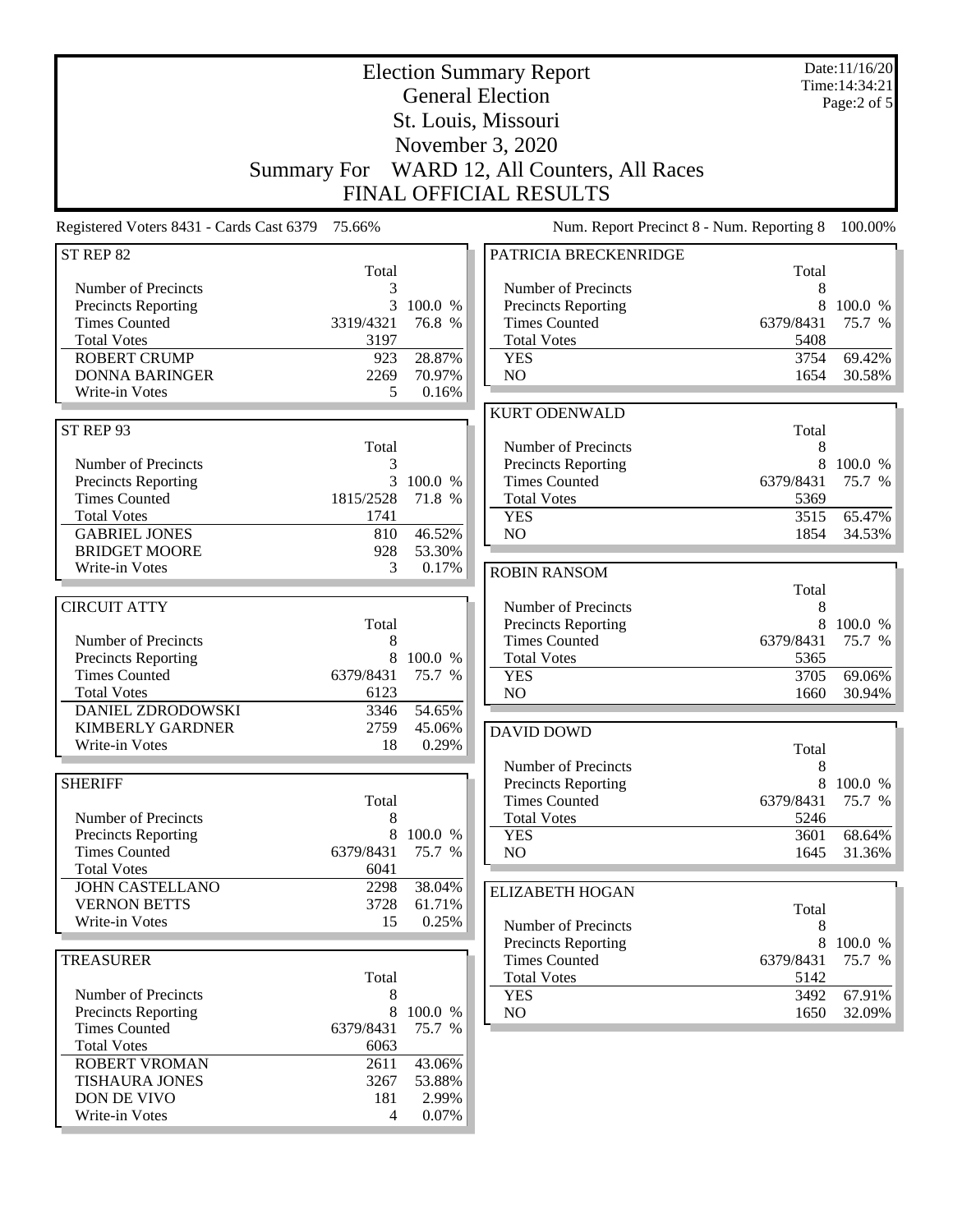# Election Summary Report

## General Election

## St. Louis, Missouri

## November 3, 2020

## Summary For WARD 12, All Counters, All Races

## FINAL OFFICIAL RESULTS

Date:11/16/20
Time:14:34:21

Registered Voters 8431 - Cards Cast 6379 75.66%

Num. Report Precinct 8 - Num. Reporting 8 100.00%

### ST REP 82

| | Total | |
|---|---|---|
| Number of Precincts | 3 | |
| Precincts Reporting | 3 | 100.0 % |
| Times Counted | 3319/4321 | 76.8 % |
| Total Votes | 3197 | |
| ROBERT CRUMP | 923 | 28.87% |
| DONNA BARINGER | 2269 | 70.97% |
| Write-in Votes | 5 | 0.16% |

### ST REP 93

| | Total | |
|---|---|---|
| Number of Precincts | 3 | |
| Precincts Reporting | 3 | 100.0 % |
| Times Counted | 1815/2528 | 71.8 % |
| Total Votes | 1741 | |
| GABRIEL JONES | 810 | 46.52% |
| BRIDGET MOORE | 928 | 53.30% |
| Write-in Votes | 3 | 0.17% |

### CIRCUIT ATTY

| | Total | |
|---|---|---|
| Number of Precincts | 8 | |
| Precincts Reporting | 8 | 100.0 % |
| Times Counted | 6379/8431 | 75.7 % |
| Total Votes | 6123 | |
| DANIEL ZDRODOWSKI | 3346 | 54.65% |
| KIMBERLY GARDNER | 2759 | 45.06% |
| Write-in Votes | 18 | 0.29% |

### SHERIFF

| | Total | |
|---|---|---|
| Number of Precincts | 8 | |
| Precincts Reporting | 8 | 100.0 % |
| Times Counted | 6379/8431 | 75.7 % |
| Total Votes | 6041 | |
| JOHN CASTELLANO | 2298 | 38.04% |
| VERNON BETTS | 3728 | 61.71% |
| Write-in Votes | 15 | 0.25% |

### TREASURER

| | Total | |
|---|---|---|
| Number of Precincts | 8 | |
| Precincts Reporting | 8 | 100.0 % |
| Times Counted | 6379/8431 | 75.7 % |
| Total Votes | 6063 | |
| ROBERT VROMAN | 2611 | 43.06% |
| TISHAURA JONES | 3267 | 53.88% |
| DON DE VIVO | 181 | 2.99% |
| Write-in Votes | 4 | 0.07% |

### PATRICIA BRECKENRIDGE

| | Total | |
|---|---|---|
| Number of Precincts | 8 | |
| Precincts Reporting | 8 | 100.0 % |
| Times Counted | 6379/8431 | 75.7 % |
| Total Votes | 5408 | |
| YES | 3754 | 69.42% |
| NO | 1654 | 30.58% |

### KURT ODENWALD

| | Total | |
|---|---|---|
| Number of Precincts | 8 | |
| Precincts Reporting | 8 | 100.0 % |
| Times Counted | 6379/8431 | 75.7 % |
| Total Votes | 5369 | |
| YES | 3515 | 65.47% |
| NO | 1854 | 34.53% |

### ROBIN RANSOM

| | Total | |
|---|---|---|
| Number of Precincts | 8 | |
| Precincts Reporting | 8 | 100.0 % |
| Times Counted | 6379/8431 | 75.7 % |
| Total Votes | 5365 | |
| YES | 3705 | 69.06% |
| NO | 1660 | 30.94% |

### DAVID DOWD

| | Total | |
|---|---|---|
| Number of Precincts | 8 | |
| Precincts Reporting | 8 | 100.0 % |
| Times Counted | 6379/8431 | 75.7 % |
| Total Votes | 5246 | |
| YES | 3601 | 68.64% |
| NO | 1645 | 31.36% |

### ELIZABETH HOGAN

| | Total | |
|---|---|---|
| Number of Precincts | 8 | |
| Precincts Reporting | 8 | 100.0 % |
| Times Counted | 6379/8431 | 75.7 % |
| Total Votes | 5142 | |
| YES | 3492 | 67.91% |
| NO | 1650 | 32.09% |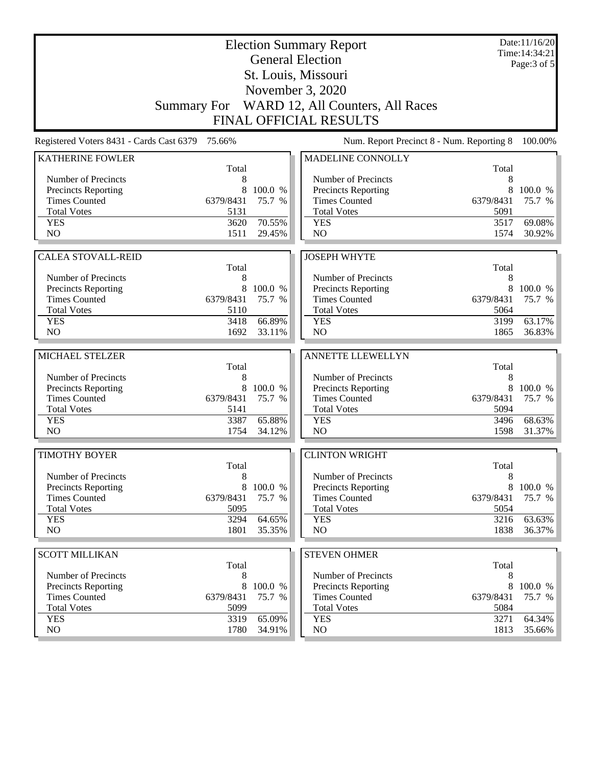# Election Summary Report

## General Election

## St. Louis, Missouri

## November 3, 2020

## Summary For WARD 12, All Counters, All Races

## FINAL OFFICIAL RESULTS

Date:11/16/20
Time:14:34:21

Registered Voters 8431 - Cards Cast 6379 75.66%

Num. Report Precinct 8 - Num. Reporting 8 100.00%

### KATHERINE FOWLER

| | Total | |
|---|---|---|
| Number of Precincts | 8 | |
| Precincts Reporting | 8 | 100.0 % |
| Times Counted | 6379/8431 | 75.7 % |
| Total Votes | 5131 | |
| YES | 3620 | 70.55% |
| NO | 1511 | 29.45% |

### MADELINE CONNOLLY

| | Total | |
|---|---|---|
| Number of Precincts | 8 | |
| Precincts Reporting | 8 | 100.0 % |
| Times Counted | 6379/8431 | 75.7 % |
| Total Votes | 5091 | |
| YES | 3517 | 69.08% |
| NO | 1574 | 30.92% |

### CALEA STOVALL-REID

| | Total | |
|---|---|---|
| Number of Precincts | 8 | |
| Precincts Reporting | 8 | 100.0 % |
| Times Counted | 6379/8431 | 75.7 % |
| Total Votes | 5110 | |
| YES | 3418 | 66.89% |
| NO | 1692 | 33.11% |

### JOSEPH WHYTE

| | Total | |
|---|---|---|
| Number of Precincts | 8 | |
| Precincts Reporting | 8 | 100.0 % |
| Times Counted | 6379/8431 | 75.7 % |
| Total Votes | 5064 | |
| YES | 3199 | 63.17% |
| NO | 1865 | 36.83% |

### MICHAEL STELZER

| | Total | |
|---|---|---|
| Number of Precincts | 8 | |
| Precincts Reporting | 8 | 100.0 % |
| Times Counted | 6379/8431 | 75.7 % |
| Total Votes | 5141 | |
| YES | 3387 | 65.88% |
| NO | 1754 | 34.12% |

### ANNETTE LLEWELLYN

| | Total | |
|---|---|---|
| Number of Precincts | 8 | |
| Precincts Reporting | 8 | 100.0 % |
| Times Counted | 6379/8431 | 75.7 % |
| Total Votes | 5094 | |
| YES | 3496 | 68.63% |
| NO | 1598 | 31.37% |

### TIMOTHY BOYER

| | Total | |
|---|---|---|
| Number of Precincts | 8 | |
| Precincts Reporting | 8 | 100.0 % |
| Times Counted | 6379/8431 | 75.7 % |
| Total Votes | 5095 | |
| YES | 3294 | 64.65% |
| NO | 1801 | 35.35% |

### CLINTON WRIGHT

| | Total | |
|---|---|---|
| Number of Precincts | 8 | |
| Precincts Reporting | 8 | 100.0 % |
| Times Counted | 6379/8431 | 75.7 % |
| Total Votes | 5054 | |
| YES | 3216 | 63.63% |
| NO | 1838 | 36.37% |

### SCOTT MILLIKAN

| | Total | |
|---|---|---|
| Number of Precincts | 8 | |
| Precincts Reporting | 8 | 100.0 % |
| Times Counted | 6379/8431 | 75.7 % |
| Total Votes | 5099 | |
| YES | 3319 | 65.09% |
| NO | 1780 | 34.91% |

### STEVEN OHMER

| | Total | |
|---|---|---|
| Number of Precincts | 8 | |
| Precincts Reporting | 8 | 100.0 % |
| Times Counted | 6379/8431 | 75.7 % |
| Total Votes | 5084 | |
| YES | 3271 | 64.34% |
| NO | 1813 | 35.66% |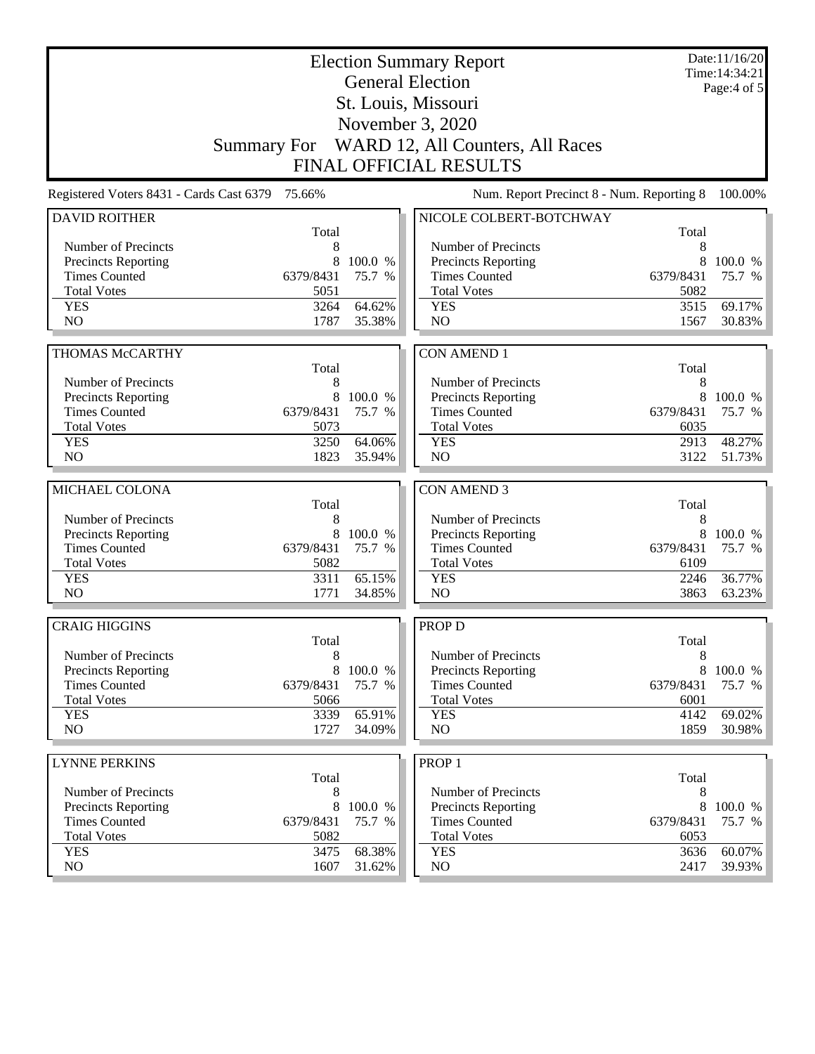# Election Summary Report

## General Election

## St. Louis, Missouri

## November 3, 2020

## Summary For WARD 12, All Counters, All Races

## FINAL OFFICIAL RESULTS

Date:11/16/20
Time:14:34:21
Page:4 of 5

Registered Voters 8431 - Cards Cast 6379 75.66%

Num. Report Precinct 8 - Num. Reporting 8 100.00%

### DAVID ROITHER

| | Total | |
|---|---|---|
| Number of Precincts | 8 | |
| Precincts Reporting | 8 | 100.0 % |
| Times Counted | 6379/8431 | 75.7 % |
| Total Votes | 5051 | |
| YES | 3264 | 64.62% |
| NO | 1787 | 35.38% |

### THOMAS McCARTHY

| | Total | |
|---|---|---|
| Number of Precincts | 8 | |
| Precincts Reporting | 8 | 100.0 % |
| Times Counted | 6379/8431 | 75.7 % |
| Total Votes | 5073 | |
| YES | 3250 | 64.06% |
| NO | 1823 | 35.94% |

### MICHAEL COLONA

| | Total | |
|---|---|---|
| Number of Precincts | 8 | |
| Precincts Reporting | 8 | 100.0 % |
| Times Counted | 6379/8431 | 75.7 % |
| Total Votes | 5082 | |
| YES | 3311 | 65.15% |
| NO | 1771 | 34.85% |

### CRAIG HIGGINS

| | Total | |
|---|---|---|
| Number of Precincts | 8 | |
| Precincts Reporting | 8 | 100.0 % |
| Times Counted | 6379/8431 | 75.7 % |
| Total Votes | 5066 | |
| YES | 3339 | 65.91% |
| NO | 1727 | 34.09% |

### LYNNE PERKINS

| | Total | |
|---|---|---|
| Number of Precincts | 8 | |
| Precincts Reporting | 8 | 100.0 % |
| Times Counted | 6379/8431 | 75.7 % |
| Total Votes | 5082 | |
| YES | 3475 | 68.38% |
| NO | 1607 | 31.62% |

### NICOLE COLBERT-BOTCHWAY

| | Total | |
|---|---|---|
| Number of Precincts | 8 | |
| Precincts Reporting | 8 | 100.0 % |
| Times Counted | 6379/8431 | 75.7 % |
| Total Votes | 5082 | |
| YES | 3515 | 69.17% |
| NO | 1567 | 30.83% |

### CON AMEND 1

| | Total | |
|---|---|---|
| Number of Precincts | 8 | |
| Precincts Reporting | 8 | 100.0 % |
| Times Counted | 6379/8431 | 75.7 % |
| Total Votes | 6035 | |
| YES | 2913 | 48.27% |
| NO | 3122 | 51.73% |

### CON AMEND 3

| | Total | |
|---|---|---|
| Number of Precincts | 8 | |
| Precincts Reporting | 8 | 100.0 % |
| Times Counted | 6379/8431 | 75.7 % |
| Total Votes | 6109 | |
| YES | 2246 | 36.77% |
| NO | 3863 | 63.23% |

### PROP D

| | Total | |
|---|---|---|
| Number of Precincts | 8 | |
| Precincts Reporting | 8 | 100.0 % |
| Times Counted | 6379/8431 | 75.7 % |
| Total Votes | 6001 | |
| YES | 4142 | 69.02% |
| NO | 1859 | 30.98% |

### PROP 1

| | Total | |
|---|---|---|
| Number of Precincts | 8 | |
| Precincts Reporting | 8 | 100.0 % |
| Times Counted | 6379/8431 | 75.7 % |
| Total Votes | 6053 | |
| YES | 3636 | 60.07% |
| NO | 2417 | 39.93% |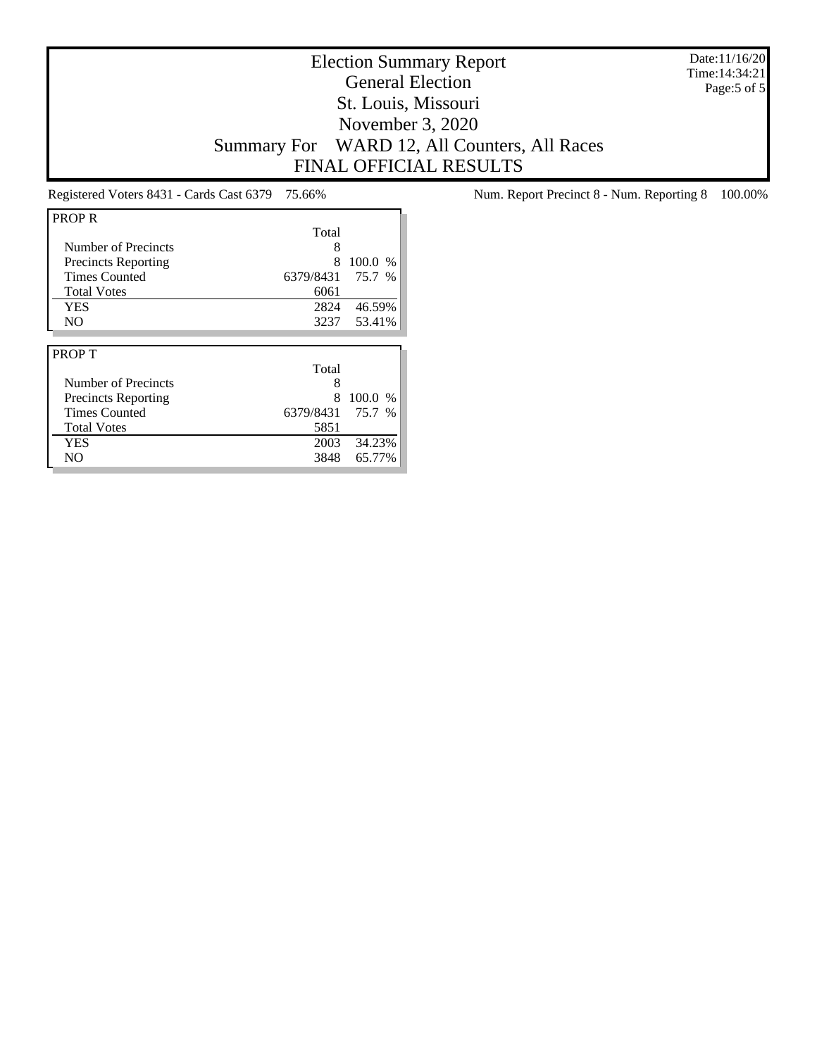# Election Summary Report
## General Election
## St. Louis, Missouri
## November 3, 2020
## Summary For WARD 12, All Counters, All Races
## FINAL OFFICIAL RESULTS

Date:11/16/20
Time:14:34:21

Registered Voters 8431 - Cards Cast 6379 75.66%

Num. Report Precinct 8 - Num. Reporting 8 100.00%

| PROP R | Total | |
|---|---|---|
| Number of Precincts | 8 | |
| Precincts Reporting | 8 | 100.0 % |
| Times Counted | 6379/8431 | 75.7 % |
| Total Votes | 6061 | |
| YES | 2824 | 46.59% |
| NO | 3237 | 53.41% |

| PROP T | Total | |
|---|---|---|
| Number of Precincts | 8 | |
| Precincts Reporting | 8 | 100.0 % |
| Times Counted | 6379/8431 | 75.7 % |
| Total Votes | 5851 | |
| YES | 2003 | 34.23% |
| NO | 3848 | 65.77% |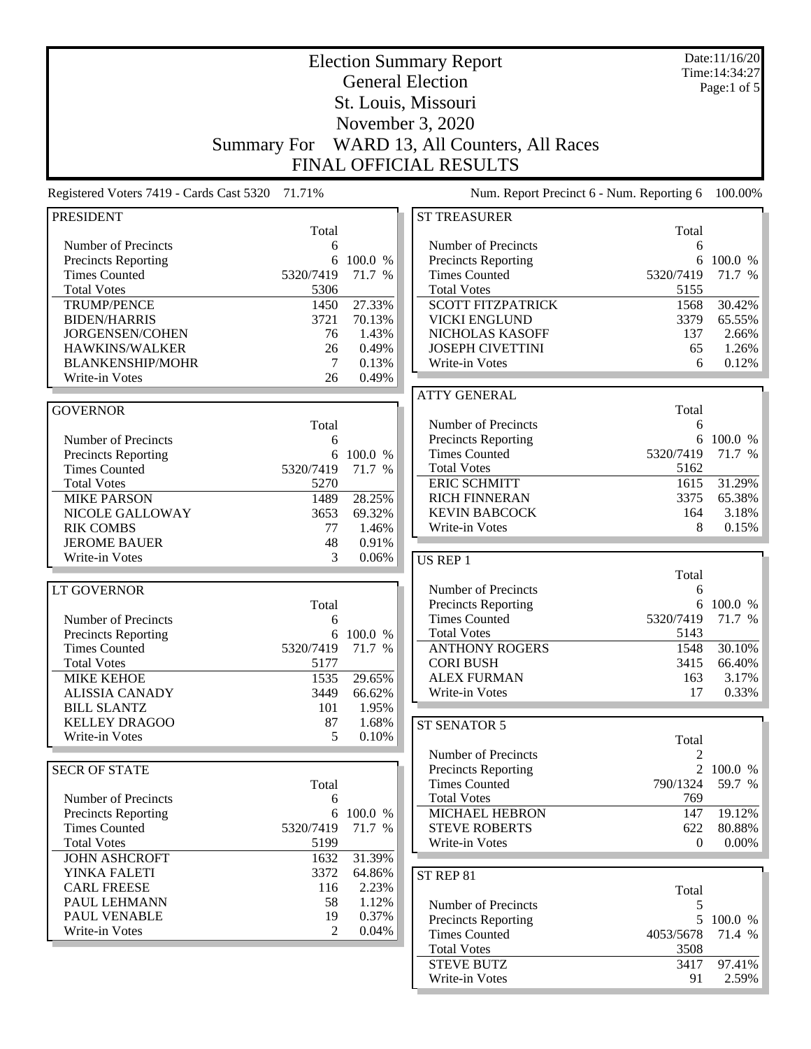# Election Summary Report

## General Election

## St. Louis, Missouri

## November 3, 2020

## Summary For WARD 13, All Counters, All Races

## FINAL OFFICIAL RESULTS

Date:11/16/20
Time:14:34:27

Registered Voters 7419 - Cards Cast 5320 71.71%

Num. Report Precinct 6 - Num. Reporting 6 100.00%

### PRESIDENT

| | Total | |
|---|---|---|
| Number of Precincts | 6 | |
| Precincts Reporting | 6 | 100.0 % |
| Times Counted | 5320/7419 | 71.7 % |
| Total Votes | 5306 | |
| TRUMP/PENCE | 1450 | 27.33% |
| BIDEN/HARRIS | 3721 | 70.13% |
| JORGENSEN/COHEN | 76 | 1.43% |
| HAWKINS/WALKER | 26 | 0.49% |
| BLANKENSHIP/MOHR | 7 | 0.13% |
| Write-in Votes | 26 | 0.49% |

### GOVERNOR

| | Total | |
|---|---|---|
| Number of Precincts | 6 | |
| Precincts Reporting | 6 | 100.0 % |
| Times Counted | 5320/7419 | 71.7 % |
| Total Votes | 5270 | |
| MIKE PARSON | 1489 | 28.25% |
| NICOLE GALLOWAY | 3653 | 69.32% |
| RIK COMBS | 77 | 1.46% |
| JEROME BAUER | 48 | 0.91% |
| Write-in Votes | 3 | 0.06% |

### LT GOVERNOR

| | Total | |
|---|---|---|
| Number of Precincts | 6 | |
| Precincts Reporting | 6 | 100.0 % |
| Times Counted | 5320/7419 | 71.7 % |
| Total Votes | 5177 | |
| MIKE KEHOE | 1535 | 29.65% |
| ALISSIA CANADY | 3449 | 66.62% |
| BILL SLANTZ | 101 | 1.95% |
| KELLEY DRAGOO | 87 | 1.68% |
| Write-in Votes | 5 | 0.10% |

### SECR OF STATE

| | Total | |
|---|---|---|
| Number of Precincts | 6 | |
| Precincts Reporting | 6 | 100.0 % |
| Times Counted | 5320/7419 | 71.7 % |
| Total Votes | 5199 | |
| JOHN ASHCROFT | 1632 | 31.39% |
| YINKA FALETI | 3372 | 64.86% |
| CARL FREESE | 116 | 2.23% |
| PAUL LEHMANN | 58 | 1.12% |
| PAUL VENABLE | 19 | 0.37% |
| Write-in Votes | 2 | 0.04% |

### ST TREASURER

| | Total | |
|---|---|---|
| Number of Precincts | 6 | |
| Precincts Reporting | 6 | 100.0 % |
| Times Counted | 5320/7419 | 71.7 % |
| Total Votes | 5155 | |
| SCOTT FITZPATRICK | 1568 | 30.42% |
| VICKI ENGLUND | 3379 | 65.55% |
| NICHOLAS KASOFF | 137 | 2.66% |
| JOSEPH CIVETTINI | 65 | 1.26% |
| Write-in Votes | 6 | 0.12% |

### ATTY GENERAL

| | Total | |
|---|---|---|
| Number of Precincts | 6 | |
| Precincts Reporting | 6 | 100.0 % |
| Times Counted | 5320/7419 | 71.7 % |
| Total Votes | 5162 | |
| ERIC SCHMITT | 1615 | 31.29% |
| RICH FINNERAN | 3375 | 65.38% |
| KEVIN BABCOCK | 164 | 3.18% |
| Write-in Votes | 8 | 0.15% |

### US REP 1

| | Total | |
|---|---|---|
| Number of Precincts | 6 | |
| Precincts Reporting | 6 | 100.0 % |
| Times Counted | 5320/7419 | 71.7 % |
| Total Votes | 5143 | |
| ANTHONY ROGERS | 1548 | 30.10% |
| CORI BUSH | 3415 | 66.40% |
| ALEX FURMAN | 163 | 3.17% |
| Write-in Votes | 17 | 0.33% |

### ST SENATOR 5

| | Total | |
|---|---|---|
| Number of Precincts | 2 | |
| Precincts Reporting | 2 | 100.0 % |
| Times Counted | 790/1324 | 59.7 % |
| Total Votes | 769 | |
| MICHAEL HEBRON | 147 | 19.12% |
| STEVE ROBERTS | 622 | 80.88% |
| Write-in Votes | 0 | 0.00% |

### ST REP 81

| | Total | |
|---|---|---|
| Number of Precincts | 5 | |
| Precincts Reporting | 5 | 100.0 % |
| Times Counted | 4053/5678 | 71.4 % |
| Total Votes | 3508 | |
| STEVE BUTZ | 3417 | 97.41% |
| Write-in Votes | 91 | 2.59% |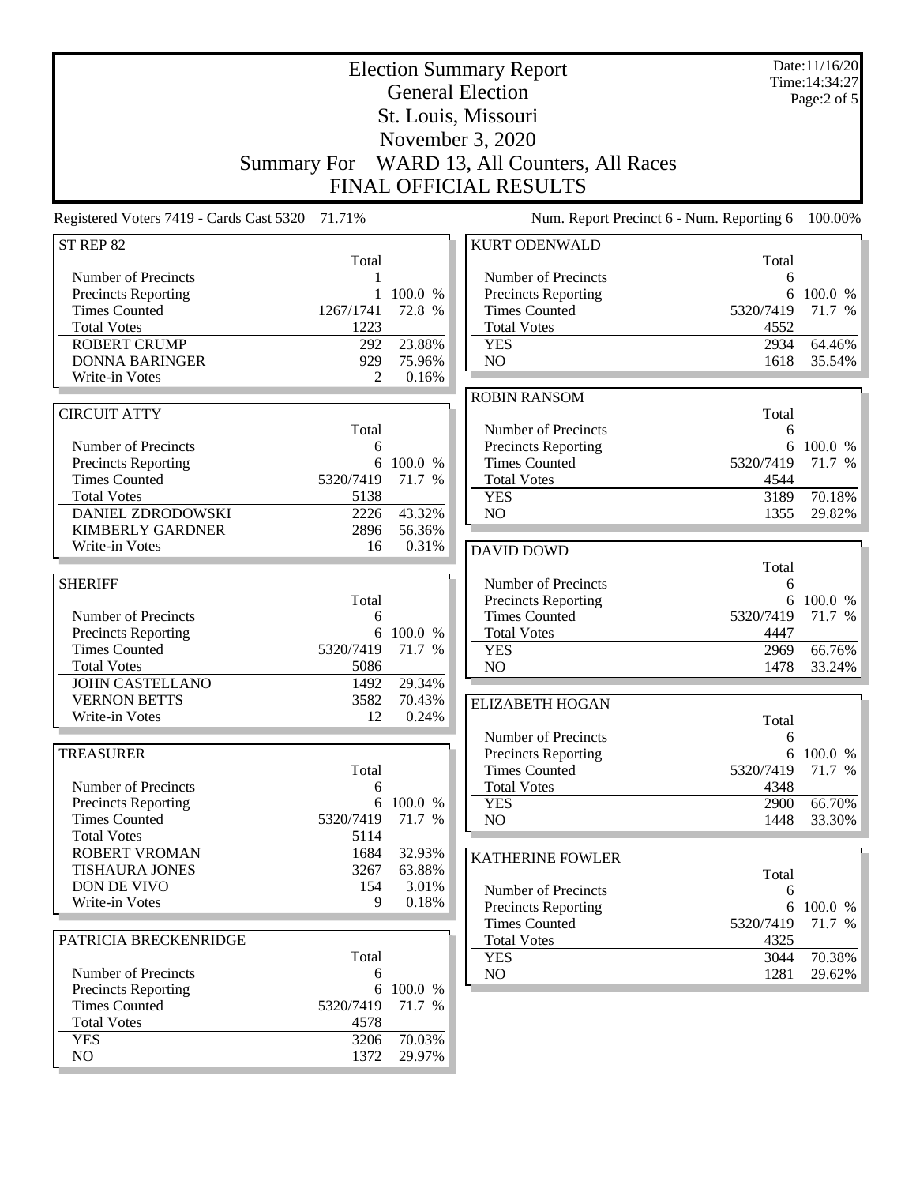# Election Summary Report

## General Election

## St. Louis, Missouri

## November 3, 2020

## Summary For WARD 13, All Counters, All Races

## FINAL OFFICIAL RESULTS

Date:11/16/20
Time:14:34:27

Registered Voters 7419 - Cards Cast 5320 71.71%

Num. Report Precinct 6 - Num. Reporting 6 100.00%

### ST REP 82

| | Total | |
|---|---|---|
| Number of Precincts | 1 | |
| Precincts Reporting | 1 | 100.0 % |
| Times Counted | 1267/1741 | 72.8 % |
| Total Votes | 1223 | |
| ROBERT CRUMP | 292 | 23.88% |
| DONNA BARINGER | 929 | 75.96% |
| Write-in Votes | 2 | 0.16% |

### CIRCUIT ATTY

| | Total | |
|---|---|---|
| Number of Precincts | 6 | |
| Precincts Reporting | 6 | 100.0 % |
| Times Counted | 5320/7419 | 71.7 % |
| Total Votes | 5138 | |
| DANIEL ZDRODOWSKI | 2226 | 43.32% |
| KIMBERLY GARDNER | 2896 | 56.36% |
| Write-in Votes | 16 | 0.31% |

### SHERIFF

| | Total | |
|---|---|---|
| Number of Precincts | 6 | |
| Precincts Reporting | 6 | 100.0 % |
| Times Counted | 5320/7419 | 71.7 % |
| Total Votes | 5086 | |
| JOHN CASTELLANO | 1492 | 29.34% |
| VERNON BETTS | 3582 | 70.43% |
| Write-in Votes | 12 | 0.24% |

### TREASURER

| | Total | |
|---|---|---|
| Number of Precincts | 6 | |
| Precincts Reporting | 6 | 100.0 % |
| Times Counted | 5320/7419 | 71.7 % |
| Total Votes | 5114 | |
| ROBERT VROMAN | 1684 | 32.93% |
| TISHAURA JONES | 3267 | 63.88% |
| DON DE VIVO | 154 | 3.01% |
| Write-in Votes | 9 | 0.18% |

### PATRICIA BRECKENRIDGE

| | Total | |
|---|---|---|
| Number of Precincts | 6 | |
| Precincts Reporting | 6 | 100.0 % |
| Times Counted | 5320/7419 | 71.7 % |
| Total Votes | 4578 | |
| YES | 3206 | 70.03% |
| NO | 1372 | 29.97% |

### KURT ODENWALD

| | Total | |
|---|---|---|
| Number of Precincts | 6 | |
| Precincts Reporting | 6 | 100.0 % |
| Times Counted | 5320/7419 | 71.7 % |
| Total Votes | 4552 | |
| YES | 2934 | 64.46% |
| NO | 1618 | 35.54% |

### ROBIN RANSOM

| | Total | |
|---|---|---|
| Number of Precincts | 6 | |
| Precincts Reporting | 6 | 100.0 % |
| Times Counted | 5320/7419 | 71.7 % |
| Total Votes | 4544 | |
| YES | 3189 | 70.18% |
| NO | 1355 | 29.82% |

### DAVID DOWD

| | Total | |
|---|---|---|
| Number of Precincts | 6 | |
| Precincts Reporting | 6 | 100.0 % |
| Times Counted | 5320/7419 | 71.7 % |
| Total Votes | 4447 | |
| YES | 2969 | 66.76% |
| NO | 1478 | 33.24% |

### ELIZABETH HOGAN

| | Total | |
|---|---|---|
| Number of Precincts | 6 | |
| Precincts Reporting | 6 | 100.0 % |
| Times Counted | 5320/7419 | 71.7 % |
| Total Votes | 4348 | |
| YES | 2900 | 66.70% |
| NO | 1448 | 33.30% |

### KATHERINE FOWLER

| | Total | |
|---|---|---|
| Number of Precincts | 6 | |
| Precincts Reporting | 6 | 100.0 % |
| Times Counted | 5320/7419 | 71.7 % |
| Total Votes | 4325 | |
| YES | 3044 | 70.38% |
| NO | 1281 | 29.62% |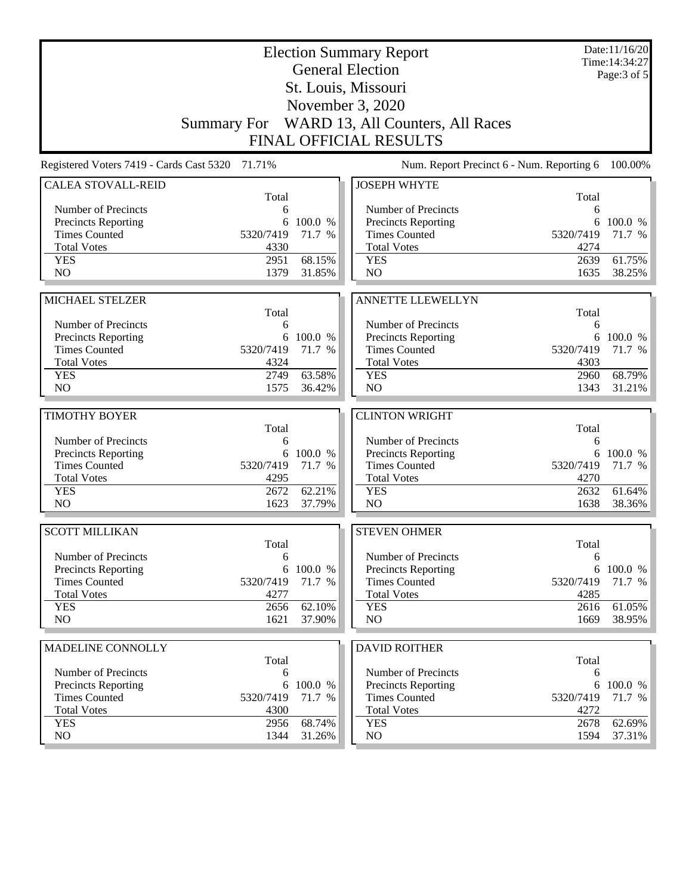# Election Summary Report

## General Election

## St. Louis, Missouri

## November 3, 2020

## Summary For WARD 13, All Counters, All Races

## FINAL OFFICIAL RESULTS

Date:11/16/20
Time:14:34:27

Registered Voters 7419 - Cards Cast 5320 71.71%

Num. Report Precinct 6 - Num. Reporting 6 100.00%

### CALEA STOVALL-REID

| | Total | |
|---|---|---|
| Number of Precincts | 6 | |
| Precincts Reporting | 6 | 100.0 % |
| Times Counted | 5320/7419 | 71.7 % |
| Total Votes | 4330 | |
| YES | 2951 | 68.15% |
| NO | 1379 | 31.85% |

### MICHAEL STELZER

| | Total | |
|---|---|---|
| Number of Precincts | 6 | |
| Precincts Reporting | 6 | 100.0 % |
| Times Counted | 5320/7419 | 71.7 % |
| Total Votes | 4324 | |
| YES | 2749 | 63.58% |
| NO | 1575 | 36.42% |

### TIMOTHY BOYER

| | Total | |
|---|---|---|
| Number of Precincts | 6 | |
| Precincts Reporting | 6 | 100.0 % |
| Times Counted | 5320/7419 | 71.7 % |
| Total Votes | 4295 | |
| YES | 2672 | 62.21% |
| NO | 1623 | 37.79% |

### SCOTT MILLIKAN

| | Total | |
|---|---|---|
| Number of Precincts | 6 | |
| Precincts Reporting | 6 | 100.0 % |
| Times Counted | 5320/7419 | 71.7 % |
| Total Votes | 4277 | |
| YES | 2656 | 62.10% |
| NO | 1621 | 37.90% |

### MADELINE CONNOLLY

| | Total | |
|---|---|---|
| Number of Precincts | 6 | |
| Precincts Reporting | 6 | 100.0 % |
| Times Counted | 5320/7419 | 71.7 % |
| Total Votes | 4300 | |
| YES | 2956 | 68.74% |
| NO | 1344 | 31.26% |

### JOSEPH WHYTE

| | Total | |
|---|---|---|
| Number of Precincts | 6 | |
| Precincts Reporting | 6 | 100.0 % |
| Times Counted | 5320/7419 | 71.7 % |
| Total Votes | 4274 | |
| YES | 2639 | 61.75% |
| NO | 1635 | 38.25% |

### ANNETTE LLEWELLYN

| | Total | |
|---|---|---|
| Number of Precincts | 6 | |
| Precincts Reporting | 6 | 100.0 % |
| Times Counted | 5320/7419 | 71.7 % |
| Total Votes | 4303 | |
| YES | 2960 | 68.79% |
| NO | 1343 | 31.21% |

### CLINTON WRIGHT

| | Total | |
|---|---|---|
| Number of Precincts | 6 | |
| Precincts Reporting | 6 | 100.0 % |
| Times Counted | 5320/7419 | 71.7 % |
| Total Votes | 4270 | |
| YES | 2632 | 61.64% |
| NO | 1638 | 38.36% |

### STEVEN OHMER

| | Total | |
|---|---|---|
| Number of Precincts | 6 | |
| Precincts Reporting | 6 | 100.0 % |
| Times Counted | 5320/7419 | 71.7 % |
| Total Votes | 4285 | |
| YES | 2616 | 61.05% |
| NO | 1669 | 38.95% |

### DAVID ROITHER

| | Total | |
|---|---|---|
| Number of Precincts | 6 | |
| Precincts Reporting | 6 | 100.0 % |
| Times Counted | 5320/7419 | 71.7 % |
| Total Votes | 4272 | |
| YES | 2678 | 62.69% |
| NO | 1594 | 37.31% |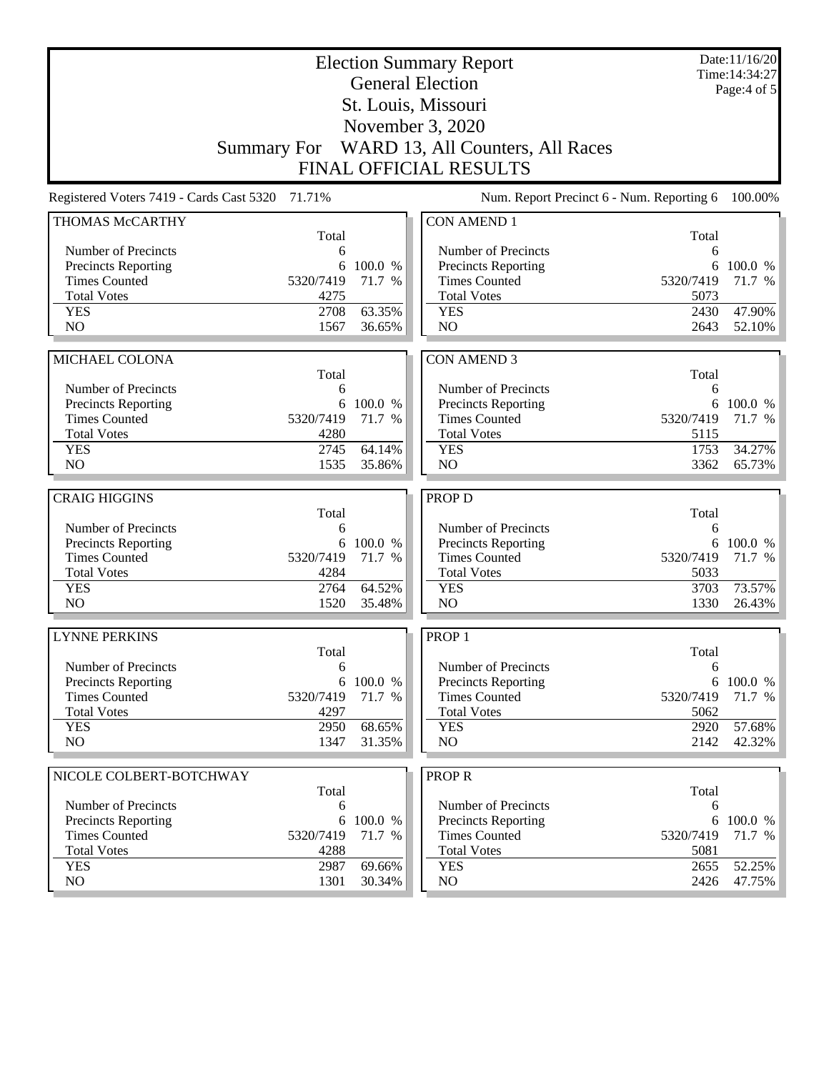# Election Summary Report

## General Election

## St. Louis, Missouri

## November 3, 2020

## Summary For WARD 13, All Counters, All Races

## FINAL OFFICIAL RESULTS

Date:11/16/20
Time:14:34:27

Registered Voters 7419 - Cards Cast 5320 71.71%

Num. Report Precinct 6 - Num. Reporting 6 100.00%

### THOMAS McCARTHY

| | Total | |
|---|---|---|
| Number of Precincts | 6 | |
| Precincts Reporting | 6 | 100.0 % |
| Times Counted | 5320/7419 | 71.7 % |
| Total Votes | 4275 | |
| YES | 2708 | 63.35% |
| NO | 1567 | 36.65% |

### MICHAEL COLONA

| | Total | |
|---|---|---|
| Number of Precincts | 6 | |
| Precincts Reporting | 6 | 100.0 % |
| Times Counted | 5320/7419 | 71.7 % |
| Total Votes | 4280 | |
| YES | 2745 | 64.14% |
| NO | 1535 | 35.86% |

### CRAIG HIGGINS

| | Total | |
|---|---|---|
| Number of Precincts | 6 | |
| Precincts Reporting | 6 | 100.0 % |
| Times Counted | 5320/7419 | 71.7 % |
| Total Votes | 4284 | |
| YES | 2764 | 64.52% |
| NO | 1520 | 35.48% |

### LYNNE PERKINS

| | Total | |
|---|---|---|
| Number of Precincts | 6 | |
| Precincts Reporting | 6 | 100.0 % |
| Times Counted | 5320/7419 | 71.7 % |
| Total Votes | 4297 | |
| YES | 2950 | 68.65% |
| NO | 1347 | 31.35% |

### NICOLE COLBERT-BOTCHWAY

| | Total | |
|---|---|---|
| Number of Precincts | 6 | |
| Precincts Reporting | 6 | 100.0 % |
| Times Counted | 5320/7419 | 71.7 % |
| Total Votes | 4288 | |
| YES | 2987 | 69.66% |
| NO | 1301 | 30.34% |

### CON AMEND 1

| | Total | |
|---|---|---|
| Number of Precincts | 6 | |
| Precincts Reporting | 6 | 100.0 % |
| Times Counted | 5320/7419 | 71.7 % |
| Total Votes | 5073 | |
| YES | 2430 | 47.90% |
| NO | 2643 | 52.10% |

### CON AMEND 3

| | Total | |
|---|---|---|
| Number of Precincts | 6 | |
| Precincts Reporting | 6 | 100.0 % |
| Times Counted | 5320/7419 | 71.7 % |
| Total Votes | 5115 | |
| YES | 1753 | 34.27% |
| NO | 3362 | 65.73% |

### PROP D

| | Total | |
|---|---|---|
| Number of Precincts | 6 | |
| Precincts Reporting | 6 | 100.0 % |
| Times Counted | 5320/7419 | 71.7 % |
| Total Votes | 5033 | |
| YES | 3703 | 73.57% |
| NO | 1330 | 26.43% |

### PROP 1

| | Total | |
|---|---|---|
| Number of Precincts | 6 | |
| Precincts Reporting | 6 | 100.0 % |
| Times Counted | 5320/7419 | 71.7 % |
| Total Votes | 5062 | |
| YES | 2920 | 57.68% |
| NO | 2142 | 42.32% |

### PROP R

| | Total | |
|---|---|---|
| Number of Precincts | 6 | |
| Precincts Reporting | 6 | 100.0 % |
| Times Counted | 5320/7419 | 71.7 % |
| Total Votes | 5081 | |
| YES | 2655 | 52.25% |
| NO | 2426 | 47.75% |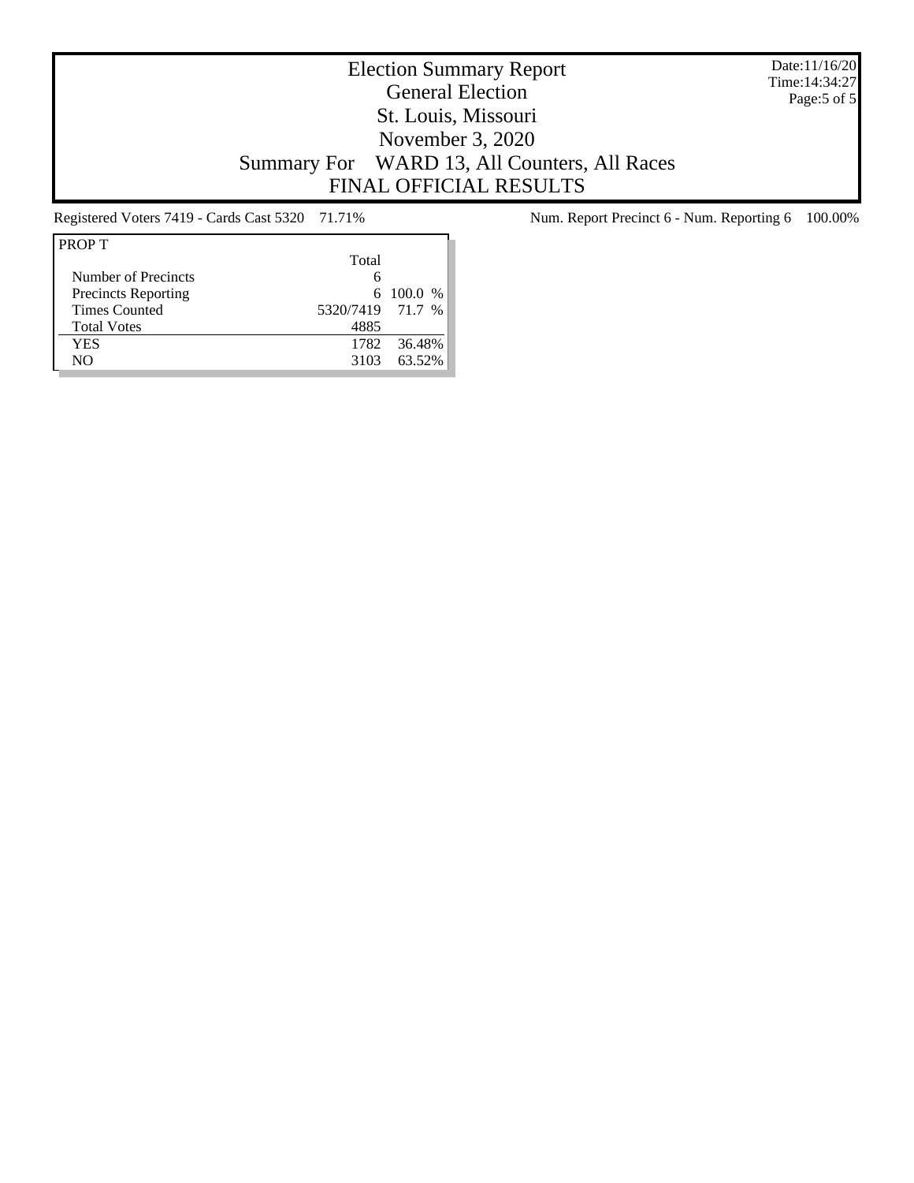# Election Summary Report
## General Election
## St. Louis, Missouri
## November 3, 2020
## Summary For WARD 13, All Counters, All Races
## FINAL OFFICIAL RESULTS

Date:11/16/20
Time:14:34:27

Registered Voters 7419 - Cards Cast 5320 71.71%

Num. Report Precinct 6 - Num. Reporting 6 100.00%

| PROP T | Total | |
|---|---|---|
| Number of Precincts | 6 | |
| Precincts Reporting | 6 | 100.0 % |
| Times Counted | 5320/7419 | 71.7 % |
| Total Votes | 4885 | |
| YES | 1782 | 36.48% |
| NO | 3103 | 63.52% |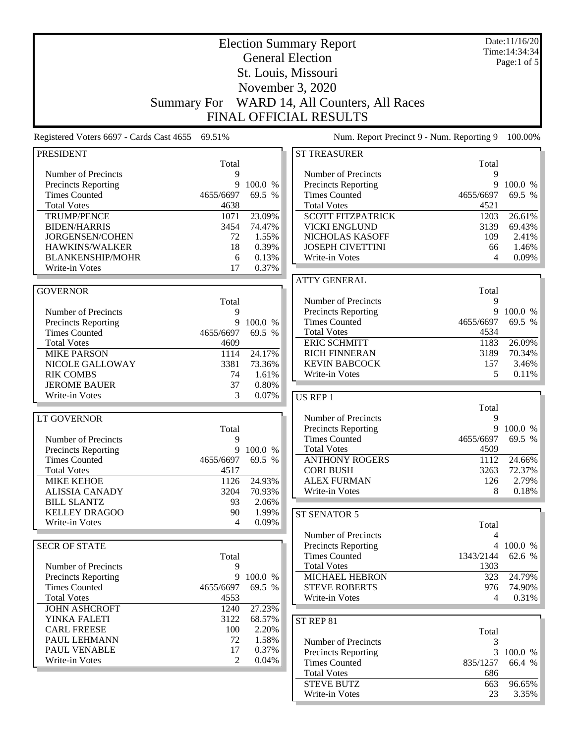# Election Summary Report

## General Election

## St. Louis, Missouri

## November 3, 2020

## Summary For WARD 14, All Counters, All Races

## FINAL OFFICIAL RESULTS

Date:11/16/20
Time:14:34:34

Registered Voters 6697 - Cards Cast 4655 69.51%

Num. Report Precinct 9 - Num. Reporting 9 100.00%

### PRESIDENT

| | Total | |
|---|---|---|
| Number of Precincts | 9 | |
| Precincts Reporting | 9 | 100.0 % |
| Times Counted | 4655/6697 | 69.5 % |
| Total Votes | 4638 | |
| TRUMP/PENCE | 1071 | 23.09% |
| BIDEN/HARRIS | 3454 | 74.47% |
| JORGENSEN/COHEN | 72 | 1.55% |
| HAWKINS/WALKER | 18 | 0.39% |
| BLANKENSHIP/MOHR | 6 | 0.13% |
| Write-in Votes | 17 | 0.37% |

### GOVERNOR

| | Total | |
|---|---|---|
| Number of Precincts | 9 | |
| Precincts Reporting | 9 | 100.0 % |
| Times Counted | 4655/6697 | 69.5 % |
| Total Votes | 4609 | |
| MIKE PARSON | 1114 | 24.17% |
| NICOLE GALLOWAY | 3381 | 73.36% |
| RIK COMBS | 74 | 1.61% |
| JEROME BAUER | 37 | 0.80% |
| Write-in Votes | 3 | 0.07% |

### LT GOVERNOR

| | Total | |
|---|---|---|
| Number of Precincts | 9 | |
| Precincts Reporting | 9 | 100.0 % |
| Times Counted | 4655/6697 | 69.5 % |
| Total Votes | 4517 | |
| MIKE KEHOE | 1126 | 24.93% |
| ALISSIA CANADY | 3204 | 70.93% |
| BILL SLANTZ | 93 | 2.06% |
| KELLEY DRAGOO | 90 | 1.99% |
| Write-in Votes | 4 | 0.09% |

### SECR OF STATE

| | Total | |
|---|---|---|
| Number of Precincts | 9 | |
| Precincts Reporting | 9 | 100.0 % |
| Times Counted | 4655/6697 | 69.5 % |
| Total Votes | 4553 | |
| JOHN ASHCROFT | 1240 | 27.23% |
| YINKA FALETI | 3122 | 68.57% |
| CARL FREESE | 100 | 2.20% |
| PAUL LEHMANN | 72 | 1.58% |
| PAUL VENABLE | 17 | 0.37% |
| Write-in Votes | 2 | 0.04% |

### ST TREASURER

| | Total | |
|---|---|---|
| Number of Precincts | 9 | |
| Precincts Reporting | 9 | 100.0 % |
| Times Counted | 4655/6697 | 69.5 % |
| Total Votes | 4521 | |
| SCOTT FITZPATRICK | 1203 | 26.61% |
| VICKI ENGLUND | 3139 | 69.43% |
| NICHOLAS KASOFF | 109 | 2.41% |
| JOSEPH CIVETTINI | 66 | 1.46% |
| Write-in Votes | 4 | 0.09% |

### ATTY GENERAL

| | Total | |
|---|---|---|
| Number of Precincts | 9 | |
| Precincts Reporting | 9 | 100.0 % |
| Times Counted | 4655/6697 | 69.5 % |
| Total Votes | 4534 | |
| ERIC SCHMITT | 1183 | 26.09% |
| RICH FINNERAN | 3189 | 70.34% |
| KEVIN BABCOCK | 157 | 3.46% |
| Write-in Votes | 5 | 0.11% |

### US REP 1

| | Total | |
|---|---|---|
| Number of Precincts | 9 | |
| Precincts Reporting | 9 | 100.0 % |
| Times Counted | 4655/6697 | 69.5 % |
| Total Votes | 4509 | |
| ANTHONY ROGERS | 1112 | 24.66% |
| CORI BUSH | 3263 | 72.37% |
| ALEX FURMAN | 126 | 2.79% |
| Write-in Votes | 8 | 0.18% |

### ST SENATOR 5

| | Total | |
|---|---|---|
| Number of Precincts | 4 | |
| Precincts Reporting | 4 | 100.0 % |
| Times Counted | 1343/2144 | 62.6 % |
| Total Votes | 1303 | |
| MICHAEL HEBRON | 323 | 24.79% |
| STEVE ROBERTS | 976 | 74.90% |
| Write-in Votes | 4 | 0.31% |

### ST REP 81

| | Total | |
|---|---|---|
| Number of Precincts | 3 | |
| Precincts Reporting | 3 | 100.0 % |
| Times Counted | 835/1257 | 66.4 % |
| Total Votes | 686 | |
| STEVE BUTZ | 663 | 96.65% |
| Write-in Votes | 23 | 3.35% |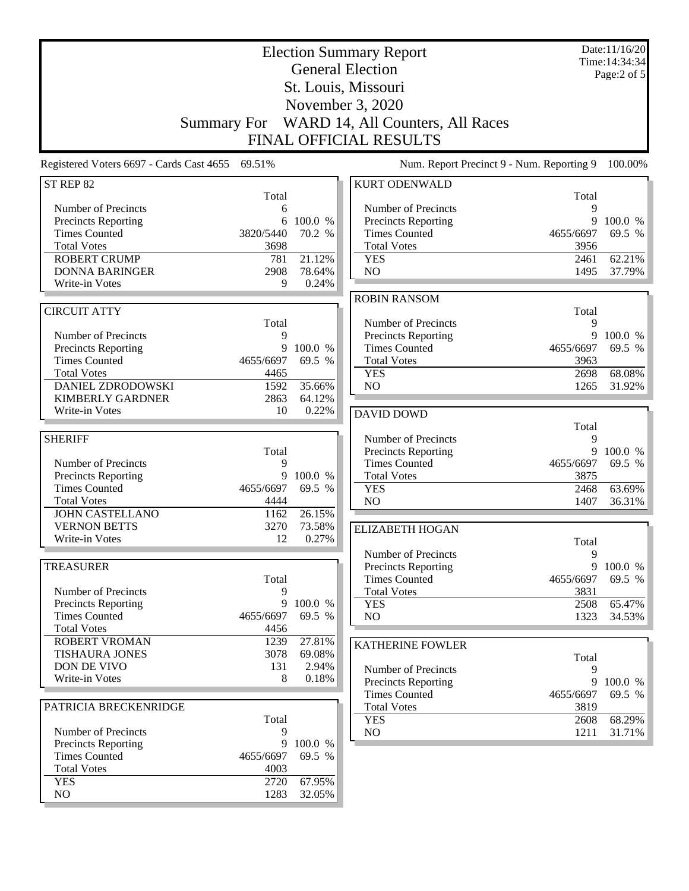# Election Summary Report

## General Election

## St. Louis, Missouri

## November 3, 2020

## Summary For WARD 14, All Counters, All Races

## FINAL OFFICIAL RESULTS

Date:11/16/20
Time:14:34:34
Page:2 of 5

Registered Voters 6697 - Cards Cast 4655 69.51%

Num. Report Precinct 9 - Num. Reporting 9 100.00%

### ST REP 82

| | Total | |
|---|---|---|
| Number of Precincts | 6 | |
| Precincts Reporting | 6 | 100.0 % |
| Times Counted | 3820/5440 | 70.2 % |
| Total Votes | 3698 | |
| ROBERT CRUMP | 781 | 21.12% |
| DONNA BARINGER | 2908 | 78.64% |
| Write-in Votes | 9 | 0.24% |

### CIRCUIT ATTY

| | Total | |
|---|---|---|
| Number of Precincts | 9 | |
| Precincts Reporting | 9 | 100.0 % |
| Times Counted | 4655/6697 | 69.5 % |
| Total Votes | 4465 | |
| DANIEL ZDRODOWSKI | 1592 | 35.66% |
| KIMBERLY GARDNER | 2863 | 64.12% |
| Write-in Votes | 10 | 0.22% |

### SHERIFF

| | Total | |
|---|---|---|
| Number of Precincts | 9 | |
| Precincts Reporting | 9 | 100.0 % |
| Times Counted | 4655/6697 | 69.5 % |
| Total Votes | 4444 | |
| JOHN CASTELLANO | 1162 | 26.15% |
| VERNON BETTS | 3270 | 73.58% |
| Write-in Votes | 12 | 0.27% |

### TREASURER

| | Total | |
|---|---|---|
| Number of Precincts | 9 | |
| Precincts Reporting | 9 | 100.0 % |
| Times Counted | 4655/6697 | 69.5 % |
| Total Votes | 4456 | |
| ROBERT VROMAN | 1239 | 27.81% |
| TISHAURA JONES | 3078 | 69.08% |
| DON DE VIVO | 131 | 2.94% |
| Write-in Votes | 8 | 0.18% |

### PATRICIA BRECKENRIDGE

| | Total | |
|---|---|---|
| Number of Precincts | 9 | |
| Precincts Reporting | 9 | 100.0 % |
| Times Counted | 4655/6697 | 69.5 % |
| Total Votes | 4003 | |
| YES | 2720 | 67.95% |
| NO | 1283 | 32.05% |

### KURT ODENWALD

| | Total | |
|---|---|---|
| Number of Precincts | 9 | |
| Precincts Reporting | 9 | 100.0 % |
| Times Counted | 4655/6697 | 69.5 % |
| Total Votes | 3956 | |
| YES | 2461 | 62.21% |
| NO | 1495 | 37.79% |

### ROBIN RANSOM

| | Total | |
|---|---|---|
| Number of Precincts | 9 | |
| Precincts Reporting | 9 | 100.0 % |
| Times Counted | 4655/6697 | 69.5 % |
| Total Votes | 3963 | |
| YES | 2698 | 68.08% |
| NO | 1265 | 31.92% |

### DAVID DOWD

| | Total | |
|---|---|---|
| Number of Precincts | 9 | |
| Precincts Reporting | 9 | 100.0 % |
| Times Counted | 4655/6697 | 69.5 % |
| Total Votes | 3875 | |
| YES | 2468 | 63.69% |
| NO | 1407 | 36.31% |

### ELIZABETH HOGAN

| | Total | |
|---|---|---|
| Number of Precincts | 9 | |
| Precincts Reporting | 9 | 100.0 % |
| Times Counted | 4655/6697 | 69.5 % |
| Total Votes | 3831 | |
| YES | 2508 | 65.47% |
| NO | 1323 | 34.53% |

### KATHERINE FOWLER

| | Total | |
|---|---|---|
| Number of Precincts | 9 | |
| Precincts Reporting | 9 | 100.0 % |
| Times Counted | 4655/6697 | 69.5 % |
| Total Votes | 3819 | |
| YES | 2608 | 68.29% |
| NO | 1211 | 31.71% |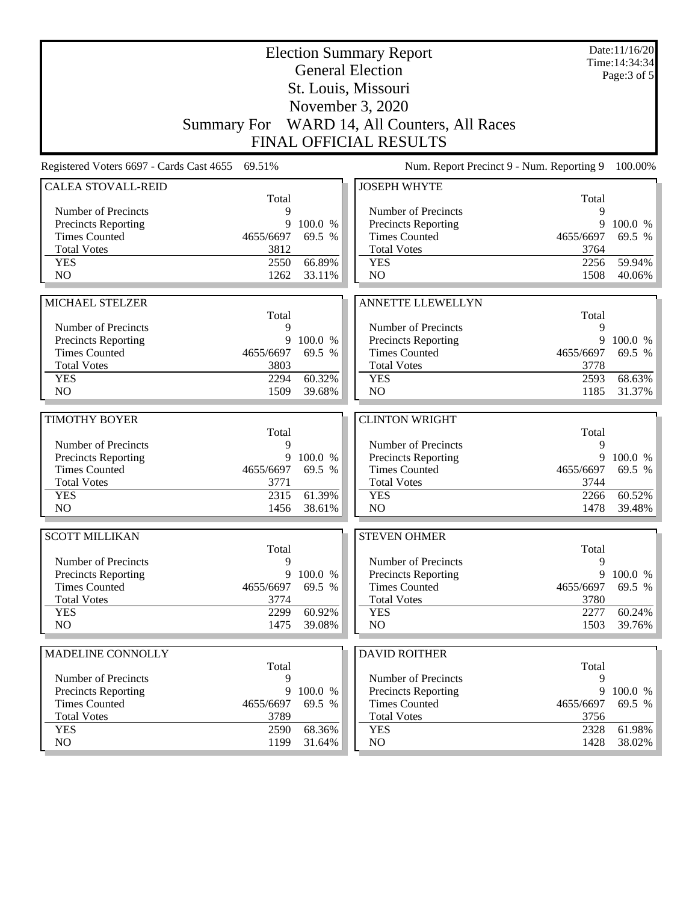# Election Summary Report

## General Election

## St. Louis, Missouri

## November 3, 2020

## Summary For WARD 14, All Counters, All Races

## FINAL OFFICIAL RESULTS

Date:11/16/20
Time:14:34:34

Registered Voters 6697 - Cards Cast 4655 69.51%

Num. Report Precinct 9 - Num. Reporting 9 100.00%

### CALEA STOVALL-REID

| | Total | |
|---|---|---|
| Number of Precincts | 9 | |
| Precincts Reporting | 9 | 100.0 % |
| Times Counted | 4655/6697 | 69.5 % |
| Total Votes | 3812 | |
| YES | 2550 | 66.89% |
| NO | 1262 | 33.11% |

### JOSEPH WHYTE

| | Total | |
|---|---|---|
| Number of Precincts | 9 | |
| Precincts Reporting | 9 | 100.0 % |
| Times Counted | 4655/6697 | 69.5 % |
| Total Votes | 3764 | |
| YES | 2256 | 59.94% |
| NO | 1508 | 40.06% |

### MICHAEL STELZER

| | Total | |
|---|---|---|
| Number of Precincts | 9 | |
| Precincts Reporting | 9 | 100.0 % |
| Times Counted | 4655/6697 | 69.5 % |
| Total Votes | 3803 | |
| YES | 2294 | 60.32% |
| NO | 1509 | 39.68% |

### ANNETTE LLEWELLYN

| | Total | |
|---|---|---|
| Number of Precincts | 9 | |
| Precincts Reporting | 9 | 100.0 % |
| Times Counted | 4655/6697 | 69.5 % |
| Total Votes | 3778 | |
| YES | 2593 | 68.63% |
| NO | 1185 | 31.37% |

### TIMOTHY BOYER

| | Total | |
|---|---|---|
| Number of Precincts | 9 | |
| Precincts Reporting | 9 | 100.0 % |
| Times Counted | 4655/6697 | 69.5 % |
| Total Votes | 3771 | |
| YES | 2315 | 61.39% |
| NO | 1456 | 38.61% |

### CLINTON WRIGHT

| | Total | |
|---|---|---|
| Number of Precincts | 9 | |
| Precincts Reporting | 9 | 100.0 % |
| Times Counted | 4655/6697 | 69.5 % |
| Total Votes | 3744 | |
| YES | 2266 | 60.52% |
| NO | 1478 | 39.48% |

### SCOTT MILLIKAN

| | Total | |
|---|---|---|
| Number of Precincts | 9 | |
| Precincts Reporting | 9 | 100.0 % |
| Times Counted | 4655/6697 | 69.5 % |
| Total Votes | 3774 | |
| YES | 2299 | 60.92% |
| NO | 1475 | 39.08% |

### STEVEN OHMER

| | Total | |
|---|---|---|
| Number of Precincts | 9 | |
| Precincts Reporting | 9 | 100.0 % |
| Times Counted | 4655/6697 | 69.5 % |
| Total Votes | 3780 | |
| YES | 2277 | 60.24% |
| NO | 1503 | 39.76% |

### MADELINE CONNOLLY

| | Total | |
|---|---|---|
| Number of Precincts | 9 | |
| Precincts Reporting | 9 | 100.0 % |
| Times Counted | 4655/6697 | 69.5 % |
| Total Votes | 3789 | |
| YES | 2590 | 68.36% |
| NO | 1199 | 31.64% |

### DAVID ROITHER

| | Total | |
|---|---|---|
| Number of Precincts | 9 | |
| Precincts Reporting | 9 | 100.0 % |
| Times Counted | 4655/6697 | 69.5 % |
| Total Votes | 3756 | |
| YES | 2328 | 61.98% |
| NO | 1428 | 38.02% |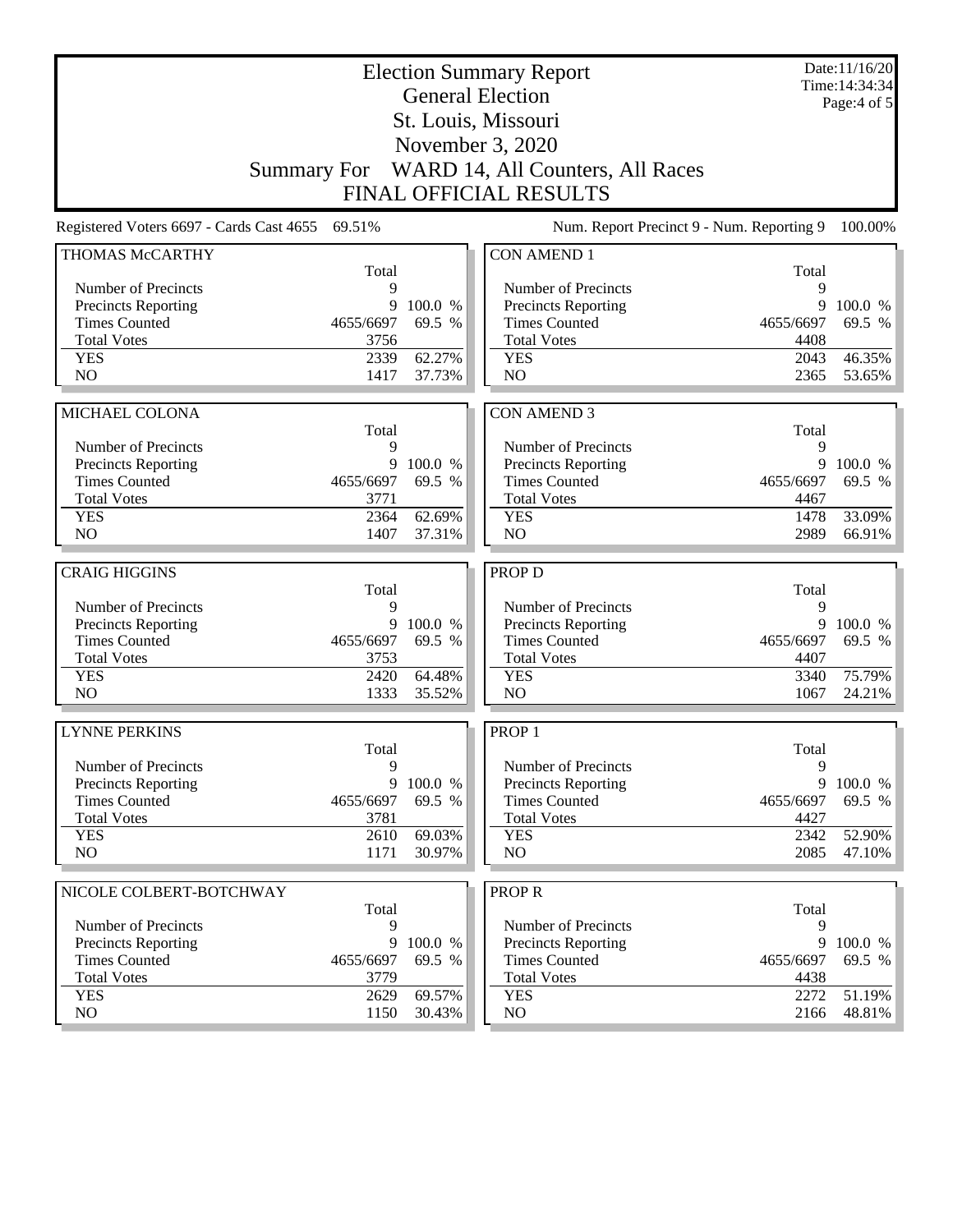# Election Summary Report

## General Election

## St. Louis, Missouri

## November 3, 2020

## Summary For WARD 14, All Counters, All Races

## FINAL OFFICIAL RESULTS

Date:11/16/20
Time:14:34:34

Registered Voters 6697 - Cards Cast 4655 69.51%

Num. Report Precinct 9 - Num. Reporting 9 100.00%

### THOMAS McCARTHY

| | Total | |
|---|---|---|
| Number of Precincts | 9 | |
| Precincts Reporting | 9 | 100.0 % |
| Times Counted | 4655/6697 | 69.5 % |
| Total Votes | 3756 | |
| YES | 2339 | 62.27% |
| NO | 1417 | 37.73% |

### MICHAEL COLONA

| | Total | |
|---|---|---|
| Number of Precincts | 9 | |
| Precincts Reporting | 9 | 100.0 % |
| Times Counted | 4655/6697 | 69.5 % |
| Total Votes | 3771 | |
| YES | 2364 | 62.69% |
| NO | 1407 | 37.31% |

### CRAIG HIGGINS

| | Total | |
|---|---|---|
| Number of Precincts | 9 | |
| Precincts Reporting | 9 | 100.0 % |
| Times Counted | 4655/6697 | 69.5 % |
| Total Votes | 3753 | |
| YES | 2420 | 64.48% |
| NO | 1333 | 35.52% |

### LYNNE PERKINS

| | Total | |
|---|---|---|
| Number of Precincts | 9 | |
| Precincts Reporting | 9 | 100.0 % |
| Times Counted | 4655/6697 | 69.5 % |
| Total Votes | 3781 | |
| YES | 2610 | 69.03% |
| NO | 1171 | 30.97% |

### NICOLE COLBERT-BOTCHWAY

| | Total | |
|---|---|---|
| Number of Precincts | 9 | |
| Precincts Reporting | 9 | 100.0 % |
| Times Counted | 4655/6697 | 69.5 % |
| Total Votes | 3779 | |
| YES | 2629 | 69.57% |
| NO | 1150 | 30.43% |

### CON AMEND 1

| | Total | |
|---|---|---|
| Number of Precincts | 9 | |
| Precincts Reporting | 9 | 100.0 % |
| Times Counted | 4655/6697 | 69.5 % |
| Total Votes | 4408 | |
| YES | 2043 | 46.35% |
| NO | 2365 | 53.65% |

### CON AMEND 3

| | Total | |
|---|---|---|
| Number of Precincts | 9 | |
| Precincts Reporting | 9 | 100.0 % |
| Times Counted | 4655/6697 | 69.5 % |
| Total Votes | 4467 | |
| YES | 1478 | 33.09% |
| NO | 2989 | 66.91% |

### PROP D

| | Total | |
|---|---|---|
| Number of Precincts | 9 | |
| Precincts Reporting | 9 | 100.0 % |
| Times Counted | 4655/6697 | 69.5 % |
| Total Votes | 4407 | |
| YES | 3340 | 75.79% |
| NO | 1067 | 24.21% |

### PROP 1

| | Total | |
|---|---|---|
| Number of Precincts | 9 | |
| Precincts Reporting | 9 | 100.0 % |
| Times Counted | 4655/6697 | 69.5 % |
| Total Votes | 4427 | |
| YES | 2342 | 52.90% |
| NO | 2085 | 47.10% |

### PROP R

| | Total | |
|---|---|---|
| Number of Precincts | 9 | |
| Precincts Reporting | 9 | 100.0 % |
| Times Counted | 4655/6697 | 69.5 % |
| Total Votes | 4438 | |
| YES | 2272 | 51.19% |
| NO | 2166 | 48.81% |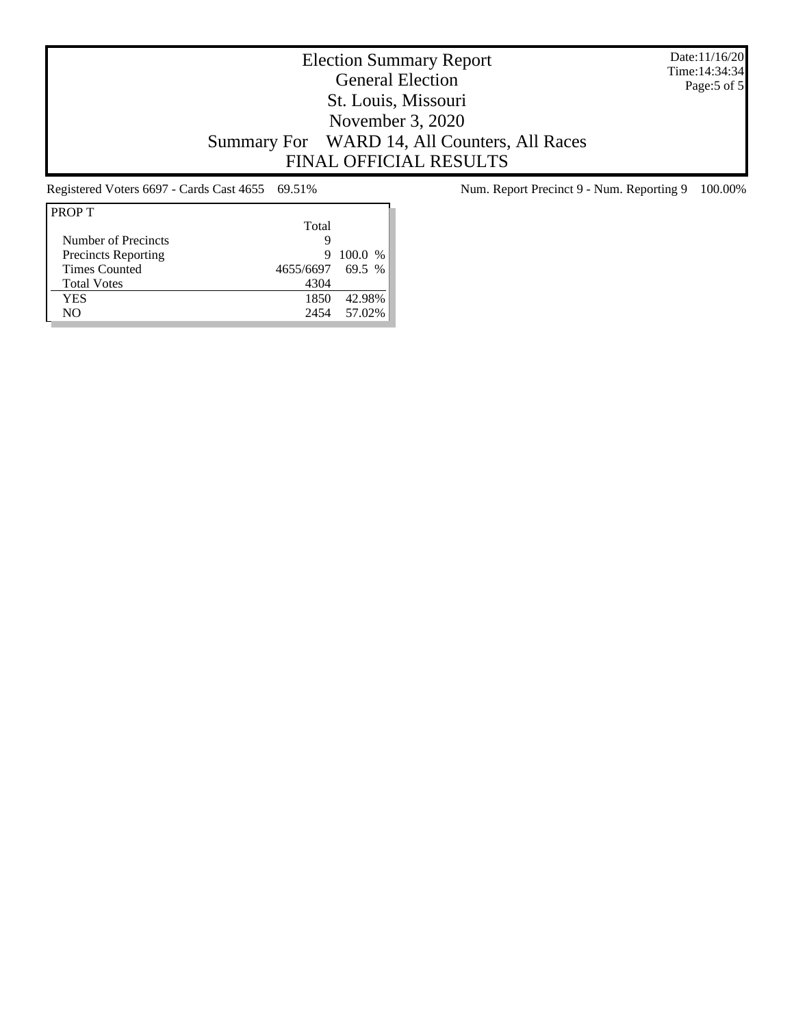# Election Summary Report
## General Election
## St. Louis, Missouri
## November 3, 2020
## Summary For WARD 14, All Counters, All Races
## FINAL OFFICIAL RESULTS

Date:11/16/20
Time:14:34:34

Registered Voters 6697 - Cards Cast 4655 69.51%

Num. Report Precinct 9 - Num. Reporting 9 100.00%

| PROP T | Total | |
|---|---|---|
| Number of Precincts | 9 | |
| Precincts Reporting | 9 | 100.0 % |
| Times Counted | 4655/6697 | 69.5 % |
| Total Votes | 4304 | |
| YES | 1850 | 42.98% |
| NO | 2454 | 57.02% |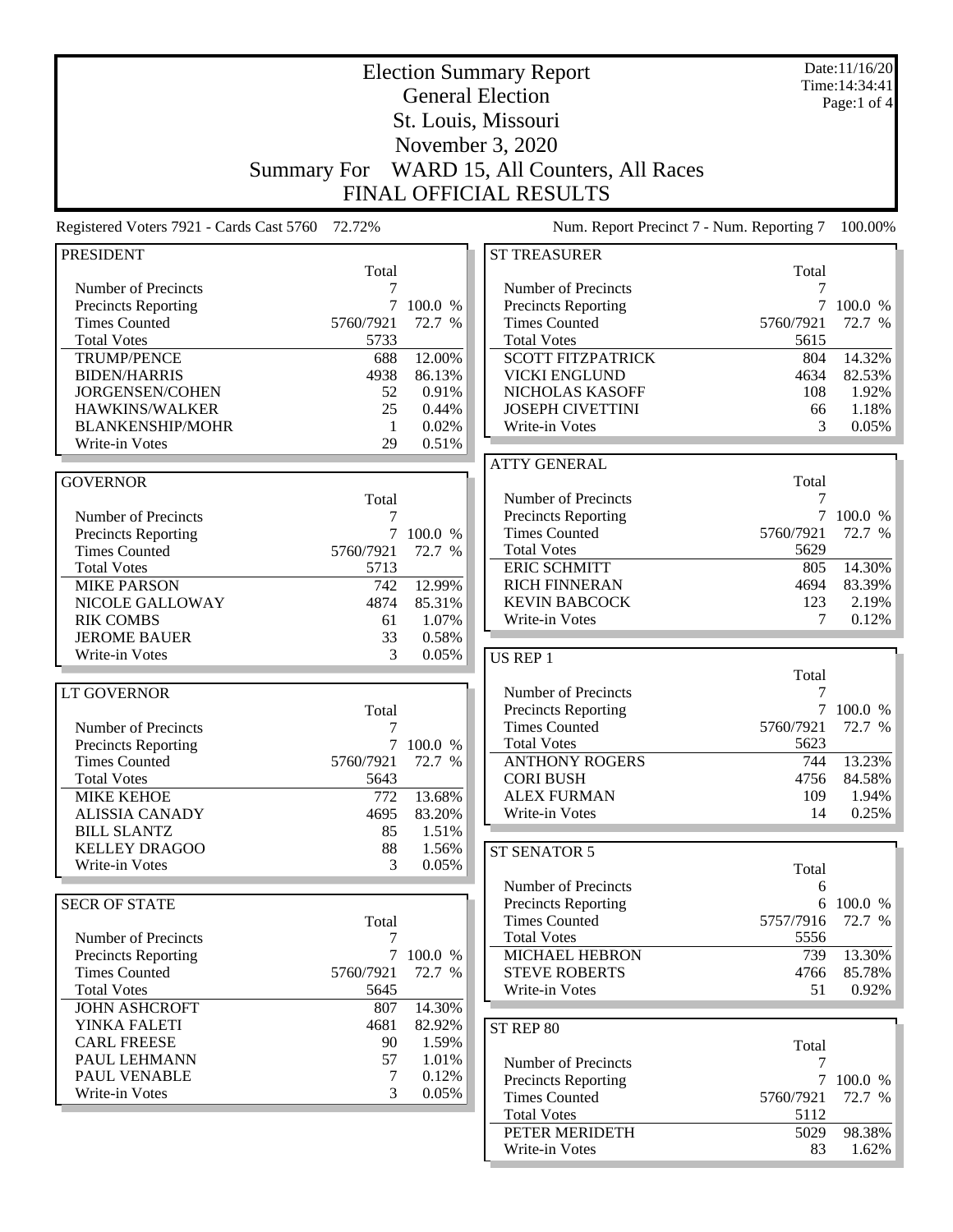# Election Summary Report

## General Election

## St. Louis, Missouri

## November 3, 2020

## Summary For WARD 15, All Counters, All Races

## FINAL OFFICIAL RESULTS

Date:11/16/20
Time:14:34:41
Page:1 of 4

Registered Voters 7921 - Cards Cast 5760 72.72%

Num. Report Precinct 7 - Num. Reporting 7 100.00%

### PRESIDENT

| | Total | |
|---|---|---|
| Number of Precincts | 7 | |
| Precincts Reporting | 7 | 100.0 % |
| Times Counted | 5760/7921 | 72.7 % |
| Total Votes | 5733 | |
| TRUMP/PENCE | 688 | 12.00% |
| BIDEN/HARRIS | 4938 | 86.13% |
| JORGENSEN/COHEN | 52 | 0.91% |
| HAWKINS/WALKER | 25 | 0.44% |
| BLANKENSHIP/MOHR | 1 | 0.02% |
| Write-in Votes | 29 | 0.51% |

### GOVERNOR

| | Total | |
|---|---|---|
| Number of Precincts | 7 | |
| Precincts Reporting | 7 | 100.0 % |
| Times Counted | 5760/7921 | 72.7 % |
| Total Votes | 5713 | |
| MIKE PARSON | 742 | 12.99% |
| NICOLE GALLOWAY | 4874 | 85.31% |
| RIK COMBS | 61 | 1.07% |
| JEROME BAUER | 33 | 0.58% |
| Write-in Votes | 3 | 0.05% |

### LT GOVERNOR

| | Total | |
|---|---|---|
| Number of Precincts | 7 | |
| Precincts Reporting | 7 | 100.0 % |
| Times Counted | 5760/7921 | 72.7 % |
| Total Votes | 5643 | |
| MIKE KEHOE | 772 | 13.68% |
| ALISSIA CANADY | 4695 | 83.20% |
| BILL SLANTZ | 85 | 1.51% |
| KELLEY DRAGOO | 88 | 1.56% |
| Write-in Votes | 3 | 0.05% |

### SECR OF STATE

| | Total | |
|---|---|---|
| Number of Precincts | 7 | |
| Precincts Reporting | 7 | 100.0 % |
| Times Counted | 5760/7921 | 72.7 % |
| Total Votes | 5645 | |
| JOHN ASHCROFT | 807 | 14.30% |
| YINKA FALETI | 4681 | 82.92% |
| CARL FREESE | 90 | 1.59% |
| PAUL LEHMANN | 57 | 1.01% |
| PAUL VENABLE | 7 | 0.12% |
| Write-in Votes | 3 | 0.05% |

### ST TREASURER

| | Total | |
|---|---|---|
| Number of Precincts | 7 | |
| Precincts Reporting | 7 | 100.0 % |
| Times Counted | 5760/7921 | 72.7 % |
| Total Votes | 5615 | |
| SCOTT FITZPATRICK | 804 | 14.32% |
| VICKI ENGLUND | 4634 | 82.53% |
| NICHOLAS KASOFF | 108 | 1.92% |
| JOSEPH CIVETTINI | 66 | 1.18% |
| Write-in Votes | 3 | 0.05% |

### ATTY GENERAL

| | Total | |
|---|---|---|
| Number of Precincts | 7 | |
| Precincts Reporting | 7 | 100.0 % |
| Times Counted | 5760/7921 | 72.7 % |
| Total Votes | 5629 | |
| ERIC SCHMITT | 805 | 14.30% |
| RICH FINNERAN | 4694 | 83.39% |
| KEVIN BABCOCK | 123 | 2.19% |
| Write-in Votes | 7 | 0.12% |

### US REP 1

| | Total | |
|---|---|---|
| Number of Precincts | 7 | |
| Precincts Reporting | 7 | 100.0 % |
| Times Counted | 5760/7921 | 72.7 % |
| Total Votes | 5623 | |
| ANTHONY ROGERS | 744 | 13.23% |
| CORI BUSH | 4756 | 84.58% |
| ALEX FURMAN | 109 | 1.94% |
| Write-in Votes | 14 | 0.25% |

### ST SENATOR 5

| | Total | |
|---|---|---|
| Number of Precincts | 6 | |
| Precincts Reporting | 6 | 100.0 % |
| Times Counted | 5757/7916 | 72.7 % |
| Total Votes | 5556 | |
| MICHAEL HEBRON | 739 | 13.30% |
| STEVE ROBERTS | 4766 | 85.78% |
| Write-in Votes | 51 | 0.92% |

### ST REP 80

| | Total | |
|---|---|---|
| Number of Precincts | 7 | |
| Precincts Reporting | 7 | 100.0 % |
| Times Counted | 5760/7921 | 72.7 % |
| Total Votes | 5112 | |
| PETER MERIDETH | 5029 | 98.38% |
| Write-in Votes | 83 | 1.62% |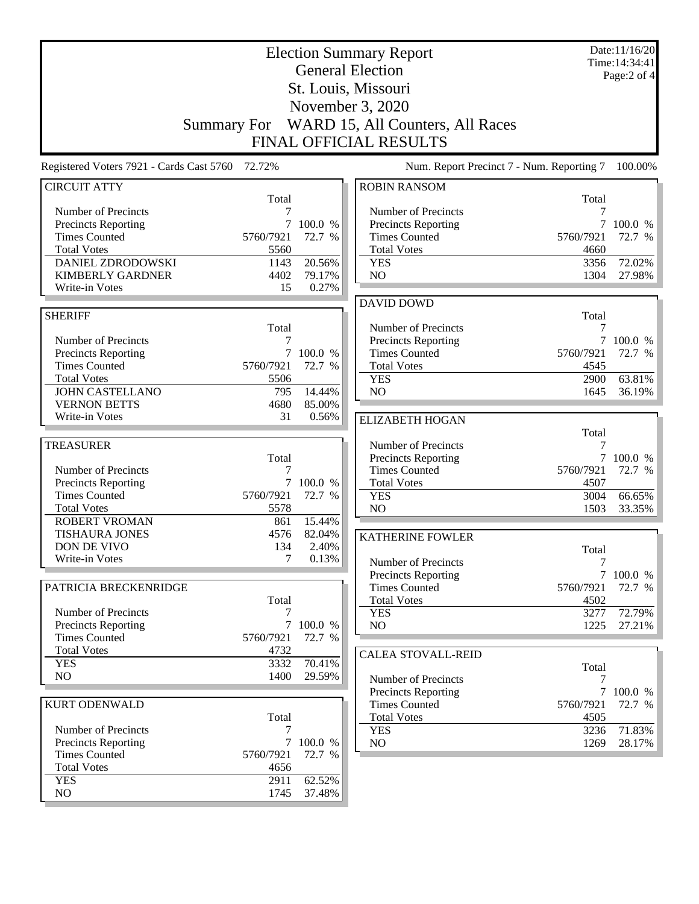# Election Summary Report

## General Election

## St. Louis, Missouri

## November 3, 2020

## Summary For WARD 15, All Counters, All Races

## FINAL OFFICIAL RESULTS

Date:11/16/20
Time:14:34:41

Registered Voters 7921 - Cards Cast 5760 72.72%

Num. Report Precinct 7 - Num. Reporting 7 100.00%

### CIRCUIT ATTY

| | Total | |
|---|---|---|
| Number of Precincts | 7 | |
| Precincts Reporting | 7 | 100.0 % |
| Times Counted | 5760/7921 | 72.7 % |
| Total Votes | 5560 | |
| DANIEL ZDRODOWSKI | 1143 | 20.56% |
| KIMBERLY GARDNER | 4402 | 79.17% |
| Write-in Votes | 15 | 0.27% |

### SHERIFF

| | Total | |
|---|---|---|
| Number of Precincts | 7 | |
| Precincts Reporting | 7 | 100.0 % |
| Times Counted | 5760/7921 | 72.7 % |
| Total Votes | 5506 | |
| JOHN CASTELLANO | 795 | 14.44% |
| VERNON BETTS | 4680 | 85.00% |
| Write-in Votes | 31 | 0.56% |

### TREASURER

| | Total | |
|---|---|---|
| Number of Precincts | 7 | |
| Precincts Reporting | 7 | 100.0 % |
| Times Counted | 5760/7921 | 72.7 % |
| Total Votes | 5578 | |
| ROBERT VROMAN | 861 | 15.44% |
| TISHAURA JONES | 4576 | 82.04% |
| DON DE VIVO | 134 | 2.40% |
| Write-in Votes | 7 | 0.13% |

### PATRICIA BRECKENRIDGE

| | Total | |
|---|---|---|
| Number of Precincts | 7 | |
| Precincts Reporting | 7 | 100.0 % |
| Times Counted | 5760/7921 | 72.7 % |
| Total Votes | 4732 | |
| YES | 3332 | 70.41% |
| NO | 1400 | 29.59% |

### KURT ODENWALD

| | Total | |
|---|---|---|
| Number of Precincts | 7 | |
| Precincts Reporting | 7 | 100.0 % |
| Times Counted | 5760/7921 | 72.7 % |
| Total Votes | 4656 | |
| YES | 2911 | 62.52% |
| NO | 1745 | 37.48% |

### ROBIN RANSOM

| | Total | |
|---|---|---|
| Number of Precincts | 7 | |
| Precincts Reporting | 7 | 100.0 % |
| Times Counted | 5760/7921 | 72.7 % |
| Total Votes | 4660 | |
| YES | 3356 | 72.02% |
| NO | 1304 | 27.98% |

### DAVID DOWD

| | Total | |
|---|---|---|
| Number of Precincts | 7 | |
| Precincts Reporting | 7 | 100.0 % |
| Times Counted | 5760/7921 | 72.7 % |
| Total Votes | 4545 | |
| YES | 2900 | 63.81% |
| NO | 1645 | 36.19% |

### ELIZABETH HOGAN

| | Total | |
|---|---|---|
| Number of Precincts | 7 | |
| Precincts Reporting | 7 | 100.0 % |
| Times Counted | 5760/7921 | 72.7 % |
| Total Votes | 4507 | |
| YES | 3004 | 66.65% |
| NO | 1503 | 33.35% |

### KATHERINE FOWLER

| | Total | |
|---|---|---|
| Number of Precincts | 7 | |
| Precincts Reporting | 7 | 100.0 % |
| Times Counted | 5760/7921 | 72.7 % |
| Total Votes | 4502 | |
| YES | 3277 | 72.79% |
| NO | 1225 | 27.21% |

### CALEA STOVALL-REID

| | Total | |
|---|---|---|
| Number of Precincts | 7 | |
| Precincts Reporting | 7 | 100.0 % |
| Times Counted | 5760/7921 | 72.7 % |
| Total Votes | 4505 | |
| YES | 3236 | 71.83% |
| NO | 1269 | 28.17% |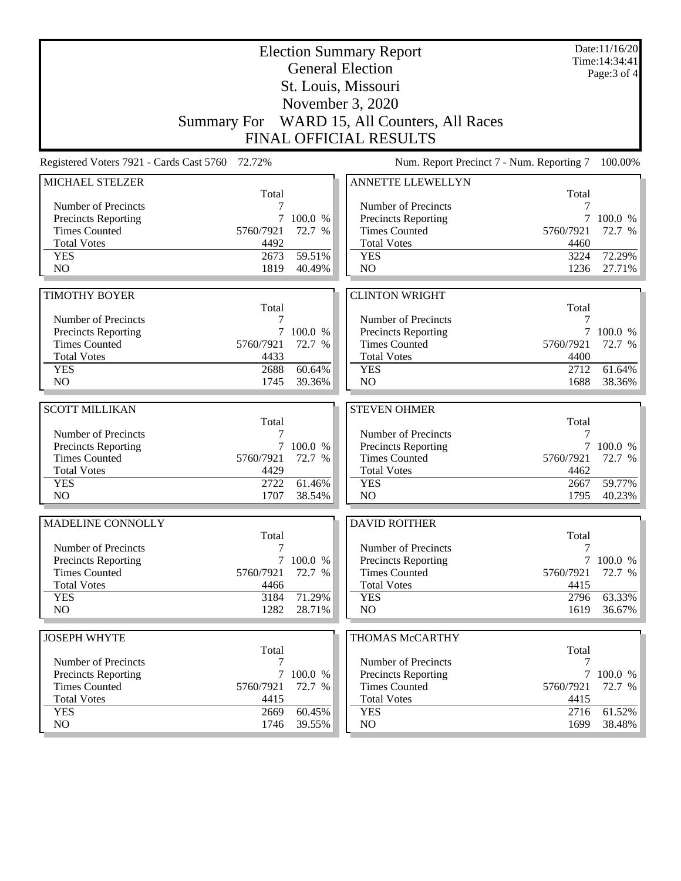# Election Summary Report

## General Election

## St. Louis, Missouri

## November 3, 2020

## Summary For WARD 15, All Counters, All Races

## FINAL OFFICIAL RESULTS

Date:11/16/20
Time:14:34:41

Registered Voters 7921 - Cards Cast 5760 72.72%

Num. Report Precinct 7 - Num. Reporting 7 100.00%

| MICHAEL STELZER | Total | |
|---|---|---|
| Number of Precincts | 7 | |
| Precincts Reporting | 7 | 100.0 % |
| Times Counted | 5760/7921 | 72.7 % |
| Total Votes | 4492 | |
| YES | 2673 | 59.51% |
| NO | 1819 | 40.49% |

| ANNETTE LLEWELLYN | Total | |
|---|---|---|
| Number of Precincts | 7 | |
| Precincts Reporting | 7 | 100.0 % |
| Times Counted | 5760/7921 | 72.7 % |
| Total Votes | 4460 | |
| YES | 3224 | 72.29% |
| NO | 1236 | 27.71% |

| TIMOTHY BOYER | Total | |
|---|---|---|
| Number of Precincts | 7 | |
| Precincts Reporting | 7 | 100.0 % |
| Times Counted | 5760/7921 | 72.7 % |
| Total Votes | 4433 | |
| YES | 2688 | 60.64% |
| NO | 1745 | 39.36% |

| CLINTON WRIGHT | Total | |
|---|---|---|
| Number of Precincts | 7 | |
| Precincts Reporting | 7 | 100.0 % |
| Times Counted | 5760/7921 | 72.7 % |
| Total Votes | 4400 | |
| YES | 2712 | 61.64% |
| NO | 1688 | 38.36% |

| SCOTT MILLIKAN | Total | |
|---|---|---|
| Number of Precincts | 7 | |
| Precincts Reporting | 7 | 100.0 % |
| Times Counted | 5760/7921 | 72.7 % |
| Total Votes | 4429 | |
| YES | 2722 | 61.46% |
| NO | 1707 | 38.54% |

| STEVEN OHMER | Total | |
|---|---|---|
| Number of Precincts | 7 | |
| Precincts Reporting | 7 | 100.0 % |
| Times Counted | 5760/7921 | 72.7 % |
| Total Votes | 4462 | |
| YES | 2667 | 59.77% |
| NO | 1795 | 40.23% |

| MADELINE CONNOLLY | Total | |
|---|---|---|
| Number of Precincts | 7 | |
| Precincts Reporting | 7 | 100.0 % |
| Times Counted | 5760/7921 | 72.7 % |
| Total Votes | 4466 | |
| YES | 3184 | 71.29% |
| NO | 1282 | 28.71% |

| DAVID ROITHER | Total | |
|---|---|---|
| Number of Precincts | 7 | |
| Precincts Reporting | 7 | 100.0 % |
| Times Counted | 5760/7921 | 72.7 % |
| Total Votes | 4415 | |
| YES | 2796 | 63.33% |
| NO | 1619 | 36.67% |

| JOSEPH WHYTE | Total | |
|---|---|---|
| Number of Precincts | 7 | |
| Precincts Reporting | 7 | 100.0 % |
| Times Counted | 5760/7921 | 72.7 % |
| Total Votes | 4415 | |
| YES | 2669 | 60.45% |
| NO | 1746 | 39.55% |

| THOMAS McCARTHY | Total | |
|---|---|---|
| Number of Precincts | 7 | |
| Precincts Reporting | 7 | 100.0 % |
| Times Counted | 5760/7921 | 72.7 % |
| Total Votes | 4415 | |
| YES | 2716 | 61.52% |
| NO | 1699 | 38.48% |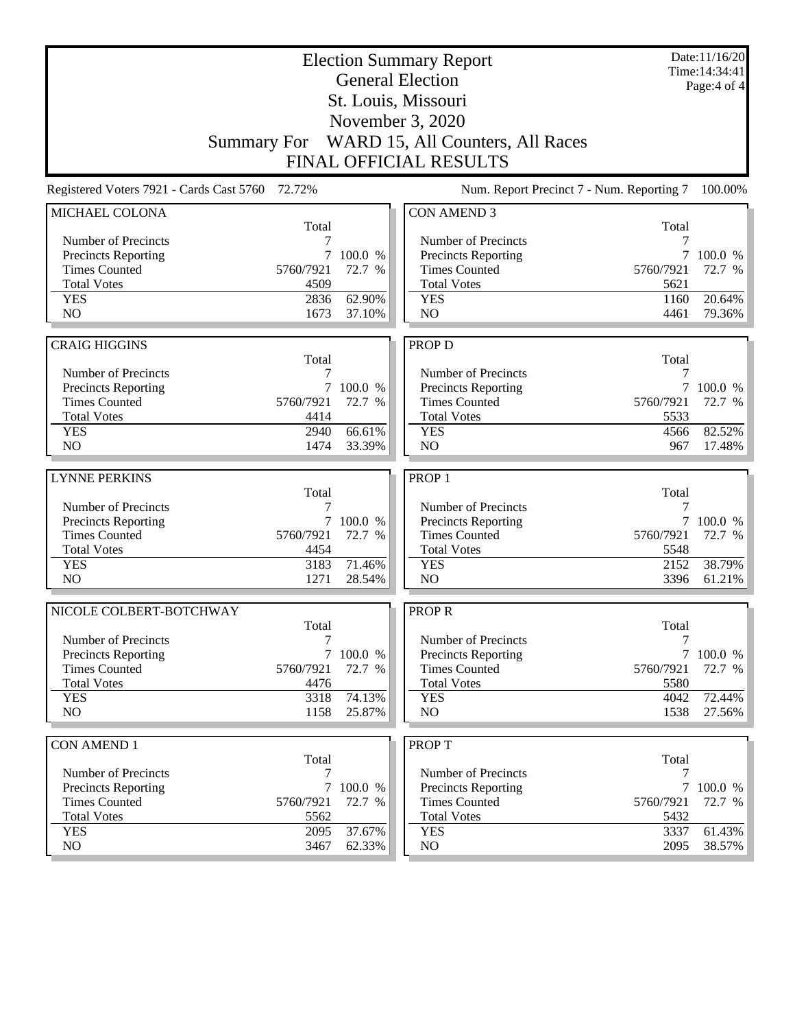# Election Summary Report

## General Election

## St. Louis, Missouri

## November 3, 2020

## Summary For WARD 15, All Counters, All Races

## FINAL OFFICIAL RESULTS

Date:11/16/20
Time:14:34:41

Registered Voters 7921 - Cards Cast 5760 72.72%

Num. Report Precinct 7 - Num. Reporting 7 100.00%

### MICHAEL COLONA

| | Total | |
|---|---|---|
| Number of Precincts | 7 | |
| Precincts Reporting | 7 | 100.0 % |
| Times Counted | 5760/7921 | 72.7 % |
| Total Votes | 4509 | |
| YES | 2836 | 62.90% |
| NO | 1673 | 37.10% |

### CRAIG HIGGINS

| | Total | |
|---|---|---|
| Number of Precincts | 7 | |
| Precincts Reporting | 7 | 100.0 % |
| Times Counted | 5760/7921 | 72.7 % |
| Total Votes | 4414 | |
| YES | 2940 | 66.61% |
| NO | 1474 | 33.39% |

### LYNNE PERKINS

| | Total | |
|---|---|---|
| Number of Precincts | 7 | |
| Precincts Reporting | 7 | 100.0 % |
| Times Counted | 5760/7921 | 72.7 % |
| Total Votes | 4454 | |
| YES | 3183 | 71.46% |
| NO | 1271 | 28.54% |

### NICOLE COLBERT-BOTCHWAY

| | Total | |
|---|---|---|
| Number of Precincts | 7 | |
| Precincts Reporting | 7 | 100.0 % |
| Times Counted | 5760/7921 | 72.7 % |
| Total Votes | 4476 | |
| YES | 3318 | 74.13% |
| NO | 1158 | 25.87% |

### CON AMEND 1

| | Total | |
|---|---|---|
| Number of Precincts | 7 | |
| Precincts Reporting | 7 | 100.0 % |
| Times Counted | 5760/7921 | 72.7 % |
| Total Votes | 5562 | |
| YES | 2095 | 37.67% |
| NO | 3467 | 62.33% |

### CON AMEND 3

| | Total | |
|---|---|---|
| Number of Precincts | 7 | |
| Precincts Reporting | 7 | 100.0 % |
| Times Counted | 5760/7921 | 72.7 % |
| Total Votes | 5621 | |
| YES | 1160 | 20.64% |
| NO | 4461 | 79.36% |

### PROP D

| | Total | |
|---|---|---|
| Number of Precincts | 7 | |
| Precincts Reporting | 7 | 100.0 % |
| Times Counted | 5760/7921 | 72.7 % |
| Total Votes | 5533 | |
| YES | 4566 | 82.52% |
| NO | 967 | 17.48% |

### PROP 1

| | Total | |
|---|---|---|
| Number of Precincts | 7 | |
| Precincts Reporting | 7 | 100.0 % |
| Times Counted | 5760/7921 | 72.7 % |
| Total Votes | 5548 | |
| YES | 2152 | 38.79% |
| NO | 3396 | 61.21% |

### PROP R

| | Total | |
|---|---|---|
| Number of Precincts | 7 | |
| Precincts Reporting | 7 | 100.0 % |
| Times Counted | 5760/7921 | 72.7 % |
| Total Votes | 5580 | |
| YES | 4042 | 72.44% |
| NO | 1538 | 27.56% |

### PROP T

| | Total | |
|---|---|---|
| Number of Precincts | 7 | |
| Precincts Reporting | 7 | 100.0 % |
| Times Counted | 5760/7921 | 72.7 % |
| Total Votes | 5432 | |
| YES | 3337 | 61.43% |
| NO | 2095 | 38.57% |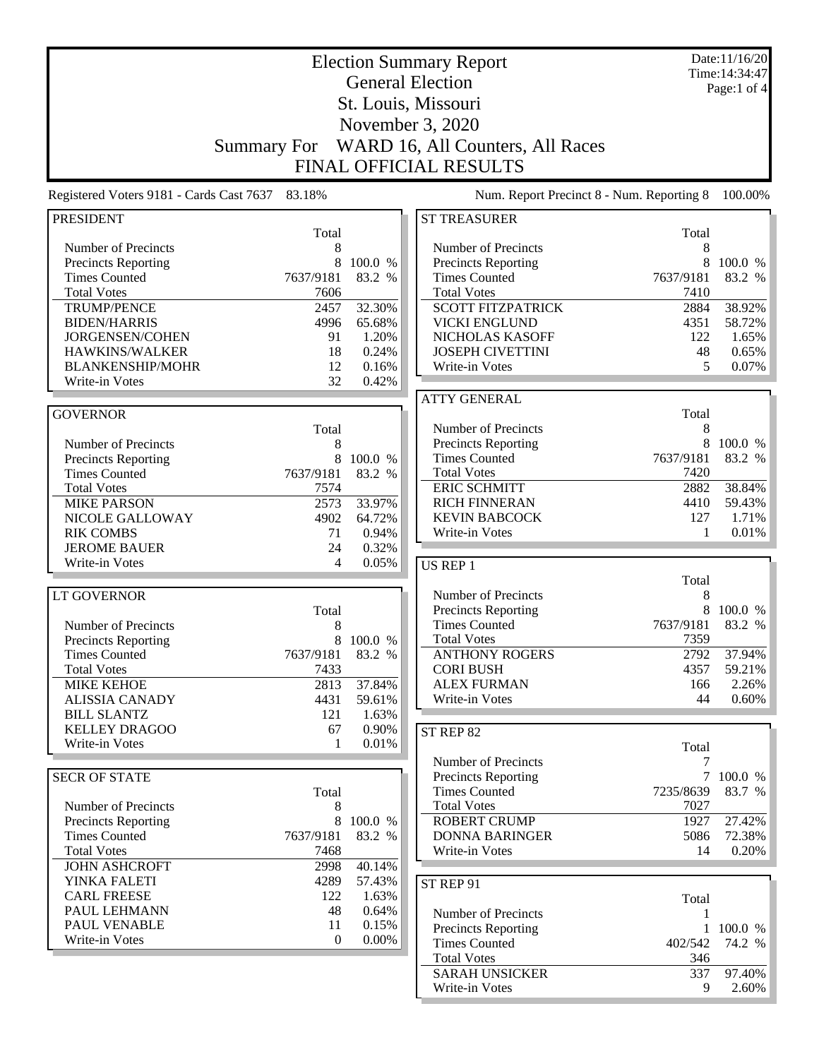# Election Summary Report

## General Election

## St. Louis, Missouri

## November 3, 2020

## Summary For WARD 16, All Counters, All Races

## FINAL OFFICIAL RESULTS

Date:11/16/20
Time:14:34:47

Registered Voters 9181 - Cards Cast 7637 83.18%

Num. Report Precinct 8 - Num. Reporting 8 100.00%

### PRESIDENT

| | Total | |
|---|---|---|
| Number of Precincts | 8 | |
| Precincts Reporting | 8 | 100.0 % |
| Times Counted | 7637/9181 | 83.2 % |
| Total Votes | 7606 | |
| TRUMP/PENCE | 2457 | 32.30% |
| BIDEN/HARRIS | 4996 | 65.68% |
| JORGENSEN/COHEN | 91 | 1.20% |
| HAWKINS/WALKER | 18 | 0.24% |
| BLANKENSHIP/MOHR | 12 | 0.16% |
| Write-in Votes | 32 | 0.42% |

### GOVERNOR

| | Total | |
|---|---|---|
| Number of Precincts | 8 | |
| Precincts Reporting | 8 | 100.0 % |
| Times Counted | 7637/9181 | 83.2 % |
| Total Votes | 7574 | |
| MIKE PARSON | 2573 | 33.97% |
| NICOLE GALLOWAY | 4902 | 64.72% |
| RIK COMBS | 71 | 0.94% |
| JEROME BAUER | 24 | 0.32% |
| Write-in Votes | 4 | 0.05% |

### LT GOVERNOR

| | Total | |
|---|---|---|
| Number of Precincts | 8 | |
| Precincts Reporting | 8 | 100.0 % |
| Times Counted | 7637/9181 | 83.2 % |
| Total Votes | 7433 | |
| MIKE KEHOE | 2813 | 37.84% |
| ALISSIA CANADY | 4431 | 59.61% |
| BILL SLANTZ | 121 | 1.63% |
| KELLEY DRAGOO | 67 | 0.90% |
| Write-in Votes | 1 | 0.01% |

### SECR OF STATE

| | Total | |
|---|---|---|
| Number of Precincts | 8 | |
| Precincts Reporting | 8 | 100.0 % |
| Times Counted | 7637/9181 | 83.2 % |
| Total Votes | 7468 | |
| JOHN ASHCROFT | 2998 | 40.14% |
| YINKA FALETI | 4289 | 57.43% |
| CARL FREESE | 122 | 1.63% |
| PAUL LEHMANN | 48 | 0.64% |
| PAUL VENABLE | 11 | 0.15% |
| Write-in Votes | 0 | 0.00% |

### ST TREASURER

| | Total | |
|---|---|---|
| Number of Precincts | 8 | |
| Precincts Reporting | 8 | 100.0 % |
| Times Counted | 7637/9181 | 83.2 % |
| Total Votes | 7410 | |
| SCOTT FITZPATRICK | 2884 | 38.92% |
| VICKI ENGLUND | 4351 | 58.72% |
| NICHOLAS KASOFF | 122 | 1.65% |
| JOSEPH CIVETTINI | 48 | 0.65% |
| Write-in Votes | 5 | 0.07% |

### ATTY GENERAL

| | Total | |
|---|---|---|
| Number of Precincts | 8 | |
| Precincts Reporting | 8 | 100.0 % |
| Times Counted | 7637/9181 | 83.2 % |
| Total Votes | 7420 | |
| ERIC SCHMITT | 2882 | 38.84% |
| RICH FINNERAN | 4410 | 59.43% |
| KEVIN BABCOCK | 127 | 1.71% |
| Write-in Votes | 1 | 0.01% |

### US REP 1

| | Total | |
|---|---|---|
| Number of Precincts | 8 | |
| Precincts Reporting | 8 | 100.0 % |
| Times Counted | 7637/9181 | 83.2 % |
| Total Votes | 7359 | |
| ANTHONY ROGERS | 2792 | 37.94% |
| CORI BUSH | 4357 | 59.21% |
| ALEX FURMAN | 166 | 2.26% |
| Write-in Votes | 44 | 0.60% |

### ST REP 82

| | Total | |
|---|---|---|
| Number of Precincts | 7 | |
| Precincts Reporting | 7 | 100.0 % |
| Times Counted | 7235/8639 | 83.7 % |
| Total Votes | 7027 | |
| ROBERT CRUMP | 1927 | 27.42% |
| DONNA BARINGER | 5086 | 72.38% |
| Write-in Votes | 14 | 0.20% |

### ST REP 91

| | Total | |
|---|---|---|
| Number of Precincts | 1 | |
| Precincts Reporting | 1 | 100.0 % |
| Times Counted | 402/542 | 74.2 % |
| Total Votes | 346 | |
| SARAH UNSICKER | 337 | 97.40% |
| Write-in Votes | 9 | 2.60% |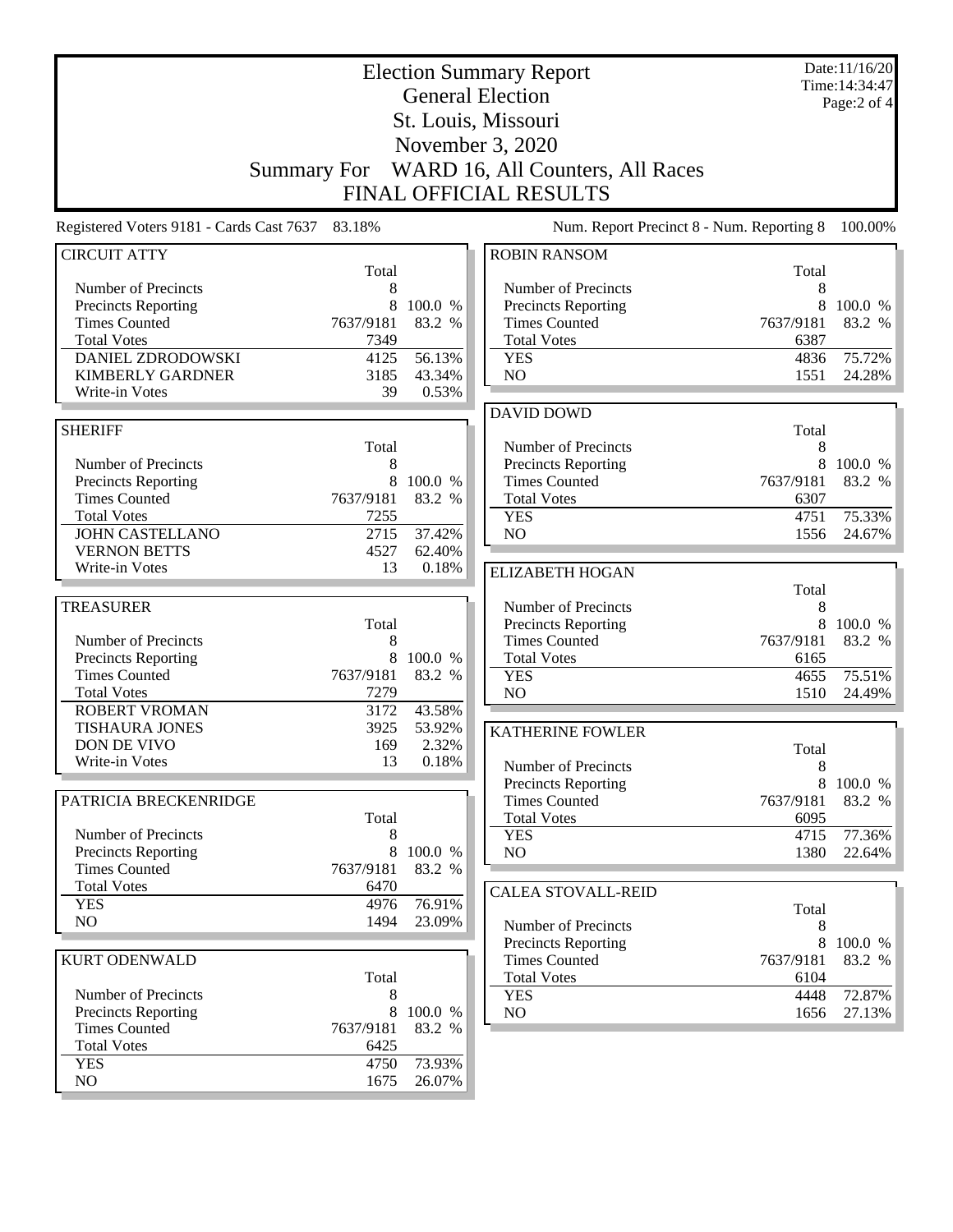# Election Summary Report

## General Election

### St. Louis, Missouri

### November 3, 2020

### Summary For WARD 16, All Counters, All Races

### FINAL OFFICIAL RESULTS

Date:11/16/20
Time:14:34:47

Registered Voters 9181 - Cards Cast 7637 83.18%

Num. Report Precinct 8 - Num. Reporting 8 100.00%

**CIRCUIT ATTY**

| | Total | |
|---|---|---|
| Number of Precincts | 8 | |
| Precincts Reporting | 8 | 100.0 % |
| Times Counted | 7637/9181 | 83.2 % |
| Total Votes | 7349 | |
| DANIEL ZDRODOWSKI | 4125 | 56.13% |
| KIMBERLY GARDNER | 3185 | 43.34% |
| Write-in Votes | 39 | 0.53% |

**SHERIFF**

| | Total | |
|---|---|---|
| Number of Precincts | 8 | |
| Precincts Reporting | 8 | 100.0 % |
| Times Counted | 7637/9181 | 83.2 % |
| Total Votes | 7255 | |
| JOHN CASTELLANO | 2715 | 37.42% |
| VERNON BETTS | 4527 | 62.40% |
| Write-in Votes | 13 | 0.18% |

**TREASURER**

| | Total | |
|---|---|---|
| Number of Precincts | 8 | |
| Precincts Reporting | 8 | 100.0 % |
| Times Counted | 7637/9181 | 83.2 % |
| Total Votes | 7279 | |
| ROBERT VROMAN | 3172 | 43.58% |
| TISHAURA JONES | 3925 | 53.92% |
| DON DE VIVO | 169 | 2.32% |
| Write-in Votes | 13 | 0.18% |

**PATRICIA BRECKENRIDGE**

| | Total | |
|---|---|---|
| Number of Precincts | 8 | |
| Precincts Reporting | 8 | 100.0 % |
| Times Counted | 7637/9181 | 83.2 % |
| Total Votes | 6470 | |
| YES | 4976 | 76.91% |
| NO | 1494 | 23.09% |

**KURT ODENWALD**

| | Total | |
|---|---|---|
| Number of Precincts | 8 | |
| Precincts Reporting | 8 | 100.0 % |
| Times Counted | 7637/9181 | 83.2 % |
| Total Votes | 6425 | |
| YES | 4750 | 73.93% |
| NO | 1675 | 26.07% |

**ROBIN RANSOM**

| | Total | |
|---|---|---|
| Number of Precincts | 8 | |
| Precincts Reporting | 8 | 100.0 % |
| Times Counted | 7637/9181 | 83.2 % |
| Total Votes | 6387 | |
| YES | 4836 | 75.72% |
| NO | 1551 | 24.28% |

**DAVID DOWD**

| | Total | |
|---|---|---|
| Number of Precincts | 8 | |
| Precincts Reporting | 8 | 100.0 % |
| Times Counted | 7637/9181 | 83.2 % |
| Total Votes | 6307 | |
| YES | 4751 | 75.33% |
| NO | 1556 | 24.67% |

**ELIZABETH HOGAN**

| | Total | |
|---|---|---|
| Number of Precincts | 8 | |
| Precincts Reporting | 8 | 100.0 % |
| Times Counted | 7637/9181 | 83.2 % |
| Total Votes | 6165 | |
| YES | 4655 | 75.51% |
| NO | 1510 | 24.49% |

**KATHERINE FOWLER**

| | Total | |
|---|---|---|
| Number of Precincts | 8 | |
| Precincts Reporting | 8 | 100.0 % |
| Times Counted | 7637/9181 | 83.2 % |
| Total Votes | 6095 | |
| YES | 4715 | 77.36% |
| NO | 1380 | 22.64% |

**CALEA STOVALL-REID**

| | Total | |
|---|---|---|
| Number of Precincts | 8 | |
| Precincts Reporting | 8 | 100.0 % |
| Times Counted | 7637/9181 | 83.2 % |
| Total Votes | 6104 | |
| YES | 4448 | 72.87% |
| NO | 1656 | 27.13% |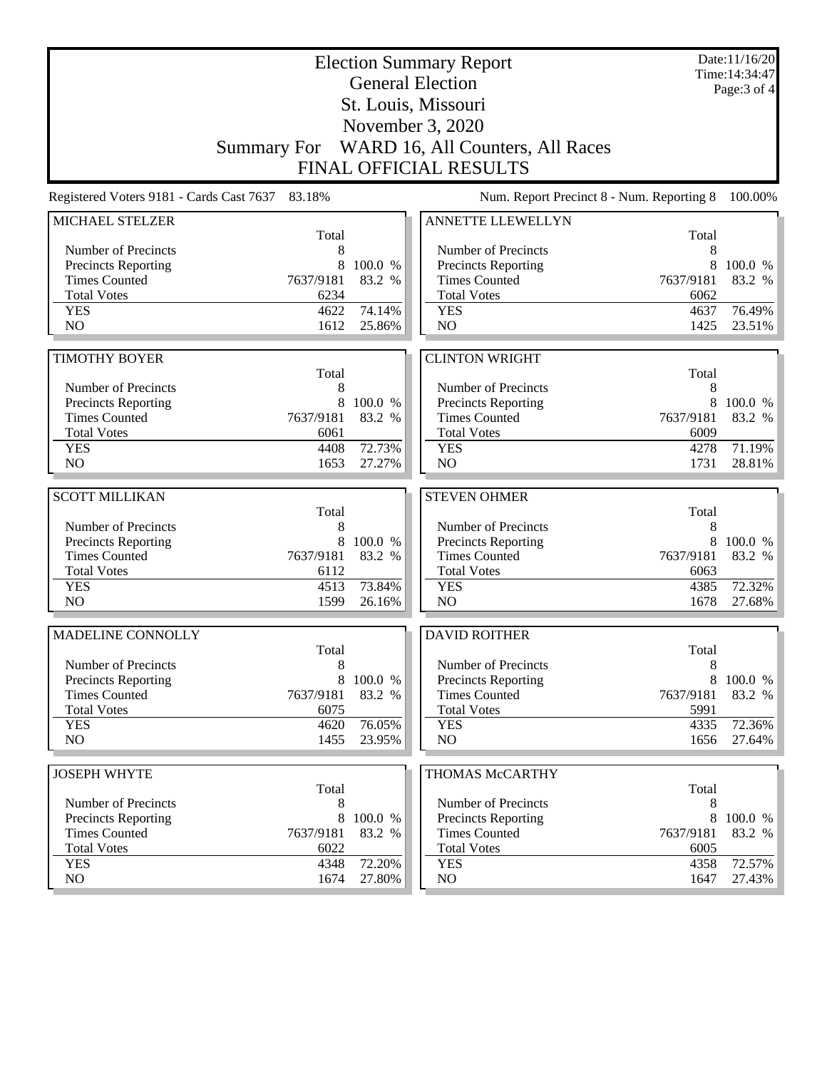# Election Summary Report

## General Election

## St. Louis, Missouri

## November 3, 2020

## Summary For WARD 16, All Counters, All Races

## FINAL OFFICIAL RESULTS

Date:11/16/20
Time:14:34:47

Registered Voters 9181 - Cards Cast 7637 83.18%

Num. Report Precinct 8 - Num. Reporting 8 100.00%

| MICHAEL STELZER | Total | |
|---|---|---|
| Number of Precincts | 8 | |
| Precincts Reporting | 8 | 100.0 % |
| Times Counted | 7637/9181 | 83.2 % |
| Total Votes | 6234 | |
| YES | 4622 | 74.14% |
| NO | 1612 | 25.86% |

| TIMOTHY BOYER | Total | |
|---|---|---|
| Number of Precincts | 8 | |
| Precincts Reporting | 8 | 100.0 % |
| Times Counted | 7637/9181 | 83.2 % |
| Total Votes | 6061 | |
| YES | 4408 | 72.73% |
| NO | 1653 | 27.27% |

| SCOTT MILLIKAN | Total | |
|---|---|---|
| Number of Precincts | 8 | |
| Precincts Reporting | 8 | 100.0 % |
| Times Counted | 7637/9181 | 83.2 % |
| Total Votes | 6112 | |
| YES | 4513 | 73.84% |
| NO | 1599 | 26.16% |

| MADELINE CONNOLLY | Total | |
|---|---|---|
| Number of Precincts | 8 | |
| Precincts Reporting | 8 | 100.0 % |
| Times Counted | 7637/9181 | 83.2 % |
| Total Votes | 6075 | |
| YES | 4620 | 76.05% |
| NO | 1455 | 23.95% |

| JOSEPH WHYTE | Total | |
|---|---|---|
| Number of Precincts | 8 | |
| Precincts Reporting | 8 | 100.0 % |
| Times Counted | 7637/9181 | 83.2 % |
| Total Votes | 6022 | |
| YES | 4348 | 72.20% |
| NO | 1674 | 27.80% |

| ANNETTE LLEWELLYN | Total | |
|---|---|---|
| Number of Precincts | 8 | |
| Precincts Reporting | 8 | 100.0 % |
| Times Counted | 7637/9181 | 83.2 % |
| Total Votes | 6062 | |
| YES | 4637 | 76.49% |
| NO | 1425 | 23.51% |

| CLINTON WRIGHT | Total | |
|---|---|---|
| Number of Precincts | 8 | |
| Precincts Reporting | 8 | 100.0 % |
| Times Counted | 7637/9181 | 83.2 % |
| Total Votes | 6009 | |
| YES | 4278 | 71.19% |
| NO | 1731 | 28.81% |

| STEVEN OHMER | Total | |
|---|---|---|
| Number of Precincts | 8 | |
| Precincts Reporting | 8 | 100.0 % |
| Times Counted | 7637/9181 | 83.2 % |
| Total Votes | 6063 | |
| YES | 4385 | 72.32% |
| NO | 1678 | 27.68% |

| DAVID ROITHER | Total | |
|---|---|---|
| Number of Precincts | 8 | |
| Precincts Reporting | 8 | 100.0 % |
| Times Counted | 7637/9181 | 83.2 % |
| Total Votes | 5991 | |
| YES | 4335 | 72.36% |
| NO | 1656 | 27.64% |

| THOMAS McCARTHY | Total | |
|---|---|---|
| Number of Precincts | 8 | |
| Precincts Reporting | 8 | 100.0 % |
| Times Counted | 7637/9181 | 83.2 % |
| Total Votes | 6005 | |
| YES | 4358 | 72.57% |
| NO | 1647 | 27.43% |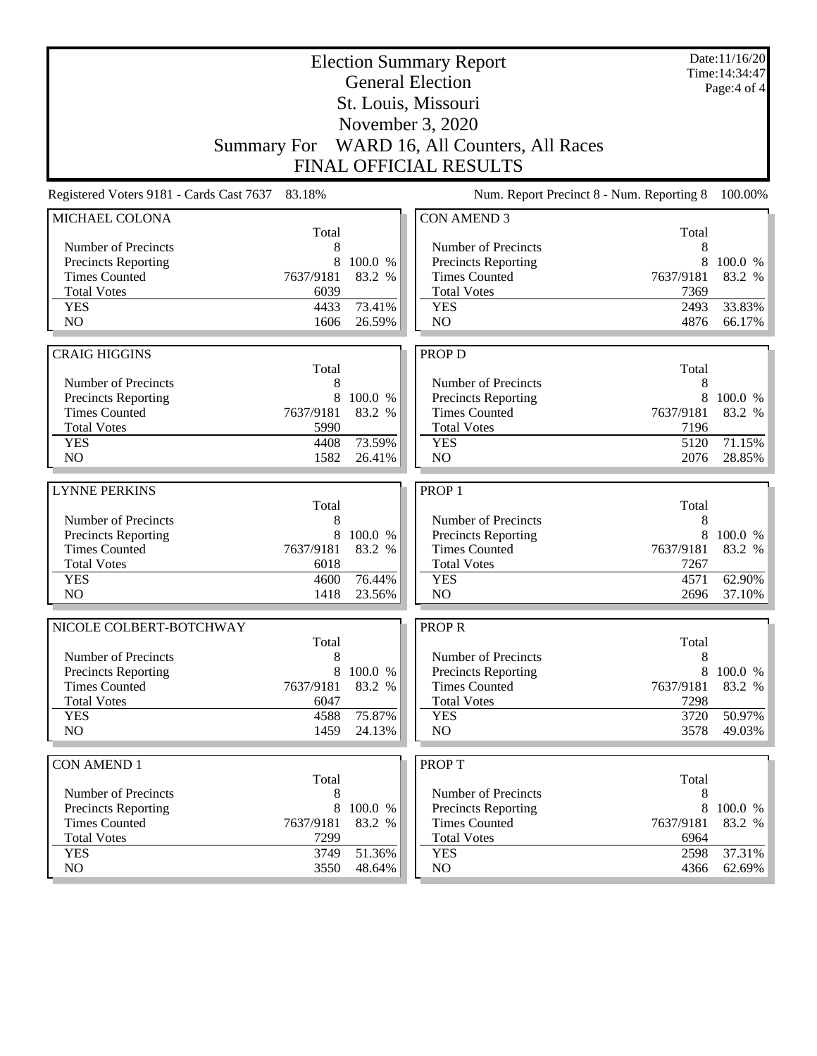# Election Summary Report

## General Election

## St. Louis, Missouri

## November 3, 2020

## Summary For WARD 16, All Counters, All Races

## FINAL OFFICIAL RESULTS

Date:11/16/20
Time:14:34:47

Registered Voters 9181 - Cards Cast 7637 83.18%

Num. Report Precinct 8 - Num. Reporting 8 100.00%

### MICHAEL COLONA

| | Total | |
|---|---|---|
| Number of Precincts | 8 | |
| Precincts Reporting | 8 | 100.0 % |
| Times Counted | 7637/9181 | 83.2 % |
| Total Votes | 6039 | |
| YES | 4433 | 73.41% |
| NO | 1606 | 26.59% |

### CRAIG HIGGINS

| | Total | |
|---|---|---|
| Number of Precincts | 8 | |
| Precincts Reporting | 8 | 100.0 % |
| Times Counted | 7637/9181 | 83.2 % |
| Total Votes | 5990 | |
| YES | 4408 | 73.59% |
| NO | 1582 | 26.41% |

### LYNNE PERKINS

| | Total | |
|---|---|---|
| Number of Precincts | 8 | |
| Precincts Reporting | 8 | 100.0 % |
| Times Counted | 7637/9181 | 83.2 % |
| Total Votes | 6018 | |
| YES | 4600 | 76.44% |
| NO | 1418 | 23.56% |

### NICOLE COLBERT-BOTCHWAY

| | Total | |
|---|---|---|
| Number of Precincts | 8 | |
| Precincts Reporting | 8 | 100.0 % |
| Times Counted | 7637/9181 | 83.2 % |
| Total Votes | 6047 | |
| YES | 4588 | 75.87% |
| NO | 1459 | 24.13% |

### CON AMEND 1

| | Total | |
|---|---|---|
| Number of Precincts | 8 | |
| Precincts Reporting | 8 | 100.0 % |
| Times Counted | 7637/9181 | 83.2 % |
| Total Votes | 7299 | |
| YES | 3749 | 51.36% |
| NO | 3550 | 48.64% |

### CON AMEND 3

| | Total | |
|---|---|---|
| Number of Precincts | 8 | |
| Precincts Reporting | 8 | 100.0 % |
| Times Counted | 7637/9181 | 83.2 % |
| Total Votes | 7369 | |
| YES | 2493 | 33.83% |
| NO | 4876 | 66.17% |

### PROP D

| | Total | |
|---|---|---|
| Number of Precincts | 8 | |
| Precincts Reporting | 8 | 100.0 % |
| Times Counted | 7637/9181 | 83.2 % |
| Total Votes | 7196 | |
| YES | 5120 | 71.15% |
| NO | 2076 | 28.85% |

### PROP 1

| | Total | |
|---|---|---|
| Number of Precincts | 8 | |
| Precincts Reporting | 8 | 100.0 % |
| Times Counted | 7637/9181 | 83.2 % |
| Total Votes | 7267 | |
| YES | 4571 | 62.90% |
| NO | 2696 | 37.10% |

### PROP R

| | Total | |
|---|---|---|
| Number of Precincts | 8 | |
| Precincts Reporting | 8 | 100.0 % |
| Times Counted | 7637/9181 | 83.2 % |
| Total Votes | 7298 | |
| YES | 3720 | 50.97% |
| NO | 3578 | 49.03% |

### PROP T

| | Total | |
|---|---|---|
| Number of Precincts | 8 | |
| Precincts Reporting | 8 | 100.0 % |
| Times Counted | 7637/9181 | 83.2 % |
| Total Votes | 6964 | |
| YES | 2598 | 37.31% |
| NO | 4366 | 62.69% |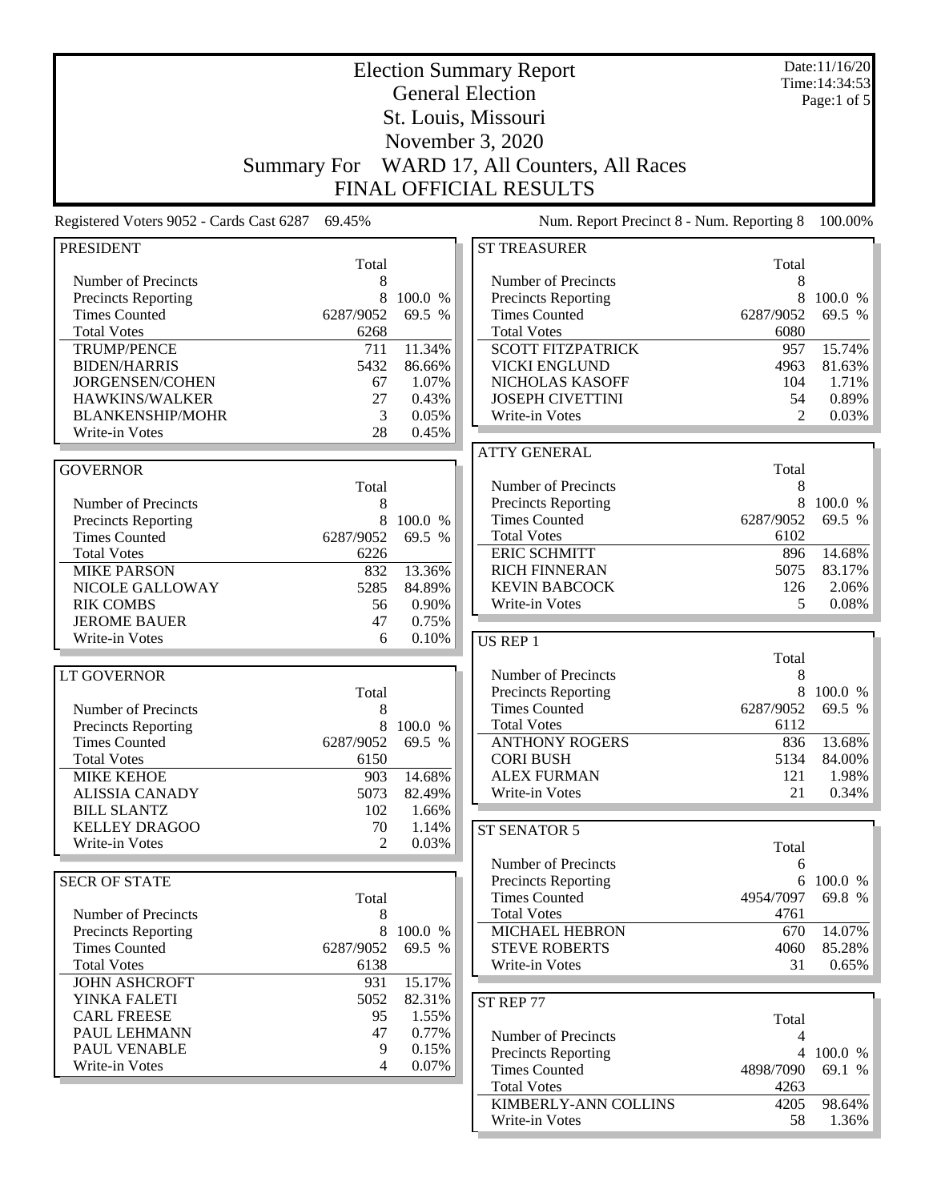# Election Summary Report

## General Election

## St. Louis, Missouri

## November 3, 2020

## Summary For WARD 17, All Counters, All Races

## FINAL OFFICIAL RESULTS

Date:11/16/20
Time:14:34:53

Registered Voters 9052 - Cards Cast 6287 69.45%

Num. Report Precinct 8 - Num. Reporting 8 100.00%

### PRESIDENT

| | Total | |
|---|---|---|
| Number of Precincts | 8 | |
| Precincts Reporting | 8 | 100.0 % |
| Times Counted | 6287/9052 | 69.5 % |
| Total Votes | 6268 | |
| TRUMP/PENCE | 711 | 11.34% |
| BIDEN/HARRIS | 5432 | 86.66% |
| JORGENSEN/COHEN | 67 | 1.07% |
| HAWKINS/WALKER | 27 | 0.43% |
| BLANKENSHIP/MOHR | 3 | 0.05% |
| Write-in Votes | 28 | 0.45% |

### GOVERNOR

| | Total | |
|---|---|---|
| Number of Precincts | 8 | |
| Precincts Reporting | 8 | 100.0 % |
| Times Counted | 6287/9052 | 69.5 % |
| Total Votes | 6226 | |
| MIKE PARSON | 832 | 13.36% |
| NICOLE GALLOWAY | 5285 | 84.89% |
| RIK COMBS | 56 | 0.90% |
| JEROME BAUER | 47 | 0.75% |
| Write-in Votes | 6 | 0.10% |

### LT GOVERNOR

| | Total | |
|---|---|---|
| Number of Precincts | 8 | |
| Precincts Reporting | 8 | 100.0 % |
| Times Counted | 6287/9052 | 69.5 % |
| Total Votes | 6150 | |
| MIKE KEHOE | 903 | 14.68% |
| ALISSIA CANADY | 5073 | 82.49% |
| BILL SLANTZ | 102 | 1.66% |
| KELLEY DRAGOO | 70 | 1.14% |
| Write-in Votes | 2 | 0.03% |

### SECR OF STATE

| | Total | |
|---|---|---|
| Number of Precincts | 8 | |
| Precincts Reporting | 8 | 100.0 % |
| Times Counted | 6287/9052 | 69.5 % |
| Total Votes | 6138 | |
| JOHN ASHCROFT | 931 | 15.17% |
| YINKA FALETI | 5052 | 82.31% |
| CARL FREESE | 95 | 1.55% |
| PAUL LEHMANN | 47 | 0.77% |
| PAUL VENABLE | 9 | 0.15% |
| Write-in Votes | 4 | 0.07% |

### ST TREASURER

| | Total | |
|---|---|---|
| Number of Precincts | 8 | |
| Precincts Reporting | 8 | 100.0 % |
| Times Counted | 6287/9052 | 69.5 % |
| Total Votes | 6080 | |
| SCOTT FITZPATRICK | 957 | 15.74% |
| VICKI ENGLUND | 4963 | 81.63% |
| NICHOLAS KASOFF | 104 | 1.71% |
| JOSEPH CIVETTINI | 54 | 0.89% |
| Write-in Votes | 2 | 0.03% |

### ATTY GENERAL

| | Total | |
|---|---|---|
| Number of Precincts | 8 | |
| Precincts Reporting | 8 | 100.0 % |
| Times Counted | 6287/9052 | 69.5 % |
| Total Votes | 6102 | |
| ERIC SCHMITT | 896 | 14.68% |
| RICH FINNERAN | 5075 | 83.17% |
| KEVIN BABCOCK | 126 | 2.06% |
| Write-in Votes | 5 | 0.08% |

### US REP 1

| | Total | |
|---|---|---|
| Number of Precincts | 8 | |
| Precincts Reporting | 8 | 100.0 % |
| Times Counted | 6287/9052 | 69.5 % |
| Total Votes | 6112 | |
| ANTHONY ROGERS | 836 | 13.68% |
| CORI BUSH | 5134 | 84.00% |
| ALEX FURMAN | 121 | 1.98% |
| Write-in Votes | 21 | 0.34% |

### ST SENATOR 5

| | Total | |
|---|---|---|
| Number of Precincts | 6 | |
| Precincts Reporting | 6 | 100.0 % |
| Times Counted | 4954/7097 | 69.8 % |
| Total Votes | 4761 | |
| MICHAEL HEBRON | 670 | 14.07% |
| STEVE ROBERTS | 4060 | 85.28% |
| Write-in Votes | 31 | 0.65% |

### ST REP 77

| | Total | |
|---|---|---|
| Number of Precincts | 4 | |
| Precincts Reporting | 4 | 100.0 % |
| Times Counted | 4898/7090 | 69.1 % |
| Total Votes | 4263 | |
| KIMBERLY-ANN COLLINS | 4205 | 98.64% |
| Write-in Votes | 58 | 1.36% |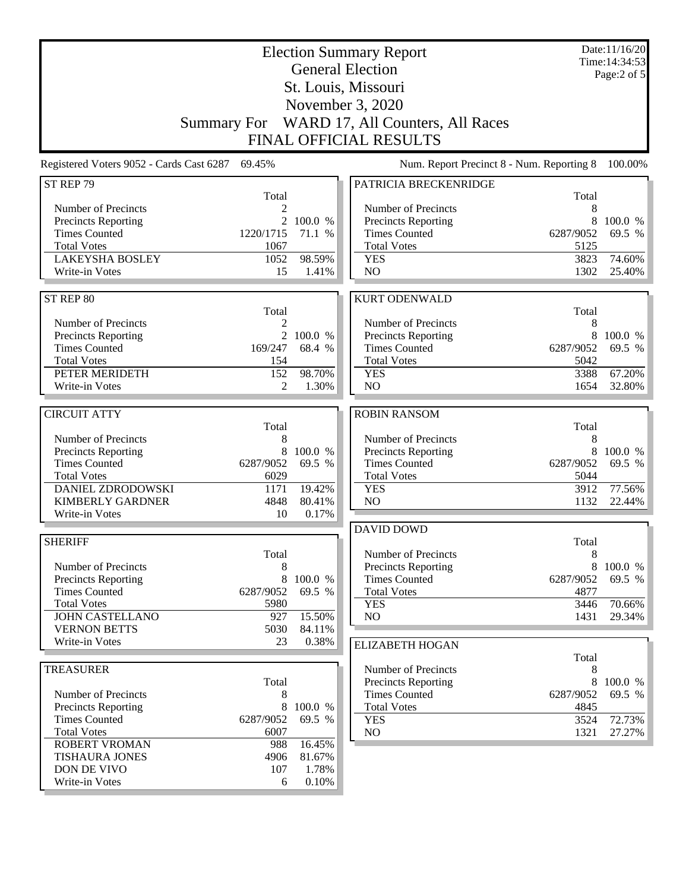# Election Summary Report

## General Election

## St. Louis, Missouri

## November 3, 2020

## Summary For WARD 17, All Counters, All Races

## FINAL OFFICIAL RESULTS

Date:11/16/20
Time:14:34:53

Registered Voters 9052 - Cards Cast 6287 69.45%

Num. Report Precinct 8 - Num. Reporting 8 100.00%

### ST REP 79

| | Total | |
|---|---|---|
| Number of Precincts | 2 | |
| Precincts Reporting | 2 | 100.0 % |
| Times Counted | 1220/1715 | 71.1 % |
| Total Votes | 1067 | |
| LAKEYSHA BOSLEY | 1052 | 98.59% |
| Write-in Votes | 15 | 1.41% |

### ST REP 80

| | Total | |
|---|---|---|
| Number of Precincts | 2 | |
| Precincts Reporting | 2 | 100.0 % |
| Times Counted | 169/247 | 68.4 % |
| Total Votes | 154 | |
| PETER MERIDETH | 152 | 98.70% |
| Write-in Votes | 2 | 1.30% |

### CIRCUIT ATTY

| | Total | |
|---|---|---|
| Number of Precincts | 8 | |
| Precincts Reporting | 8 | 100.0 % |
| Times Counted | 6287/9052 | 69.5 % |
| Total Votes | 6029 | |
| DANIEL ZDRODOWSKI | 1171 | 19.42% |
| KIMBERLY GARDNER | 4848 | 80.41% |
| Write-in Votes | 10 | 0.17% |

### SHERIFF

| | Total | |
|---|---|---|
| Number of Precincts | 8 | |
| Precincts Reporting | 8 | 100.0 % |
| Times Counted | 6287/9052 | 69.5 % |
| Total Votes | 5980 | |
| JOHN CASTELLANO | 927 | 15.50% |
| VERNON BETTS | 5030 | 84.11% |
| Write-in Votes | 23 | 0.38% |

### TREASURER

| | Total | |
|---|---|---|
| Number of Precincts | 8 | |
| Precincts Reporting | 8 | 100.0 % |
| Times Counted | 6287/9052 | 69.5 % |
| Total Votes | 6007 | |
| ROBERT VROMAN | 988 | 16.45% |
| TISHAURA JONES | 4906 | 81.67% |
| DON DE VIVO | 107 | 1.78% |
| Write-in Votes | 6 | 0.10% |

### PATRICIA BRECKENRIDGE

| | Total | |
|---|---|---|
| Number of Precincts | 8 | |
| Precincts Reporting | 8 | 100.0 % |
| Times Counted | 6287/9052 | 69.5 % |
| Total Votes | 5125 | |
| YES | 3823 | 74.60% |
| NO | 1302 | 25.40% |

### KURT ODENWALD

| | Total | |
|---|---|---|
| Number of Precincts | 8 | |
| Precincts Reporting | 8 | 100.0 % |
| Times Counted | 6287/9052 | 69.5 % |
| Total Votes | 5042 | |
| YES | 3388 | 67.20% |
| NO | 1654 | 32.80% |

### ROBIN RANSOM

| | Total | |
|---|---|---|
| Number of Precincts | 8 | |
| Precincts Reporting | 8 | 100.0 % |
| Times Counted | 6287/9052 | 69.5 % |
| Total Votes | 5044 | |
| YES | 3912 | 77.56% |
| NO | 1132 | 22.44% |

### DAVID DOWD

| | Total | |
|---|---|---|
| Number of Precincts | 8 | |
| Precincts Reporting | 8 | 100.0 % |
| Times Counted | 6287/9052 | 69.5 % |
| Total Votes | 4877 | |
| YES | 3446 | 70.66% |
| NO | 1431 | 29.34% |

### ELIZABETH HOGAN

| | Total | |
|---|---|---|
| Number of Precincts | 8 | |
| Precincts Reporting | 8 | 100.0 % |
| Times Counted | 6287/9052 | 69.5 % |
| Total Votes | 4845 | |
| YES | 3524 | 72.73% |
| NO | 1321 | 27.27% |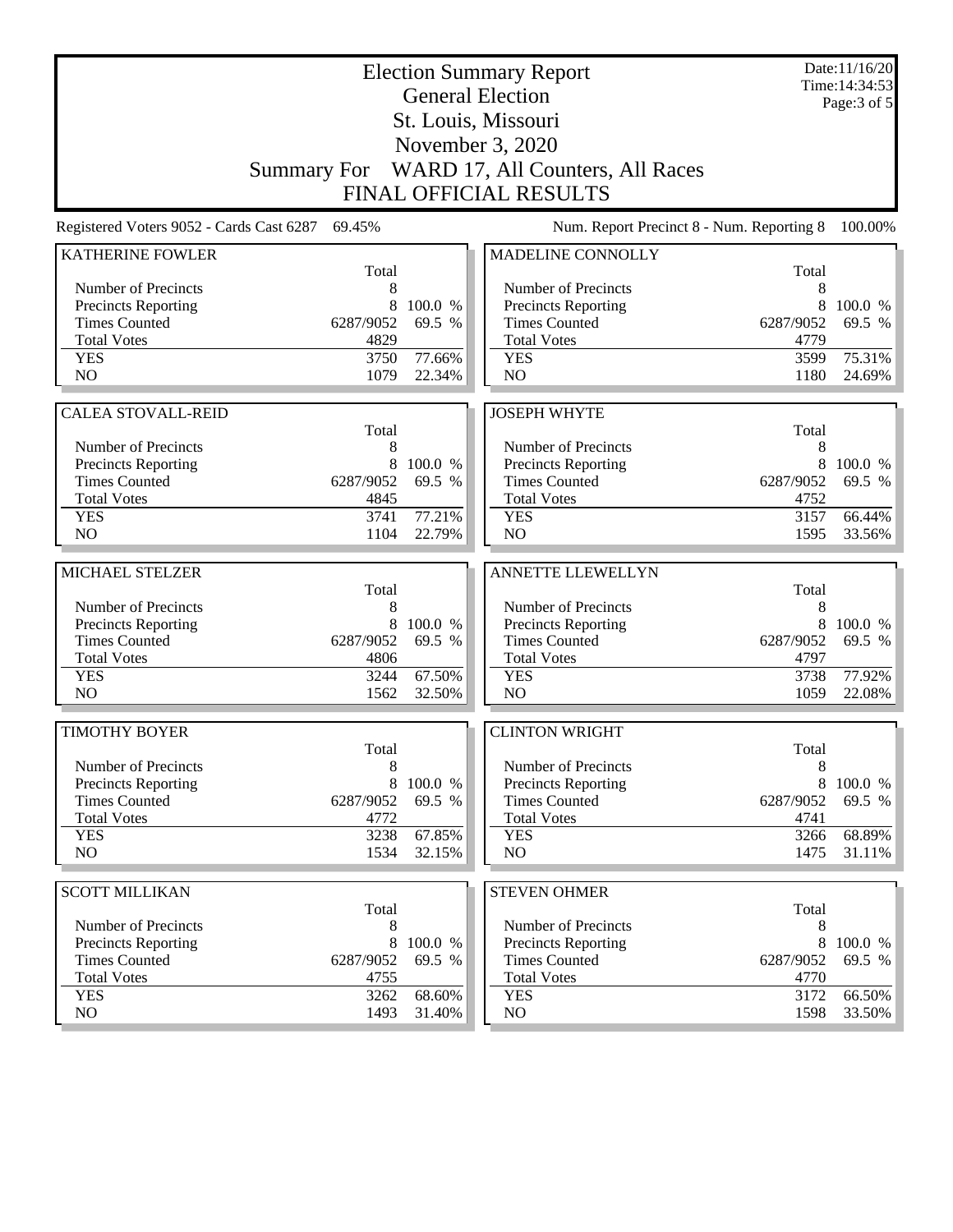# Election Summary Report

## General Election

## St. Louis, Missouri

## November 3, 2020

## Summary For WARD 17, All Counters, All Races

## FINAL OFFICIAL RESULTS

Date:11/16/20
Time:14:34:53

Registered Voters 9052 - Cards Cast 6287 69.45%

Num. Report Precinct 8 - Num. Reporting 8 100.00%

### KATHERINE FOWLER

| | Total | |
|---|---|---|
| Number of Precincts | 8 | |
| Precincts Reporting | 8 | 100.0 % |
| Times Counted | 6287/9052 | 69.5 % |
| Total Votes | 4829 | |
| YES | 3750 | 77.66% |
| NO | 1079 | 22.34% |

### MADELINE CONNOLLY

| | Total | |
|---|---|---|
| Number of Precincts | 8 | |
| Precincts Reporting | 8 | 100.0 % |
| Times Counted | 6287/9052 | 69.5 % |
| Total Votes | 4779 | |
| YES | 3599 | 75.31% |
| NO | 1180 | 24.69% |

### CALEA STOVALL-REID

| | Total | |
|---|---|---|
| Number of Precincts | 8 | |
| Precincts Reporting | 8 | 100.0 % |
| Times Counted | 6287/9052 | 69.5 % |
| Total Votes | 4845 | |
| YES | 3741 | 77.21% |
| NO | 1104 | 22.79% |

### JOSEPH WHYTE

| | Total | |
|---|---|---|
| Number of Precincts | 8 | |
| Precincts Reporting | 8 | 100.0 % |
| Times Counted | 6287/9052 | 69.5 % |
| Total Votes | 4752 | |
| YES | 3157 | 66.44% |
| NO | 1595 | 33.56% |

### MICHAEL STELZER

| | Total | |
|---|---|---|
| Number of Precincts | 8 | |
| Precincts Reporting | 8 | 100.0 % |
| Times Counted | 6287/9052 | 69.5 % |
| Total Votes | 4806 | |
| YES | 3244 | 67.50% |
| NO | 1562 | 32.50% |

### ANNETTE LLEWELLYN

| | Total | |
|---|---|---|
| Number of Precincts | 8 | |
| Precincts Reporting | 8 | 100.0 % |
| Times Counted | 6287/9052 | 69.5 % |
| Total Votes | 4797 | |
| YES | 3738 | 77.92% |
| NO | 1059 | 22.08% |

### TIMOTHY BOYER

| | Total | |
|---|---|---|
| Number of Precincts | 8 | |
| Precincts Reporting | 8 | 100.0 % |
| Times Counted | 6287/9052 | 69.5 % |
| Total Votes | 4772 | |
| YES | 3238 | 67.85% |
| NO | 1534 | 32.15% |

### CLINTON WRIGHT

| | Total | |
|---|---|---|
| Number of Precincts | 8 | |
| Precincts Reporting | 8 | 100.0 % |
| Times Counted | 6287/9052 | 69.5 % |
| Total Votes | 4741 | |
| YES | 3266 | 68.89% |
| NO | 1475 | 31.11% |

### SCOTT MILLIKAN

| | Total | |
|---|---|---|
| Number of Precincts | 8 | |
| Precincts Reporting | 8 | 100.0 % |
| Times Counted | 6287/9052 | 69.5 % |
| Total Votes | 4755 | |
| YES | 3262 | 68.60% |
| NO | 1493 | 31.40% |

### STEVEN OHMER

| | Total | |
|---|---|---|
| Number of Precincts | 8 | |
| Precincts Reporting | 8 | 100.0 % |
| Times Counted | 6287/9052 | 69.5 % |
| Total Votes | 4770 | |
| YES | 3172 | 66.50% |
| NO | 1598 | 33.50% |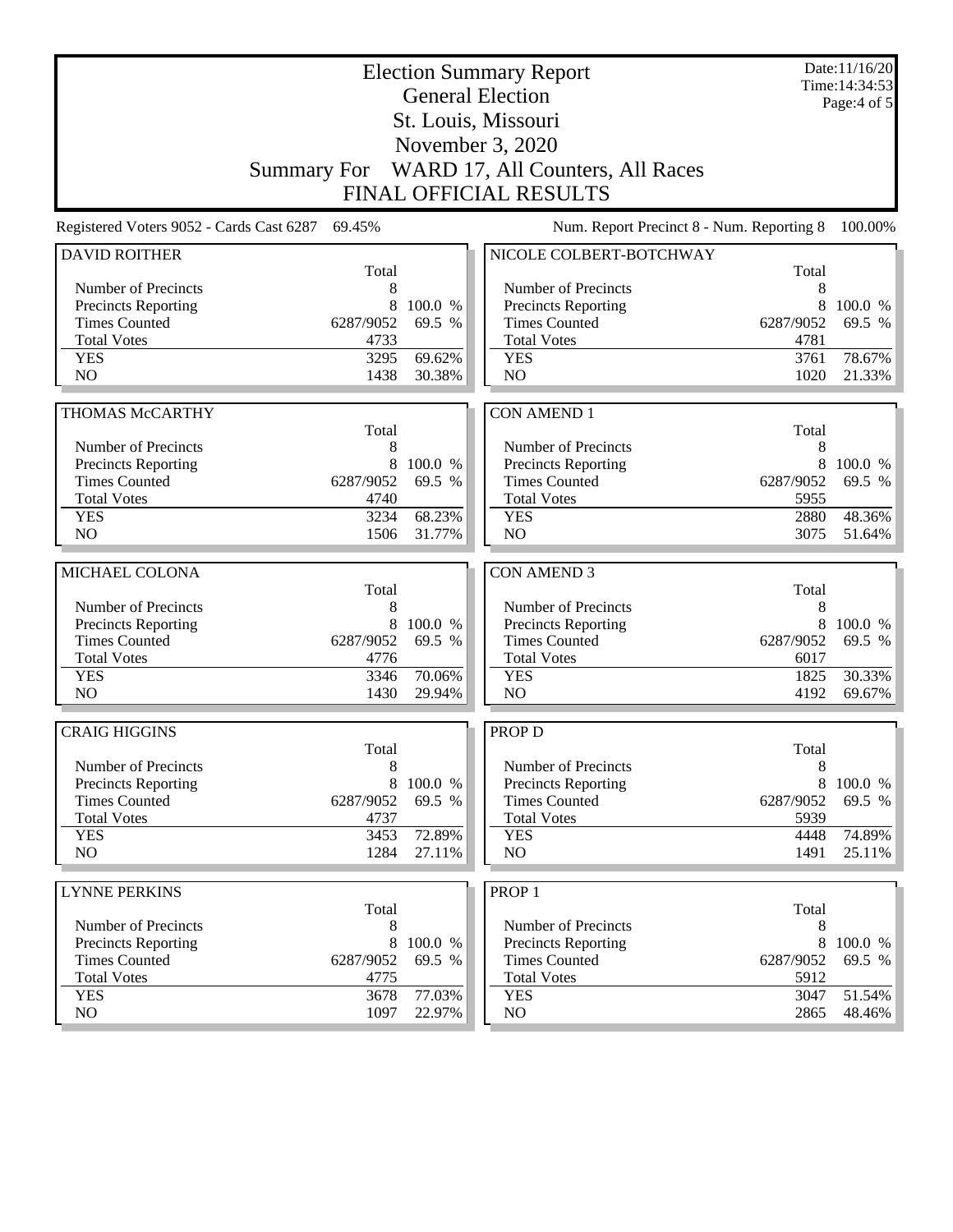# Election Summary Report

## General Election

## St. Louis, Missouri

## November 3, 2020

## Summary For WARD 17, All Counters, All Races

## FINAL OFFICIAL RESULTS

Date:11/16/20
Time:14:34:53
Page:4 of 5

Registered Voters 9052 - Cards Cast 6287 69.45% | Num. Report Precinct 8 - Num. Reporting 8 100.00%

### DAVID ROITHER

| | Total | |
|---|---|---|
| Number of Precincts | 8 | |
| Precincts Reporting | 8 | 100.0 % |
| Times Counted | 6287/9052 | 69.5 % |
| Total Votes | 4733 | |
| YES | 3295 | 69.62% |
| NO | 1438 | 30.38% |

### THOMAS McCARTHY

| | Total | |
|---|---|---|
| Number of Precincts | 8 | |
| Precincts Reporting | 8 | 100.0 % |
| Times Counted | 6287/9052 | 69.5 % |
| Total Votes | 4740 | |
| YES | 3234 | 68.23% |
| NO | 1506 | 31.77% |

### MICHAEL COLONA

| | Total | |
|---|---|---|
| Number of Precincts | 8 | |
| Precincts Reporting | 8 | 100.0 % |
| Times Counted | 6287/9052 | 69.5 % |
| Total Votes | 4776 | |
| YES | 3346 | 70.06% |
| NO | 1430 | 29.94% |

### CRAIG HIGGINS

| | Total | |
|---|---|---|
| Number of Precincts | 8 | |
| Precincts Reporting | 8 | 100.0 % |
| Times Counted | 6287/9052 | 69.5 % |
| Total Votes | 4737 | |
| YES | 3453 | 72.89% |
| NO | 1284 | 27.11% |

### LYNNE PERKINS

| | Total | |
|---|---|---|
| Number of Precincts | 8 | |
| Precincts Reporting | 8 | 100.0 % |
| Times Counted | 6287/9052 | 69.5 % |
| Total Votes | 4775 | |
| YES | 3678 | 77.03% |
| NO | 1097 | 22.97% |

### NICOLE COLBERT-BOTCHWAY

| | Total | |
|---|---|---|
| Number of Precincts | 8 | |
| Precincts Reporting | 8 | 100.0 % |
| Times Counted | 6287/9052 | 69.5 % |
| Total Votes | 4781 | |
| YES | 3761 | 78.67% |
| NO | 1020 | 21.33% |

### CON AMEND 1

| | Total | |
|---|---|---|
| Number of Precincts | 8 | |
| Precincts Reporting | 8 | 100.0 % |
| Times Counted | 6287/9052 | 69.5 % |
| Total Votes | 5955 | |
| YES | 2880 | 48.36% |
| NO | 3075 | 51.64% |

### CON AMEND 3

| | Total | |
|---|---|---|
| Number of Precincts | 8 | |
| Precincts Reporting | 8 | 100.0 % |
| Times Counted | 6287/9052 | 69.5 % |
| Total Votes | 6017 | |
| YES | 1825 | 30.33% |
| NO | 4192 | 69.67% |

### PROP D

| | Total | |
|---|---|---|
| Number of Precincts | 8 | |
| Precincts Reporting | 8 | 100.0 % |
| Times Counted | 6287/9052 | 69.5 % |
| Total Votes | 5939 | |
| YES | 4448 | 74.89% |
| NO | 1491 | 25.11% |

### PROP 1

| | Total | |
|---|---|---|
| Number of Precincts | 8 | |
| Precincts Reporting | 8 | 100.0 % |
| Times Counted | 6287/9052 | 69.5 % |
| Total Votes | 5912 | |
| YES | 3047 | 51.54% |
| NO | 2865 | 48.46% |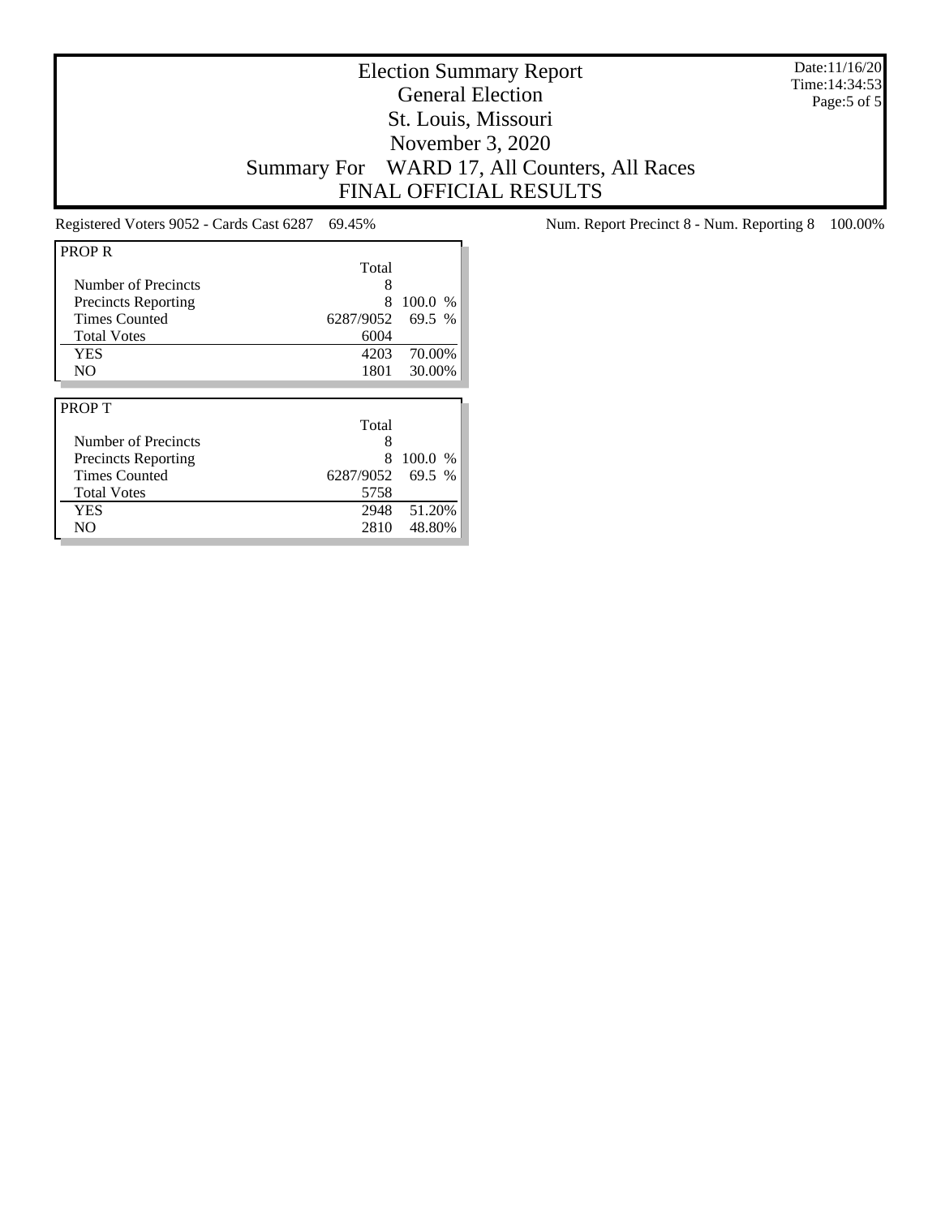# Election Summary Report
## General Election
## St. Louis, Missouri
## November 3, 2020
## Summary For WARD 17, All Counters, All Races
## FINAL OFFICIAL RESULTS

Date:11/16/20
Time:14:34:53

Registered Voters 9052 - Cards Cast 6287 69.45%

Num. Report Precinct 8 - Num. Reporting 8 100.00%

**PROP R**

| | Total | |
|---|---|---|
| Number of Precincts | 8 | |
| Precincts Reporting | 8 | 100.0 % |
| Times Counted | 6287/9052 | 69.5 % |
| Total Votes | 6004 | |
| YES | 4203 | 70.00% |
| NO | 1801 | 30.00% |

**PROP T**

| | Total | |
|---|---|---|
| Number of Precincts | 8 | |
| Precincts Reporting | 8 | 100.0 % |
| Times Counted | 6287/9052 | 69.5 % |
| Total Votes | 5758 | |
| YES | 2948 | 51.20% |
| NO | 2810 | 48.80% |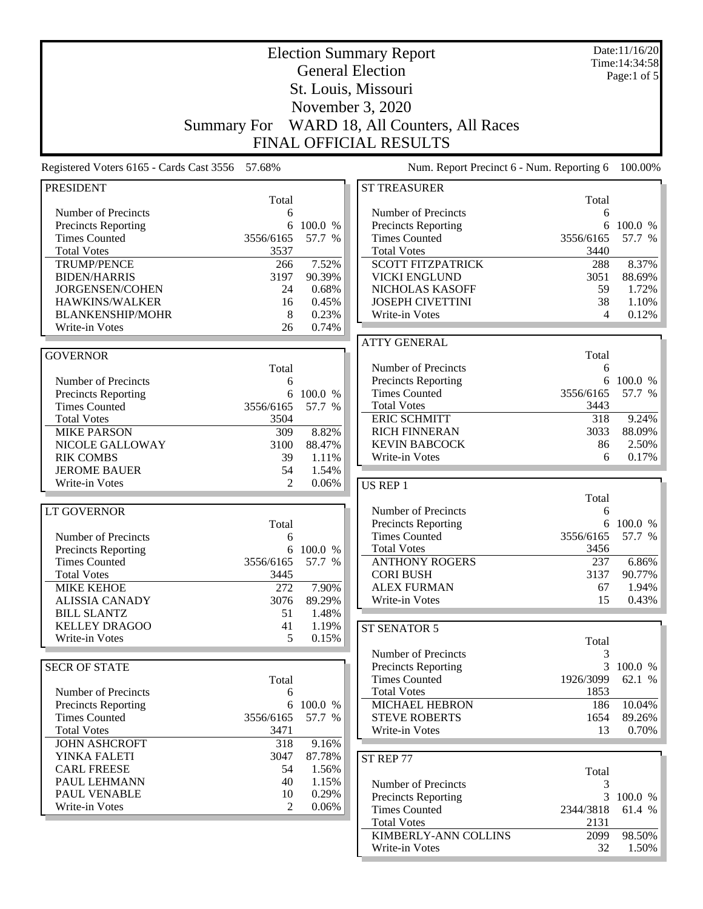# Election Summary Report

## General Election

## St. Louis, Missouri

## November 3, 2020

## Summary For WARD 18, All Counters, All Races

## FINAL OFFICIAL RESULTS

Date:11/16/20
Time:14:34:58

Registered Voters 6165 - Cards Cast 3556 57.68%

Num. Report Precinct 6 - Num. Reporting 6 100.00%

### PRESIDENT

| | Total | |
|---|---|---|
| Number of Precincts | 6 | |
| Precincts Reporting | 6 | 100.0 % |
| Times Counted | 3556/6165 | 57.7 % |
| Total Votes | 3537 | |
| TRUMP/PENCE | 266 | 7.52% |
| BIDEN/HARRIS | 3197 | 90.39% |
| JORGENSEN/COHEN | 24 | 0.68% |
| HAWKINS/WALKER | 16 | 0.45% |
| BLANKENSHIP/MOHR | 8 | 0.23% |
| Write-in Votes | 26 | 0.74% |

### GOVERNOR

| | Total | |
|---|---|---|
| Number of Precincts | 6 | |
| Precincts Reporting | 6 | 100.0 % |
| Times Counted | 3556/6165 | 57.7 % |
| Total Votes | 3504 | |
| MIKE PARSON | 309 | 8.82% |
| NICOLE GALLOWAY | 3100 | 88.47% |
| RIK COMBS | 39 | 1.11% |
| JEROME BAUER | 54 | 1.54% |
| Write-in Votes | 2 | 0.06% |

### LT GOVERNOR

| | Total | |
|---|---|---|
| Number of Precincts | 6 | |
| Precincts Reporting | 6 | 100.0 % |
| Times Counted | 3556/6165 | 57.7 % |
| Total Votes | 3445 | |
| MIKE KEHOE | 272 | 7.90% |
| ALISSIA CANADY | 3076 | 89.29% |
| BILL SLANTZ | 51 | 1.48% |
| KELLEY DRAGOO | 41 | 1.19% |
| Write-in Votes | 5 | 0.15% |

### SECR OF STATE

| | Total | |
|---|---|---|
| Number of Precincts | 6 | |
| Precincts Reporting | 6 | 100.0 % |
| Times Counted | 3556/6165 | 57.7 % |
| Total Votes | 3471 | |
| JOHN ASHCROFT | 318 | 9.16% |
| YINKA FALETI | 3047 | 87.78% |
| CARL FREESE | 54 | 1.56% |
| PAUL LEHMANN | 40 | 1.15% |
| PAUL VENABLE | 10 | 0.29% |
| Write-in Votes | 2 | 0.06% |

### ST TREASURER

| | Total | |
|---|---|---|
| Number of Precincts | 6 | |
| Precincts Reporting | 6 | 100.0 % |
| Times Counted | 3556/6165 | 57.7 % |
| Total Votes | 3440 | |
| SCOTT FITZPATRICK | 288 | 8.37% |
| VICKI ENGLUND | 3051 | 88.69% |
| NICHOLAS KASOFF | 59 | 1.72% |
| JOSEPH CIVETTINI | 38 | 1.10% |
| Write-in Votes | 4 | 0.12% |

### ATTY GENERAL

| | Total | |
|---|---|---|
| Number of Precincts | 6 | |
| Precincts Reporting | 6 | 100.0 % |
| Times Counted | 3556/6165 | 57.7 % |
| Total Votes | 3443 | |
| ERIC SCHMITT | 318 | 9.24% |
| RICH FINNERAN | 3033 | 88.09% |
| KEVIN BABCOCK | 86 | 2.50% |
| Write-in Votes | 6 | 0.17% |

### US REP 1

| | Total | |
|---|---|---|
| Number of Precincts | 6 | |
| Precincts Reporting | 6 | 100.0 % |
| Times Counted | 3556/6165 | 57.7 % |
| Total Votes | 3456 | |
| ANTHONY ROGERS | 237 | 6.86% |
| CORI BUSH | 3137 | 90.77% |
| ALEX FURMAN | 67 | 1.94% |
| Write-in Votes | 15 | 0.43% |

### ST SENATOR 5

| | Total | |
|---|---|---|
| Number of Precincts | 3 | |
| Precincts Reporting | 3 | 100.0 % |
| Times Counted | 1926/3099 | 62.1 % |
| Total Votes | 1853 | |
| MICHAEL HEBRON | 186 | 10.04% |
| STEVE ROBERTS | 1654 | 89.26% |
| Write-in Votes | 13 | 0.70% |

### ST REP 77

| | Total | |
|---|---|---|
| Number of Precincts | 3 | |
| Precincts Reporting | 3 | 100.0 % |
| Times Counted | 2344/3818 | 61.4 % |
| Total Votes | 2131 | |
| KIMBERLY-ANN COLLINS | 2099 | 98.50% |
| Write-in Votes | 32 | 1.50% |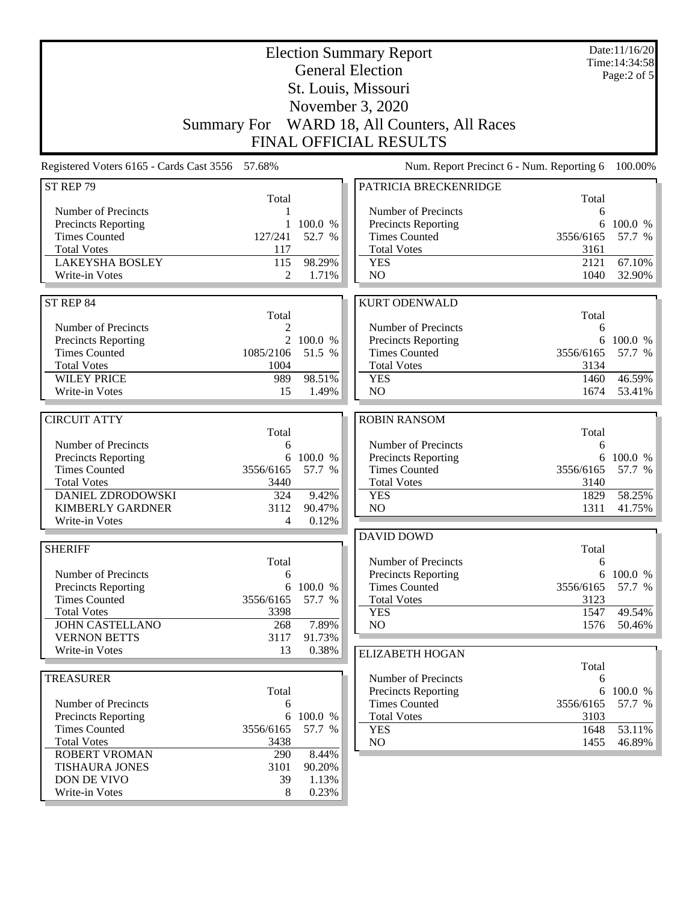# Election Summary Report
## General Election
## St. Louis, Missouri
## November 3, 2020
## Summary For WARD 18, All Counters, All Races
## FINAL OFFICIAL RESULTS

Date:11/16/20
Time:14:34:58

Registered Voters 6165 - Cards Cast 3556 57.68%

Num. Report Precinct 6 - Num. Reporting 6 100.00%

### ST REP 79

| | Total | |
|---|---|---|
| Number of Precincts | 1 | |
| Precincts Reporting | 1 | 100.0 % |
| Times Counted | 127/241 | 52.7 % |
| Total Votes | 117 | |
| LAKEYSHA BOSLEY | 115 | 98.29% |
| Write-in Votes | 2 | 1.71% |

### ST REP 84

| | Total | |
|---|---|---|
| Number of Precincts | 2 | |
| Precincts Reporting | 2 | 100.0 % |
| Times Counted | 1085/2106 | 51.5 % |
| Total Votes | 1004 | |
| WILEY PRICE | 989 | 98.51% |
| Write-in Votes | 15 | 1.49% |

### CIRCUIT ATTY

| | Total | |
|---|---|---|
| Number of Precincts | 6 | |
| Precincts Reporting | 6 | 100.0 % |
| Times Counted | 3556/6165 | 57.7 % |
| Total Votes | 3440 | |
| DANIEL ZDRODOWSKI | 324 | 9.42% |
| KIMBERLY GARDNER | 3112 | 90.47% |
| Write-in Votes | 4 | 0.12% |

### SHERIFF

| | Total | |
|---|---|---|
| Number of Precincts | 6 | |
| Precincts Reporting | 6 | 100.0 % |
| Times Counted | 3556/6165 | 57.7 % |
| Total Votes | 3398 | |
| JOHN CASTELLANO | 268 | 7.89% |
| VERNON BETTS | 3117 | 91.73% |
| Write-in Votes | 13 | 0.38% |

### TREASURER

| | Total | |
|---|---|---|
| Number of Precincts | 6 | |
| Precincts Reporting | 6 | 100.0 % |
| Times Counted | 3556/6165 | 57.7 % |
| Total Votes | 3438 | |
| ROBERT VROMAN | 290 | 8.44% |
| TISHAURA JONES | 3101 | 90.20% |
| DON DE VIVO | 39 | 1.13% |
| Write-in Votes | 8 | 0.23% |

### PATRICIA BRECKENRIDGE

| | Total | |
|---|---|---|
| Number of Precincts | 6 | |
| Precincts Reporting | 6 | 100.0 % |
| Times Counted | 3556/6165 | 57.7 % |
| Total Votes | 3161 | |
| YES | 2121 | 67.10% |
| NO | 1040 | 32.90% |

### KURT ODENWALD

| | Total | |
|---|---|---|
| Number of Precincts | 6 | |
| Precincts Reporting | 6 | 100.0 % |
| Times Counted | 3556/6165 | 57.7 % |
| Total Votes | 3134 | |
| YES | 1460 | 46.59% |
| NO | 1674 | 53.41% |

### ROBIN RANSOM

| | Total | |
|---|---|---|
| Number of Precincts | 6 | |
| Precincts Reporting | 6 | 100.0 % |
| Times Counted | 3556/6165 | 57.7 % |
| Total Votes | 3140 | |
| YES | 1829 | 58.25% |
| NO | 1311 | 41.75% |

### DAVID DOWD

| | Total | |
|---|---|---|
| Number of Precincts | 6 | |
| Precincts Reporting | 6 | 100.0 % |
| Times Counted | 3556/6165 | 57.7 % |
| Total Votes | 3123 | |
| YES | 1547 | 49.54% |
| NO | 1576 | 50.46% |

### ELIZABETH HOGAN

| | Total | |
|---|---|---|
| Number of Precincts | 6 | |
| Precincts Reporting | 6 | 100.0 % |
| Times Counted | 3556/6165 | 57.7 % |
| Total Votes | 3103 | |
| YES | 1648 | 53.11% |
| NO | 1455 | 46.89% |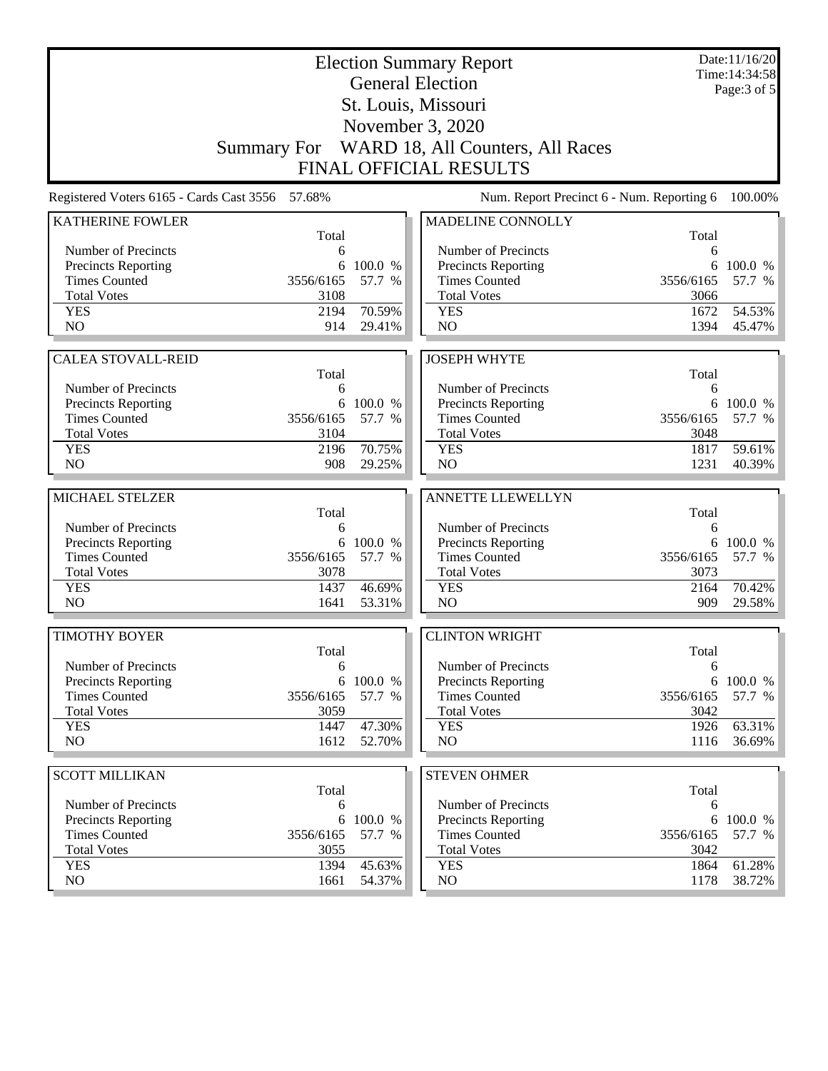# Election Summary Report

## General Election

## St. Louis, Missouri

## November 3, 2020

## Summary For WARD 18, All Counters, All Races

## FINAL OFFICIAL RESULTS

Date:11/16/20
Time:14:34:58

Registered Voters 6165 - Cards Cast 3556 57.68%

Num. Report Precinct 6 - Num. Reporting 6 100.00%

### KATHERINE FOWLER

| | Total | |
|---|---|---|
| Number of Precincts | 6 | |
| Precincts Reporting | 6 | 100.0 % |
| Times Counted | 3556/6165 | 57.7 % |
| Total Votes | 3108 | |
| YES | 2194 | 70.59% |
| NO | 914 | 29.41% |

### MADELINE CONNOLLY

| | Total | |
|---|---|---|
| Number of Precincts | 6 | |
| Precincts Reporting | 6 | 100.0 % |
| Times Counted | 3556/6165 | 57.7 % |
| Total Votes | 3066 | |
| YES | 1672 | 54.53% |
| NO | 1394 | 45.47% |

### CALEA STOVALL-REID

| | Total | |
|---|---|---|
| Number of Precincts | 6 | |
| Precincts Reporting | 6 | 100.0 % |
| Times Counted | 3556/6165 | 57.7 % |
| Total Votes | 3104 | |
| YES | 2196 | 70.75% |
| NO | 908 | 29.25% |

### JOSEPH WHYTE

| | Total | |
|---|---|---|
| Number of Precincts | 6 | |
| Precincts Reporting | 6 | 100.0 % |
| Times Counted | 3556/6165 | 57.7 % |
| Total Votes | 3048 | |
| YES | 1817 | 59.61% |
| NO | 1231 | 40.39% |

### MICHAEL STELZER

| | Total | |
|---|---|---|
| Number of Precincts | 6 | |
| Precincts Reporting | 6 | 100.0 % |
| Times Counted | 3556/6165 | 57.7 % |
| Total Votes | 3078 | |
| YES | 1437 | 46.69% |
| NO | 1641 | 53.31% |

### ANNETTE LLEWELLYN

| | Total | |
|---|---|---|
| Number of Precincts | 6 | |
| Precincts Reporting | 6 | 100.0 % |
| Times Counted | 3556/6165 | 57.7 % |
| Total Votes | 3073 | |
| YES | 2164 | 70.42% |
| NO | 909 | 29.58% |

### TIMOTHY BOYER

| | Total | |
|---|---|---|
| Number of Precincts | 6 | |
| Precincts Reporting | 6 | 100.0 % |
| Times Counted | 3556/6165 | 57.7 % |
| Total Votes | 3059 | |
| YES | 1447 | 47.30% |
| NO | 1612 | 52.70% |

### CLINTON WRIGHT

| | Total | |
|---|---|---|
| Number of Precincts | 6 | |
| Precincts Reporting | 6 | 100.0 % |
| Times Counted | 3556/6165 | 57.7 % |
| Total Votes | 3042 | |
| YES | 1926 | 63.31% |
| NO | 1116 | 36.69% |

### SCOTT MILLIKAN

| | Total | |
|---|---|---|
| Number of Precincts | 6 | |
| Precincts Reporting | 6 | 100.0 % |
| Times Counted | 3556/6165 | 57.7 % |
| Total Votes | 3055 | |
| YES | 1394 | 45.63% |
| NO | 1661 | 54.37% |

### STEVEN OHMER

| | Total | |
|---|---|---|
| Number of Precincts | 6 | |
| Precincts Reporting | 6 | 100.0 % |
| Times Counted | 3556/6165 | 57.7 % |
| Total Votes | 3042 | |
| YES | 1864 | 61.28% |
| NO | 1178 | 38.72% |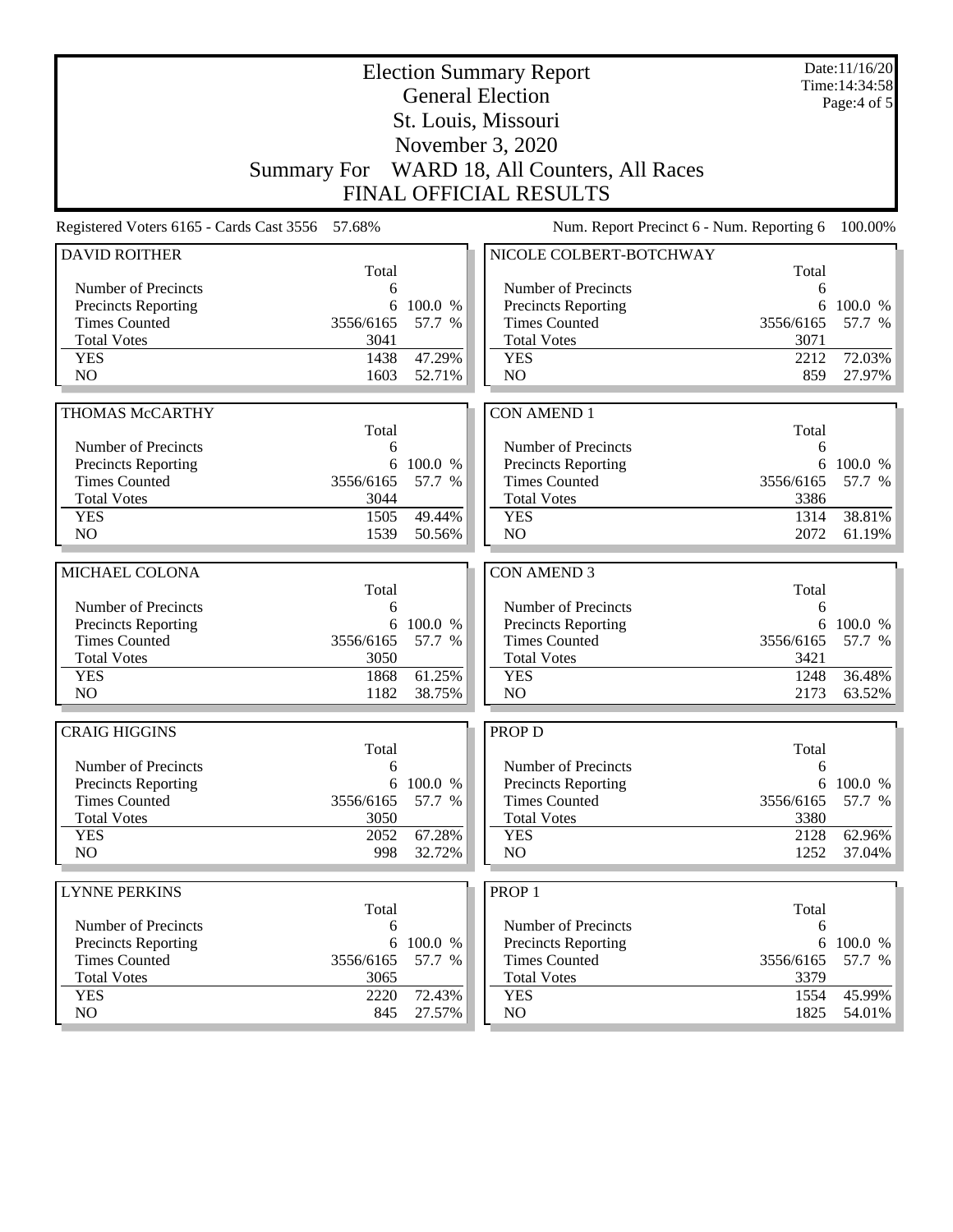# Election Summary Report

## General Election

## St. Louis, Missouri

## November 3, 2020

## Summary For WARD 18, All Counters, All Races

## FINAL OFFICIAL RESULTS

Date:11/16/20
Time:14:34:58
Page:4 of 5

Registered Voters 6165 - Cards Cast 3556 57.68%

Num. Report Precinct 6 - Num. Reporting 6 100.00%

### DAVID ROITHER

| | Total | |
|---|---|---|
| Number of Precincts | 6 | |
| Precincts Reporting | 6 | 100.0 % |
| Times Counted | 3556/6165 | 57.7 % |
| Total Votes | 3041 | |
| YES | 1438 | 47.29% |
| NO | 1603 | 52.71% |

### THOMAS McCARTHY

| | Total | |
|---|---|---|
| Number of Precincts | 6 | |
| Precincts Reporting | 6 | 100.0 % |
| Times Counted | 3556/6165 | 57.7 % |
| Total Votes | 3044 | |
| YES | 1505 | 49.44% |
| NO | 1539 | 50.56% |

### MICHAEL COLONA

| | Total | |
|---|---|---|
| Number of Precincts | 6 | |
| Precincts Reporting | 6 | 100.0 % |
| Times Counted | 3556/6165 | 57.7 % |
| Total Votes | 3050 | |
| YES | 1868 | 61.25% |
| NO | 1182 | 38.75% |

### CRAIG HIGGINS

| | Total | |
|---|---|---|
| Number of Precincts | 6 | |
| Precincts Reporting | 6 | 100.0 % |
| Times Counted | 3556/6165 | 57.7 % |
| Total Votes | 3050 | |
| YES | 2052 | 67.28% |
| NO | 998 | 32.72% |

### LYNNE PERKINS

| | Total | |
|---|---|---|
| Number of Precincts | 6 | |
| Precincts Reporting | 6 | 100.0 % |
| Times Counted | 3556/6165 | 57.7 % |
| Total Votes | 3065 | |
| YES | 2220 | 72.43% |
| NO | 845 | 27.57% |

### NICOLE COLBERT-BOTCHWAY

| | Total | |
|---|---|---|
| Number of Precincts | 6 | |
| Precincts Reporting | 6 | 100.0 % |
| Times Counted | 3556/6165 | 57.7 % |
| Total Votes | 3071 | |
| YES | 2212 | 72.03% |
| NO | 859 | 27.97% |

### CON AMEND 1

| | Total | |
|---|---|---|
| Number of Precincts | 6 | |
| Precincts Reporting | 6 | 100.0 % |
| Times Counted | 3556/6165 | 57.7 % |
| Total Votes | 3386 | |
| YES | 1314 | 38.81% |
| NO | 2072 | 61.19% |

### CON AMEND 3

| | Total | |
|---|---|---|
| Number of Precincts | 6 | |
| Precincts Reporting | 6 | 100.0 % |
| Times Counted | 3556/6165 | 57.7 % |
| Total Votes | 3421 | |
| YES | 1248 | 36.48% |
| NO | 2173 | 63.52% |

### PROP D

| | Total | |
|---|---|---|
| Number of Precincts | 6 | |
| Precincts Reporting | 6 | 100.0 % |
| Times Counted | 3556/6165 | 57.7 % |
| Total Votes | 3380 | |
| YES | 2128 | 62.96% |
| NO | 1252 | 37.04% |

### PROP 1

| | Total | |
|---|---|---|
| Number of Precincts | 6 | |
| Precincts Reporting | 6 | 100.0 % |
| Times Counted | 3556/6165 | 57.7 % |
| Total Votes | 3379 | |
| YES | 1554 | 45.99% |
| NO | 1825 | 54.01% |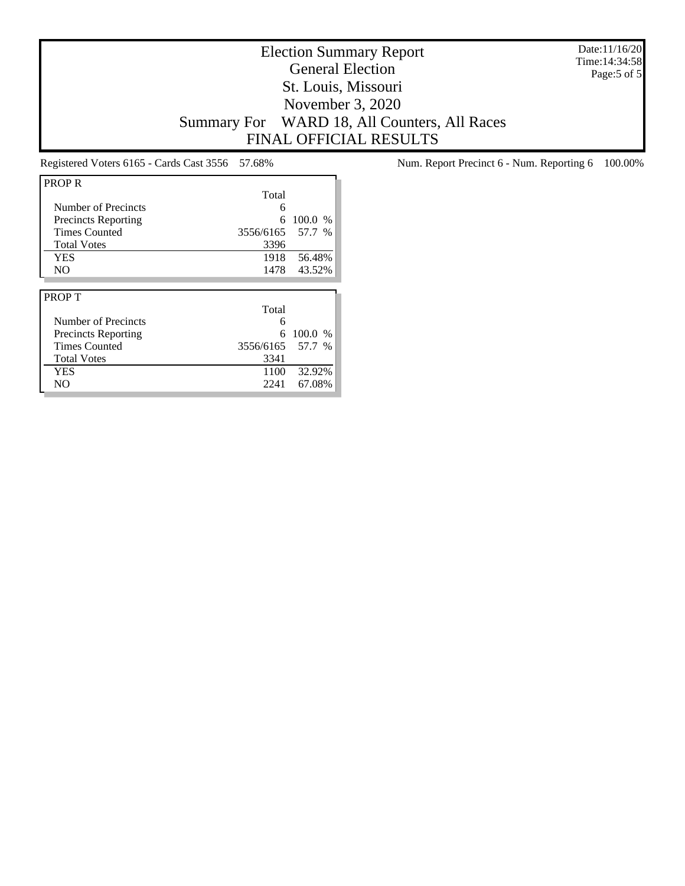# Election Summary Report
## General Election
## St. Louis, Missouri
## November 3, 2020
## Summary For WARD 18, All Counters, All Races
## FINAL OFFICIAL RESULTS

Date:11/16/20
Time:14:34:58

Registered Voters 6165 - Cards Cast 3556 57.68%

Num. Report Precinct 6 - Num. Reporting 6 100.00%

| PROP R | Total | |
|---|---|---|
| Number of Precincts | 6 | |
| Precincts Reporting | 6 | 100.0 % |
| Times Counted | 3556/6165 | 57.7 % |
| Total Votes | 3396 | |
| YES | 1918 | 56.48% |
| NO | 1478 | 43.52% |

| PROP T | Total | |
|---|---|---|
| Number of Precincts | 6 | |
| Precincts Reporting | 6 | 100.0 % |
| Times Counted | 3556/6165 | 57.7 % |
| Total Votes | 3341 | |
| YES | 1100 | 32.92% |
| NO | 2241 | 67.08% |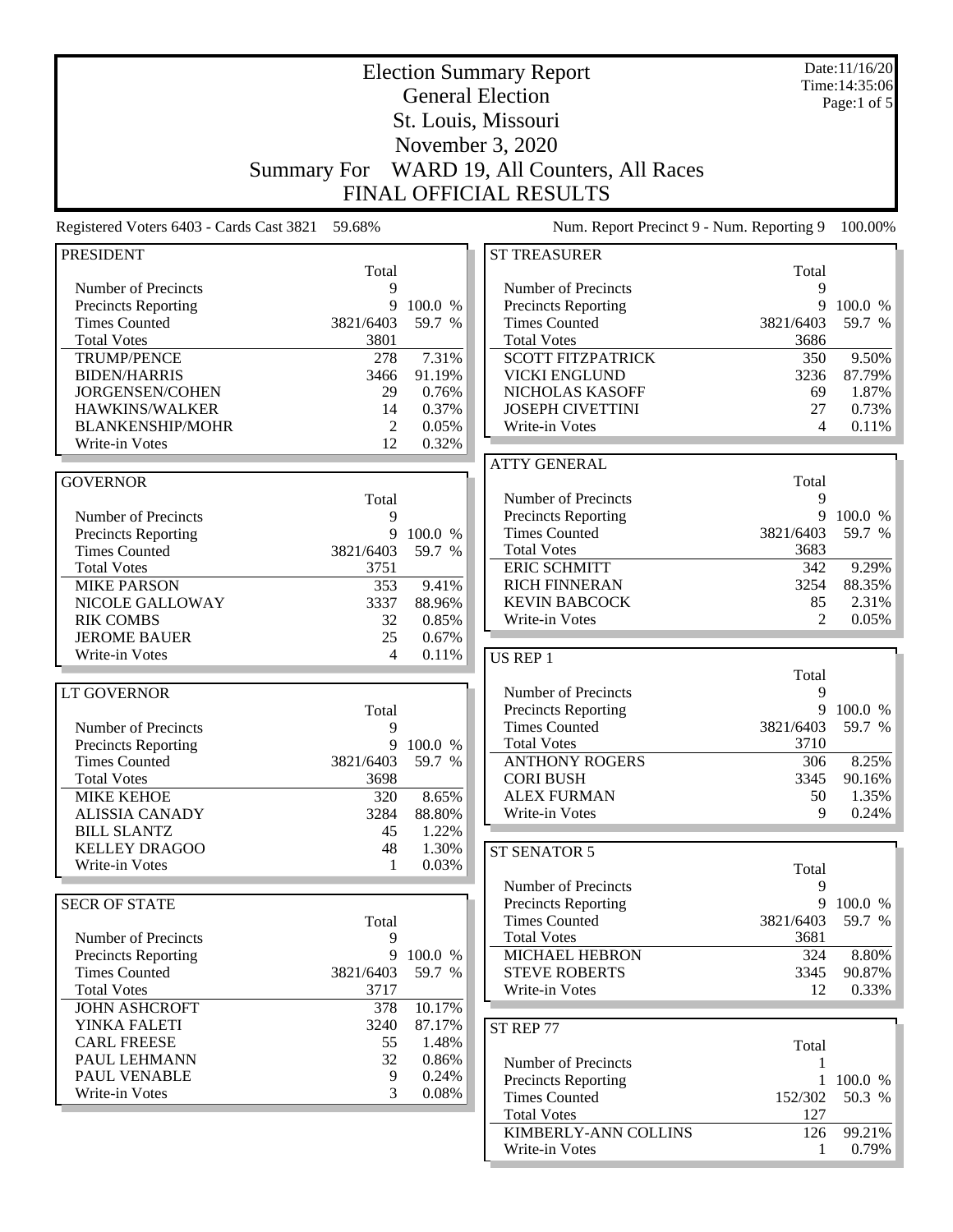# Election Summary Report

General Election
St. Louis, Missouri
November 3, 2020

Summary For WARD 19, All Counters, All Races

FINAL OFFICIAL RESULTS

Date:11/16/20
Time:14:35:06
Page:1 of 5

Registered Voters 6403 - Cards Cast 3821 59.68%

Num. Report Precinct 9 - Num. Reporting 9 100.00%

## PRESIDENT

| | Total | |
|---|---|---|
| Number of Precincts | 9 | |
| Precincts Reporting | 9 | 100.0 % |
| Times Counted | 3821/6403 | 59.7 % |
| Total Votes | 3801 | |
| TRUMP/PENCE | 278 | 7.31% |
| BIDEN/HARRIS | 3466 | 91.19% |
| JORGENSEN/COHEN | 29 | 0.76% |
| HAWKINS/WALKER | 14 | 0.37% |
| BLANKENSHIP/MOHR | 2 | 0.05% |
| Write-in Votes | 12 | 0.32% |

## GOVERNOR

| | Total | |
|---|---|---|
| Number of Precincts | 9 | |
| Precincts Reporting | 9 | 100.0 % |
| Times Counted | 3821/6403 | 59.7 % |
| Total Votes | 3751 | |
| MIKE PARSON | 353 | 9.41% |
| NICOLE GALLOWAY | 3337 | 88.96% |
| RIK COMBS | 32 | 0.85% |
| JEROME BAUER | 25 | 0.67% |
| Write-in Votes | 4 | 0.11% |

## LT GOVERNOR

| | Total | |
|---|---|---|
| Number of Precincts | 9 | |
| Precincts Reporting | 9 | 100.0 % |
| Times Counted | 3821/6403 | 59.7 % |
| Total Votes | 3698 | |
| MIKE KEHOE | 320 | 8.65% |
| ALISSIA CANADY | 3284 | 88.80% |
| BILL SLANTZ | 45 | 1.22% |
| KELLEY DRAGOO | 48 | 1.30% |
| Write-in Votes | 1 | 0.03% |

## SECR OF STATE

| | Total | |
|---|---|---|
| Number of Precincts | 9 | |
| Precincts Reporting | 9 | 100.0 % |
| Times Counted | 3821/6403 | 59.7 % |
| Total Votes | 3717 | |
| JOHN ASHCROFT | 378 | 10.17% |
| YINKA FALETI | 3240 | 87.17% |
| CARL FREESE | 55 | 1.48% |
| PAUL LEHMANN | 32 | 0.86% |
| PAUL VENABLE | 9 | 0.24% |
| Write-in Votes | 3 | 0.08% |

## ST TREASURER

| | Total | |
|---|---|---|
| Number of Precincts | 9 | |
| Precincts Reporting | 9 | 100.0 % |
| Times Counted | 3821/6403 | 59.7 % |
| Total Votes | 3686 | |
| SCOTT FITZPATRICK | 350 | 9.50% |
| VICKI ENGLUND | 3236 | 87.79% |
| NICHOLAS KASOFF | 69 | 1.87% |
| JOSEPH CIVETTINI | 27 | 0.73% |
| Write-in Votes | 4 | 0.11% |

## ATTY GENERAL

| | Total | |
|---|---|---|
| Number of Precincts | 9 | |
| Precincts Reporting | 9 | 100.0 % |
| Times Counted | 3821/6403 | 59.7 % |
| Total Votes | 3683 | |
| ERIC SCHMITT | 342 | 9.29% |
| RICH FINNERAN | 3254 | 88.35% |
| KEVIN BABCOCK | 85 | 2.31% |
| Write-in Votes | 2 | 0.05% |

## US REP 1

| | Total | |
|---|---|---|
| Number of Precincts | 9 | |
| Precincts Reporting | 9 | 100.0 % |
| Times Counted | 3821/6403 | 59.7 % |
| Total Votes | 3710 | |
| ANTHONY ROGERS | 306 | 8.25% |
| CORI BUSH | 3345 | 90.16% |
| ALEX FURMAN | 50 | 1.35% |
| Write-in Votes | 9 | 0.24% |

## ST SENATOR 5

| | Total | |
|---|---|---|
| Number of Precincts | 9 | |
| Precincts Reporting | 9 | 100.0 % |
| Times Counted | 3821/6403 | 59.7 % |
| Total Votes | 3681 | |
| MICHAEL HEBRON | 324 | 8.80% |
| STEVE ROBERTS | 3345 | 90.87% |
| Write-in Votes | 12 | 0.33% |

## ST REP 77

| | Total | |
|---|---|---|
| Number of Precincts | 1 | |
| Precincts Reporting | 1 | 100.0 % |
| Times Counted | 152/302 | 50.3 % |
| Total Votes | 127 | |
| KIMBERLY-ANN COLLINS | 126 | 99.21% |
| Write-in Votes | 1 | 0.79% |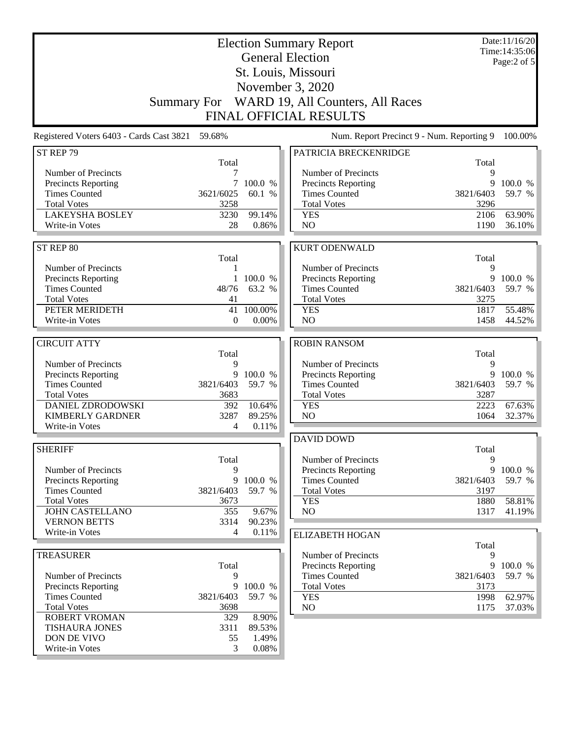# Election Summary Report

## General Election

## St. Louis, Missouri

## November 3, 2020

## Summary For WARD 19, All Counters, All Races

## FINAL OFFICIAL RESULTS

Date:11/16/20
Time:14:35:06

Registered Voters 6403 - Cards Cast 3821 59.68%

Num. Report Precinct 9 - Num. Reporting 9 100.00%

### ST REP 79

| | Total | |
|---|---|---|
| Number of Precincts | 7 | |
| Precincts Reporting | 7 | 100.0 % |
| Times Counted | 3621/6025 | 60.1 % |
| Total Votes | 3258 | |
| LAKEYSHA BOSLEY | 3230 | 99.14% |
| Write-in Votes | 28 | 0.86% |

### ST REP 80

| | Total | |
|---|---|---|
| Number of Precincts | 1 | |
| Precincts Reporting | 1 | 100.0 % |
| Times Counted | 48/76 | 63.2 % |
| Total Votes | 41 | |
| PETER MERIDETH | 41 | 100.00% |
| Write-in Votes | 0 | 0.00% |

### CIRCUIT ATTY

| | Total | |
|---|---|---|
| Number of Precincts | 9 | |
| Precincts Reporting | 9 | 100.0 % |
| Times Counted | 3821/6403 | 59.7 % |
| Total Votes | 3683 | |
| DANIEL ZDRODOWSKI | 392 | 10.64% |
| KIMBERLY GARDNER | 3287 | 89.25% |
| Write-in Votes | 4 | 0.11% |

### SHERIFF

| | Total | |
|---|---|---|
| Number of Precincts | 9 | |
| Precincts Reporting | 9 | 100.0 % |
| Times Counted | 3821/6403 | 59.7 % |
| Total Votes | 3673 | |
| JOHN CASTELLANO | 355 | 9.67% |
| VERNON BETTS | 3314 | 90.23% |
| Write-in Votes | 4 | 0.11% |

### TREASURER

| | Total | |
|---|---|---|
| Number of Precincts | 9 | |
| Precincts Reporting | 9 | 100.0 % |
| Times Counted | 3821/6403 | 59.7 % |
| Total Votes | 3698 | |
| ROBERT VROMAN | 329 | 8.90% |
| TISHAURA JONES | 3311 | 89.53% |
| DON DE VIVO | 55 | 1.49% |
| Write-in Votes | 3 | 0.08% |

### PATRICIA BRECKENRIDGE

| | Total | |
|---|---|---|
| Number of Precincts | 9 | |
| Precincts Reporting | 9 | 100.0 % |
| Times Counted | 3821/6403 | 59.7 % |
| Total Votes | 3296 | |
| YES | 2106 | 63.90% |
| NO | 1190 | 36.10% |

### KURT ODENWALD

| | Total | |
|---|---|---|
| Number of Precincts | 9 | |
| Precincts Reporting | 9 | 100.0 % |
| Times Counted | 3821/6403 | 59.7 % |
| Total Votes | 3275 | |
| YES | 1817 | 55.48% |
| NO | 1458 | 44.52% |

### ROBIN RANSOM

| | Total | |
|---|---|---|
| Number of Precincts | 9 | |
| Precincts Reporting | 9 | 100.0 % |
| Times Counted | 3821/6403 | 59.7 % |
| Total Votes | 3287 | |
| YES | 2223 | 67.63% |
| NO | 1064 | 32.37% |

### DAVID DOWD

| | Total | |
|---|---|---|
| Number of Precincts | 9 | |
| Precincts Reporting | 9 | 100.0 % |
| Times Counted | 3821/6403 | 59.7 % |
| Total Votes | 3197 | |
| YES | 1880 | 58.81% |
| NO | 1317 | 41.19% |

### ELIZABETH HOGAN

| | Total | |
|---|---|---|
| Number of Precincts | 9 | |
| Precincts Reporting | 9 | 100.0 % |
| Times Counted | 3821/6403 | 59.7 % |
| Total Votes | 3173 | |
| YES | 1998 | 62.97% |
| NO | 1175 | 37.03% |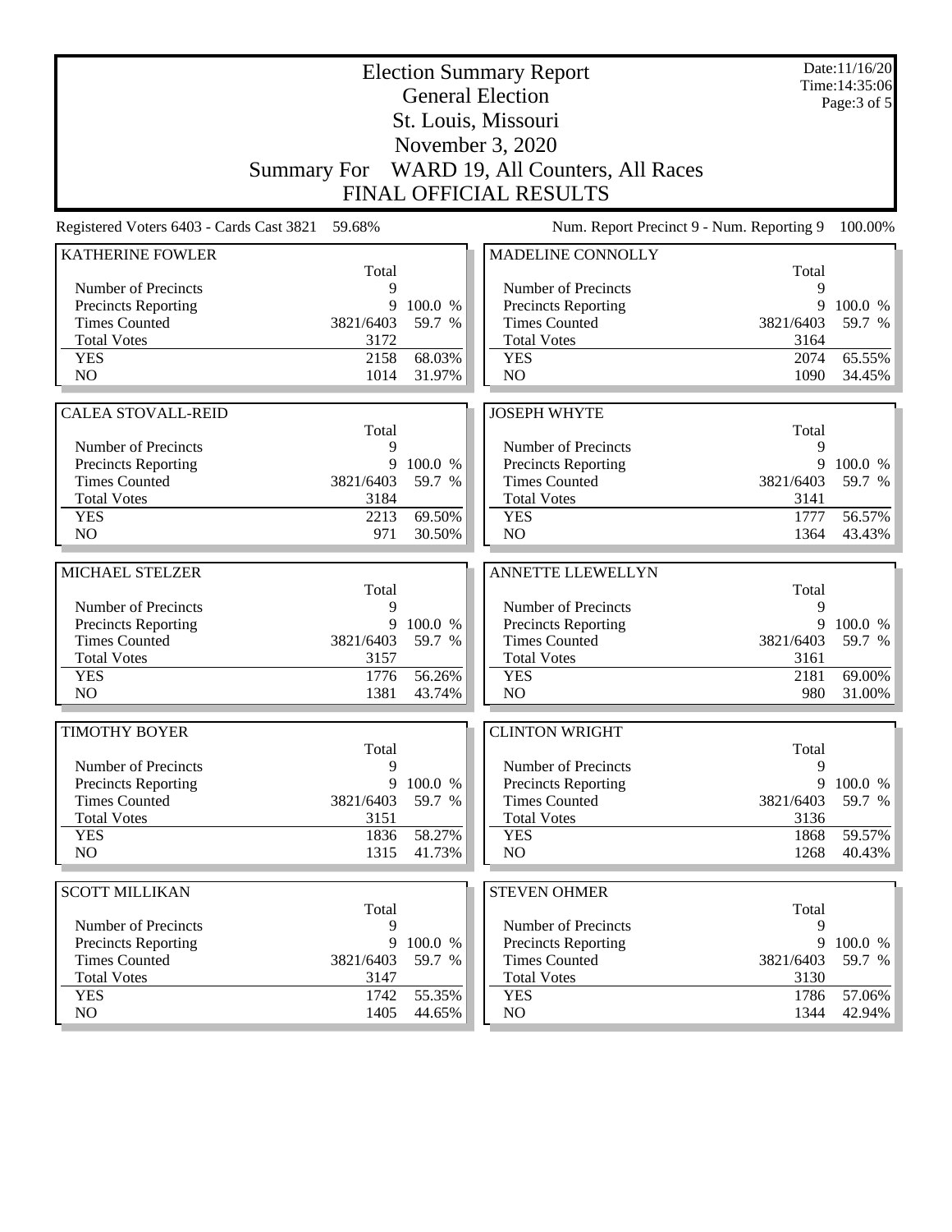# Election Summary Report

## General Election

## St. Louis, Missouri

## November 3, 2020

## Summary For WARD 19, All Counters, All Races

## FINAL OFFICIAL RESULTS

Date:11/16/20
Time:14:35:06

Registered Voters 6403 - Cards Cast 3821 59.68%

Num. Report Precinct 9 - Num. Reporting 9 100.00%

### KATHERINE FOWLER

| | Total | |
|---|---|---|
| Number of Precincts | 9 | |
| Precincts Reporting | 9 | 100.0 % |
| Times Counted | 3821/6403 | 59.7 % |
| Total Votes | 3172 | |
| YES | 2158 | 68.03% |
| NO | 1014 | 31.97% |

### MADELINE CONNOLLY

| | Total | |
|---|---|---|
| Number of Precincts | 9 | |
| Precincts Reporting | 9 | 100.0 % |
| Times Counted | 3821/6403 | 59.7 % |
| Total Votes | 3164 | |
| YES | 2074 | 65.55% |
| NO | 1090 | 34.45% |

### CALEA STOVALL-REID

| | Total | |
|---|---|---|
| Number of Precincts | 9 | |
| Precincts Reporting | 9 | 100.0 % |
| Times Counted | 3821/6403 | 59.7 % |
| Total Votes | 3184 | |
| YES | 2213 | 69.50% |
| NO | 971 | 30.50% |

### JOSEPH WHYTE

| | Total | |
|---|---|---|
| Number of Precincts | 9 | |
| Precincts Reporting | 9 | 100.0 % |
| Times Counted | 3821/6403 | 59.7 % |
| Total Votes | 3141 | |
| YES | 1777 | 56.57% |
| NO | 1364 | 43.43% |

### MICHAEL STELZER

| | Total | |
|---|---|---|
| Number of Precincts | 9 | |
| Precincts Reporting | 9 | 100.0 % |
| Times Counted | 3821/6403 | 59.7 % |
| Total Votes | 3157 | |
| YES | 1776 | 56.26% |
| NO | 1381 | 43.74% |

### ANNETTE LLEWELLYN

| | Total | |
|---|---|---|
| Number of Precincts | 9 | |
| Precincts Reporting | 9 | 100.0 % |
| Times Counted | 3821/6403 | 59.7 % |
| Total Votes | 3161 | |
| YES | 2181 | 69.00% |
| NO | 980 | 31.00% |

### TIMOTHY BOYER

| | Total | |
|---|---|---|
| Number of Precincts | 9 | |
| Precincts Reporting | 9 | 100.0 % |
| Times Counted | 3821/6403 | 59.7 % |
| Total Votes | 3151 | |
| YES | 1836 | 58.27% |
| NO | 1315 | 41.73% |

### CLINTON WRIGHT

| | Total | |
|---|---|---|
| Number of Precincts | 9 | |
| Precincts Reporting | 9 | 100.0 % |
| Times Counted | 3821/6403 | 59.7 % |
| Total Votes | 3136 | |
| YES | 1868 | 59.57% |
| NO | 1268 | 40.43% |

### SCOTT MILLIKAN

| | Total | |
|---|---|---|
| Number of Precincts | 9 | |
| Precincts Reporting | 9 | 100.0 % |
| Times Counted | 3821/6403 | 59.7 % |
| Total Votes | 3147 | |
| YES | 1742 | 55.35% |
| NO | 1405 | 44.65% |

### STEVEN OHMER

| | Total | |
|---|---|---|
| Number of Precincts | 9 | |
| Precincts Reporting | 9 | 100.0 % |
| Times Counted | 3821/6403 | 59.7 % |
| Total Votes | 3130 | |
| YES | 1786 | 57.06% |
| NO | 1344 | 42.94% |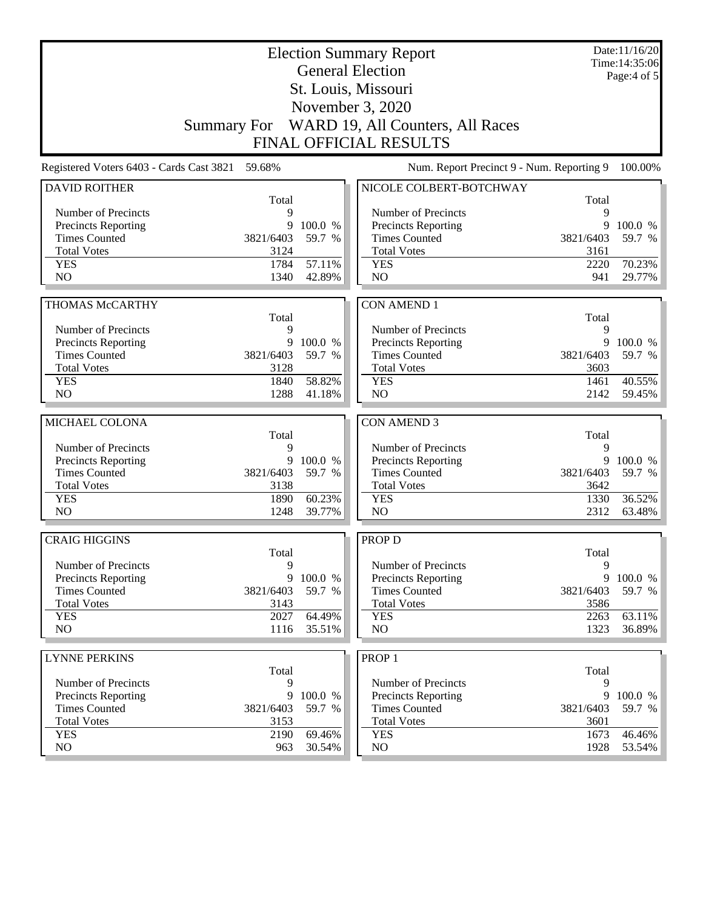# Election Summary Report

## General Election

## St. Louis, Missouri

## November 3, 2020

## Summary For WARD 19, All Counters, All Races

## FINAL OFFICIAL RESULTS

Date:11/16/20
Time:14:35:06

Registered Voters 6403 - Cards Cast 3821 59.68%

Num. Report Precinct 9 - Num. Reporting 9 100.00%

### DAVID ROITHER

| | Total | |
|---|---|---|
| Number of Precincts | 9 | |
| Precincts Reporting | 9 | 100.0 % |
| Times Counted | 3821/6403 | 59.7 % |
| Total Votes | 3124 | |
| YES | 1784 | 57.11% |
| NO | 1340 | 42.89% |

### THOMAS McCARTHY

| | Total | |
|---|---|---|
| Number of Precincts | 9 | |
| Precincts Reporting | 9 | 100.0 % |
| Times Counted | 3821/6403 | 59.7 % |
| Total Votes | 3128 | |
| YES | 1840 | 58.82% |
| NO | 1288 | 41.18% |

### MICHAEL COLONA

| | Total | |
|---|---|---|
| Number of Precincts | 9 | |
| Precincts Reporting | 9 | 100.0 % |
| Times Counted | 3821/6403 | 59.7 % |
| Total Votes | 3138 | |
| YES | 1890 | 60.23% |
| NO | 1248 | 39.77% |

### CRAIG HIGGINS

| | Total | |
|---|---|---|
| Number of Precincts | 9 | |
| Precincts Reporting | 9 | 100.0 % |
| Times Counted | 3821/6403 | 59.7 % |
| Total Votes | 3143 | |
| YES | 2027 | 64.49% |
| NO | 1116 | 35.51% |

### LYNNE PERKINS

| | Total | |
|---|---|---|
| Number of Precincts | 9 | |
| Precincts Reporting | 9 | 100.0 % |
| Times Counted | 3821/6403 | 59.7 % |
| Total Votes | 3153 | |
| YES | 2190 | 69.46% |
| NO | 963 | 30.54% |

### NICOLE COLBERT-BOTCHWAY

| | Total | |
|---|---|---|
| Number of Precincts | 9 | |
| Precincts Reporting | 9 | 100.0 % |
| Times Counted | 3821/6403 | 59.7 % |
| Total Votes | 3161 | |
| YES | 2220 | 70.23% |
| NO | 941 | 29.77% |

### CON AMEND 1

| | Total | |
|---|---|---|
| Number of Precincts | 9 | |
| Precincts Reporting | 9 | 100.0 % |
| Times Counted | 3821/6403 | 59.7 % |
| Total Votes | 3603 | |
| YES | 1461 | 40.55% |
| NO | 2142 | 59.45% |

### CON AMEND 3

| | Total | |
|---|---|---|
| Number of Precincts | 9 | |
| Precincts Reporting | 9 | 100.0 % |
| Times Counted | 3821/6403 | 59.7 % |
| Total Votes | 3642 | |
| YES | 1330 | 36.52% |
| NO | 2312 | 63.48% |

### PROP D

| | Total | |
|---|---|---|
| Number of Precincts | 9 | |
| Precincts Reporting | 9 | 100.0 % |
| Times Counted | 3821/6403 | 59.7 % |
| Total Votes | 3586 | |
| YES | 2263 | 63.11% |
| NO | 1323 | 36.89% |

### PROP 1

| | Total | |
|---|---|---|
| Number of Precincts | 9 | |
| Precincts Reporting | 9 | 100.0 % |
| Times Counted | 3821/6403 | 59.7 % |
| Total Votes | 3601 | |
| YES | 1673 | 46.46% |
| NO | 1928 | 53.54% |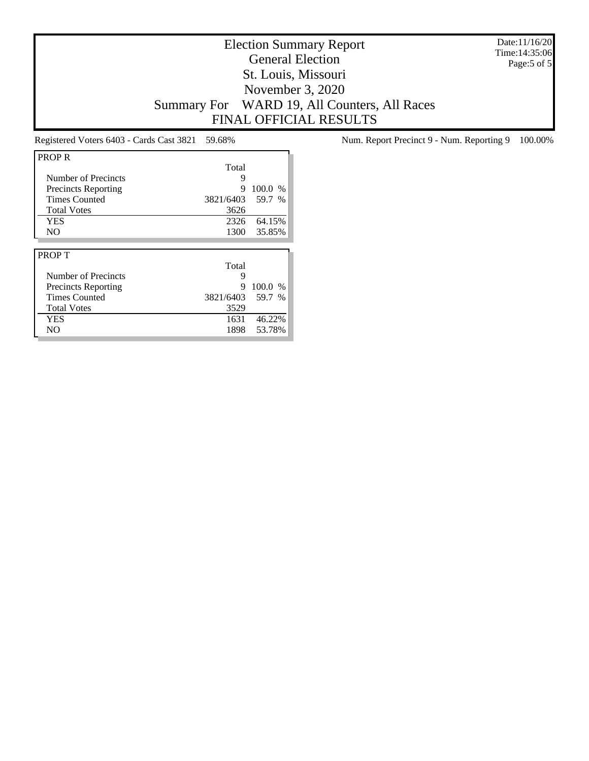# Election Summary Report
## General Election
## St. Louis, Missouri
## November 3, 2020
## Summary For WARD 19, All Counters, All Races
## FINAL OFFICIAL RESULTS

Date:11/16/20
Time:14:35:06

Registered Voters 6403 - Cards Cast 3821 59.68%

Num. Report Precinct 9 - Num. Reporting 9 100.00%

**PROP R**

| | Total | |
|---|---|---|
| Number of Precincts | 9 | |
| Precincts Reporting | 9 | 100.0 % |
| Times Counted | 3821/6403 | 59.7 % |
| Total Votes | 3626 | |
| YES | 2326 | 64.15% |
| NO | 1300 | 35.85% |

**PROP T**

| | Total | |
|---|---|---|
| Number of Precincts | 9 | |
| Precincts Reporting | 9 | 100.0 % |
| Times Counted | 3821/6403 | 59.7 % |
| Total Votes | 3529 | |
| YES | 1631 | 46.22% |
| NO | 1898 | 53.78% |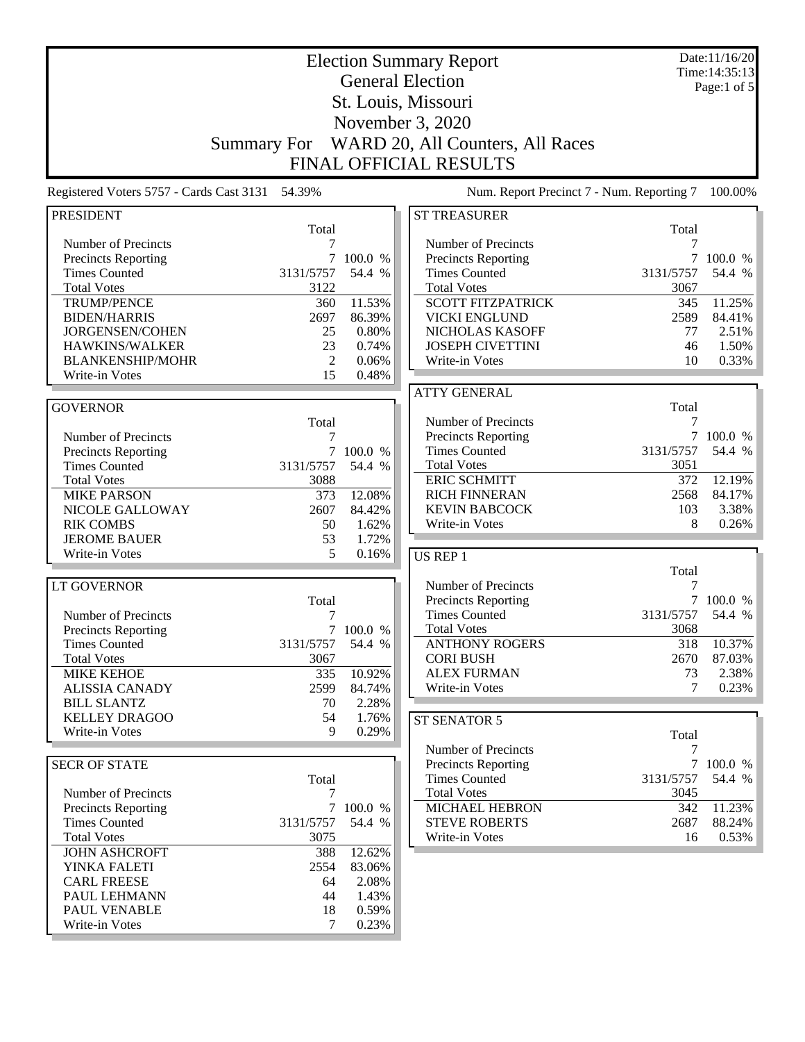# Election Summary Report

## General Election

## St. Louis, Missouri

## November 3, 2020

## Summary For WARD 20, All Counters, All Races

## FINAL OFFICIAL RESULTS

Date:11/16/20
Time:14:35:13

Registered Voters 5757 - Cards Cast 3131 54.39%

Num. Report Precinct 7 - Num. Reporting 7 100.00%

### PRESIDENT

| | Total | |
|---|---|---|
| Number of Precincts | 7 | |
| Precincts Reporting | 7 | 100.0 % |
| Times Counted | 3131/5757 | 54.4 % |
| Total Votes | 3122 | |
| TRUMP/PENCE | 360 | 11.53% |
| BIDEN/HARRIS | 2697 | 86.39% |
| JORGENSEN/COHEN | 25 | 0.80% |
| HAWKINS/WALKER | 23 | 0.74% |
| BLANKENSHIP/MOHR | 2 | 0.06% |
| Write-in Votes | 15 | 0.48% |

### GOVERNOR

| | Total | |
|---|---|---|
| Number of Precincts | 7 | |
| Precincts Reporting | 7 | 100.0 % |
| Times Counted | 3131/5757 | 54.4 % |
| Total Votes | 3088 | |
| MIKE PARSON | 373 | 12.08% |
| NICOLE GALLOWAY | 2607 | 84.42% |
| RIK COMBS | 50 | 1.62% |
| JEROME BAUER | 53 | 1.72% |
| Write-in Votes | 5 | 0.16% |

### LT GOVERNOR

| | Total | |
|---|---|---|
| Number of Precincts | 7 | |
| Precincts Reporting | 7 | 100.0 % |
| Times Counted | 3131/5757 | 54.4 % |
| Total Votes | 3067 | |
| MIKE KEHOE | 335 | 10.92% |
| ALISSIA CANADY | 2599 | 84.74% |
| BILL SLANTZ | 70 | 2.28% |
| KELLEY DRAGOO | 54 | 1.76% |
| Write-in Votes | 9 | 0.29% |

### SECR OF STATE

| | Total | |
|---|---|---|
| Number of Precincts | 7 | |
| Precincts Reporting | 7 | 100.0 % |
| Times Counted | 3131/5757 | 54.4 % |
| Total Votes | 3075 | |
| JOHN ASHCROFT | 388 | 12.62% |
| YINKA FALETI | 2554 | 83.06% |
| CARL FREESE | 64 | 2.08% |
| PAUL LEHMANN | 44 | 1.43% |
| PAUL VENABLE | 18 | 0.59% |
| Write-in Votes | 7 | 0.23% |

### ST TREASURER

| | Total | |
|---|---|---|
| Number of Precincts | 7 | |
| Precincts Reporting | 7 | 100.0 % |
| Times Counted | 3131/5757 | 54.4 % |
| Total Votes | 3067 | |
| SCOTT FITZPATRICK | 345 | 11.25% |
| VICKI ENGLUND | 2589 | 84.41% |
| NICHOLAS KASOFF | 77 | 2.51% |
| JOSEPH CIVETTINI | 46 | 1.50% |
| Write-in Votes | 10 | 0.33% |

### ATTY GENERAL

| | Total | |
|---|---|---|
| Number of Precincts | 7 | |
| Precincts Reporting | 7 | 100.0 % |
| Times Counted | 3131/5757 | 54.4 % |
| Total Votes | 3051 | |
| ERIC SCHMITT | 372 | 12.19% |
| RICH FINNERAN | 2568 | 84.17% |
| KEVIN BABCOCK | 103 | 3.38% |
| Write-in Votes | 8 | 0.26% |

### US REP 1

| | Total | |
|---|---|---|
| Number of Precincts | 7 | |
| Precincts Reporting | 7 | 100.0 % |
| Times Counted | 3131/5757 | 54.4 % |
| Total Votes | 3068 | |
| ANTHONY ROGERS | 318 | 10.37% |
| CORI BUSH | 2670 | 87.03% |
| ALEX FURMAN | 73 | 2.38% |
| Write-in Votes | 7 | 0.23% |

### ST SENATOR 5

| | Total | |
|---|---|---|
| Number of Precincts | 7 | |
| Precincts Reporting | 7 | 100.0 % |
| Times Counted | 3131/5757 | 54.4 % |
| Total Votes | 3045 | |
| MICHAEL HEBRON | 342 | 11.23% |
| STEVE ROBERTS | 2687 | 88.24% |
| Write-in Votes | 16 | 0.53% |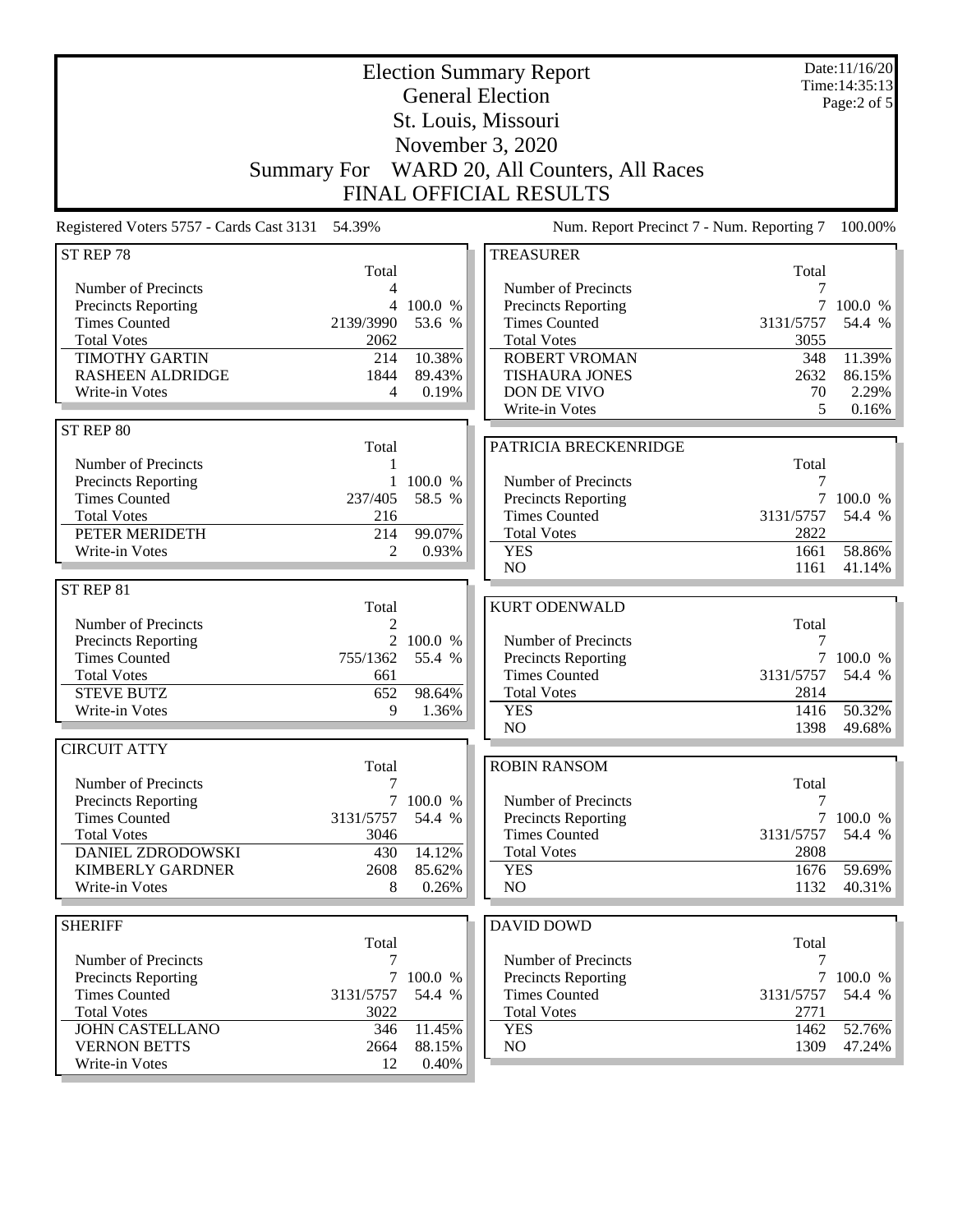# Election Summary Report

## General Election

## St. Louis, Missouri

## November 3, 2020

## Summary For WARD 20, All Counters, All Races

## FINAL OFFICIAL RESULTS

Date:11/16/20
Time:14:35:13

Registered Voters 5757 - Cards Cast 3131 54.39%

Num. Report Precinct 7 - Num. Reporting 7 100.00%

### ST REP 78

| | Total | |
|---|---|---|
| Number of Precincts | 4 | |
| Precincts Reporting | 4 | 100.0 % |
| Times Counted | 2139/3990 | 53.6 % |
| Total Votes | 2062 | |
| TIMOTHY GARTIN | 214 | 10.38% |
| RASHEEN ALDRIDGE | 1844 | 89.43% |
| Write-in Votes | 4 | 0.19% |

### ST REP 80

| | Total | |
|---|---|---|
| Number of Precincts | 1 | |
| Precincts Reporting | 1 | 100.0 % |
| Times Counted | 237/405 | 58.5 % |
| Total Votes | 216 | |
| PETER MERIDETH | 214 | 99.07% |
| Write-in Votes | 2 | 0.93% |

### ST REP 81

| | Total | |
|---|---|---|
| Number of Precincts | 2 | |
| Precincts Reporting | 2 | 100.0 % |
| Times Counted | 755/1362 | 55.4 % |
| Total Votes | 661 | |
| STEVE BUTZ | 652 | 98.64% |
| Write-in Votes | 9 | 1.36% |

### CIRCUIT ATTY

| | Total | |
|---|---|---|
| Number of Precincts | 7 | |
| Precincts Reporting | 7 | 100.0 % |
| Times Counted | 3131/5757 | 54.4 % |
| Total Votes | 3046 | |
| DANIEL ZDRODOWSKI | 430 | 14.12% |
| KIMBERLY GARDNER | 2608 | 85.62% |
| Write-in Votes | 8 | 0.26% |

### SHERIFF

| | Total | |
|---|---|---|
| Number of Precincts | 7 | |
| Precincts Reporting | 7 | 100.0 % |
| Times Counted | 3131/5757 | 54.4 % |
| Total Votes | 3022 | |
| JOHN CASTELLANO | 346 | 11.45% |
| VERNON BETTS | 2664 | 88.15% |
| Write-in Votes | 12 | 0.40% |

### TREASURER

| | Total | |
|---|---|---|
| Number of Precincts | 7 | |
| Precincts Reporting | 7 | 100.0 % |
| Times Counted | 3131/5757 | 54.4 % |
| Total Votes | 3055 | |
| ROBERT VROMAN | 348 | 11.39% |
| TISHAURA JONES | 2632 | 86.15% |
| DON DE VIVO | 70 | 2.29% |
| Write-in Votes | 5 | 0.16% |

### PATRICIA BRECKENRIDGE

| | Total | |
|---|---|---|
| Number of Precincts | 7 | |
| Precincts Reporting | 7 | 100.0 % |
| Times Counted | 3131/5757 | 54.4 % |
| Total Votes | 2822 | |
| YES | 1661 | 58.86% |
| NO | 1161 | 41.14% |

### KURT ODENWALD

| | Total | |
|---|---|---|
| Number of Precincts | 7 | |
| Precincts Reporting | 7 | 100.0 % |
| Times Counted | 3131/5757 | 54.4 % |
| Total Votes | 2814 | |
| YES | 1416 | 50.32% |
| NO | 1398 | 49.68% |

### ROBIN RANSOM

| | Total | |
|---|---|---|
| Number of Precincts | 7 | |
| Precincts Reporting | 7 | 100.0 % |
| Times Counted | 3131/5757 | 54.4 % |
| Total Votes | 2808 | |
| YES | 1676 | 59.69% |
| NO | 1132 | 40.31% |

### DAVID DOWD

| | Total | |
|---|---|---|
| Number of Precincts | 7 | |
| Precincts Reporting | 7 | 100.0 % |
| Times Counted | 3131/5757 | 54.4 % |
| Total Votes | 2771 | |
| YES | 1462 | 52.76% |
| NO | 1309 | 47.24% |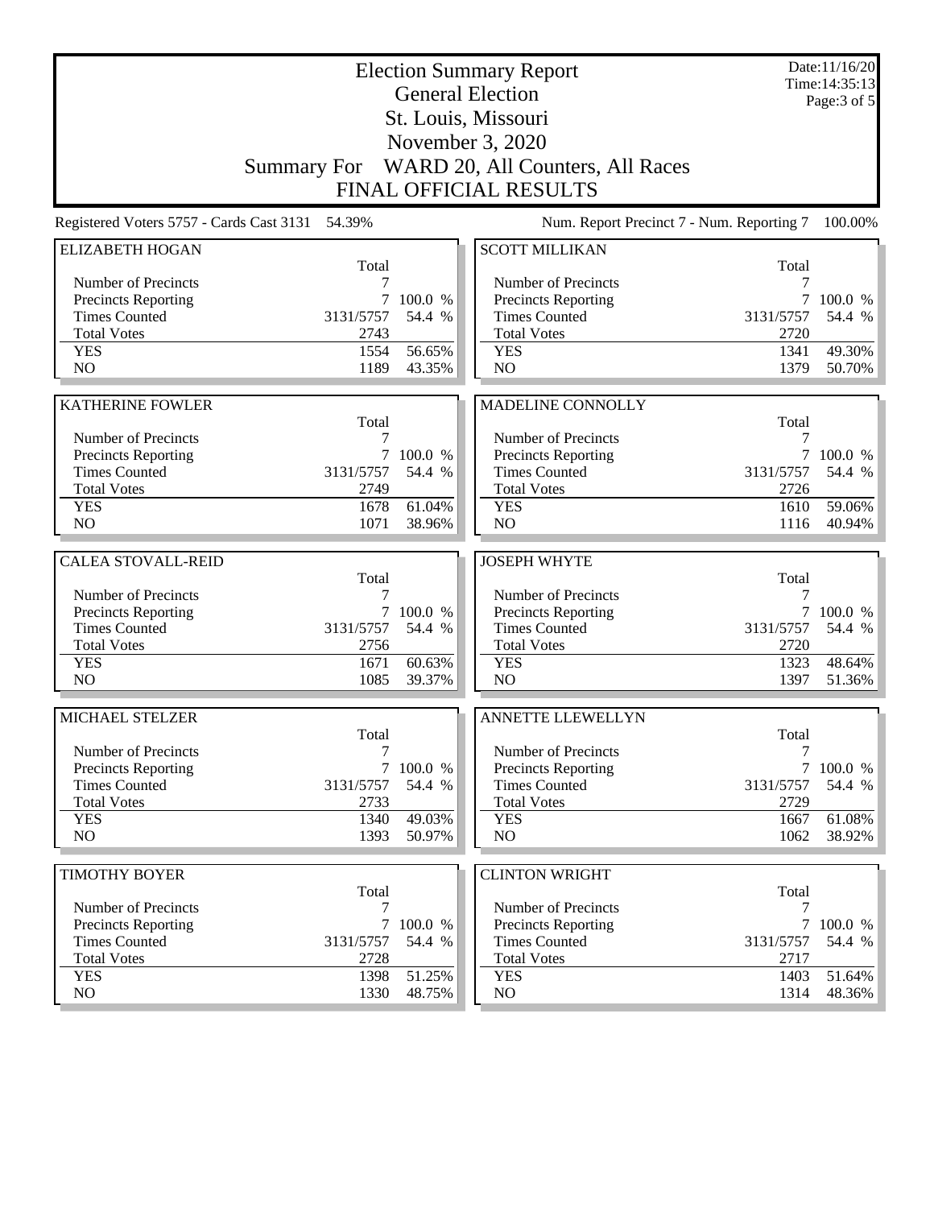# Election Summary Report
## General Election
## St. Louis, Missouri
## November 3, 2020
## Summary For WARD 20, All Counters, All Races
## FINAL OFFICIAL RESULTS

Date:11/16/20
Time:14:35:13

Registered Voters 5757 - Cards Cast 3131 54.39%

Num. Report Precinct 7 - Num. Reporting 7 100.00%

### ELIZABETH HOGAN

| | Total | |
|---|---|---|
| Number of Precincts | 7 | |
| Precincts Reporting | 7 | 100.0 % |
| Times Counted | 3131/5757 | 54.4 % |
| Total Votes | 2743 | |
| YES | 1554 | 56.65% |
| NO | 1189 | 43.35% |

### KATHERINE FOWLER

| | Total | |
|---|---|---|
| Number of Precincts | 7 | |
| Precincts Reporting | 7 | 100.0 % |
| Times Counted | 3131/5757 | 54.4 % |
| Total Votes | 2749 | |
| YES | 1678 | 61.04% |
| NO | 1071 | 38.96% |

### CALEA STOVALL-REID

| | Total | |
|---|---|---|
| Number of Precincts | 7 | |
| Precincts Reporting | 7 | 100.0 % |
| Times Counted | 3131/5757 | 54.4 % |
| Total Votes | 2756 | |
| YES | 1671 | 60.63% |
| NO | 1085 | 39.37% |

### MICHAEL STELZER

| | Total | |
|---|---|---|
| Number of Precincts | 7 | |
| Precincts Reporting | 7 | 100.0 % |
| Times Counted | 3131/5757 | 54.4 % |
| Total Votes | 2733 | |
| YES | 1340 | 49.03% |
| NO | 1393 | 50.97% |

### TIMOTHY BOYER

| | Total | |
|---|---|---|
| Number of Precincts | 7 | |
| Precincts Reporting | 7 | 100.0 % |
| Times Counted | 3131/5757 | 54.4 % |
| Total Votes | 2728 | |
| YES | 1398 | 51.25% |
| NO | 1330 | 48.75% |

### SCOTT MILLIKAN

| | Total | |
|---|---|---|
| Number of Precincts | 7 | |
| Precincts Reporting | 7 | 100.0 % |
| Times Counted | 3131/5757 | 54.4 % |
| Total Votes | 2720 | |
| YES | 1341 | 49.30% |
| NO | 1379 | 50.70% |

### MADELINE CONNOLLY

| | Total | |
|---|---|---|
| Number of Precincts | 7 | |
| Precincts Reporting | 7 | 100.0 % |
| Times Counted | 3131/5757 | 54.4 % |
| Total Votes | 2726 | |
| YES | 1610 | 59.06% |
| NO | 1116 | 40.94% |

### JOSEPH WHYTE

| | Total | |
|---|---|---|
| Number of Precincts | 7 | |
| Precincts Reporting | 7 | 100.0 % |
| Times Counted | 3131/5757 | 54.4 % |
| Total Votes | 2720 | |
| YES | 1323 | 48.64% |
| NO | 1397 | 51.36% |

### ANNETTE LLEWELLYN

| | Total | |
|---|---|---|
| Number of Precincts | 7 | |
| Precincts Reporting | 7 | 100.0 % |
| Times Counted | 3131/5757 | 54.4 % |
| Total Votes | 2729 | |
| YES | 1667 | 61.08% |
| NO | 1062 | 38.92% |

### CLINTON WRIGHT

| | Total | |
|---|---|---|
| Number of Precincts | 7 | |
| Precincts Reporting | 7 | 100.0 % |
| Times Counted | 3131/5757 | 54.4 % |
| Total Votes | 2717 | |
| YES | 1403 | 51.64% |
| NO | 1314 | 48.36% |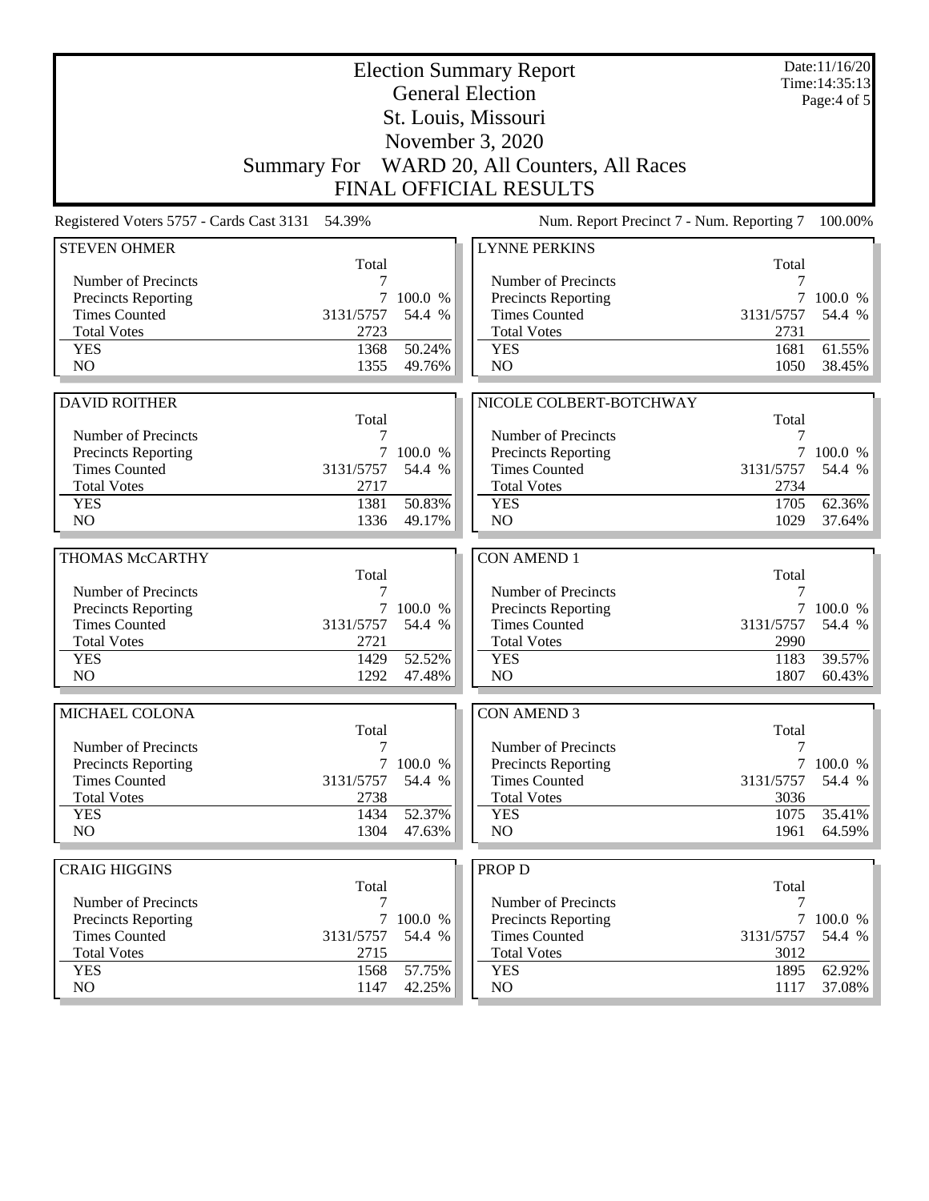# Election Summary Report

## General Election

## St. Louis, Missouri

## November 3, 2020

## Summary For WARD 20, All Counters, All Races

## FINAL OFFICIAL RESULTS

Date:11/16/20
Time:14:35:13
Page:4 of 5

Registered Voters 5757 - Cards Cast 3131 54.39%

Num. Report Precinct 7 - Num. Reporting 7 100.00%

| STEVEN OHMER | Total | |
|---|---|---|
| Number of Precincts | 7 | |
| Precincts Reporting | 7 | 100.0 % |
| Times Counted | 3131/5757 | 54.4 % |
| Total Votes | 2723 | |
| YES | 1368 | 50.24% |
| NO | 1355 | 49.76% |

| DAVID ROITHER | Total | |
|---|---|---|
| Number of Precincts | 7 | |
| Precincts Reporting | 7 | 100.0 % |
| Times Counted | 3131/5757 | 54.4 % |
| Total Votes | 2717 | |
| YES | 1381 | 50.83% |
| NO | 1336 | 49.17% |

| THOMAS McCARTHY | Total | |
|---|---|---|
| Number of Precincts | 7 | |
| Precincts Reporting | 7 | 100.0 % |
| Times Counted | 3131/5757 | 54.4 % |
| Total Votes | 2721 | |
| YES | 1429 | 52.52% |
| NO | 1292 | 47.48% |

| MICHAEL COLONA | Total | |
|---|---|---|
| Number of Precincts | 7 | |
| Precincts Reporting | 7 | 100.0 % |
| Times Counted | 3131/5757 | 54.4 % |
| Total Votes | 2738 | |
| YES | 1434 | 52.37% |
| NO | 1304 | 47.63% |

| CRAIG HIGGINS | Total | |
|---|---|---|
| Number of Precincts | 7 | |
| Precincts Reporting | 7 | 100.0 % |
| Times Counted | 3131/5757 | 54.4 % |
| Total Votes | 2715 | |
| YES | 1568 | 57.75% |
| NO | 1147 | 42.25% |

| LYNNE PERKINS | Total | |
|---|---|---|
| Number of Precincts | 7 | |
| Precincts Reporting | 7 | 100.0 % |
| Times Counted | 3131/5757 | 54.4 % |
| Total Votes | 2731 | |
| YES | 1681 | 61.55% |
| NO | 1050 | 38.45% |

| NICOLE COLBERT-BOTCHWAY | Total | |
|---|---|---|
| Number of Precincts | 7 | |
| Precincts Reporting | 7 | 100.0 % |
| Times Counted | 3131/5757 | 54.4 % |
| Total Votes | 2734 | |
| YES | 1705 | 62.36% |
| NO | 1029 | 37.64% |

| CON AMEND 1 | Total | |
|---|---|---|
| Number of Precincts | 7 | |
| Precincts Reporting | 7 | 100.0 % |
| Times Counted | 3131/5757 | 54.4 % |
| Total Votes | 2990 | |
| YES | 1183 | 39.57% |
| NO | 1807 | 60.43% |

| CON AMEND 3 | Total | |
|---|---|---|
| Number of Precincts | 7 | |
| Precincts Reporting | 7 | 100.0 % |
| Times Counted | 3131/5757 | 54.4 % |
| Total Votes | 3036 | |
| YES | 1075 | 35.41% |
| NO | 1961 | 64.59% |

| PROP D | Total | |
|---|---|---|
| Number of Precincts | 7 | |
| Precincts Reporting | 7 | 100.0 % |
| Times Counted | 3131/5757 | 54.4 % |
| Total Votes | 3012 | |
| YES | 1895 | 62.92% |
| NO | 1117 | 37.08% |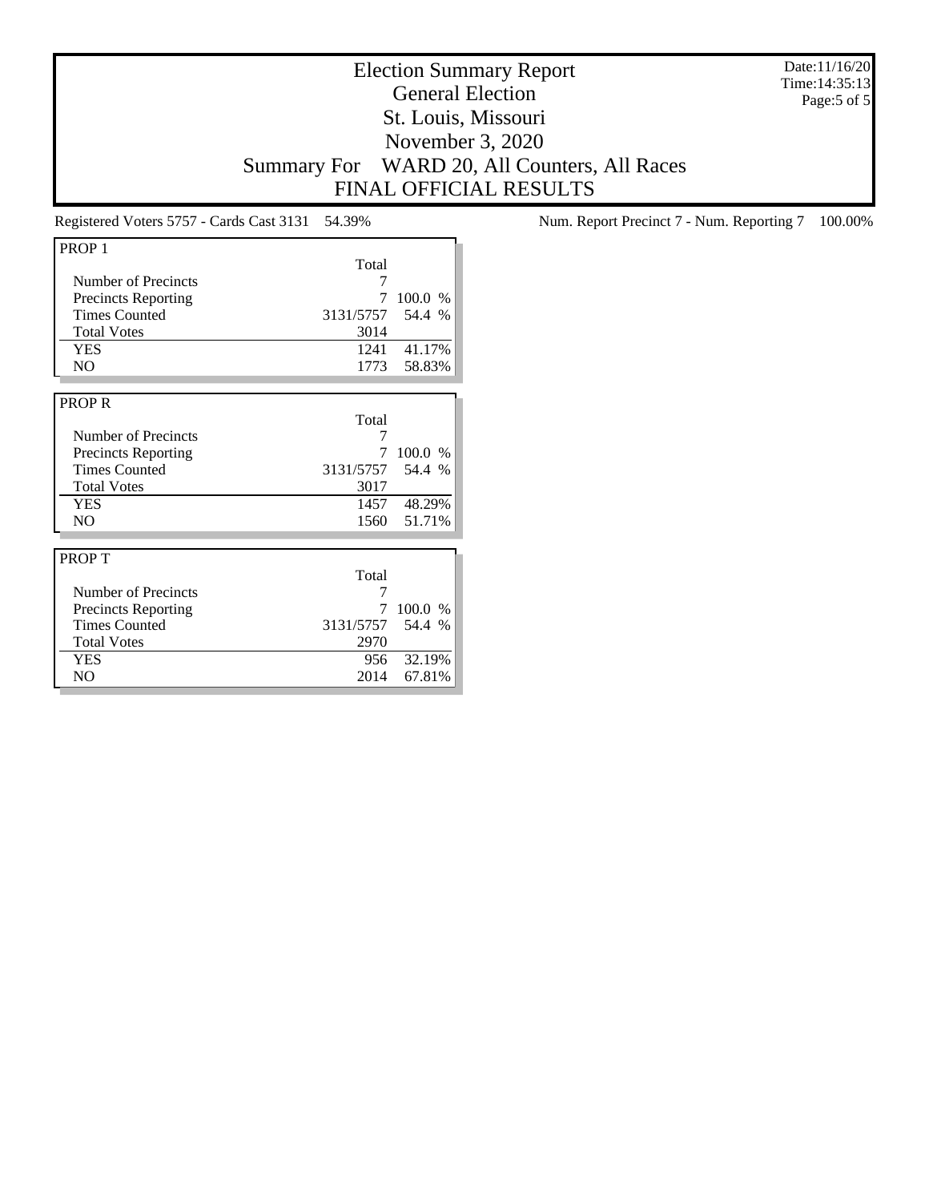# Election Summary Report

## General Election

## St. Louis, Missouri

## November 3, 2020

## Summary For WARD 20, All Counters, All Races

## FINAL OFFICIAL RESULTS

Date:11/16/20
Time:14:35:13

Registered Voters 5757 - Cards Cast 3131 54.39%

Num. Report Precinct 7 - Num. Reporting 7 100.00%

| PROP 1 | Total | |
|---|---|---|
| Number of Precincts | 7 | |
| Precincts Reporting | 7 | 100.0 % |
| Times Counted | 3131/5757 | 54.4 % |
| Total Votes | 3014 | |
| YES | 1241 | 41.17% |
| NO | 1773 | 58.83% |

| PROP R | Total | |
|---|---|---|
| Number of Precincts | 7 | |
| Precincts Reporting | 7 | 100.0 % |
| Times Counted | 3131/5757 | 54.4 % |
| Total Votes | 3017 | |
| YES | 1457 | 48.29% |
| NO | 1560 | 51.71% |

| PROP T | Total | |
|---|---|---|
| Number of Precincts | 7 | |
| Precincts Reporting | 7 | 100.0 % |
| Times Counted | 3131/5757 | 54.4 % |
| Total Votes | 2970 | |
| YES | 956 | 32.19% |
| NO | 2014 | 67.81% |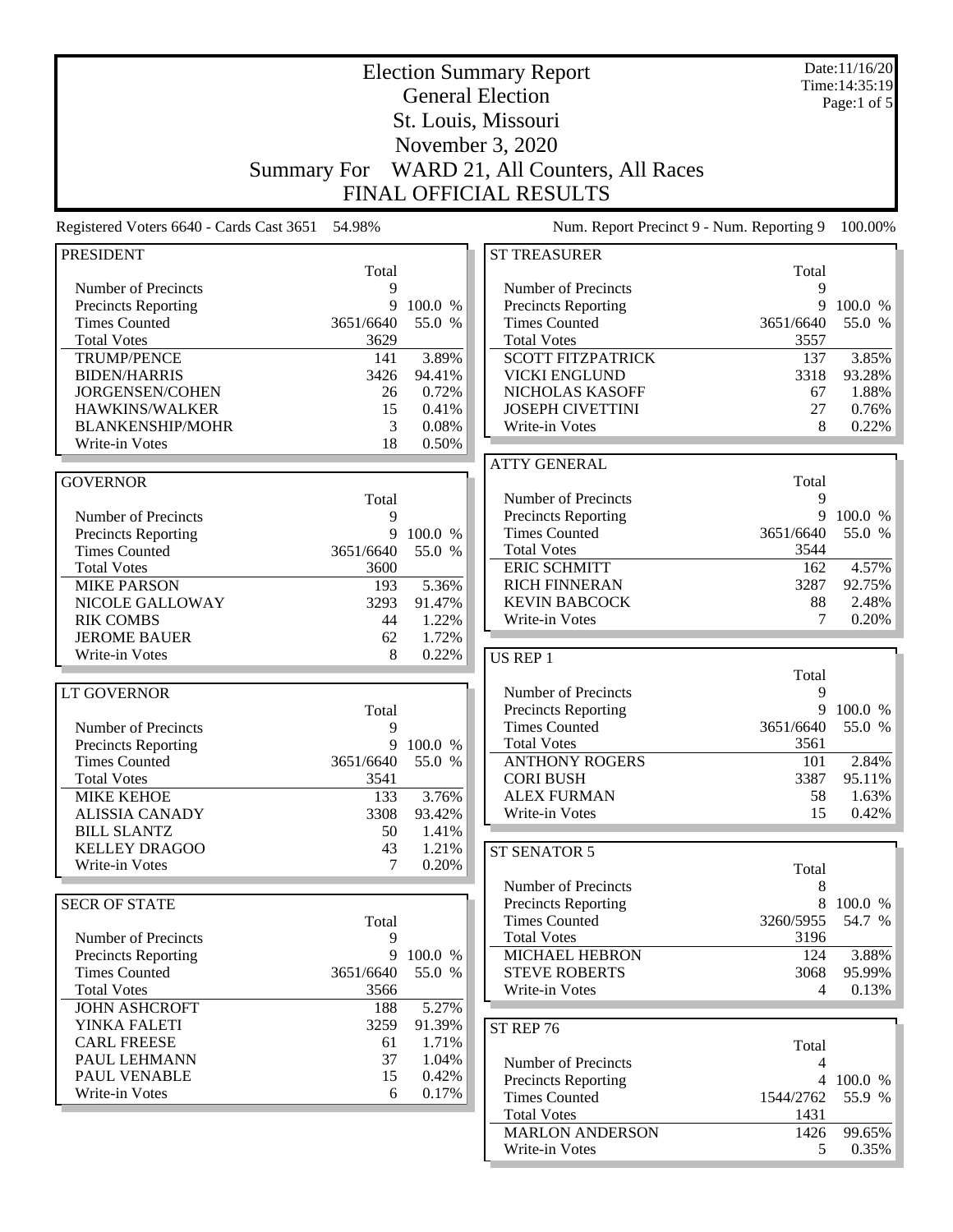# Election Summary Report

## General Election

## St. Louis, Missouri

## November 3, 2020

## Summary For WARD 21, All Counters, All Races

## FINAL OFFICIAL RESULTS

Date:11/16/20
Time:14:35:19

Registered Voters 6640 - Cards Cast 3651 54.98%

Num. Report Precinct 9 - Num. Reporting 9 100.00%

### PRESIDENT

| | Total | |
|---|---|---|
| Number of Precincts | 9 | |
| Precincts Reporting | 9 | 100.0 % |
| Times Counted | 3651/6640 | 55.0 % |
| Total Votes | 3629 | |
| TRUMP/PENCE | 141 | 3.89% |
| BIDEN/HARRIS | 3426 | 94.41% |
| JORGENSEN/COHEN | 26 | 0.72% |
| HAWKINS/WALKER | 15 | 0.41% |
| BLANKENSHIP/MOHR | 3 | 0.08% |
| Write-in Votes | 18 | 0.50% |

### GOVERNOR

| | Total | |
|---|---|---|
| Number of Precincts | 9 | |
| Precincts Reporting | 9 | 100.0 % |
| Times Counted | 3651/6640 | 55.0 % |
| Total Votes | 3600 | |
| MIKE PARSON | 193 | 5.36% |
| NICOLE GALLOWAY | 3293 | 91.47% |
| RIK COMBS | 44 | 1.22% |
| JEROME BAUER | 62 | 1.72% |
| Write-in Votes | 8 | 0.22% |

### LT GOVERNOR

| | Total | |
|---|---|---|
| Number of Precincts | 9 | |
| Precincts Reporting | 9 | 100.0 % |
| Times Counted | 3651/6640 | 55.0 % |
| Total Votes | 3541 | |
| MIKE KEHOE | 133 | 3.76% |
| ALISSIA CANADY | 3308 | 93.42% |
| BILL SLANTZ | 50 | 1.41% |
| KELLEY DRAGOO | 43 | 1.21% |
| Write-in Votes | 7 | 0.20% |

### SECR OF STATE

| | Total | |
|---|---|---|
| Number of Precincts | 9 | |
| Precincts Reporting | 9 | 100.0 % |
| Times Counted | 3651/6640 | 55.0 % |
| Total Votes | 3566 | |
| JOHN ASHCROFT | 188 | 5.27% |
| YINKA FALETI | 3259 | 91.39% |
| CARL FREESE | 61 | 1.71% |
| PAUL LEHMANN | 37 | 1.04% |
| PAUL VENABLE | 15 | 0.42% |
| Write-in Votes | 6 | 0.17% |

### ST TREASURER

| | Total | |
|---|---|---|
| Number of Precincts | 9 | |
| Precincts Reporting | 9 | 100.0 % |
| Times Counted | 3651/6640 | 55.0 % |
| Total Votes | 3557 | |
| SCOTT FITZPATRICK | 137 | 3.85% |
| VICKI ENGLUND | 3318 | 93.28% |
| NICHOLAS KASOFF | 67 | 1.88% |
| JOSEPH CIVETTINI | 27 | 0.76% |
| Write-in Votes | 8 | 0.22% |

### ATTY GENERAL

| | Total | |
|---|---|---|
| Number of Precincts | 9 | |
| Precincts Reporting | 9 | 100.0 % |
| Times Counted | 3651/6640 | 55.0 % |
| Total Votes | 3544 | |
| ERIC SCHMITT | 162 | 4.57% |
| RICH FINNERAN | 3287 | 92.75% |
| KEVIN BABCOCK | 88 | 2.48% |
| Write-in Votes | 7 | 0.20% |

### US REP 1

| | Total | |
|---|---|---|
| Number of Precincts | 9 | |
| Precincts Reporting | 9 | 100.0 % |
| Times Counted | 3651/6640 | 55.0 % |
| Total Votes | 3561 | |
| ANTHONY ROGERS | 101 | 2.84% |
| CORI BUSH | 3387 | 95.11% |
| ALEX FURMAN | 58 | 1.63% |
| Write-in Votes | 15 | 0.42% |

### ST SENATOR 5

| | Total | |
|---|---|---|
| Number of Precincts | 8 | |
| Precincts Reporting | 8 | 100.0 % |
| Times Counted | 3260/5955 | 54.7 % |
| Total Votes | 3196 | |
| MICHAEL HEBRON | 124 | 3.88% |
| STEVE ROBERTS | 3068 | 95.99% |
| Write-in Votes | 4 | 0.13% |

### ST REP 76

| | Total | |
|---|---|---|
| Number of Precincts | 4 | |
| Precincts Reporting | 4 | 100.0 % |
| Times Counted | 1544/2762 | 55.9 % |
| Total Votes | 1431 | |
| MARLON ANDERSON | 1426 | 99.65% |
| Write-in Votes | 5 | 0.35% |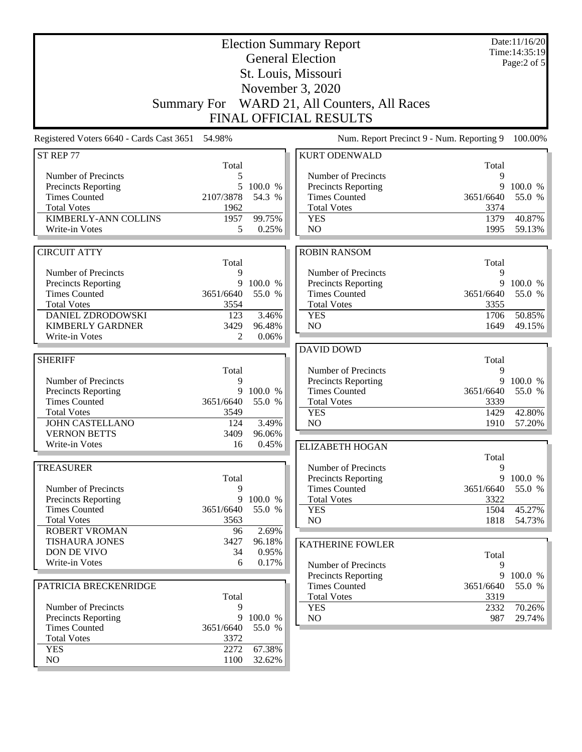# Election Summary Report

## General Election

## St. Louis, Missouri

## November 3, 2020

## Summary For WARD 21, All Counters, All Races

## FINAL OFFICIAL RESULTS

Date:11/16/20
Time:14:35:19

Registered Voters 6640 - Cards Cast 3651 54.98%

Num. Report Precinct 9 - Num. Reporting 9 100.00%

### ST REP 77

| | Total | |
|---|---|---|
| Number of Precincts | 5 | |
| Precincts Reporting | 5 | 100.0 % |
| Times Counted | 2107/3878 | 54.3 % |
| Total Votes | 1962 | |
| KIMBERLY-ANN COLLINS | 1957 | 99.75% |
| Write-in Votes | 5 | 0.25% |

### CIRCUIT ATTY

| | Total | |
|---|---|---|
| Number of Precincts | 9 | |
| Precincts Reporting | 9 | 100.0 % |
| Times Counted | 3651/6640 | 55.0 % |
| Total Votes | 3554 | |
| DANIEL ZDRODOWSKI | 123 | 3.46% |
| KIMBERLY GARDNER | 3429 | 96.48% |
| Write-in Votes | 2 | 0.06% |

### SHERIFF

| | Total | |
|---|---|---|
| Number of Precincts | 9 | |
| Precincts Reporting | 9 | 100.0 % |
| Times Counted | 3651/6640 | 55.0 % |
| Total Votes | 3549 | |
| JOHN CASTELLANO | 124 | 3.49% |
| VERNON BETTS | 3409 | 96.06% |
| Write-in Votes | 16 | 0.45% |

### TREASURER

| | Total | |
|---|---|---|
| Number of Precincts | 9 | |
| Precincts Reporting | 9 | 100.0 % |
| Times Counted | 3651/6640 | 55.0 % |
| Total Votes | 3563 | |
| ROBERT VROMAN | 96 | 2.69% |
| TISHAURA JONES | 3427 | 96.18% |
| DON DE VIVO | 34 | 0.95% |
| Write-in Votes | 6 | 0.17% |

### PATRICIA BRECKENRIDGE

| | Total | |
|---|---|---|
| Number of Precincts | 9 | |
| Precincts Reporting | 9 | 100.0 % |
| Times Counted | 3651/6640 | 55.0 % |
| Total Votes | 3372 | |
| YES | 2272 | 67.38% |
| NO | 1100 | 32.62% |

### KURT ODENWALD

| | Total | |
|---|---|---|
| Number of Precincts | 9 | |
| Precincts Reporting | 9 | 100.0 % |
| Times Counted | 3651/6640 | 55.0 % |
| Total Votes | 3374 | |
| YES | 1379 | 40.87% |
| NO | 1995 | 59.13% |

### ROBIN RANSOM

| | Total | |
|---|---|---|
| Number of Precincts | 9 | |
| Precincts Reporting | 9 | 100.0 % |
| Times Counted | 3651/6640 | 55.0 % |
| Total Votes | 3355 | |
| YES | 1706 | 50.85% |
| NO | 1649 | 49.15% |

### DAVID DOWD

| | Total | |
|---|---|---|
| Number of Precincts | 9 | |
| Precincts Reporting | 9 | 100.0 % |
| Times Counted | 3651/6640 | 55.0 % |
| Total Votes | 3339 | |
| YES | 1429 | 42.80% |
| NO | 1910 | 57.20% |

### ELIZABETH HOGAN

| | Total | |
|---|---|---|
| Number of Precincts | 9 | |
| Precincts Reporting | 9 | 100.0 % |
| Times Counted | 3651/6640 | 55.0 % |
| Total Votes | 3322 | |
| YES | 1504 | 45.27% |
| NO | 1818 | 54.73% |

### KATHERINE FOWLER

| | Total | |
|---|---|---|
| Number of Precincts | 9 | |
| Precincts Reporting | 9 | 100.0 % |
| Times Counted | 3651/6640 | 55.0 % |
| Total Votes | 3319 | |
| YES | 2332 | 70.26% |
| NO | 987 | 29.74% |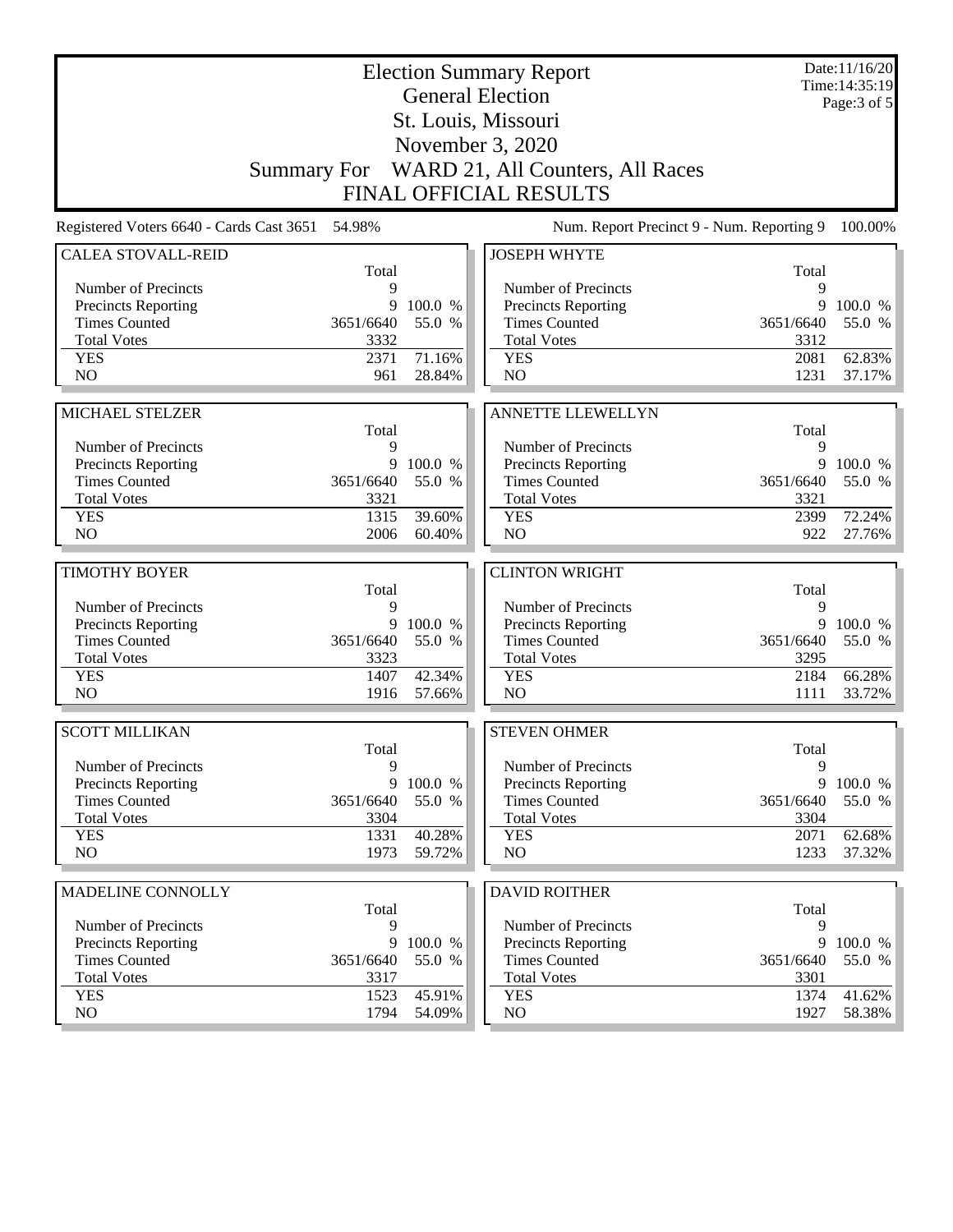# Election Summary Report

## General Election

## St. Louis, Missouri

## November 3, 2020

## Summary For WARD 21, All Counters, All Races

## FINAL OFFICIAL RESULTS

Date:11/16/20
Time:14:35:19
Page:3 of 5

Registered Voters 6640 - Cards Cast 3651 54.98%

Num. Report Precinct 9 - Num. Reporting 9 100.00%

### CALEA STOVALL-REID

| | Total | |
|---|---|---|
| Number of Precincts | 9 | |
| Precincts Reporting | 9 | 100.0 % |
| Times Counted | 3651/6640 | 55.0 % |
| Total Votes | 3332 | |
| YES | 2371 | 71.16% |
| NO | 961 | 28.84% |

### JOSEPH WHYTE

| | Total | |
|---|---|---|
| Number of Precincts | 9 | |
| Precincts Reporting | 9 | 100.0 % |
| Times Counted | 3651/6640 | 55.0 % |
| Total Votes | 3312 | |
| YES | 2081 | 62.83% |
| NO | 1231 | 37.17% |

### MICHAEL STELZER

| | Total | |
|---|---|---|
| Number of Precincts | 9 | |
| Precincts Reporting | 9 | 100.0 % |
| Times Counted | 3651/6640 | 55.0 % |
| Total Votes | 3321 | |
| YES | 1315 | 39.60% |
| NO | 2006 | 60.40% |

### ANNETTE LLEWELLYN

| | Total | |
|---|---|---|
| Number of Precincts | 9 | |
| Precincts Reporting | 9 | 100.0 % |
| Times Counted | 3651/6640 | 55.0 % |
| Total Votes | 3321 | |
| YES | 2399 | 72.24% |
| NO | 922 | 27.76% |

### TIMOTHY BOYER

| | Total | |
|---|---|---|
| Number of Precincts | 9 | |
| Precincts Reporting | 9 | 100.0 % |
| Times Counted | 3651/6640 | 55.0 % |
| Total Votes | 3323 | |
| YES | 1407 | 42.34% |
| NO | 1916 | 57.66% |

### CLINTON WRIGHT

| | Total | |
|---|---|---|
| Number of Precincts | 9 | |
| Precincts Reporting | 9 | 100.0 % |
| Times Counted | 3651/6640 | 55.0 % |
| Total Votes | 3295 | |
| YES | 2184 | 66.28% |
| NO | 1111 | 33.72% |

### SCOTT MILLIKAN

| | Total | |
|---|---|---|
| Number of Precincts | 9 | |
| Precincts Reporting | 9 | 100.0 % |
| Times Counted | 3651/6640 | 55.0 % |
| Total Votes | 3304 | |
| YES | 1331 | 40.28% |
| NO | 1973 | 59.72% |

### STEVEN OHMER

| | Total | |
|---|---|---|
| Number of Precincts | 9 | |
| Precincts Reporting | 9 | 100.0 % |
| Times Counted | 3651/6640 | 55.0 % |
| Total Votes | 3304 | |
| YES | 2071 | 62.68% |
| NO | 1233 | 37.32% |

### MADELINE CONNOLLY

| | Total | |
|---|---|---|
| Number of Precincts | 9 | |
| Precincts Reporting | 9 | 100.0 % |
| Times Counted | 3651/6640 | 55.0 % |
| Total Votes | 3317 | |
| YES | 1523 | 45.91% |
| NO | 1794 | 54.09% |

### DAVID ROITHER

| | Total | |
|---|---|---|
| Number of Precincts | 9 | |
| Precincts Reporting | 9 | 100.0 % |
| Times Counted | 3651/6640 | 55.0 % |
| Total Votes | 3301 | |
| YES | 1374 | 41.62% |
| NO | 1927 | 58.38% |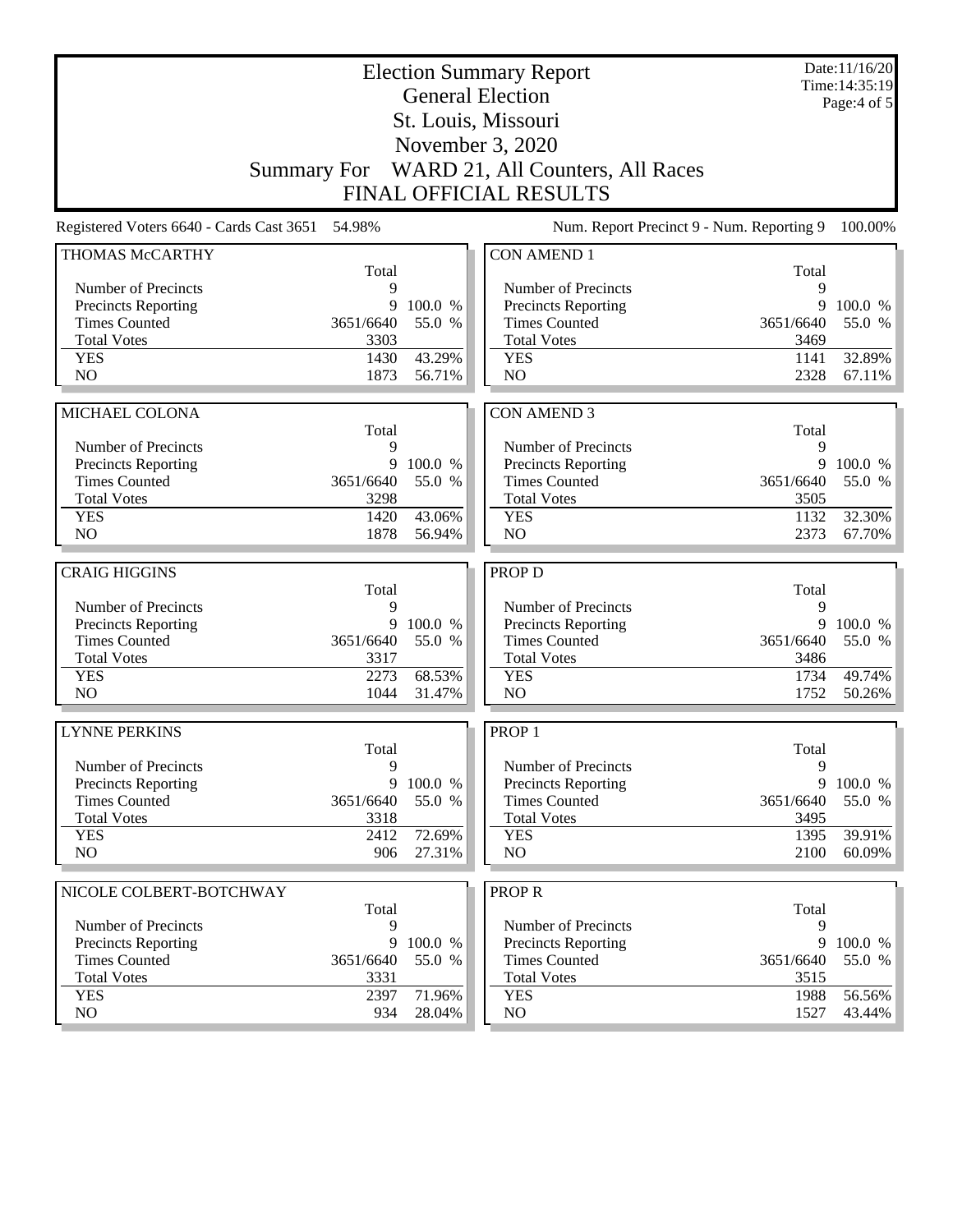# Election Summary Report
## General Election
## St. Louis, Missouri
## November 3, 2020
## Summary For WARD 21, All Counters, All Races
## FINAL OFFICIAL RESULTS

Date:11/16/20
Time:14:35:19

Registered Voters 6640 - Cards Cast 3651 54.98%

Num. Report Precinct 9 - Num. Reporting 9 100.00%

### THOMAS McCARTHY

| | Total | |
|---|---|---|
| Number of Precincts | 9 | |
| Precincts Reporting | 9 | 100.0 % |
| Times Counted | 3651/6640 | 55.0 % |
| Total Votes | 3303 | |
| YES | 1430 | 43.29% |
| NO | 1873 | 56.71% |

### MICHAEL COLONA

| | Total | |
|---|---|---|
| Number of Precincts | 9 | |
| Precincts Reporting | 9 | 100.0 % |
| Times Counted | 3651/6640 | 55.0 % |
| Total Votes | 3298 | |
| YES | 1420 | 43.06% |
| NO | 1878 | 56.94% |

### CRAIG HIGGINS

| | Total | |
|---|---|---|
| Number of Precincts | 9 | |
| Precincts Reporting | 9 | 100.0 % |
| Times Counted | 3651/6640 | 55.0 % |
| Total Votes | 3317 | |
| YES | 2273 | 68.53% |
| NO | 1044 | 31.47% |

### LYNNE PERKINS

| | Total | |
|---|---|---|
| Number of Precincts | 9 | |
| Precincts Reporting | 9 | 100.0 % |
| Times Counted | 3651/6640 | 55.0 % |
| Total Votes | 3318 | |
| YES | 2412 | 72.69% |
| NO | 906 | 27.31% |

### NICOLE COLBERT-BOTCHWAY

| | Total | |
|---|---|---|
| Number of Precincts | 9 | |
| Precincts Reporting | 9 | 100.0 % |
| Times Counted | 3651/6640 | 55.0 % |
| Total Votes | 3331 | |
| YES | 2397 | 71.96% |
| NO | 934 | 28.04% |

### CON AMEND 1

| | Total | |
|---|---|---|
| Number of Precincts | 9 | |
| Precincts Reporting | 9 | 100.0 % |
| Times Counted | 3651/6640 | 55.0 % |
| Total Votes | 3469 | |
| YES | 1141 | 32.89% |
| NO | 2328 | 67.11% |

### CON AMEND 3

| | Total | |
|---|---|---|
| Number of Precincts | 9 | |
| Precincts Reporting | 9 | 100.0 % |
| Times Counted | 3651/6640 | 55.0 % |
| Total Votes | 3505 | |
| YES | 1132 | 32.30% |
| NO | 2373 | 67.70% |

### PROP D

| | Total | |
|---|---|---|
| Number of Precincts | 9 | |
| Precincts Reporting | 9 | 100.0 % |
| Times Counted | 3651/6640 | 55.0 % |
| Total Votes | 3486 | |
| YES | 1734 | 49.74% |
| NO | 1752 | 50.26% |

### PROP 1

| | Total | |
|---|---|---|
| Number of Precincts | 9 | |
| Precincts Reporting | 9 | 100.0 % |
| Times Counted | 3651/6640 | 55.0 % |
| Total Votes | 3495 | |
| YES | 1395 | 39.91% |
| NO | 2100 | 60.09% |

### PROP R

| | Total | |
|---|---|---|
| Number of Precincts | 9 | |
| Precincts Reporting | 9 | 100.0 % |
| Times Counted | 3651/6640 | 55.0 % |
| Total Votes | 3515 | |
| YES | 1988 | 56.56% |
| NO | 1527 | 43.44% |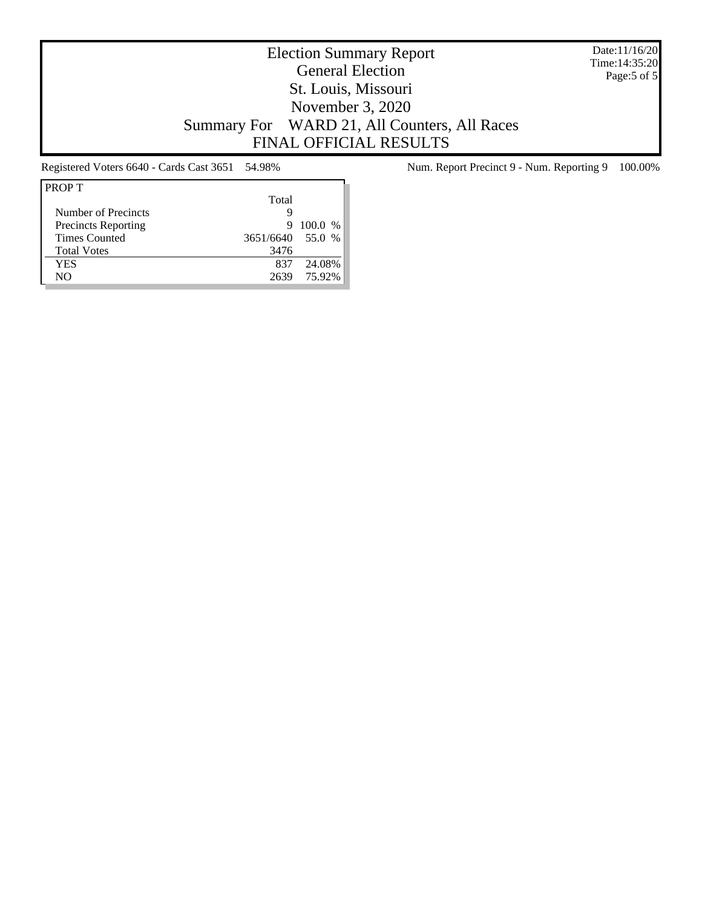# Election Summary Report
## General Election
## St. Louis, Missouri
## November 3, 2020
## Summary For WARD 21, All Counters, All Races
## FINAL OFFICIAL RESULTS

Date:11/16/20
Time:14:35:20

Registered Voters 6640 - Cards Cast 3651 54.98%

Num. Report Precinct 9 - Num. Reporting 9 100.00%

**PROP T**

| | Total | |
|---|---|---|
| Number of Precincts | 9 | |
| Precincts Reporting | 9 | 100.0 % |
| Times Counted | 3651/6640 | 55.0 % |
| Total Votes | 3476 | |
| YES | 837 | 24.08% |
| NO | 2639 | 75.92% |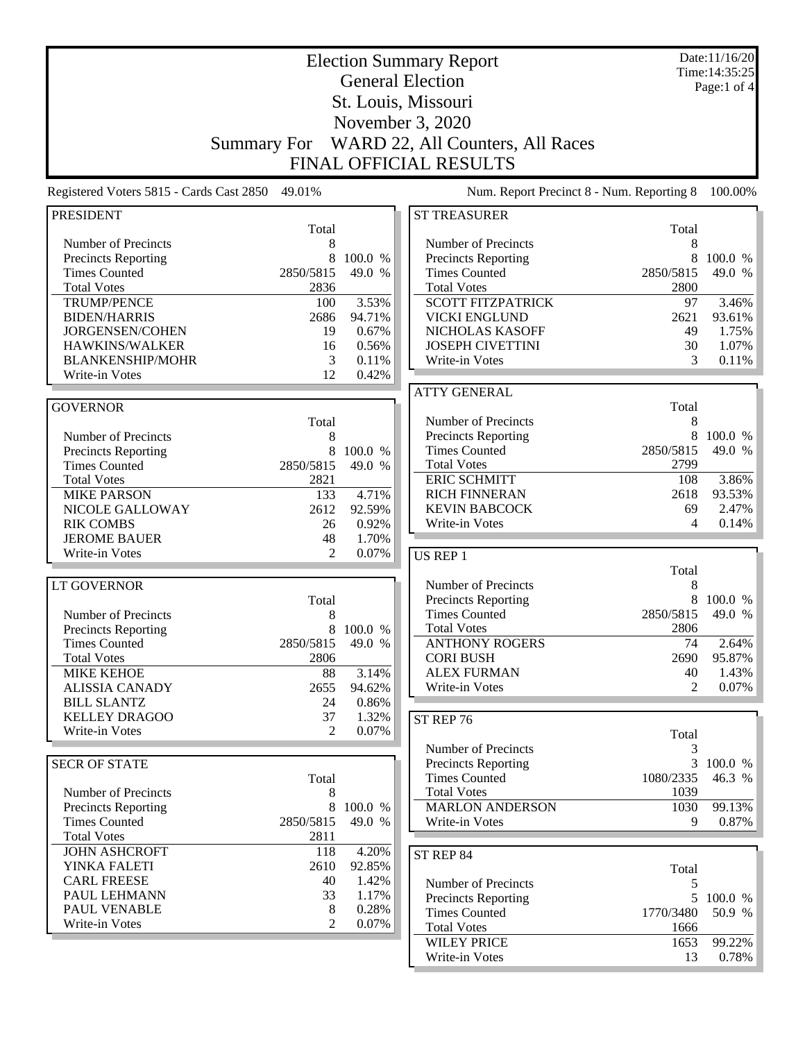# Election Summary Report

## General Election

## St. Louis, Missouri

## November 3, 2020

## Summary For WARD 22, All Counters, All Races

## FINAL OFFICIAL RESULTS

Date:11/16/20
Time:14:35:25

Registered Voters 5815 - Cards Cast 2850 49.01%

Num. Report Precinct 8 - Num. Reporting 8 100.00%

### PRESIDENT

| | Total | |
|---|---|---|
| Number of Precincts | 8 | |
| Precincts Reporting | 8 | 100.0 % |
| Times Counted | 2850/5815 | 49.0 % |
| Total Votes | 2836 | |
| TRUMP/PENCE | 100 | 3.53% |
| BIDEN/HARRIS | 2686 | 94.71% |
| JORGENSEN/COHEN | 19 | 0.67% |
| HAWKINS/WALKER | 16 | 0.56% |
| BLANKENSHIP/MOHR | 3 | 0.11% |
| Write-in Votes | 12 | 0.42% |

### GOVERNOR

| | Total | |
|---|---|---|
| Number of Precincts | 8 | |
| Precincts Reporting | 8 | 100.0 % |
| Times Counted | 2850/5815 | 49.0 % |
| Total Votes | 2821 | |
| MIKE PARSON | 133 | 4.71% |
| NICOLE GALLOWAY | 2612 | 92.59% |
| RIK COMBS | 26 | 0.92% |
| JEROME BAUER | 48 | 1.70% |
| Write-in Votes | 2 | 0.07% |

### LT GOVERNOR

| | Total | |
|---|---|---|
| Number of Precincts | 8 | |
| Precincts Reporting | 8 | 100.0 % |
| Times Counted | 2850/5815 | 49.0 % |
| Total Votes | 2806 | |
| MIKE KEHOE | 88 | 3.14% |
| ALISSIA CANADY | 2655 | 94.62% |
| BILL SLANTZ | 24 | 0.86% |
| KELLEY DRAGOO | 37 | 1.32% |
| Write-in Votes | 2 | 0.07% |

### SECR OF STATE

| | Total | |
|---|---|---|
| Number of Precincts | 8 | |
| Precincts Reporting | 8 | 100.0 % |
| Times Counted | 2850/5815 | 49.0 % |
| Total Votes | 2811 | |
| JOHN ASHCROFT | 118 | 4.20% |
| YINKA FALETI | 2610 | 92.85% |
| CARL FREESE | 40 | 1.42% |
| PAUL LEHMANN | 33 | 1.17% |
| PAUL VENABLE | 8 | 0.28% |
| Write-in Votes | 2 | 0.07% |

### ST TREASURER

| | Total | |
|---|---|---|
| Number of Precincts | 8 | |
| Precincts Reporting | 8 | 100.0 % |
| Times Counted | 2850/5815 | 49.0 % |
| Total Votes | 2800 | |
| SCOTT FITZPATRICK | 97 | 3.46% |
| VICKI ENGLUND | 2621 | 93.61% |
| NICHOLAS KASOFF | 49 | 1.75% |
| JOSEPH CIVETTINI | 30 | 1.07% |
| Write-in Votes | 3 | 0.11% |

### ATTY GENERAL

| | Total | |
|---|---|---|
| Number of Precincts | 8 | |
| Precincts Reporting | 8 | 100.0 % |
| Times Counted | 2850/5815 | 49.0 % |
| Total Votes | 2799 | |
| ERIC SCHMITT | 108 | 3.86% |
| RICH FINNERAN | 2618 | 93.53% |
| KEVIN BABCOCK | 69 | 2.47% |
| Write-in Votes | 4 | 0.14% |

### US REP 1

| | Total | |
|---|---|---|
| Number of Precincts | 8 | |
| Precincts Reporting | 8 | 100.0 % |
| Times Counted | 2850/5815 | 49.0 % |
| Total Votes | 2806 | |
| ANTHONY ROGERS | 74 | 2.64% |
| CORI BUSH | 2690 | 95.87% |
| ALEX FURMAN | 40 | 1.43% |
| Write-in Votes | 2 | 0.07% |

### ST REP 76

| | Total | |
|---|---|---|
| Number of Precincts | 3 | |
| Precincts Reporting | 3 | 100.0 % |
| Times Counted | 1080/2335 | 46.3 % |
| Total Votes | 1039 | |
| MARLON ANDERSON | 1030 | 99.13% |
| Write-in Votes | 9 | 0.87% |

### ST REP 84

| | Total | |
|---|---|---|
| Number of Precincts | 5 | |
| Precincts Reporting | 5 | 100.0 % |
| Times Counted | 1770/3480 | 50.9 % |
| Total Votes | 1666 | |
| WILEY PRICE | 1653 | 99.22% |
| Write-in Votes | 13 | 0.78% |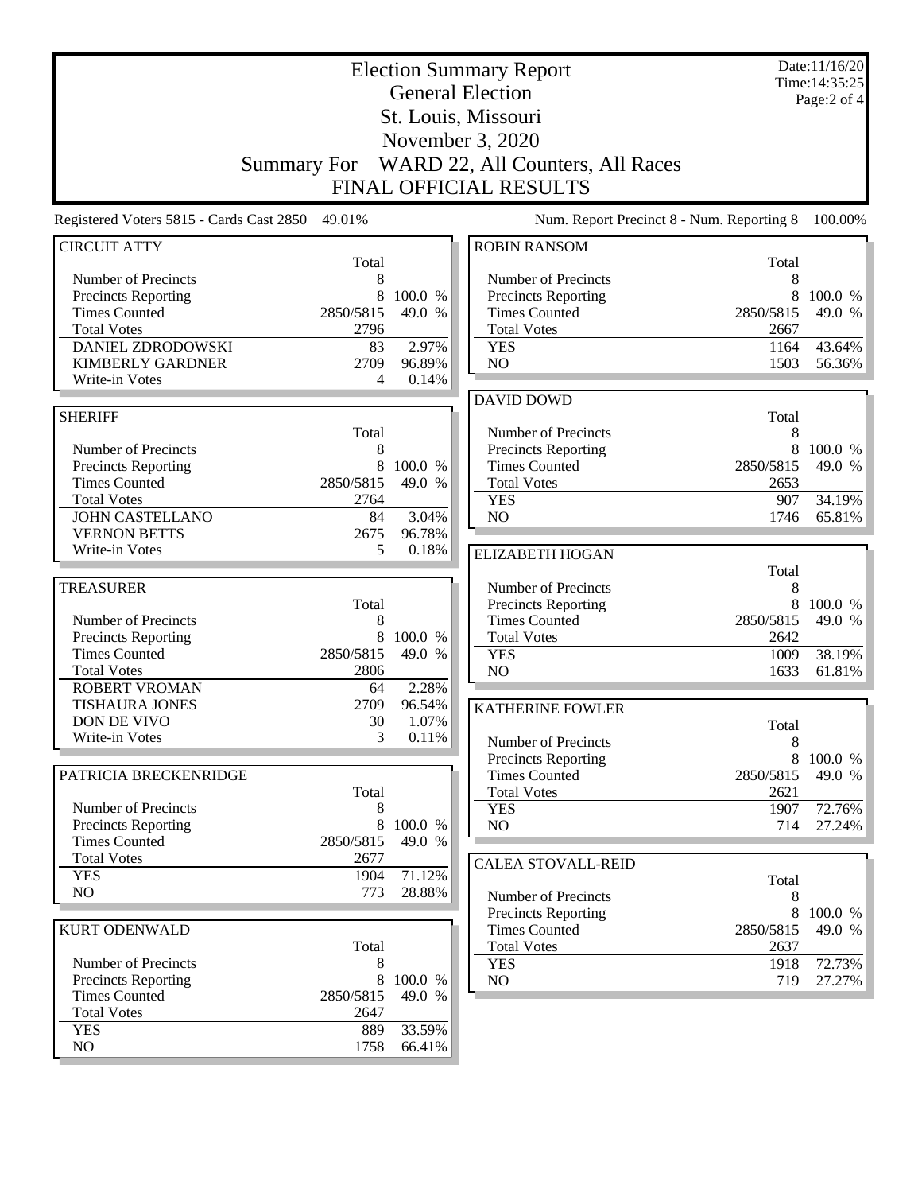# Election Summary Report

## General Election

## St. Louis, Missouri

## November 3, 2020

## Summary For WARD 22, All Counters, All Races

## FINAL OFFICIAL RESULTS

Date:11/16/20
Time:14:35:25

Registered Voters 5815 - Cards Cast 2850 49.01%

Num. Report Precinct 8 - Num. Reporting 8 100.00%

### CIRCUIT ATTY

| | Total | |
|---|---|---|
| Number of Precincts | 8 | |
| Precincts Reporting | 8 | 100.0 % |
| Times Counted | 2850/5815 | 49.0 % |
| Total Votes | 2796 | |
| DANIEL ZDRODOWSKI | 83 | 2.97% |
| KIMBERLY GARDNER | 2709 | 96.89% |
| Write-in Votes | 4 | 0.14% |

### SHERIFF

| | Total | |
|---|---|---|
| Number of Precincts | 8 | |
| Precincts Reporting | 8 | 100.0 % |
| Times Counted | 2850/5815 | 49.0 % |
| Total Votes | 2764 | |
| JOHN CASTELLANO | 84 | 3.04% |
| VERNON BETTS | 2675 | 96.78% |
| Write-in Votes | 5 | 0.18% |

### TREASURER

| | Total | |
|---|---|---|
| Number of Precincts | 8 | |
| Precincts Reporting | 8 | 100.0 % |
| Times Counted | 2850/5815 | 49.0 % |
| Total Votes | 2806 | |
| ROBERT VROMAN | 64 | 2.28% |
| TISHAURA JONES | 2709 | 96.54% |
| DON DE VIVO | 30 | 1.07% |
| Write-in Votes | 3 | 0.11% |

### PATRICIA BRECKENRIDGE

| | Total | |
|---|---|---|
| Number of Precincts | 8 | |
| Precincts Reporting | 8 | 100.0 % |
| Times Counted | 2850/5815 | 49.0 % |
| Total Votes | 2677 | |
| YES | 1904 | 71.12% |
| NO | 773 | 28.88% |

### KURT ODENWALD

| | Total | |
|---|---|---|
| Number of Precincts | 8 | |
| Precincts Reporting | 8 | 100.0 % |
| Times Counted | 2850/5815 | 49.0 % |
| Total Votes | 2647 | |
| YES | 889 | 33.59% |
| NO | 1758 | 66.41% |

### ROBIN RANSOM

| | Total | |
|---|---|---|
| Number of Precincts | 8 | |
| Precincts Reporting | 8 | 100.0 % |
| Times Counted | 2850/5815 | 49.0 % |
| Total Votes | 2667 | |
| YES | 1164 | 43.64% |
| NO | 1503 | 56.36% |

### DAVID DOWD

| | Total | |
|---|---|---|
| Number of Precincts | 8 | |
| Precincts Reporting | 8 | 100.0 % |
| Times Counted | 2850/5815 | 49.0 % |
| Total Votes | 2653 | |
| YES | 907 | 34.19% |
| NO | 1746 | 65.81% |

### ELIZABETH HOGAN

| | Total | |
|---|---|---|
| Number of Precincts | 8 | |
| Precincts Reporting | 8 | 100.0 % |
| Times Counted | 2850/5815 | 49.0 % |
| Total Votes | 2642 | |
| YES | 1009 | 38.19% |
| NO | 1633 | 61.81% |

### KATHERINE FOWLER

| | Total | |
|---|---|---|
| Number of Precincts | 8 | |
| Precincts Reporting | 8 | 100.0 % |
| Times Counted | 2850/5815 | 49.0 % |
| Total Votes | 2621 | |
| YES | 1907 | 72.76% |
| NO | 714 | 27.24% |

### CALEA STOVALL-REID

| | Total | |
|---|---|---|
| Number of Precincts | 8 | |
| Precincts Reporting | 8 | 100.0 % |
| Times Counted | 2850/5815 | 49.0 % |
| Total Votes | 2637 | |
| YES | 1918 | 72.73% |
| NO | 719 | 27.27% |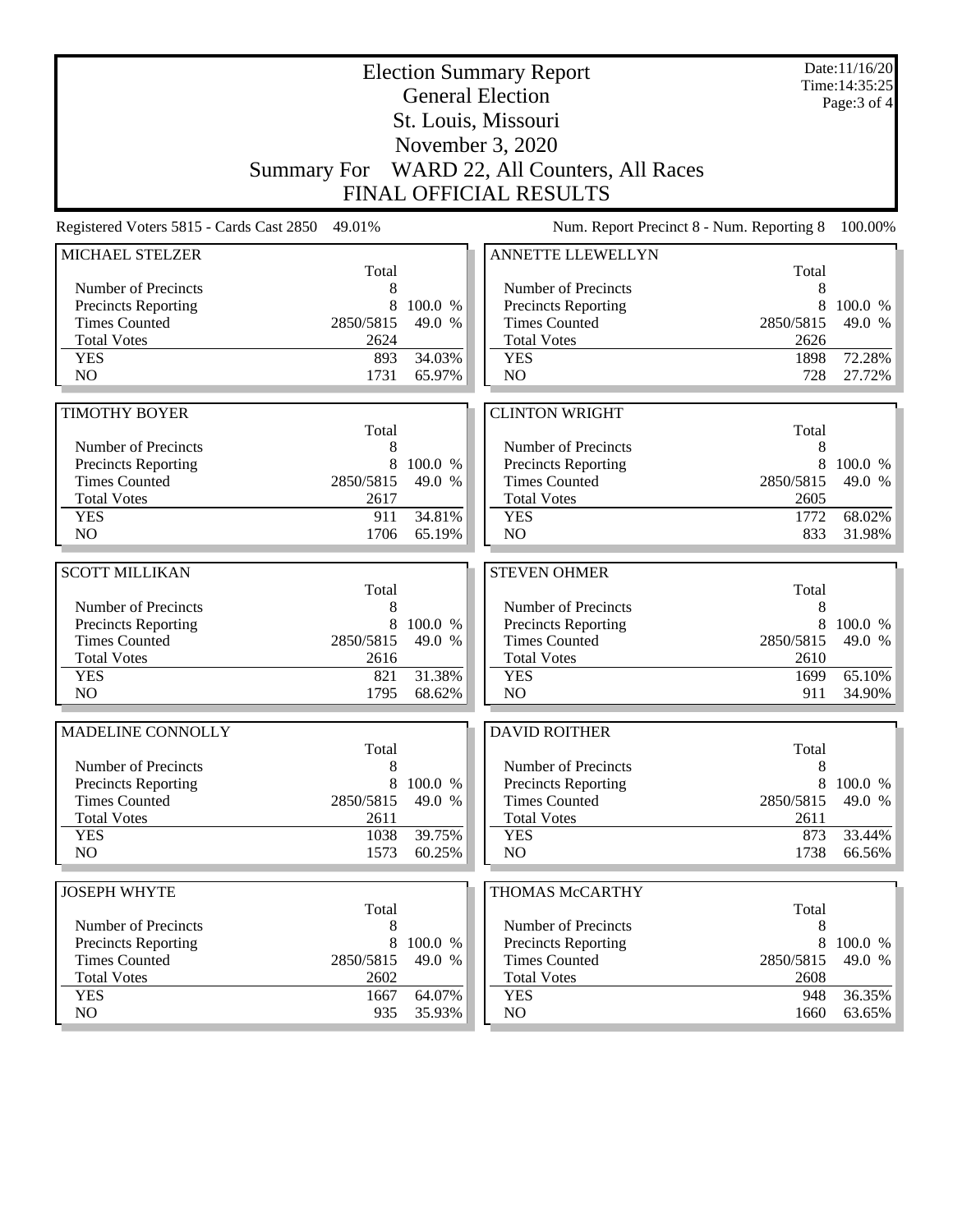# Election Summary Report

## General Election

## St. Louis, Missouri

## November 3, 2020

## Summary For WARD 22, All Counters, All Races

## FINAL OFFICIAL RESULTS

Date:11/16/20
Time:14:35:25

Registered Voters 5815 - Cards Cast 2850 49.01%

Num. Report Precinct 8 - Num. Reporting 8 100.00%

### MICHAEL STELZER

| | Total | |
|---|---|---|
| Number of Precincts | 8 | |
| Precincts Reporting | 8 | 100.0 % |
| Times Counted | 2850/5815 | 49.0 % |
| Total Votes | 2624 | |
| YES | 893 | 34.03% |
| NO | 1731 | 65.97% |

### ANNETTE LLEWELLYN

| | Total | |
|---|---|---|
| Number of Precincts | 8 | |
| Precincts Reporting | 8 | 100.0 % |
| Times Counted | 2850/5815 | 49.0 % |
| Total Votes | 2626 | |
| YES | 1898 | 72.28% |
| NO | 728 | 27.72% |

### TIMOTHY BOYER

| | Total | |
|---|---|---|
| Number of Precincts | 8 | |
| Precincts Reporting | 8 | 100.0 % |
| Times Counted | 2850/5815 | 49.0 % |
| Total Votes | 2617 | |
| YES | 911 | 34.81% |
| NO | 1706 | 65.19% |

### CLINTON WRIGHT

| | Total | |
|---|---|---|
| Number of Precincts | 8 | |
| Precincts Reporting | 8 | 100.0 % |
| Times Counted | 2850/5815 | 49.0 % |
| Total Votes | 2605 | |
| YES | 1772 | 68.02% |
| NO | 833 | 31.98% |

### SCOTT MILLIKAN

| | Total | |
|---|---|---|
| Number of Precincts | 8 | |
| Precincts Reporting | 8 | 100.0 % |
| Times Counted | 2850/5815 | 49.0 % |
| Total Votes | 2616 | |
| YES | 821 | 31.38% |
| NO | 1795 | 68.62% |

### STEVEN OHMER

| | Total | |
|---|---|---|
| Number of Precincts | 8 | |
| Precincts Reporting | 8 | 100.0 % |
| Times Counted | 2850/5815 | 49.0 % |
| Total Votes | 2610 | |
| YES | 1699 | 65.10% |
| NO | 911 | 34.90% |

### MADELINE CONNOLLY

| | Total | |
|---|---|---|
| Number of Precincts | 8 | |
| Precincts Reporting | 8 | 100.0 % |
| Times Counted | 2850/5815 | 49.0 % |
| Total Votes | 2611 | |
| YES | 1038 | 39.75% |
| NO | 1573 | 60.25% |

### DAVID ROITHER

| | Total | |
|---|---|---|
| Number of Precincts | 8 | |
| Precincts Reporting | 8 | 100.0 % |
| Times Counted | 2850/5815 | 49.0 % |
| Total Votes | 2611 | |
| YES | 873 | 33.44% |
| NO | 1738 | 66.56% |

### JOSEPH WHYTE

| | Total | |
|---|---|---|
| Number of Precincts | 8 | |
| Precincts Reporting | 8 | 100.0 % |
| Times Counted | 2850/5815 | 49.0 % |
| Total Votes | 2602 | |
| YES | 1667 | 64.07% |
| NO | 935 | 35.93% |

### THOMAS McCARTHY

| | Total | |
|---|---|---|
| Number of Precincts | 8 | |
| Precincts Reporting | 8 | 100.0 % |
| Times Counted | 2850/5815 | 49.0 % |
| Total Votes | 2608 | |
| YES | 948 | 36.35% |
| NO | 1660 | 63.65% |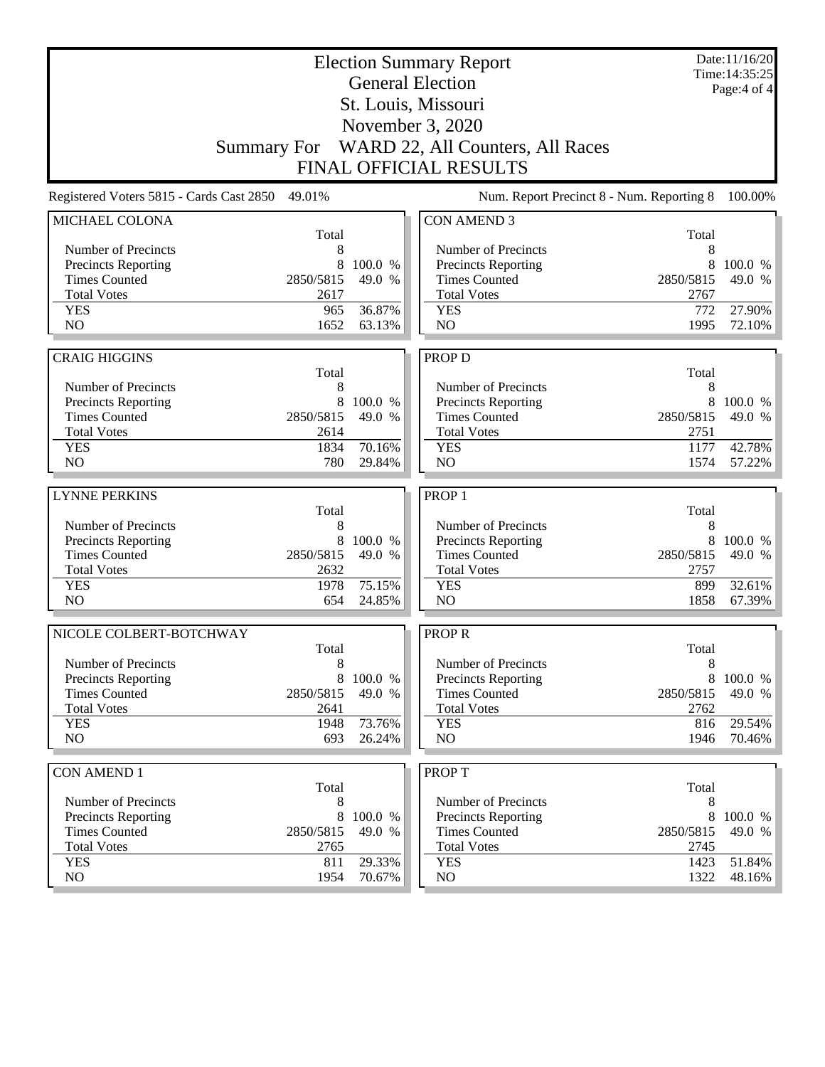# Election Summary Report

## General Election

## St. Louis, Missouri

## November 3, 2020

## Summary For WARD 22, All Counters, All Races

## FINAL OFFICIAL RESULTS

Date:11/16/20
Time:14:35:25

Registered Voters 5815 - Cards Cast 2850 49.01%

Num. Report Precinct 8 - Num. Reporting 8 100.00%

### MICHAEL COLONA

| | Total | |
|---|---|---|
| Number of Precincts | 8 | |
| Precincts Reporting | 8 | 100.0 % |
| Times Counted | 2850/5815 | 49.0 % |
| Total Votes | 2617 | |
| YES | 965 | 36.87% |
| NO | 1652 | 63.13% |

### CRAIG HIGGINS

| | Total | |
|---|---|---|
| Number of Precincts | 8 | |
| Precincts Reporting | 8 | 100.0 % |
| Times Counted | 2850/5815 | 49.0 % |
| Total Votes | 2614 | |
| YES | 1834 | 70.16% |
| NO | 780 | 29.84% |

### LYNNE PERKINS

| | Total | |
|---|---|---|
| Number of Precincts | 8 | |
| Precincts Reporting | 8 | 100.0 % |
| Times Counted | 2850/5815 | 49.0 % |
| Total Votes | 2632 | |
| YES | 1978 | 75.15% |
| NO | 654 | 24.85% |

### NICOLE COLBERT-BOTCHWAY

| | Total | |
|---|---|---|
| Number of Precincts | 8 | |
| Precincts Reporting | 8 | 100.0 % |
| Times Counted | 2850/5815 | 49.0 % |
| Total Votes | 2641 | |
| YES | 1948 | 73.76% |
| NO | 693 | 26.24% |

### CON AMEND 1

| | Total | |
|---|---|---|
| Number of Precincts | 8 | |
| Precincts Reporting | 8 | 100.0 % |
| Times Counted | 2850/5815 | 49.0 % |
| Total Votes | 2765 | |
| YES | 811 | 29.33% |
| NO | 1954 | 70.67% |

### CON AMEND 3

| | Total | |
|---|---|---|
| Number of Precincts | 8 | |
| Precincts Reporting | 8 | 100.0 % |
| Times Counted | 2850/5815 | 49.0 % |
| Total Votes | 2767 | |
| YES | 772 | 27.90% |
| NO | 1995 | 72.10% |

### PROP D

| | Total | |
|---|---|---|
| Number of Precincts | 8 | |
| Precincts Reporting | 8 | 100.0 % |
| Times Counted | 2850/5815 | 49.0 % |
| Total Votes | 2751 | |
| YES | 1177 | 42.78% |
| NO | 1574 | 57.22% |

### PROP 1

| | Total | |
|---|---|---|
| Number of Precincts | 8 | |
| Precincts Reporting | 8 | 100.0 % |
| Times Counted | 2850/5815 | 49.0 % |
| Total Votes | 2757 | |
| YES | 899 | 32.61% |
| NO | 1858 | 67.39% |

### PROP R

| | Total | |
|---|---|---|
| Number of Precincts | 8 | |
| Precincts Reporting | 8 | 100.0 % |
| Times Counted | 2850/5815 | 49.0 % |
| Total Votes | 2762 | |
| YES | 816 | 29.54% |
| NO | 1946 | 70.46% |

### PROP T

| | Total | |
|---|---|---|
| Number of Precincts | 8 | |
| Precincts Reporting | 8 | 100.0 % |
| Times Counted | 2850/5815 | 49.0 % |
| Total Votes | 2745 | |
| YES | 1423 | 51.84% |
| NO | 1322 | 48.16% |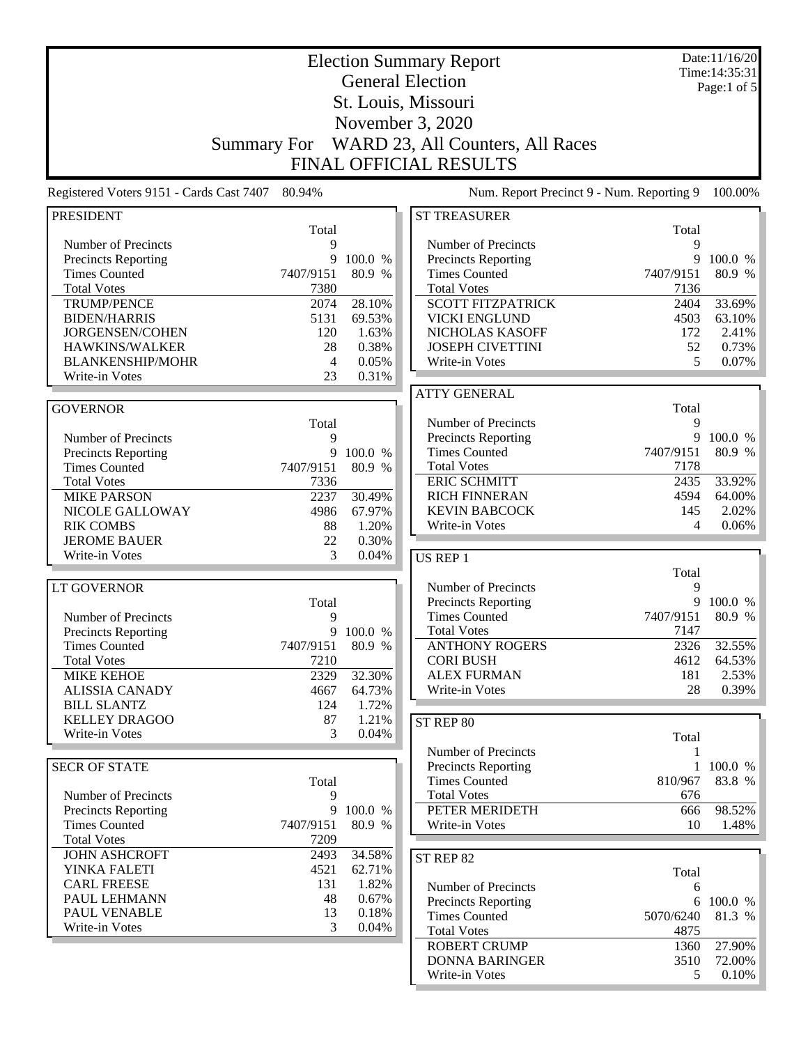# Election Summary Report

## General Election
## St. Louis, Missouri
## November 3, 2020
## Summary For WARD 23, All Counters, All Races
## FINAL OFFICIAL RESULTS

Date:11/16/20
Time:14:35:31

Registered Voters 9151 - Cards Cast 7407 80.94%

Num. Report Precinct 9 - Num. Reporting 9 100.00%

### PRESIDENT

| | Total | |
|---|---|---|
| Number of Precincts | 9 | |
| Precincts Reporting | 9 | 100.0 % |
| Times Counted | 7407/9151 | 80.9 % |
| Total Votes | 7380 | |
| TRUMP/PENCE | 2074 | 28.10% |
| BIDEN/HARRIS | 5131 | 69.53% |
| JORGENSEN/COHEN | 120 | 1.63% |
| HAWKINS/WALKER | 28 | 0.38% |
| BLANKENSHIP/MOHR | 4 | 0.05% |
| Write-in Votes | 23 | 0.31% |

### GOVERNOR

| | Total | |
|---|---|---|
| Number of Precincts | 9 | |
| Precincts Reporting | 9 | 100.0 % |
| Times Counted | 7407/9151 | 80.9 % |
| Total Votes | 7336 | |
| MIKE PARSON | 2237 | 30.49% |
| NICOLE GALLOWAY | 4986 | 67.97% |
| RIK COMBS | 88 | 1.20% |
| JEROME BAUER | 22 | 0.30% |
| Write-in Votes | 3 | 0.04% |

### LT GOVERNOR

| | Total | |
|---|---|---|
| Number of Precincts | 9 | |
| Precincts Reporting | 9 | 100.0 % |
| Times Counted | 7407/9151 | 80.9 % |
| Total Votes | 7210 | |
| MIKE KEHOE | 2329 | 32.30% |
| ALISSIA CANADY | 4667 | 64.73% |
| BILL SLANTZ | 124 | 1.72% |
| KELLEY DRAGOO | 87 | 1.21% |
| Write-in Votes | 3 | 0.04% |

### SECR OF STATE

| | Total | |
|---|---|---|
| Number of Precincts | 9 | |
| Precincts Reporting | 9 | 100.0 % |
| Times Counted | 7407/9151 | 80.9 % |
| Total Votes | 7209 | |
| JOHN ASHCROFT | 2493 | 34.58% |
| YINKA FALETI | 4521 | 62.71% |
| CARL FREESE | 131 | 1.82% |
| PAUL LEHMANN | 48 | 0.67% |
| PAUL VENABLE | 13 | 0.18% |
| Write-in Votes | 3 | 0.04% |

### ST TREASURER

| | Total | |
|---|---|---|
| Number of Precincts | 9 | |
| Precincts Reporting | 9 | 100.0 % |
| Times Counted | 7407/9151 | 80.9 % |
| Total Votes | 7136 | |
| SCOTT FITZPATRICK | 2404 | 33.69% |
| VICKI ENGLUND | 4503 | 63.10% |
| NICHOLAS KASOFF | 172 | 2.41% |
| JOSEPH CIVETTINI | 52 | 0.73% |
| Write-in Votes | 5 | 0.07% |

### ATTY GENERAL

| | Total | |
|---|---|---|
| Number of Precincts | 9 | |
| Precincts Reporting | 9 | 100.0 % |
| Times Counted | 7407/9151 | 80.9 % |
| Total Votes | 7178 | |
| ERIC SCHMITT | 2435 | 33.92% |
| RICH FINNERAN | 4594 | 64.00% |
| KEVIN BABCOCK | 145 | 2.02% |
| Write-in Votes | 4 | 0.06% |

### US REP 1

| | Total | |
|---|---|---|
| Number of Precincts | 9 | |
| Precincts Reporting | 9 | 100.0 % |
| Times Counted | 7407/9151 | 80.9 % |
| Total Votes | 7147 | |
| ANTHONY ROGERS | 2326 | 32.55% |
| CORI BUSH | 4612 | 64.53% |
| ALEX FURMAN | 181 | 2.53% |
| Write-in Votes | 28 | 0.39% |

### ST REP 80

| | Total | |
|---|---|---|
| Number of Precincts | 1 | |
| Precincts Reporting | 1 | 100.0 % |
| Times Counted | 810/967 | 83.8 % |
| Total Votes | 676 | |
| PETER MERIDETH | 666 | 98.52% |
| Write-in Votes | 10 | 1.48% |

### ST REP 82

| | Total | |
|---|---|---|
| Number of Precincts | 6 | |
| Precincts Reporting | 6 | 100.0 % |
| Times Counted | 5070/6240 | 81.3 % |
| Total Votes | 4875 | |
| ROBERT CRUMP | 1360 | 27.90% |
| DONNA BARINGER | 3510 | 72.00% |
| Write-in Votes | 5 | 0.10% |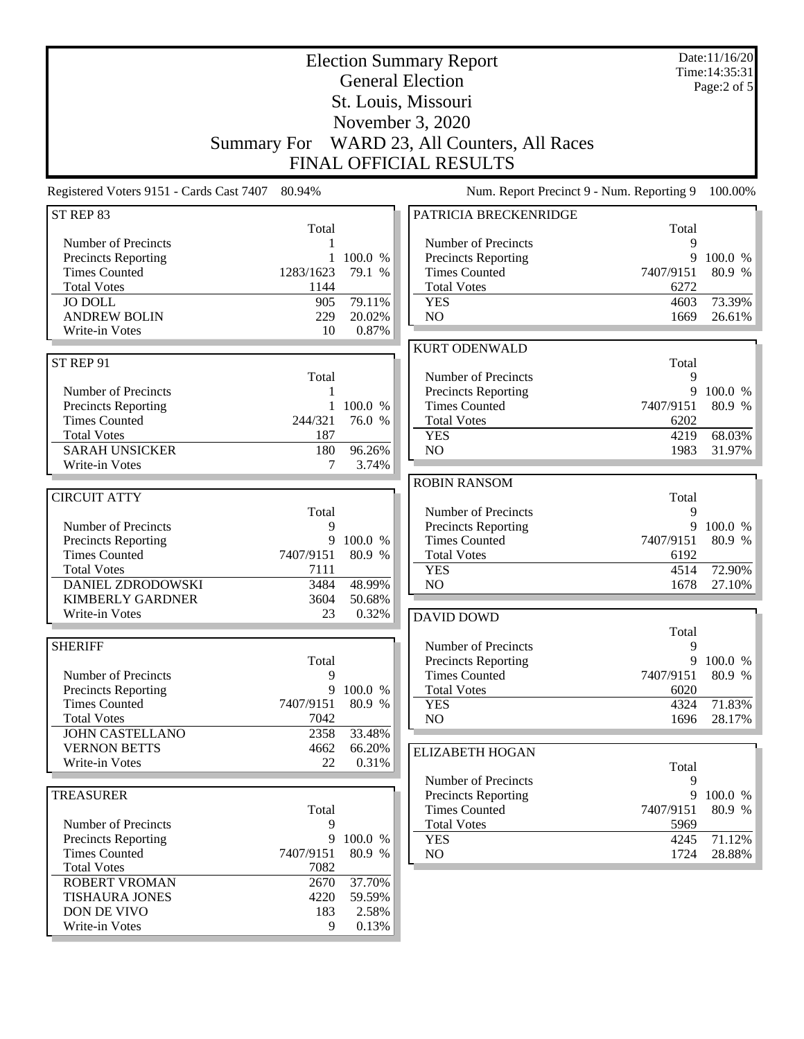# Election Summary Report

## General Election

## St. Louis, Missouri

## November 3, 2020

## Summary For WARD 23, All Counters, All Races

## FINAL OFFICIAL RESULTS

Date:11/16/20
Time:14:35:31

Registered Voters 9151 - Cards Cast 7407 80.94%

Num. Report Precinct 9 - Num. Reporting 9 100.00%

### ST REP 83

| | Total | |
|---|---|---|
| Number of Precincts | 1 | |
| Precincts Reporting | 1 | 100.0 % |
| Times Counted | 1283/1623 | 79.1 % |
| Total Votes | 1144 | |
| JO DOLL | 905 | 79.11% |
| ANDREW BOLIN | 229 | 20.02% |
| Write-in Votes | 10 | 0.87% |

### ST REP 91

| | Total | |
|---|---|---|
| Number of Precincts | 1 | |
| Precincts Reporting | 1 | 100.0 % |
| Times Counted | 244/321 | 76.0 % |
| Total Votes | 187 | |
| SARAH UNSICKER | 180 | 96.26% |
| Write-in Votes | 7 | 3.74% |

### CIRCUIT ATTY

| | Total | |
|---|---|---|
| Number of Precincts | 9 | |
| Precincts Reporting | 9 | 100.0 % |
| Times Counted | 7407/9151 | 80.9 % |
| Total Votes | 7111 | |
| DANIEL ZDRODOWSKI | 3484 | 48.99% |
| KIMBERLY GARDNER | 3604 | 50.68% |
| Write-in Votes | 23 | 0.32% |

### SHERIFF

| | Total | |
|---|---|---|
| Number of Precincts | 9 | |
| Precincts Reporting | 9 | 100.0 % |
| Times Counted | 7407/9151 | 80.9 % |
| Total Votes | 7042 | |
| JOHN CASTELLANO | 2358 | 33.48% |
| VERNON BETTS | 4662 | 66.20% |
| Write-in Votes | 22 | 0.31% |

### TREASURER

| | Total | |
|---|---|---|
| Number of Precincts | 9 | |
| Precincts Reporting | 9 | 100.0 % |
| Times Counted | 7407/9151 | 80.9 % |
| Total Votes | 7082 | |
| ROBERT VROMAN | 2670 | 37.70% |
| TISHAURA JONES | 4220 | 59.59% |
| DON DE VIVO | 183 | 2.58% |
| Write-in Votes | 9 | 0.13% |

### PATRICIA BRECKENRIDGE

| | Total | |
|---|---|---|
| Number of Precincts | 9 | |
| Precincts Reporting | 9 | 100.0 % |
| Times Counted | 7407/9151 | 80.9 % |
| Total Votes | 6272 | |
| YES | 4603 | 73.39% |
| NO | 1669 | 26.61% |

### KURT ODENWALD

| | Total | |
|---|---|---|
| Number of Precincts | 9 | |
| Precincts Reporting | 9 | 100.0 % |
| Times Counted | 7407/9151 | 80.9 % |
| Total Votes | 6202 | |
| YES | 4219 | 68.03% |
| NO | 1983 | 31.97% |

### ROBIN RANSOM

| | Total | |
|---|---|---|
| Number of Precincts | 9 | |
| Precincts Reporting | 9 | 100.0 % |
| Times Counted | 7407/9151 | 80.9 % |
| Total Votes | 6192 | |
| YES | 4514 | 72.90% |
| NO | 1678 | 27.10% |

### DAVID DOWD

| | Total | |
|---|---|---|
| Number of Precincts | 9 | |
| Precincts Reporting | 9 | 100.0 % |
| Times Counted | 7407/9151 | 80.9 % |
| Total Votes | 6020 | |
| YES | 4324 | 71.83% |
| NO | 1696 | 28.17% |

### ELIZABETH HOGAN

| | Total | |
|---|---|---|
| Number of Precincts | 9 | |
| Precincts Reporting | 9 | 100.0 % |
| Times Counted | 7407/9151 | 80.9 % |
| Total Votes | 5969 | |
| YES | 4245 | 71.12% |
| NO | 1724 | 28.88% |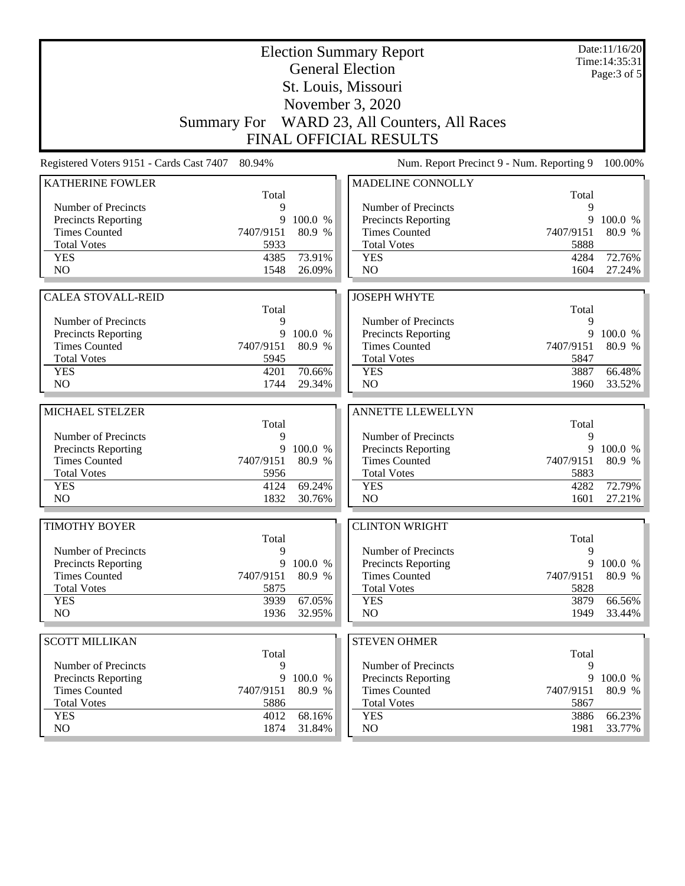# Election Summary Report

## General Election

## St. Louis, Missouri

## November 3, 2020

## Summary For WARD 23, All Counters, All Races

## FINAL OFFICIAL RESULTS

Date:11/16/20
Time:14:35:31

Registered Voters 9151 - Cards Cast 7407 80.94%

Num. Report Precinct 9 - Num. Reporting 9 100.00%

### KATHERINE FOWLER

| | Total | |
|---|---|---|
| Number of Precincts | 9 | |
| Precincts Reporting | 9 | 100.0 % |
| Times Counted | 7407/9151 | 80.9 % |
| Total Votes | 5933 | |
| YES | 4385 | 73.91% |
| NO | 1548 | 26.09% |

### MADELINE CONNOLLY

| | Total | |
|---|---|---|
| Number of Precincts | 9 | |
| Precincts Reporting | 9 | 100.0 % |
| Times Counted | 7407/9151 | 80.9 % |
| Total Votes | 5888 | |
| YES | 4284 | 72.76% |
| NO | 1604 | 27.24% |

### CALEA STOVALL-REID

| | Total | |
|---|---|---|
| Number of Precincts | 9 | |
| Precincts Reporting | 9 | 100.0 % |
| Times Counted | 7407/9151 | 80.9 % |
| Total Votes | 5945 | |
| YES | 4201 | 70.66% |
| NO | 1744 | 29.34% |

### JOSEPH WHYTE

| | Total | |
|---|---|---|
| Number of Precincts | 9 | |
| Precincts Reporting | 9 | 100.0 % |
| Times Counted | 7407/9151 | 80.9 % |
| Total Votes | 5847 | |
| YES | 3887 | 66.48% |
| NO | 1960 | 33.52% |

### MICHAEL STELZER

| | Total | |
|---|---|---|
| Number of Precincts | 9 | |
| Precincts Reporting | 9 | 100.0 % |
| Times Counted | 7407/9151 | 80.9 % |
| Total Votes | 5956 | |
| YES | 4124 | 69.24% |
| NO | 1832 | 30.76% |

### ANNETTE LLEWELLYN

| | Total | |
|---|---|---|
| Number of Precincts | 9 | |
| Precincts Reporting | 9 | 100.0 % |
| Times Counted | 7407/9151 | 80.9 % |
| Total Votes | 5883 | |
| YES | 4282 | 72.79% |
| NO | 1601 | 27.21% |

### TIMOTHY BOYER

| | Total | |
|---|---|---|
| Number of Precincts | 9 | |
| Precincts Reporting | 9 | 100.0 % |
| Times Counted | 7407/9151 | 80.9 % |
| Total Votes | 5875 | |
| YES | 3939 | 67.05% |
| NO | 1936 | 32.95% |

### CLINTON WRIGHT

| | Total | |
|---|---|---|
| Number of Precincts | 9 | |
| Precincts Reporting | 9 | 100.0 % |
| Times Counted | 7407/9151 | 80.9 % |
| Total Votes | 5828 | |
| YES | 3879 | 66.56% |
| NO | 1949 | 33.44% |

### SCOTT MILLIKAN

| | Total | |
|---|---|---|
| Number of Precincts | 9 | |
| Precincts Reporting | 9 | 100.0 % |
| Times Counted | 7407/9151 | 80.9 % |
| Total Votes | 5886 | |
| YES | 4012 | 68.16% |
| NO | 1874 | 31.84% |

### STEVEN OHMER

| | Total | |
|---|---|---|
| Number of Precincts | 9 | |
| Precincts Reporting | 9 | 100.0 % |
| Times Counted | 7407/9151 | 80.9 % |
| Total Votes | 5867 | |
| YES | 3886 | 66.23% |
| NO | 1981 | 33.77% |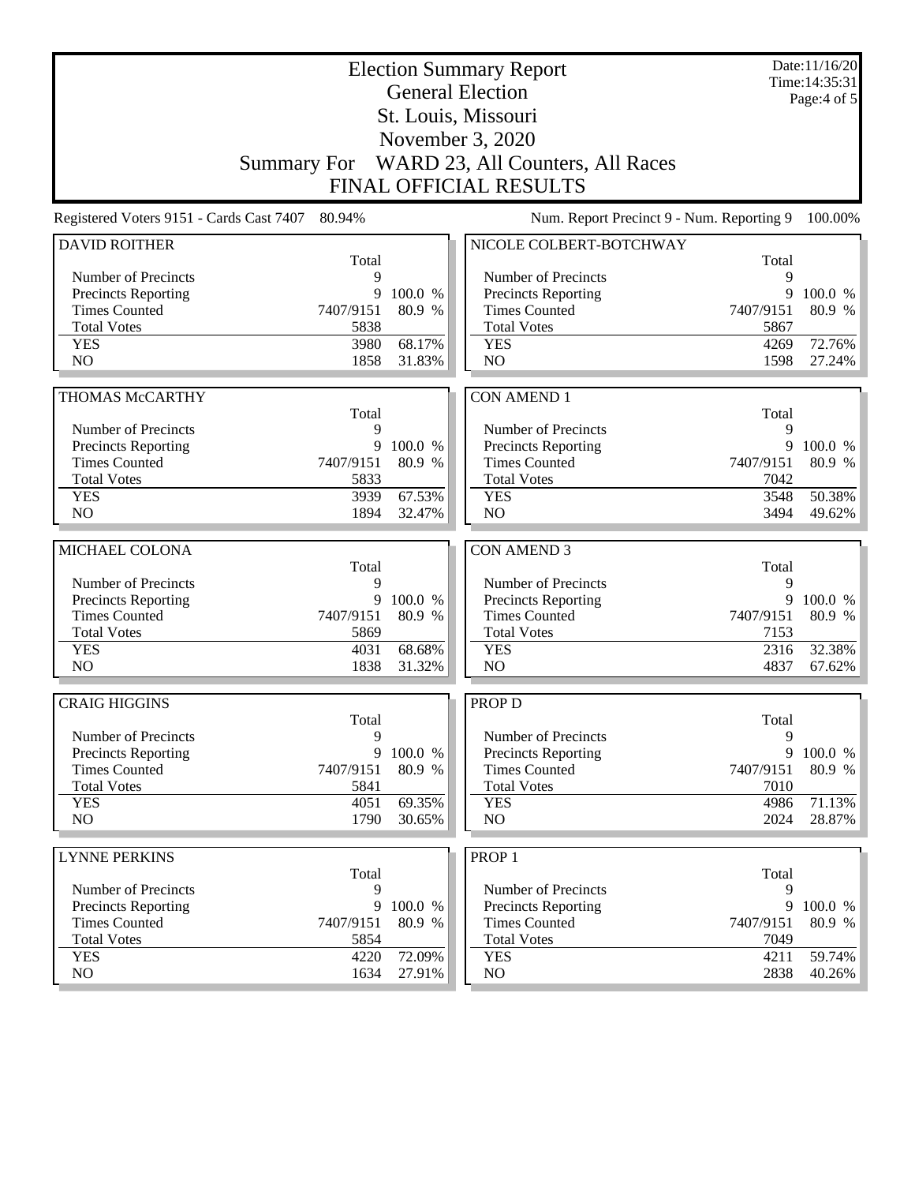# Election Summary Report

## General Election

## St. Louis, Missouri

## November 3, 2020

## Summary For WARD 23, All Counters, All Races

## FINAL OFFICIAL RESULTS

Date:11/16/20
Time:14:35:31

Registered Voters 9151 - Cards Cast 7407 80.94%

Num. Report Precinct 9 - Num. Reporting 9 100.00%

### DAVID ROITHER

| | Total | |
|---|---|---|
| Number of Precincts | 9 | |
| Precincts Reporting | 9 | 100.0 % |
| Times Counted | 7407/9151 | 80.9 % |
| Total Votes | 5838 | |
| YES | 3980 | 68.17% |
| NO | 1858 | 31.83% |

### THOMAS McCARTHY

| | Total | |
|---|---|---|
| Number of Precincts | 9 | |
| Precincts Reporting | 9 | 100.0 % |
| Times Counted | 7407/9151 | 80.9 % |
| Total Votes | 5833 | |
| YES | 3939 | 67.53% |
| NO | 1894 | 32.47% |

### MICHAEL COLONA

| | Total | |
|---|---|---|
| Number of Precincts | 9 | |
| Precincts Reporting | 9 | 100.0 % |
| Times Counted | 7407/9151 | 80.9 % |
| Total Votes | 5869 | |
| YES | 4031 | 68.68% |
| NO | 1838 | 31.32% |

### CRAIG HIGGINS

| | Total | |
|---|---|---|
| Number of Precincts | 9 | |
| Precincts Reporting | 9 | 100.0 % |
| Times Counted | 7407/9151 | 80.9 % |
| Total Votes | 5841 | |
| YES | 4051 | 69.35% |
| NO | 1790 | 30.65% |

### LYNNE PERKINS

| | Total | |
|---|---|---|
| Number of Precincts | 9 | |
| Precincts Reporting | 9 | 100.0 % |
| Times Counted | 7407/9151 | 80.9 % |
| Total Votes | 5854 | |
| YES | 4220 | 72.09% |
| NO | 1634 | 27.91% |

### NICOLE COLBERT-BOTCHWAY

| | Total | |
|---|---|---|
| Number of Precincts | 9 | |
| Precincts Reporting | 9 | 100.0 % |
| Times Counted | 7407/9151 | 80.9 % |
| Total Votes | 5867 | |
| YES | 4269 | 72.76% |
| NO | 1598 | 27.24% |

### CON AMEND 1

| | Total | |
|---|---|---|
| Number of Precincts | 9 | |
| Precincts Reporting | 9 | 100.0 % |
| Times Counted | 7407/9151 | 80.9 % |
| Total Votes | 7042 | |
| YES | 3548 | 50.38% |
| NO | 3494 | 49.62% |

### CON AMEND 3

| | Total | |
|---|---|---|
| Number of Precincts | 9 | |
| Precincts Reporting | 9 | 100.0 % |
| Times Counted | 7407/9151 | 80.9 % |
| Total Votes | 7153 | |
| YES | 2316 | 32.38% |
| NO | 4837 | 67.62% |

### PROP D

| | Total | |
|---|---|---|
| Number of Precincts | 9 | |
| Precincts Reporting | 9 | 100.0 % |
| Times Counted | 7407/9151 | 80.9 % |
| Total Votes | 7010 | |
| YES | 4986 | 71.13% |
| NO | 2024 | 28.87% |

### PROP 1

| | Total | |
|---|---|---|
| Number of Precincts | 9 | |
| Precincts Reporting | 9 | 100.0 % |
| Times Counted | 7407/9151 | 80.9 % |
| Total Votes | 7049 | |
| YES | 4211 | 59.74% |
| NO | 2838 | 40.26% |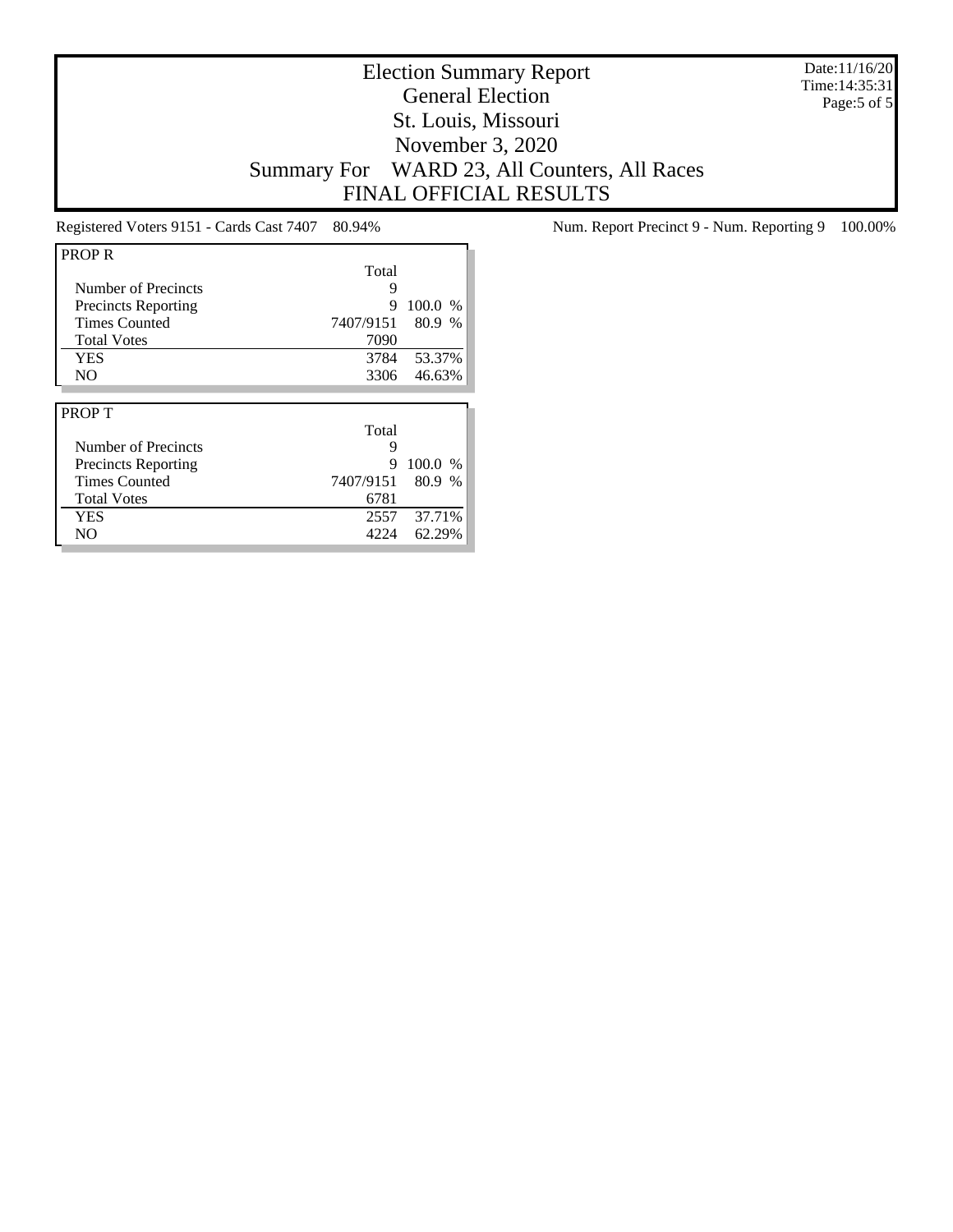# Election Summary Report

## General Election

## St. Louis, Missouri

## November 3, 2020

## Summary For WARD 23, All Counters, All Races

## FINAL OFFICIAL RESULTS

Date:11/16/20
Time:14:35:31

Registered Voters 9151 - Cards Cast 7407 80.94%

Num. Report Precinct 9 - Num. Reporting 9 100.00%

| PROP R | Total | |
|---|---|---|
| Number of Precincts | 9 | |
| Precincts Reporting | 9 | 100.0 % |
| Times Counted | 7407/9151 | 80.9 % |
| Total Votes | 7090 | |
| YES | 3784 | 53.37% |
| NO | 3306 | 46.63% |

| PROP T | Total | |
|---|---|---|
| Number of Precincts | 9 | |
| Precincts Reporting | 9 | 100.0 % |
| Times Counted | 7407/9151 | 80.9 % |
| Total Votes | 6781 | |
| YES | 2557 | 37.71% |
| NO | 4224 | 62.29% |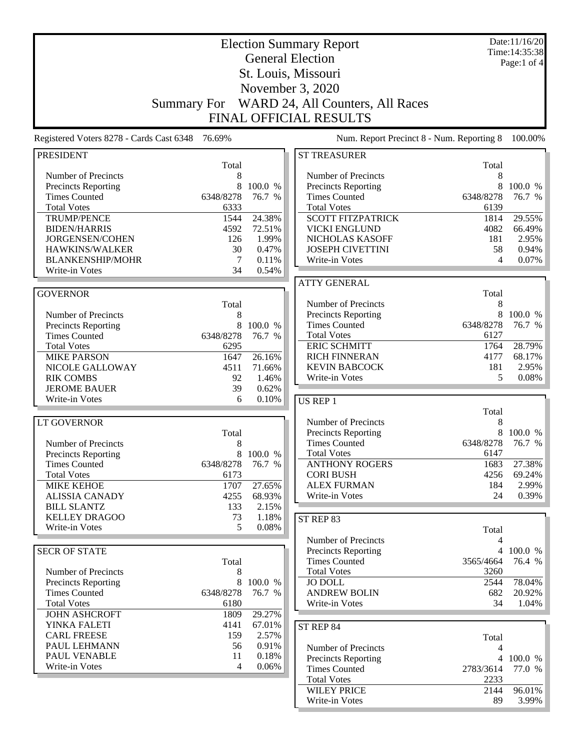# Election Summary Report

## General Election

## St. Louis, Missouri

## November 3, 2020

## Summary For WARD 24, All Counters, All Races

## FINAL OFFICIAL RESULTS

Date:11/16/20
Time:14:35:38

Registered Voters 8278 - Cards Cast 6348 76.69%

Num. Report Precinct 8 - Num. Reporting 8 100.00%

### PRESIDENT

| | Total | |
|---|---|---|
| Number of Precincts | 8 | |
| Precincts Reporting | 8 | 100.0 % |
| Times Counted | 6348/8278 | 76.7 % |
| Total Votes | 6333 | |
| TRUMP/PENCE | 1544 | 24.38% |
| BIDEN/HARRIS | 4592 | 72.51% |
| JORGENSEN/COHEN | 126 | 1.99% |
| HAWKINS/WALKER | 30 | 0.47% |
| BLANKENSHIP/MOHR | 7 | 0.11% |
| Write-in Votes | 34 | 0.54% |

### GOVERNOR

| | Total | |
|---|---|---|
| Number of Precincts | 8 | |
| Precincts Reporting | 8 | 100.0 % |
| Times Counted | 6348/8278 | 76.7 % |
| Total Votes | 6295 | |
| MIKE PARSON | 1647 | 26.16% |
| NICOLE GALLOWAY | 4511 | 71.66% |
| RIK COMBS | 92 | 1.46% |
| JEROME BAUER | 39 | 0.62% |
| Write-in Votes | 6 | 0.10% |

### LT GOVERNOR

| | Total | |
|---|---|---|
| Number of Precincts | 8 | |
| Precincts Reporting | 8 | 100.0 % |
| Times Counted | 6348/8278 | 76.7 % |
| Total Votes | 6173 | |
| MIKE KEHOE | 1707 | 27.65% |
| ALISSIA CANADY | 4255 | 68.93% |
| BILL SLANTZ | 133 | 2.15% |
| KELLEY DRAGOO | 73 | 1.18% |
| Write-in Votes | 5 | 0.08% |

### SECR OF STATE

| | Total | |
|---|---|---|
| Number of Precincts | 8 | |
| Precincts Reporting | 8 | 100.0 % |
| Times Counted | 6348/8278 | 76.7 % |
| Total Votes | 6180 | |
| JOHN ASHCROFT | 1809 | 29.27% |
| YINKA FALETI | 4141 | 67.01% |
| CARL FREESE | 159 | 2.57% |
| PAUL LEHMANN | 56 | 0.91% |
| PAUL VENABLE | 11 | 0.18% |
| Write-in Votes | 4 | 0.06% |

### ST TREASURER

| | Total | |
|---|---|---|
| Number of Precincts | 8 | |
| Precincts Reporting | 8 | 100.0 % |
| Times Counted | 6348/8278 | 76.7 % |
| Total Votes | 6139 | |
| SCOTT FITZPATRICK | 1814 | 29.55% |
| VICKI ENGLUND | 4082 | 66.49% |
| NICHOLAS KASOFF | 181 | 2.95% |
| JOSEPH CIVETTINI | 58 | 0.94% |
| Write-in Votes | 4 | 0.07% |

### ATTY GENERAL

| | Total | |
|---|---|---|
| Number of Precincts | 8 | |
| Precincts Reporting | 8 | 100.0 % |
| Times Counted | 6348/8278 | 76.7 % |
| Total Votes | 6127 | |
| ERIC SCHMITT | 1764 | 28.79% |
| RICH FINNERAN | 4177 | 68.17% |
| KEVIN BABCOCK | 181 | 2.95% |
| Write-in Votes | 5 | 0.08% |

### US REP 1

| | Total | |
|---|---|---|
| Number of Precincts | 8 | |
| Precincts Reporting | 8 | 100.0 % |
| Times Counted | 6348/8278 | 76.7 % |
| Total Votes | 6147 | |
| ANTHONY ROGERS | 1683 | 27.38% |
| CORI BUSH | 4256 | 69.24% |
| ALEX FURMAN | 184 | 2.99% |
| Write-in Votes | 24 | 0.39% |

### ST REP 83

| | Total | |
|---|---|---|
| Number of Precincts | 4 | |
| Precincts Reporting | 4 | 100.0 % |
| Times Counted | 3565/4664 | 76.4 % |
| Total Votes | 3260 | |
| JO DOLL | 2544 | 78.04% |
| ANDREW BOLIN | 682 | 20.92% |
| Write-in Votes | 34 | 1.04% |

### ST REP 84

| | Total | |
|---|---|---|
| Number of Precincts | 4 | |
| Precincts Reporting | 4 | 100.0 % |
| Times Counted | 2783/3614 | 77.0 % |
| Total Votes | 2233 | |
| WILEY PRICE | 2144 | 96.01% |
| Write-in Votes | 89 | 3.99% |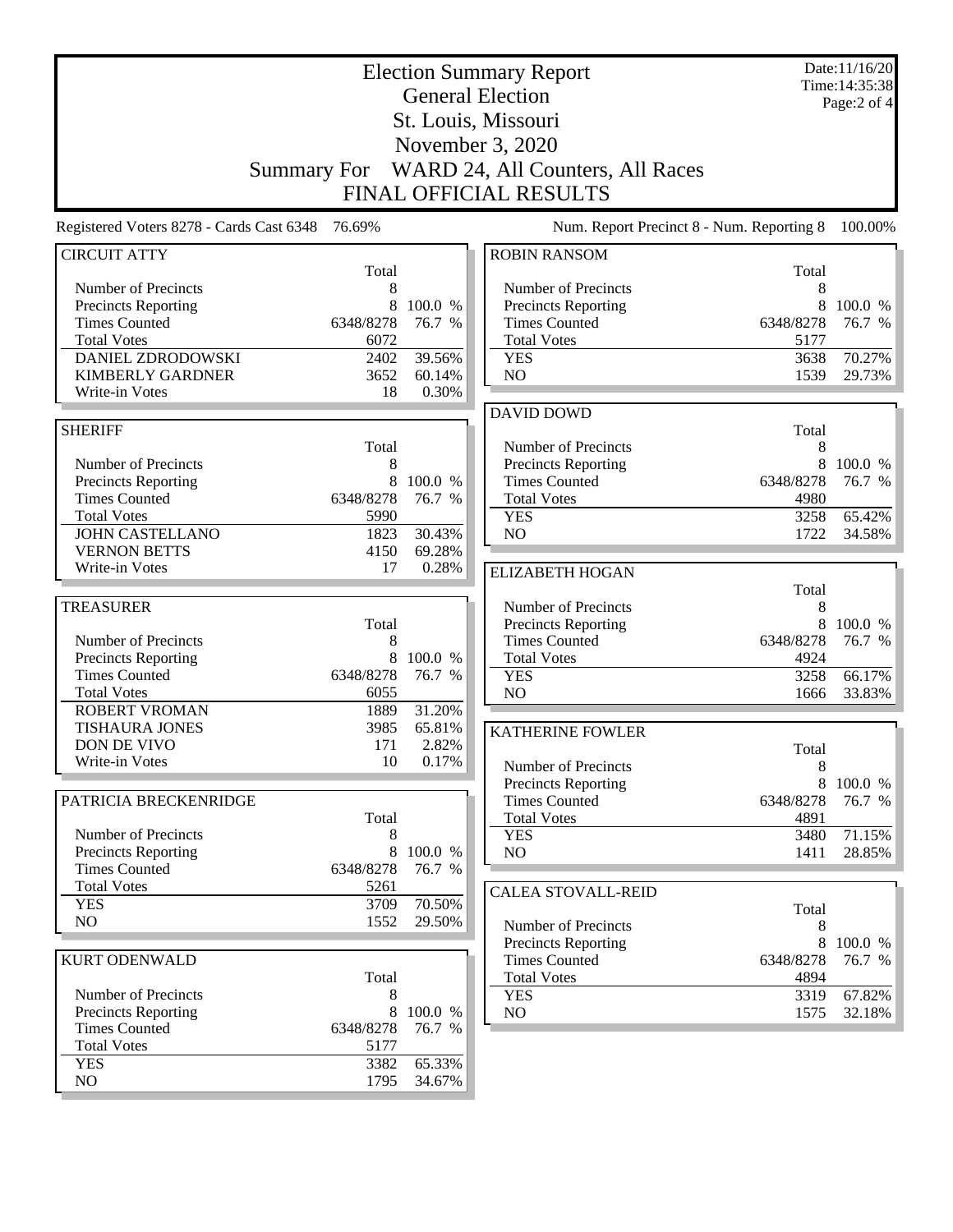# Election Summary Report

## General Election

## St. Louis, Missouri

## November 3, 2020

## Summary For WARD 24, All Counters, All Races

## FINAL OFFICIAL RESULTS

Date:11/16/20
Time:14:35:38

Registered Voters 8278 - Cards Cast 6348 76.69%

Num. Report Precinct 8 - Num. Reporting 8 100.00%

### CIRCUIT ATTY

| | Total | |
|---|---|---|
| Number of Precincts | 8 | |
| Precincts Reporting | 8 | 100.0 % |
| Times Counted | 6348/8278 | 76.7 % |
| Total Votes | 6072 | |
| DANIEL ZDRODOWSKI | 2402 | 39.56% |
| KIMBERLY GARDNER | 3652 | 60.14% |
| Write-in Votes | 18 | 0.30% |

### SHERIFF

| | Total | |
|---|---|---|
| Number of Precincts | 8 | |
| Precincts Reporting | 8 | 100.0 % |
| Times Counted | 6348/8278 | 76.7 % |
| Total Votes | 5990 | |
| JOHN CASTELLANO | 1823 | 30.43% |
| VERNON BETTS | 4150 | 69.28% |
| Write-in Votes | 17 | 0.28% |

### TREASURER

| | Total | |
|---|---|---|
| Number of Precincts | 8 | |
| Precincts Reporting | 8 | 100.0 % |
| Times Counted | 6348/8278 | 76.7 % |
| Total Votes | 6055 | |
| ROBERT VROMAN | 1889 | 31.20% |
| TISHAURA JONES | 3985 | 65.81% |
| DON DE VIVO | 171 | 2.82% |
| Write-in Votes | 10 | 0.17% |

### PATRICIA BRECKENRIDGE

| | Total | |
|---|---|---|
| Number of Precincts | 8 | |
| Precincts Reporting | 8 | 100.0 % |
| Times Counted | 6348/8278 | 76.7 % |
| Total Votes | 5261 | |
| YES | 3709 | 70.50% |
| NO | 1552 | 29.50% |

### KURT ODENWALD

| | Total | |
|---|---|---|
| Number of Precincts | 8 | |
| Precincts Reporting | 8 | 100.0 % |
| Times Counted | 6348/8278 | 76.7 % |
| Total Votes | 5177 | |
| YES | 3382 | 65.33% |
| NO | 1795 | 34.67% |

### ROBIN RANSOM

| | Total | |
|---|---|---|
| Number of Precincts | 8 | |
| Precincts Reporting | 8 | 100.0 % |
| Times Counted | 6348/8278 | 76.7 % |
| Total Votes | 5177 | |
| YES | 3638 | 70.27% |
| NO | 1539 | 29.73% |

### DAVID DOWD

| | Total | |
|---|---|---|
| Number of Precincts | 8 | |
| Precincts Reporting | 8 | 100.0 % |
| Times Counted | 6348/8278 | 76.7 % |
| Total Votes | 4980 | |
| YES | 3258 | 65.42% |
| NO | 1722 | 34.58% |

### ELIZABETH HOGAN

| | Total | |
|---|---|---|
| Number of Precincts | 8 | |
| Precincts Reporting | 8 | 100.0 % |
| Times Counted | 6348/8278 | 76.7 % |
| Total Votes | 4924 | |
| YES | 3258 | 66.17% |
| NO | 1666 | 33.83% |

### KATHERINE FOWLER

| | Total | |
|---|---|---|
| Number of Precincts | 8 | |
| Precincts Reporting | 8 | 100.0 % |
| Times Counted | 6348/8278 | 76.7 % |
| Total Votes | 4891 | |
| YES | 3480 | 71.15% |
| NO | 1411 | 28.85% |

### CALEA STOVALL-REID

| | Total | |
|---|---|---|
| Number of Precincts | 8 | |
| Precincts Reporting | 8 | 100.0 % |
| Times Counted | 6348/8278 | 76.7 % |
| Total Votes | 4894 | |
| YES | 3319 | 67.82% |
| NO | 1575 | 32.18% |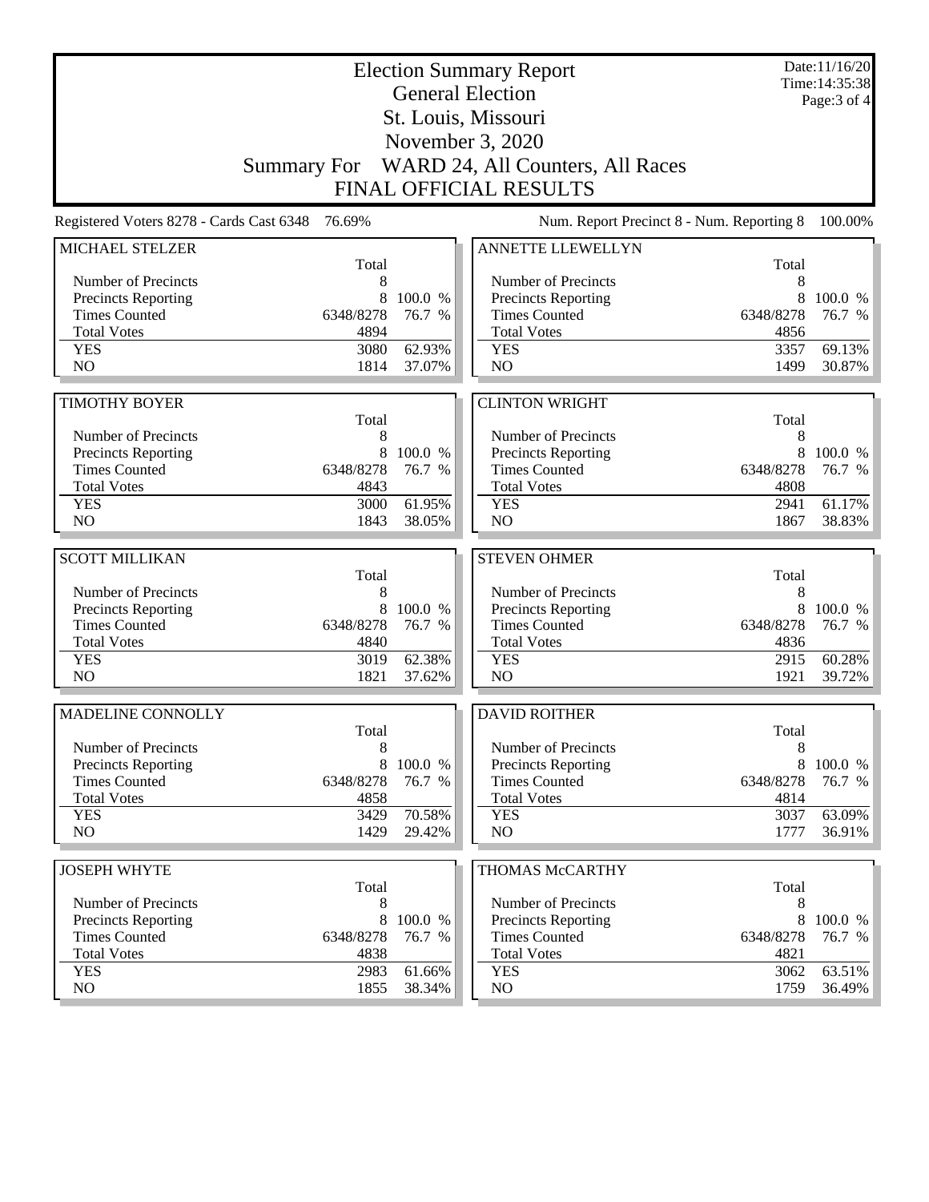# Election Summary Report

## General Election

## St. Louis, Missouri

## November 3, 2020

## Summary For WARD 24, All Counters, All Races

## FINAL OFFICIAL RESULTS

Date:11/16/20
Time:14:35:38

Registered Voters 8278 - Cards Cast 6348 76.69%

Num. Report Precinct 8 - Num. Reporting 8 100.00%

### MICHAEL STELZER

| | Total | |
|---|---|---|
| Number of Precincts | 8 | |
| Precincts Reporting | 8 | 100.0 % |
| Times Counted | 6348/8278 | 76.7 % |
| Total Votes | 4894 | |
| YES | 3080 | 62.93% |
| NO | 1814 | 37.07% |

### ANNETTE LLEWELLYN

| | Total | |
|---|---|---|
| Number of Precincts | 8 | |
| Precincts Reporting | 8 | 100.0 % |
| Times Counted | 6348/8278 | 76.7 % |
| Total Votes | 4856 | |
| YES | 3357 | 69.13% |
| NO | 1499 | 30.87% |

### TIMOTHY BOYER

| | Total | |
|---|---|---|
| Number of Precincts | 8 | |
| Precincts Reporting | 8 | 100.0 % |
| Times Counted | 6348/8278 | 76.7 % |
| Total Votes | 4843 | |
| YES | 3000 | 61.95% |
| NO | 1843 | 38.05% |

### CLINTON WRIGHT

| | Total | |
|---|---|---|
| Number of Precincts | 8 | |
| Precincts Reporting | 8 | 100.0 % |
| Times Counted | 6348/8278 | 76.7 % |
| Total Votes | 4808 | |
| YES | 2941 | 61.17% |
| NO | 1867 | 38.83% |

### SCOTT MILLIKAN

| | Total | |
|---|---|---|
| Number of Precincts | 8 | |
| Precincts Reporting | 8 | 100.0 % |
| Times Counted | 6348/8278 | 76.7 % |
| Total Votes | 4840 | |
| YES | 3019 | 62.38% |
| NO | 1821 | 37.62% |

### STEVEN OHMER

| | Total | |
|---|---|---|
| Number of Precincts | 8 | |
| Precincts Reporting | 8 | 100.0 % |
| Times Counted | 6348/8278 | 76.7 % |
| Total Votes | 4836 | |
| YES | 2915 | 60.28% |
| NO | 1921 | 39.72% |

### MADELINE CONNOLLY

| | Total | |
|---|---|---|
| Number of Precincts | 8 | |
| Precincts Reporting | 8 | 100.0 % |
| Times Counted | 6348/8278 | 76.7 % |
| Total Votes | 4858 | |
| YES | 3429 | 70.58% |
| NO | 1429 | 29.42% |

### DAVID ROITHER

| | Total | |
|---|---|---|
| Number of Precincts | 8 | |
| Precincts Reporting | 8 | 100.0 % |
| Times Counted | 6348/8278 | 76.7 % |
| Total Votes | 4814 | |
| YES | 3037 | 63.09% |
| NO | 1777 | 36.91% |

### JOSEPH WHYTE

| | Total | |
|---|---|---|
| Number of Precincts | 8 | |
| Precincts Reporting | 8 | 100.0 % |
| Times Counted | 6348/8278 | 76.7 % |
| Total Votes | 4838 | |
| YES | 2983 | 61.66% |
| NO | 1855 | 38.34% |

### THOMAS McCARTHY

| | Total | |
|---|---|---|
| Number of Precincts | 8 | |
| Precincts Reporting | 8 | 100.0 % |
| Times Counted | 6348/8278 | 76.7 % |
| Total Votes | 4821 | |
| YES | 3062 | 63.51% |
| NO | 1759 | 36.49% |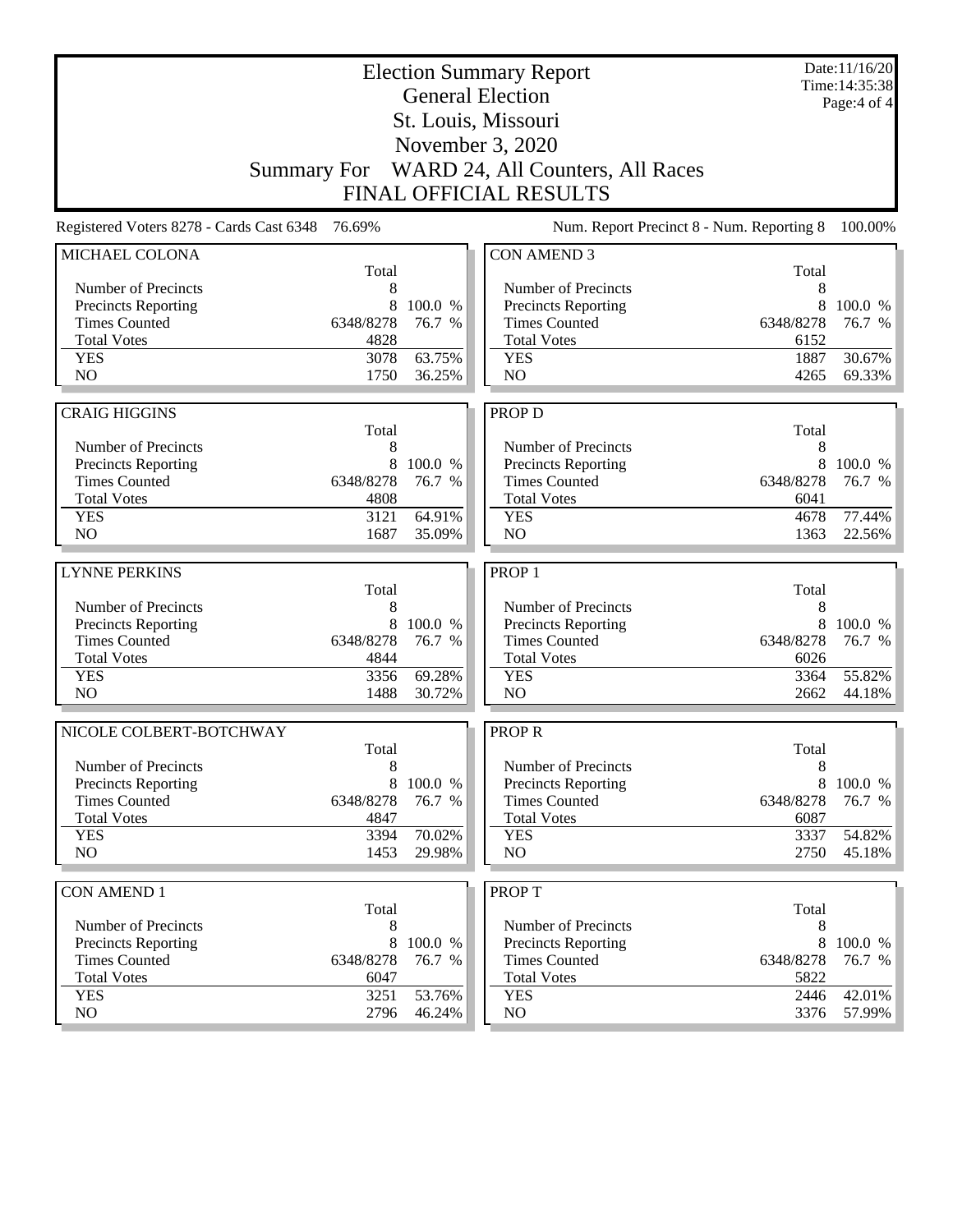# Election Summary Report

## General Election

## St. Louis, Missouri

## November 3, 2020

## Summary For WARD 24, All Counters, All Races

## FINAL OFFICIAL RESULTS

Date:11/16/20
Time:14:35:38

Registered Voters 8278 - Cards Cast 6348 76.69%

Num. Report Precinct 8 - Num. Reporting 8 100.00%

| MICHAEL COLONA | Total | |
|---|---|---|
| Number of Precincts | 8 | |
| Precincts Reporting | 8 | 100.0 % |
| Times Counted | 6348/8278 | 76.7 % |
| Total Votes | 4828 | |
| YES | 3078 | 63.75% |
| NO | 1750 | 36.25% |

| CRAIG HIGGINS | Total | |
|---|---|---|
| Number of Precincts | 8 | |
| Precincts Reporting | 8 | 100.0 % |
| Times Counted | 6348/8278 | 76.7 % |
| Total Votes | 4808 | |
| YES | 3121 | 64.91% |
| NO | 1687 | 35.09% |

| LYNNE PERKINS | Total | |
|---|---|---|
| Number of Precincts | 8 | |
| Precincts Reporting | 8 | 100.0 % |
| Times Counted | 6348/8278 | 76.7 % |
| Total Votes | 4844 | |
| YES | 3356 | 69.28% |
| NO | 1488 | 30.72% |

| NICOLE COLBERT-BOTCHWAY | Total | |
|---|---|---|
| Number of Precincts | 8 | |
| Precincts Reporting | 8 | 100.0 % |
| Times Counted | 6348/8278 | 76.7 % |
| Total Votes | 4847 | |
| YES | 3394 | 70.02% |
| NO | 1453 | 29.98% |

| CON AMEND 1 | Total | |
|---|---|---|
| Number of Precincts | 8 | |
| Precincts Reporting | 8 | 100.0 % |
| Times Counted | 6348/8278 | 76.7 % |
| Total Votes | 6047 | |
| YES | 3251 | 53.76% |
| NO | 2796 | 46.24% |

| CON AMEND 3 | Total | |
|---|---|---|
| Number of Precincts | 8 | |
| Precincts Reporting | 8 | 100.0 % |
| Times Counted | 6348/8278 | 76.7 % |
| Total Votes | 6152 | |
| YES | 1887 | 30.67% |
| NO | 4265 | 69.33% |

| PROP D | Total | |
|---|---|---|
| Number of Precincts | 8 | |
| Precincts Reporting | 8 | 100.0 % |
| Times Counted | 6348/8278 | 76.7 % |
| Total Votes | 6041 | |
| YES | 4678 | 77.44% |
| NO | 1363 | 22.56% |

| PROP 1 | Total | |
|---|---|---|
| Number of Precincts | 8 | |
| Precincts Reporting | 8 | 100.0 % |
| Times Counted | 6348/8278 | 76.7 % |
| Total Votes | 6026 | |
| YES | 3364 | 55.82% |
| NO | 2662 | 44.18% |

| PROP R | Total | |
|---|---|---|
| Number of Precincts | 8 | |
| Precincts Reporting | 8 | 100.0 % |
| Times Counted | 6348/8278 | 76.7 % |
| Total Votes | 6087 | |
| YES | 3337 | 54.82% |
| NO | 2750 | 45.18% |

| PROP T | Total | |
|---|---|---|
| Number of Precincts | 8 | |
| Precincts Reporting | 8 | 100.0 % |
| Times Counted | 6348/8278 | 76.7 % |
| Total Votes | 5822 | |
| YES | 2446 | 42.01% |
| NO | 3376 | 57.99% |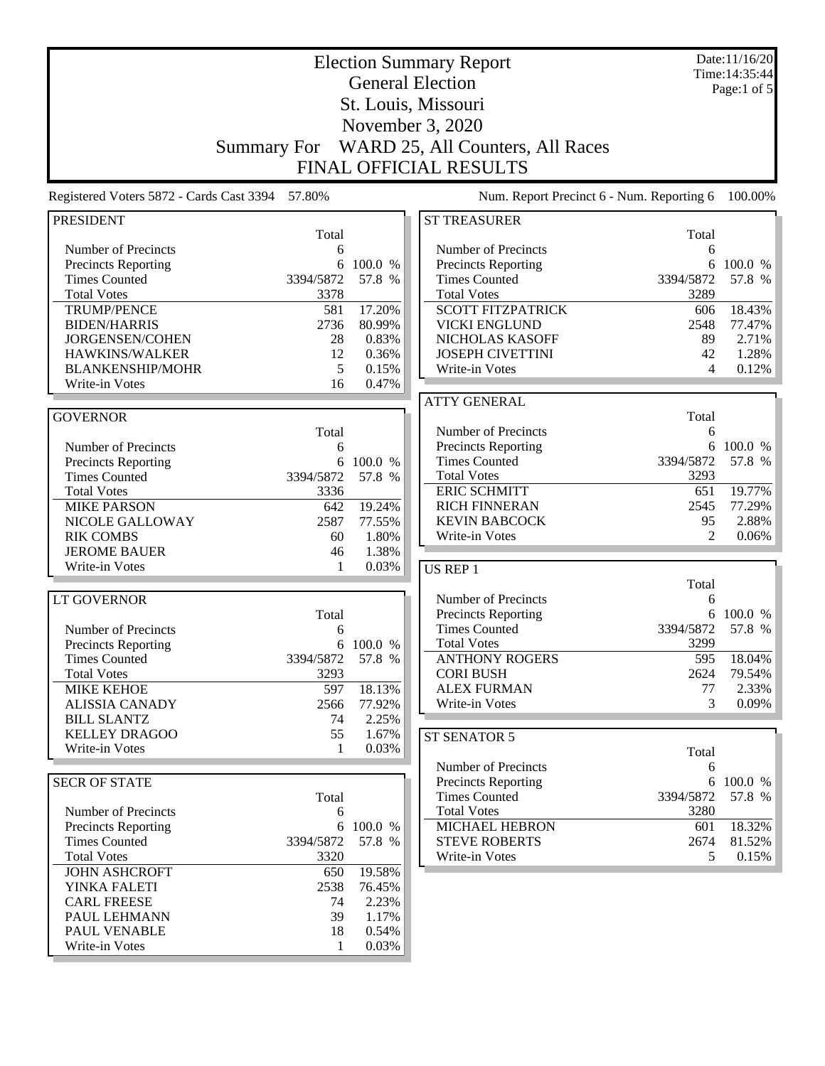# Election Summary Report

## General Election

## St. Louis, Missouri

## November 3, 2020

## Summary For WARD 25, All Counters, All Races

## FINAL OFFICIAL RESULTS

Date:11/16/20
Time:14:35:44

Registered Voters 5872 - Cards Cast 3394 57.80%

Num. Report Precinct 6 - Num. Reporting 6 100.00%

### PRESIDENT

| | Total | |
|---|---|---|
| Number of Precincts | 6 | |
| Precincts Reporting | 6 | 100.0 % |
| Times Counted | 3394/5872 | 57.8 % |
| Total Votes | 3378 | |
| TRUMP/PENCE | 581 | 17.20% |
| BIDEN/HARRIS | 2736 | 80.99% |
| JORGENSEN/COHEN | 28 | 0.83% |
| HAWKINS/WALKER | 12 | 0.36% |
| BLANKENSHIP/MOHR | 5 | 0.15% |
| Write-in Votes | 16 | 0.47% |

### GOVERNOR

| | Total | |
|---|---|---|
| Number of Precincts | 6 | |
| Precincts Reporting | 6 | 100.0 % |
| Times Counted | 3394/5872 | 57.8 % |
| Total Votes | 3336 | |
| MIKE PARSON | 642 | 19.24% |
| NICOLE GALLOWAY | 2587 | 77.55% |
| RIK COMBS | 60 | 1.80% |
| JEROME BAUER | 46 | 1.38% |
| Write-in Votes | 1 | 0.03% |

### LT GOVERNOR

| | Total | |
|---|---|---|
| Number of Precincts | 6 | |
| Precincts Reporting | 6 | 100.0 % |
| Times Counted | 3394/5872 | 57.8 % |
| Total Votes | 3293 | |
| MIKE KEHOE | 597 | 18.13% |
| ALISSIA CANADY | 2566 | 77.92% |
| BILL SLANTZ | 74 | 2.25% |
| KELLEY DRAGOO | 55 | 1.67% |
| Write-in Votes | 1 | 0.03% |

### SECR OF STATE

| | Total | |
|---|---|---|
| Number of Precincts | 6 | |
| Precincts Reporting | 6 | 100.0 % |
| Times Counted | 3394/5872 | 57.8 % |
| Total Votes | 3320 | |
| JOHN ASHCROFT | 650 | 19.58% |
| YINKA FALETI | 2538 | 76.45% |
| CARL FREESE | 74 | 2.23% |
| PAUL LEHMANN | 39 | 1.17% |
| PAUL VENABLE | 18 | 0.54% |
| Write-in Votes | 1 | 0.03% |

### ST TREASURER

| | Total | |
|---|---|---|
| Number of Precincts | 6 | |
| Precincts Reporting | 6 | 100.0 % |
| Times Counted | 3394/5872 | 57.8 % |
| Total Votes | 3289 | |
| SCOTT FITZPATRICK | 606 | 18.43% |
| VICKI ENGLUND | 2548 | 77.47% |
| NICHOLAS KASOFF | 89 | 2.71% |
| JOSEPH CIVETTINI | 42 | 1.28% |
| Write-in Votes | 4 | 0.12% |

### ATTY GENERAL

| | Total | |
|---|---|---|
| Number of Precincts | 6 | |
| Precincts Reporting | 6 | 100.0 % |
| Times Counted | 3394/5872 | 57.8 % |
| Total Votes | 3293 | |
| ERIC SCHMITT | 651 | 19.77% |
| RICH FINNERAN | 2545 | 77.29% |
| KEVIN BABCOCK | 95 | 2.88% |
| Write-in Votes | 2 | 0.06% |

### US REP 1

| | Total | |
|---|---|---|
| Number of Precincts | 6 | |
| Precincts Reporting | 6 | 100.0 % |
| Times Counted | 3394/5872 | 57.8 % |
| Total Votes | 3299 | |
| ANTHONY ROGERS | 595 | 18.04% |
| CORI BUSH | 2624 | 79.54% |
| ALEX FURMAN | 77 | 2.33% |
| Write-in Votes | 3 | 0.09% |

### ST SENATOR 5

| | Total | |
|---|---|---|
| Number of Precincts | 6 | |
| Precincts Reporting | 6 | 100.0 % |
| Times Counted | 3394/5872 | 57.8 % |
| Total Votes | 3280 | |
| MICHAEL HEBRON | 601 | 18.32% |
| STEVE ROBERTS | 2674 | 81.52% |
| Write-in Votes | 5 | 0.15% |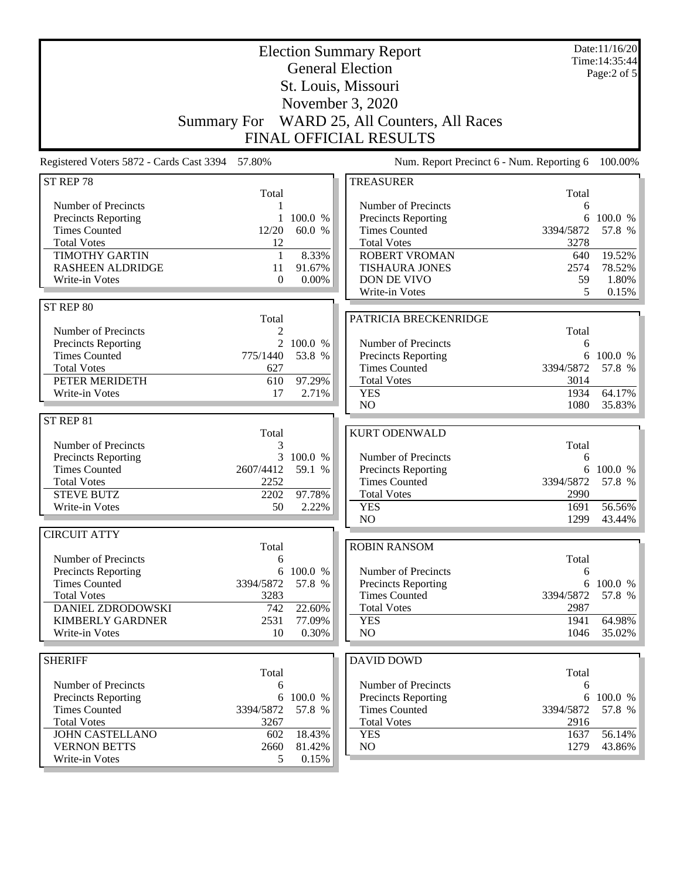# Election Summary Report

## General Election

## St. Louis, Missouri

## November 3, 2020

## Summary For WARD 25, All Counters, All Races

## FINAL OFFICIAL RESULTS

Date:11/16/20
Time:14:35:44

Registered Voters 5872 - Cards Cast 3394 57.80%

Num. Report Precinct 6 - Num. Reporting 6 100.00%

### ST REP 78

| | Total | |
|---|---|---|
| Number of Precincts | 1 | |
| Precincts Reporting | 1 | 100.0 % |
| Times Counted | 12/20 | 60.0 % |
| Total Votes | 12 | |
| TIMOTHY GARTIN | 1 | 8.33% |
| RASHEEN ALDRIDGE | 11 | 91.67% |
| Write-in Votes | 0 | 0.00% |

### ST REP 80

| | Total | |
|---|---|---|
| Number of Precincts | 2 | |
| Precincts Reporting | 2 | 100.0 % |
| Times Counted | 775/1440 | 53.8 % |
| Total Votes | 627 | |
| PETER MERIDETH | 610 | 97.29% |
| Write-in Votes | 17 | 2.71% |

### ST REP 81

| | Total | |
|---|---|---|
| Number of Precincts | 3 | |
| Precincts Reporting | 3 | 100.0 % |
| Times Counted | 2607/4412 | 59.1 % |
| Total Votes | 2252 | |
| STEVE BUTZ | 2202 | 97.78% |
| Write-in Votes | 50 | 2.22% |

### CIRCUIT ATTY

| | Total | |
|---|---|---|
| Number of Precincts | 6 | |
| Precincts Reporting | 6 | 100.0 % |
| Times Counted | 3394/5872 | 57.8 % |
| Total Votes | 3283 | |
| DANIEL ZDRODOWSKI | 742 | 22.60% |
| KIMBERLY GARDNER | 2531 | 77.09% |
| Write-in Votes | 10 | 0.30% |

### SHERIFF

| | Total | |
|---|---|---|
| Number of Precincts | 6 | |
| Precincts Reporting | 6 | 100.0 % |
| Times Counted | 3394/5872 | 57.8 % |
| Total Votes | 3267 | |
| JOHN CASTELLANO | 602 | 18.43% |
| VERNON BETTS | 2660 | 81.42% |
| Write-in Votes | 5 | 0.15% |

### TREASURER

| | Total | |
|---|---|---|
| Number of Precincts | 6 | |
| Precincts Reporting | 6 | 100.0 % |
| Times Counted | 3394/5872 | 57.8 % |
| Total Votes | 3278 | |
| ROBERT VROMAN | 640 | 19.52% |
| TISHAURA JONES | 2574 | 78.52% |
| DON DE VIVO | 59 | 1.80% |
| Write-in Votes | 5 | 0.15% |

### PATRICIA BRECKENRIDGE

| | Total | |
|---|---|---|
| Number of Precincts | 6 | |
| Precincts Reporting | 6 | 100.0 % |
| Times Counted | 3394/5872 | 57.8 % |
| Total Votes | 3014 | |
| YES | 1934 | 64.17% |
| NO | 1080 | 35.83% |

### KURT ODENWALD

| | Total | |
|---|---|---|
| Number of Precincts | 6 | |
| Precincts Reporting | 6 | 100.0 % |
| Times Counted | 3394/5872 | 57.8 % |
| Total Votes | 2990 | |
| YES | 1691 | 56.56% |
| NO | 1299 | 43.44% |

### ROBIN RANSOM

| | Total | |
|---|---|---|
| Number of Precincts | 6 | |
| Precincts Reporting | 6 | 100.0 % |
| Times Counted | 3394/5872 | 57.8 % |
| Total Votes | 2987 | |
| YES | 1941 | 64.98% |
| NO | 1046 | 35.02% |

### DAVID DOWD

| | Total | |
|---|---|---|
| Number of Precincts | 6 | |
| Precincts Reporting | 6 | 100.0 % |
| Times Counted | 3394/5872 | 57.8 % |
| Total Votes | 2916 | |
| YES | 1637 | 56.14% |
| NO | 1279 | 43.86% |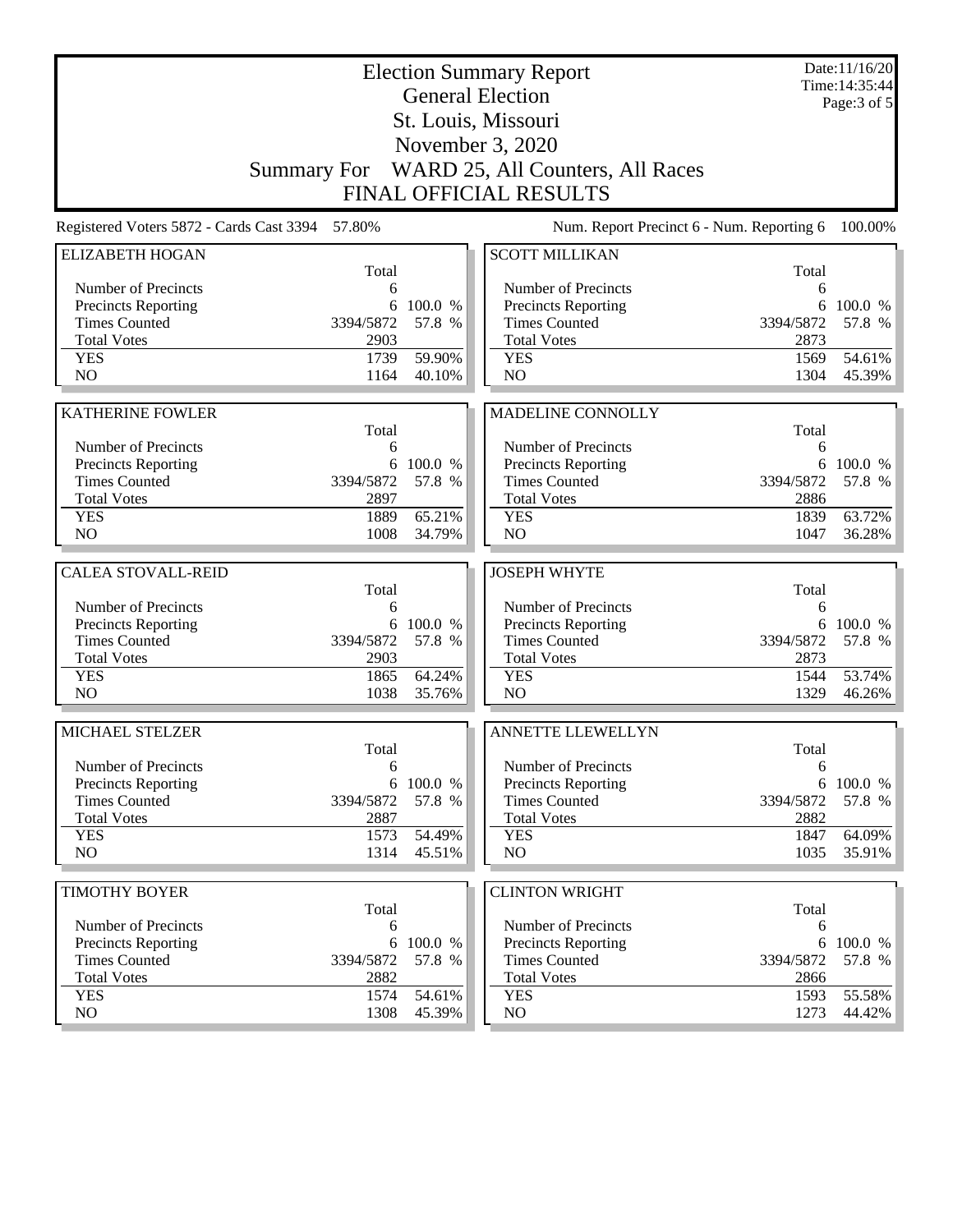# Election Summary Report

## General Election

## St. Louis, Missouri

## November 3, 2020

## Summary For WARD 25, All Counters, All Races

## FINAL OFFICIAL RESULTS

Date:11/16/20
Time:14:35:44

Registered Voters 5872 - Cards Cast 3394 57.80%

Num. Report Precinct 6 - Num. Reporting 6 100.00%

### ELIZABETH HOGAN

| | Total | |
|---|---|---|
| Number of Precincts | 6 | |
| Precincts Reporting | 6 | 100.0 % |
| Times Counted | 3394/5872 | 57.8 % |
| Total Votes | 2903 | |
| YES | 1739 | 59.90% |
| NO | 1164 | 40.10% |

### SCOTT MILLIKAN

| | Total | |
|---|---|---|
| Number of Precincts | 6 | |
| Precincts Reporting | 6 | 100.0 % |
| Times Counted | 3394/5872 | 57.8 % |
| Total Votes | 2873 | |
| YES | 1569 | 54.61% |
| NO | 1304 | 45.39% |

### KATHERINE FOWLER

| | Total | |
|---|---|---|
| Number of Precincts | 6 | |
| Precincts Reporting | 6 | 100.0 % |
| Times Counted | 3394/5872 | 57.8 % |
| Total Votes | 2897 | |
| YES | 1889 | 65.21% |
| NO | 1008 | 34.79% |

### MADELINE CONNOLLY

| | Total | |
|---|---|---|
| Number of Precincts | 6 | |
| Precincts Reporting | 6 | 100.0 % |
| Times Counted | 3394/5872 | 57.8 % |
| Total Votes | 2886 | |
| YES | 1839 | 63.72% |
| NO | 1047 | 36.28% |

### CALEA STOVALL-REID

| | Total | |
|---|---|---|
| Number of Precincts | 6 | |
| Precincts Reporting | 6 | 100.0 % |
| Times Counted | 3394/5872 | 57.8 % |
| Total Votes | 2903 | |
| YES | 1865 | 64.24% |
| NO | 1038 | 35.76% |

### JOSEPH WHYTE

| | Total | |
|---|---|---|
| Number of Precincts | 6 | |
| Precincts Reporting | 6 | 100.0 % |
| Times Counted | 3394/5872 | 57.8 % |
| Total Votes | 2873 | |
| YES | 1544 | 53.74% |
| NO | 1329 | 46.26% |

### MICHAEL STELZER

| | Total | |
|---|---|---|
| Number of Precincts | 6 | |
| Precincts Reporting | 6 | 100.0 % |
| Times Counted | 3394/5872 | 57.8 % |
| Total Votes | 2887 | |
| YES | 1573 | 54.49% |
| NO | 1314 | 45.51% |

### ANNETTE LLEWELLYN

| | Total | |
|---|---|---|
| Number of Precincts | 6 | |
| Precincts Reporting | 6 | 100.0 % |
| Times Counted | 3394/5872 | 57.8 % |
| Total Votes | 2882 | |
| YES | 1847 | 64.09% |
| NO | 1035 | 35.91% |

### TIMOTHY BOYER

| | Total | |
|---|---|---|
| Number of Precincts | 6 | |
| Precincts Reporting | 6 | 100.0 % |
| Times Counted | 3394/5872 | 57.8 % |
| Total Votes | 2882 | |
| YES | 1574 | 54.61% |
| NO | 1308 | 45.39% |

### CLINTON WRIGHT

| | Total | |
|---|---|---|
| Number of Precincts | 6 | |
| Precincts Reporting | 6 | 100.0 % |
| Times Counted | 3394/5872 | 57.8 % |
| Total Votes | 2866 | |
| YES | 1593 | 55.58% |
| NO | 1273 | 44.42% |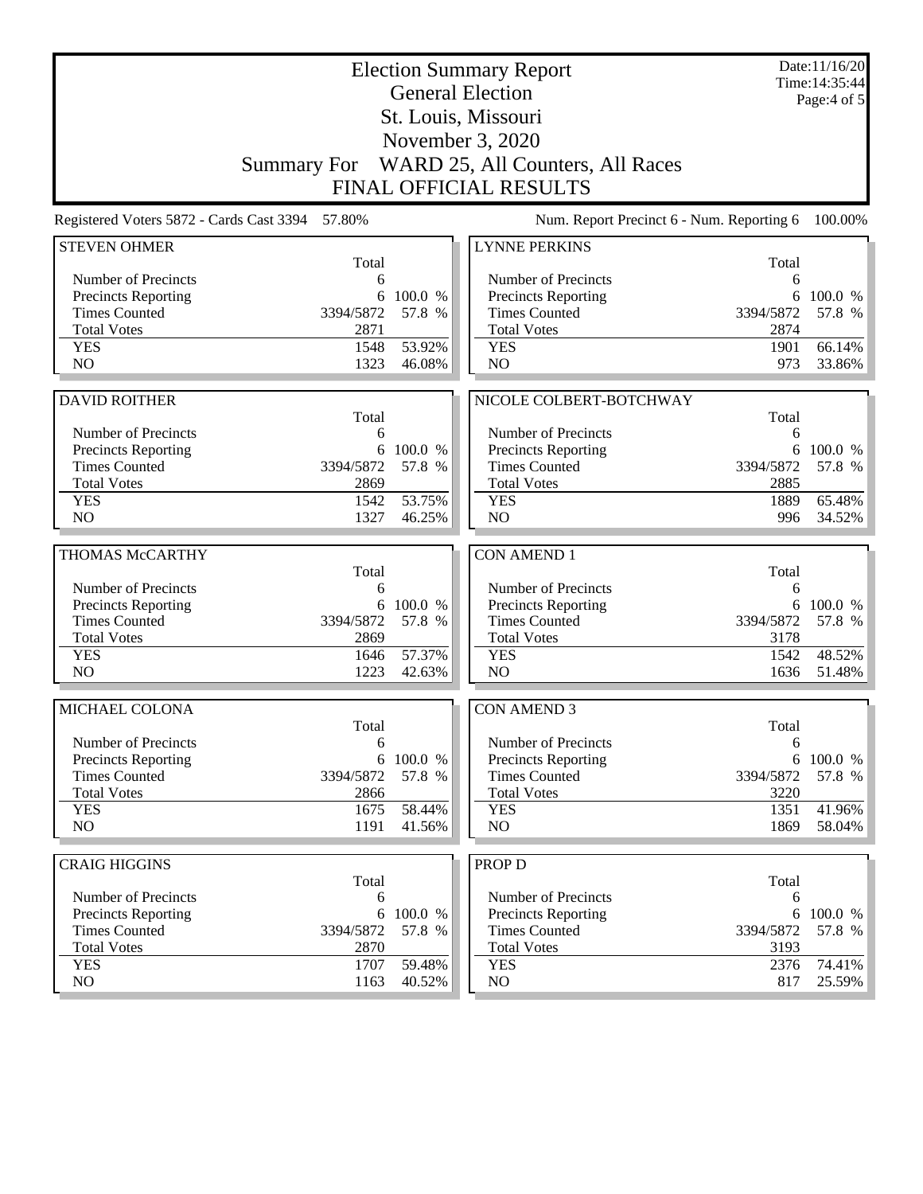# Election Summary Report

## General Election

## St. Louis, Missouri

## November 3, 2020

## Summary For WARD 25, All Counters, All Races

## FINAL OFFICIAL RESULTS

Date:11/16/20
Time:14:35:44

Registered Voters 5872 - Cards Cast 3394 57.80%

Num. Report Precinct 6 - Num. Reporting 6 100.00%

### STEVEN OHMER

| | Total | |
|---|---|---|
| Number of Precincts | 6 | |
| Precincts Reporting | 6 | 100.0 % |
| Times Counted | 3394/5872 | 57.8 % |
| Total Votes | 2871 | |
| YES | 1548 | 53.92% |
| NO | 1323 | 46.08% |

### DAVID ROITHER

| | Total | |
|---|---|---|
| Number of Precincts | 6 | |
| Precincts Reporting | 6 | 100.0 % |
| Times Counted | 3394/5872 | 57.8 % |
| Total Votes | 2869 | |
| YES | 1542 | 53.75% |
| NO | 1327 | 46.25% |

### THOMAS McCARTHY

| | Total | |
|---|---|---|
| Number of Precincts | 6 | |
| Precincts Reporting | 6 | 100.0 % |
| Times Counted | 3394/5872 | 57.8 % |
| Total Votes | 2869 | |
| YES | 1646 | 57.37% |
| NO | 1223 | 42.63% |

### MICHAEL COLONA

| | Total | |
|---|---|---|
| Number of Precincts | 6 | |
| Precincts Reporting | 6 | 100.0 % |
| Times Counted | 3394/5872 | 57.8 % |
| Total Votes | 2866 | |
| YES | 1675 | 58.44% |
| NO | 1191 | 41.56% |

### CRAIG HIGGINS

| | Total | |
|---|---|---|
| Number of Precincts | 6 | |
| Precincts Reporting | 6 | 100.0 % |
| Times Counted | 3394/5872 | 57.8 % |
| Total Votes | 2870 | |
| YES | 1707 | 59.48% |
| NO | 1163 | 40.52% |

### LYNNE PERKINS

| | Total | |
|---|---|---|
| Number of Precincts | 6 | |
| Precincts Reporting | 6 | 100.0 % |
| Times Counted | 3394/5872 | 57.8 % |
| Total Votes | 2874 | |
| YES | 1901 | 66.14% |
| NO | 973 | 33.86% |

### NICOLE COLBERT-BOTCHWAY

| | Total | |
|---|---|---|
| Number of Precincts | 6 | |
| Precincts Reporting | 6 | 100.0 % |
| Times Counted | 3394/5872 | 57.8 % |
| Total Votes | 2885 | |
| YES | 1889 | 65.48% |
| NO | 996 | 34.52% |

### CON AMEND 1

| | Total | |
|---|---|---|
| Number of Precincts | 6 | |
| Precincts Reporting | 6 | 100.0 % |
| Times Counted | 3394/5872 | 57.8 % |
| Total Votes | 3178 | |
| YES | 1542 | 48.52% |
| NO | 1636 | 51.48% |

### CON AMEND 3

| | Total | |
|---|---|---|
| Number of Precincts | 6 | |
| Precincts Reporting | 6 | 100.0 % |
| Times Counted | 3394/5872 | 57.8 % |
| Total Votes | 3220 | |
| YES | 1351 | 41.96% |
| NO | 1869 | 58.04% |

### PROP D

| | Total | |
|---|---|---|
| Number of Precincts | 6 | |
| Precincts Reporting | 6 | 100.0 % |
| Times Counted | 3394/5872 | 57.8 % |
| Total Votes | 3193 | |
| YES | 2376 | 74.41% |
| NO | 817 | 25.59% |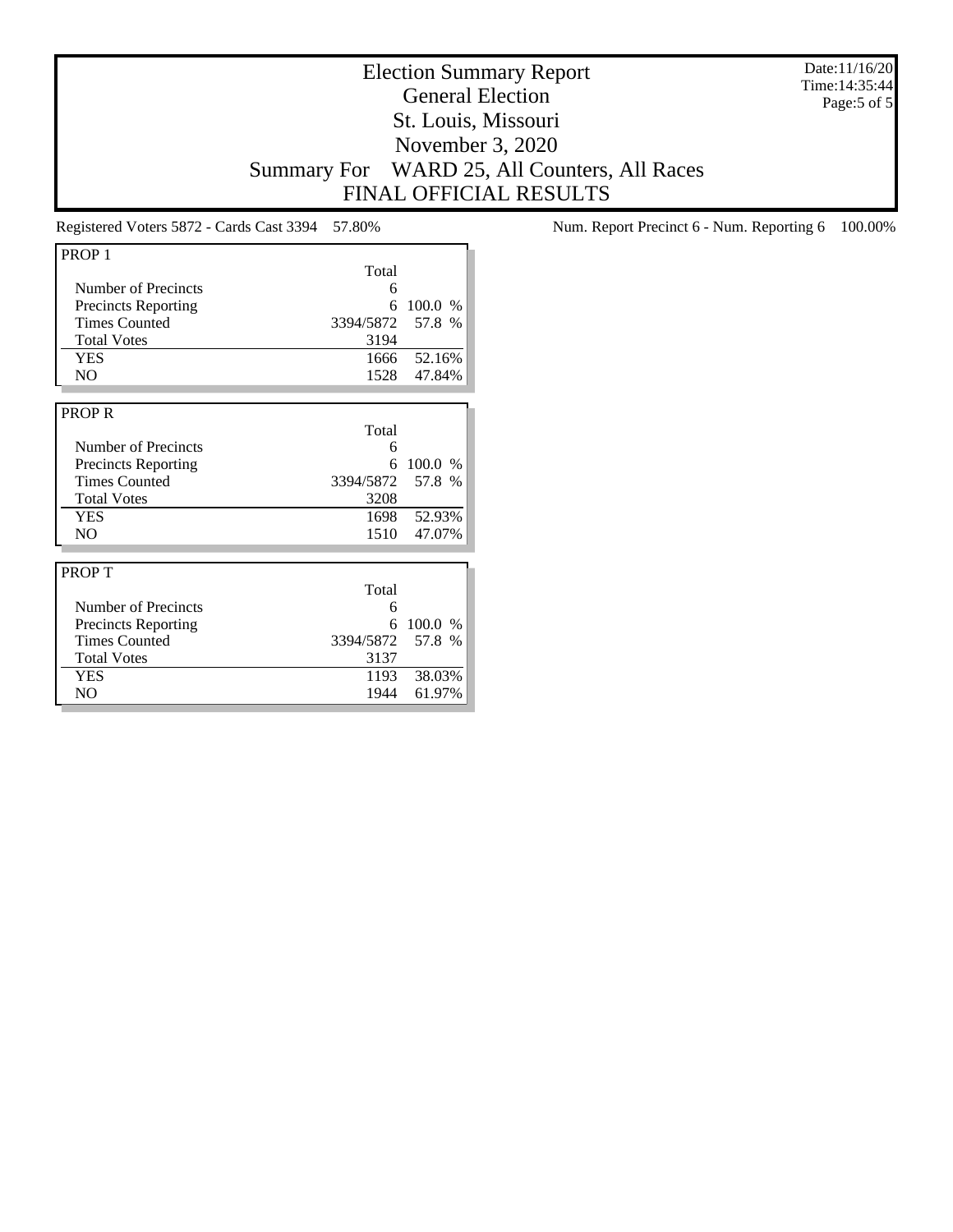# Election Summary Report
## General Election
## St. Louis, Missouri
## November 3, 2020
## Summary For WARD 25, All Counters, All Races
## FINAL OFFICIAL RESULTS

Date:11/16/20
Time:14:35:44

Registered Voters 5872 - Cards Cast 3394 57.80%

Num. Report Precinct 6 - Num. Reporting 6 100.00%

### PROP 1

| | Total | |
|---|---|---|
| Number of Precincts | 6 | |
| Precincts Reporting | 6 | 100.0 % |
| Times Counted | 3394/5872 | 57.8 % |
| Total Votes | 3194 | |
| YES | 1666 | 52.16% |
| NO | 1528 | 47.84% |

### PROP R

| | Total | |
|---|---|---|
| Number of Precincts | 6 | |
| Precincts Reporting | 6 | 100.0 % |
| Times Counted | 3394/5872 | 57.8 % |
| Total Votes | 3208 | |
| YES | 1698 | 52.93% |
| NO | 1510 | 47.07% |

### PROP T

| | Total | |
|---|---|---|
| Number of Precincts | 6 | |
| Precincts Reporting | 6 | 100.0 % |
| Times Counted | 3394/5872 | 57.8 % |
| Total Votes | 3137 | |
| YES | 1193 | 38.03% |
| NO | 1944 | 61.97% |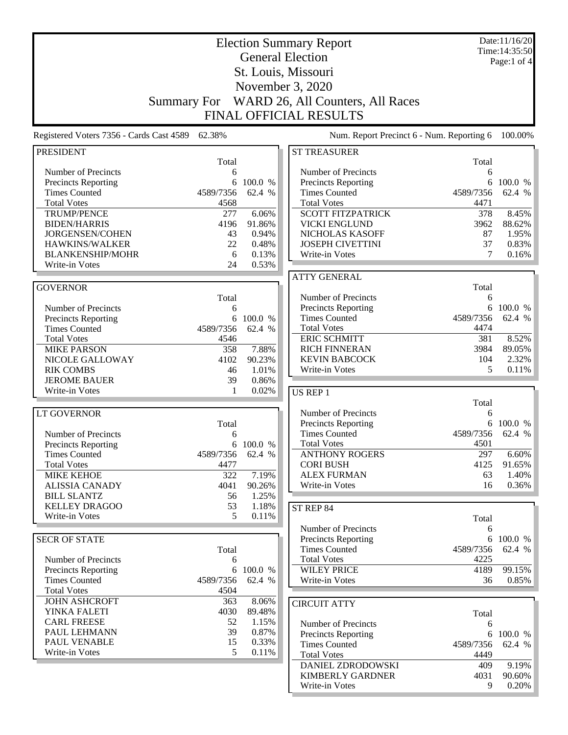# Election Summary Report

## General Election

## St. Louis, Missouri

## November 3, 2020

## Summary For WARD 26, All Counters, All Races

## FINAL OFFICIAL RESULTS

Date:11/16/20
Time:14:35:50

Registered Voters 7356 - Cards Cast 4589 62.38%

Num. Report Precinct 6 - Num. Reporting 6 100.00%

### PRESIDENT

| | Total | |
|---|---|---|
| Number of Precincts | 6 | |
| Precincts Reporting | 6 | 100.0 % |
| Times Counted | 4589/7356 | 62.4 % |
| Total Votes | 4568 | |
| TRUMP/PENCE | 277 | 6.06% |
| BIDEN/HARRIS | 4196 | 91.86% |
| JORGENSEN/COHEN | 43 | 0.94% |
| HAWKINS/WALKER | 22 | 0.48% |
| BLANKENSHIP/MOHR | 6 | 0.13% |
| Write-in Votes | 24 | 0.53% |

### GOVERNOR

| | Total | |
|---|---|---|
| Number of Precincts | 6 | |
| Precincts Reporting | 6 | 100.0 % |
| Times Counted | 4589/7356 | 62.4 % |
| Total Votes | 4546 | |
| MIKE PARSON | 358 | 7.88% |
| NICOLE GALLOWAY | 4102 | 90.23% |
| RIK COMBS | 46 | 1.01% |
| JEROME BAUER | 39 | 0.86% |
| Write-in Votes | 1 | 0.02% |

### LT GOVERNOR

| | Total | |
|---|---|---|
| Number of Precincts | 6 | |
| Precincts Reporting | 6 | 100.0 % |
| Times Counted | 4589/7356 | 62.4 % |
| Total Votes | 4477 | |
| MIKE KEHOE | 322 | 7.19% |
| ALISSIA CANADY | 4041 | 90.26% |
| BILL SLANTZ | 56 | 1.25% |
| KELLEY DRAGOO | 53 | 1.18% |
| Write-in Votes | 5 | 0.11% |

### SECR OF STATE

| | Total | |
|---|---|---|
| Number of Precincts | 6 | |
| Precincts Reporting | 6 | 100.0 % |
| Times Counted | 4589/7356 | 62.4 % |
| Total Votes | 4504 | |
| JOHN ASHCROFT | 363 | 8.06% |
| YINKA FALETI | 4030 | 89.48% |
| CARL FREESE | 52 | 1.15% |
| PAUL LEHMANN | 39 | 0.87% |
| PAUL VENABLE | 15 | 0.33% |
| Write-in Votes | 5 | 0.11% |

### ST TREASURER

| | Total | |
|---|---|---|
| Number of Precincts | 6 | |
| Precincts Reporting | 6 | 100.0 % |
| Times Counted | 4589/7356 | 62.4 % |
| Total Votes | 4471 | |
| SCOTT FITZPATRICK | 378 | 8.45% |
| VICKI ENGLUND | 3962 | 88.62% |
| NICHOLAS KASOFF | 87 | 1.95% |
| JOSEPH CIVETTINI | 37 | 0.83% |
| Write-in Votes | 7 | 0.16% |

### ATTY GENERAL

| | Total | |
|---|---|---|
| Number of Precincts | 6 | |
| Precincts Reporting | 6 | 100.0 % |
| Times Counted | 4589/7356 | 62.4 % |
| Total Votes | 4474 | |
| ERIC SCHMITT | 381 | 8.52% |
| RICH FINNERAN | 3984 | 89.05% |
| KEVIN BABCOCK | 104 | 2.32% |
| Write-in Votes | 5 | 0.11% |

### US REP 1

| | Total | |
|---|---|---|
| Number of Precincts | 6 | |
| Precincts Reporting | 6 | 100.0 % |
| Times Counted | 4589/7356 | 62.4 % |
| Total Votes | 4501 | |
| ANTHONY ROGERS | 297 | 6.60% |
| CORI BUSH | 4125 | 91.65% |
| ALEX FURMAN | 63 | 1.40% |
| Write-in Votes | 16 | 0.36% |

### ST REP 84

| | Total | |
|---|---|---|
| Number of Precincts | 6 | |
| Precincts Reporting | 6 | 100.0 % |
| Times Counted | 4589/7356 | 62.4 % |
| Total Votes | 4225 | |
| WILEY PRICE | 4189 | 99.15% |
| Write-in Votes | 36 | 0.85% |

### CIRCUIT ATTY

| | Total | |
|---|---|---|
| Number of Precincts | 6 | |
| Precincts Reporting | 6 | 100.0 % |
| Times Counted | 4589/7356 | 62.4 % |
| Total Votes | 4449 | |
| DANIEL ZDRODOWSKI | 409 | 9.19% |
| KIMBERLY GARDNER | 4031 | 90.60% |
| Write-in Votes | 9 | 0.20% |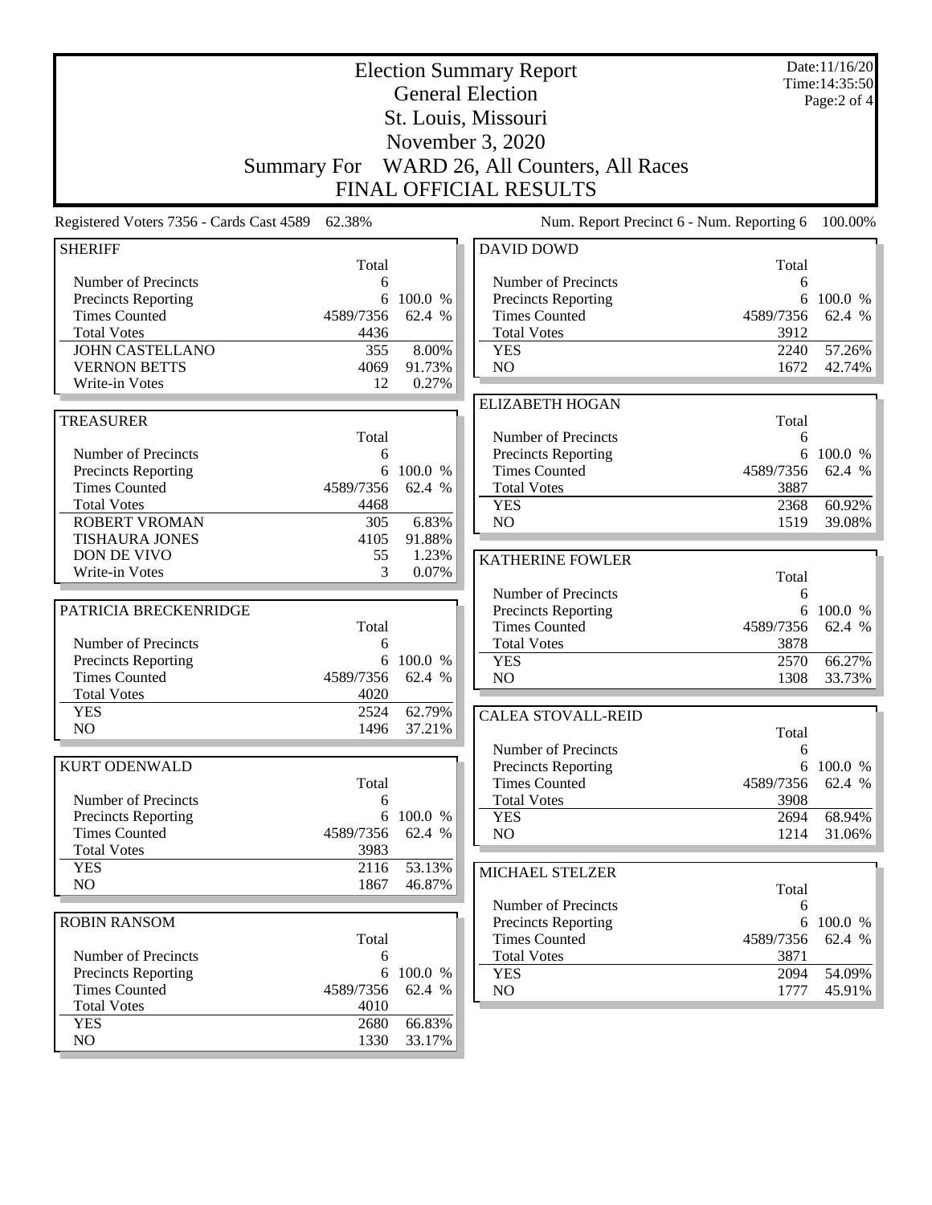# Election Summary Report

## General Election

## St. Louis, Missouri

## November 3, 2020

## Summary For WARD 26, All Counters, All Races

## FINAL OFFICIAL RESULTS

Date:11/16/20
Time:14:35:50
Page:2 of 4

Registered Voters 7356 - Cards Cast 4589 62.38%

Num. Report Precinct 6 - Num. Reporting 6 100.00%

### SHERIFF

| | Total | |
|---|---|---|
| Number of Precincts | 6 | |
| Precincts Reporting | 6 | 100.0 % |
| Times Counted | 4589/7356 | 62.4 % |
| Total Votes | 4436 | |
| JOHN CASTELLANO | 355 | 8.00% |
| VERNON BETTS | 4069 | 91.73% |
| Write-in Votes | 12 | 0.27% |

### TREASURER

| | Total | |
|---|---|---|
| Number of Precincts | 6 | |
| Precincts Reporting | 6 | 100.0 % |
| Times Counted | 4589/7356 | 62.4 % |
| Total Votes | 4468 | |
| ROBERT VROMAN | 305 | 6.83% |
| TISHAURA JONES | 4105 | 91.88% |
| DON DE VIVO | 55 | 1.23% |
| Write-in Votes | 3 | 0.07% |

### PATRICIA BRECKENRIDGE

| | Total | |
|---|---|---|
| Number of Precincts | 6 | |
| Precincts Reporting | 6 | 100.0 % |
| Times Counted | 4589/7356 | 62.4 % |
| Total Votes | 4020 | |
| YES | 2524 | 62.79% |
| NO | 1496 | 37.21% |

### KURT ODENWALD

| | Total | |
|---|---|---|
| Number of Precincts | 6 | |
| Precincts Reporting | 6 | 100.0 % |
| Times Counted | 4589/7356 | 62.4 % |
| Total Votes | 3983 | |
| YES | 2116 | 53.13% |
| NO | 1867 | 46.87% |

### ROBIN RANSOM

| | Total | |
|---|---|---|
| Number of Precincts | 6 | |
| Precincts Reporting | 6 | 100.0 % |
| Times Counted | 4589/7356 | 62.4 % |
| Total Votes | 4010 | |
| YES | 2680 | 66.83% |
| NO | 1330 | 33.17% |

### DAVID DOWD

| | Total | |
|---|---|---|
| Number of Precincts | 6 | |
| Precincts Reporting | 6 | 100.0 % |
| Times Counted | 4589/7356 | 62.4 % |
| Total Votes | 3912 | |
| YES | 2240 | 57.26% |
| NO | 1672 | 42.74% |

### ELIZABETH HOGAN

| | Total | |
|---|---|---|
| Number of Precincts | 6 | |
| Precincts Reporting | 6 | 100.0 % |
| Times Counted | 4589/7356 | 62.4 % |
| Total Votes | 3887 | |
| YES | 2368 | 60.92% |
| NO | 1519 | 39.08% |

### KATHERINE FOWLER

| | Total | |
|---|---|---|
| Number of Precincts | 6 | |
| Precincts Reporting | 6 | 100.0 % |
| Times Counted | 4589/7356 | 62.4 % |
| Total Votes | 3878 | |
| YES | 2570 | 66.27% |
| NO | 1308 | 33.73% |

### CALEA STOVALL-REID

| | Total | |
|---|---|---|
| Number of Precincts | 6 | |
| Precincts Reporting | 6 | 100.0 % |
| Times Counted | 4589/7356 | 62.4 % |
| Total Votes | 3908 | |
| YES | 2694 | 68.94% |
| NO | 1214 | 31.06% |

### MICHAEL STELZER

| | Total | |
|---|---|---|
| Number of Precincts | 6 | |
| Precincts Reporting | 6 | 100.0 % |
| Times Counted | 4589/7356 | 62.4 % |
| Total Votes | 3871 | |
| YES | 2094 | 54.09% |
| NO | 1777 | 45.91% |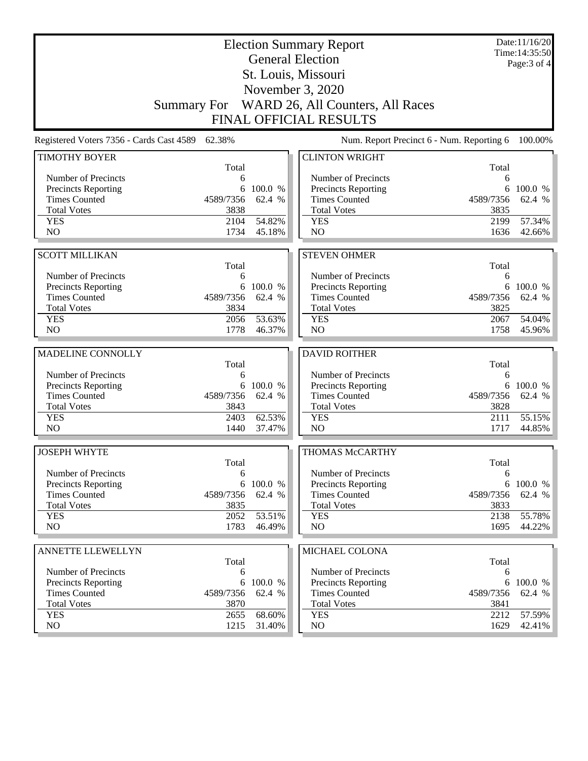# Election Summary Report
## General Election
## St. Louis, Missouri
## November 3, 2020
## Summary For WARD 26, All Counters, All Races
## FINAL OFFICIAL RESULTS

Date:11/16/20
Time:14:35:50

Registered Voters 7356 - Cards Cast 4589 62.38%

Num. Report Precinct 6 - Num. Reporting 6 100.00%

### TIMOTHY BOYER

| | Total | |
|---|---|---|
| Number of Precincts | 6 | |
| Precincts Reporting | 6 | 100.0 % |
| Times Counted | 4589/7356 | 62.4 % |
| Total Votes | 3838 | |
| YES | 2104 | 54.82% |
| NO | 1734 | 45.18% |

### CLINTON WRIGHT

| | Total | |
|---|---|---|
| Number of Precincts | 6 | |
| Precincts Reporting | 6 | 100.0 % |
| Times Counted | 4589/7356 | 62.4 % |
| Total Votes | 3835 | |
| YES | 2199 | 57.34% |
| NO | 1636 | 42.66% |

### SCOTT MILLIKAN

| | Total | |
|---|---|---|
| Number of Precincts | 6 | |
| Precincts Reporting | 6 | 100.0 % |
| Times Counted | 4589/7356 | 62.4 % |
| Total Votes | 3834 | |
| YES | 2056 | 53.63% |
| NO | 1778 | 46.37% |

### STEVEN OHMER

| | Total | |
|---|---|---|
| Number of Precincts | 6 | |
| Precincts Reporting | 6 | 100.0 % |
| Times Counted | 4589/7356 | 62.4 % |
| Total Votes | 3825 | |
| YES | 2067 | 54.04% |
| NO | 1758 | 45.96% |

### MADELINE CONNOLLY

| | Total | |
|---|---|---|
| Number of Precincts | 6 | |
| Precincts Reporting | 6 | 100.0 % |
| Times Counted | 4589/7356 | 62.4 % |
| Total Votes | 3843 | |
| YES | 2403 | 62.53% |
| NO | 1440 | 37.47% |

### DAVID ROITHER

| | Total | |
|---|---|---|
| Number of Precincts | 6 | |
| Precincts Reporting | 6 | 100.0 % |
| Times Counted | 4589/7356 | 62.4 % |
| Total Votes | 3828 | |
| YES | 2111 | 55.15% |
| NO | 1717 | 44.85% |

### JOSEPH WHYTE

| | Total | |
|---|---|---|
| Number of Precincts | 6 | |
| Precincts Reporting | 6 | 100.0 % |
| Times Counted | 4589/7356 | 62.4 % |
| Total Votes | 3835 | |
| YES | 2052 | 53.51% |
| NO | 1783 | 46.49% |

### THOMAS McCARTHY

| | Total | |
|---|---|---|
| Number of Precincts | 6 | |
| Precincts Reporting | 6 | 100.0 % |
| Times Counted | 4589/7356 | 62.4 % |
| Total Votes | 3833 | |
| YES | 2138 | 55.78% |
| NO | 1695 | 44.22% |

### ANNETTE LLEWELLYN

| | Total | |
|---|---|---|
| Number of Precincts | 6 | |
| Precincts Reporting | 6 | 100.0 % |
| Times Counted | 4589/7356 | 62.4 % |
| Total Votes | 3870 | |
| YES | 2655 | 68.60% |
| NO | 1215 | 31.40% |

### MICHAEL COLONA

| | Total | |
|---|---|---|
| Number of Precincts | 6 | |
| Precincts Reporting | 6 | 100.0 % |
| Times Counted | 4589/7356 | 62.4 % |
| Total Votes | 3841 | |
| YES | 2212 | 57.59% |
| NO | 1629 | 42.41% |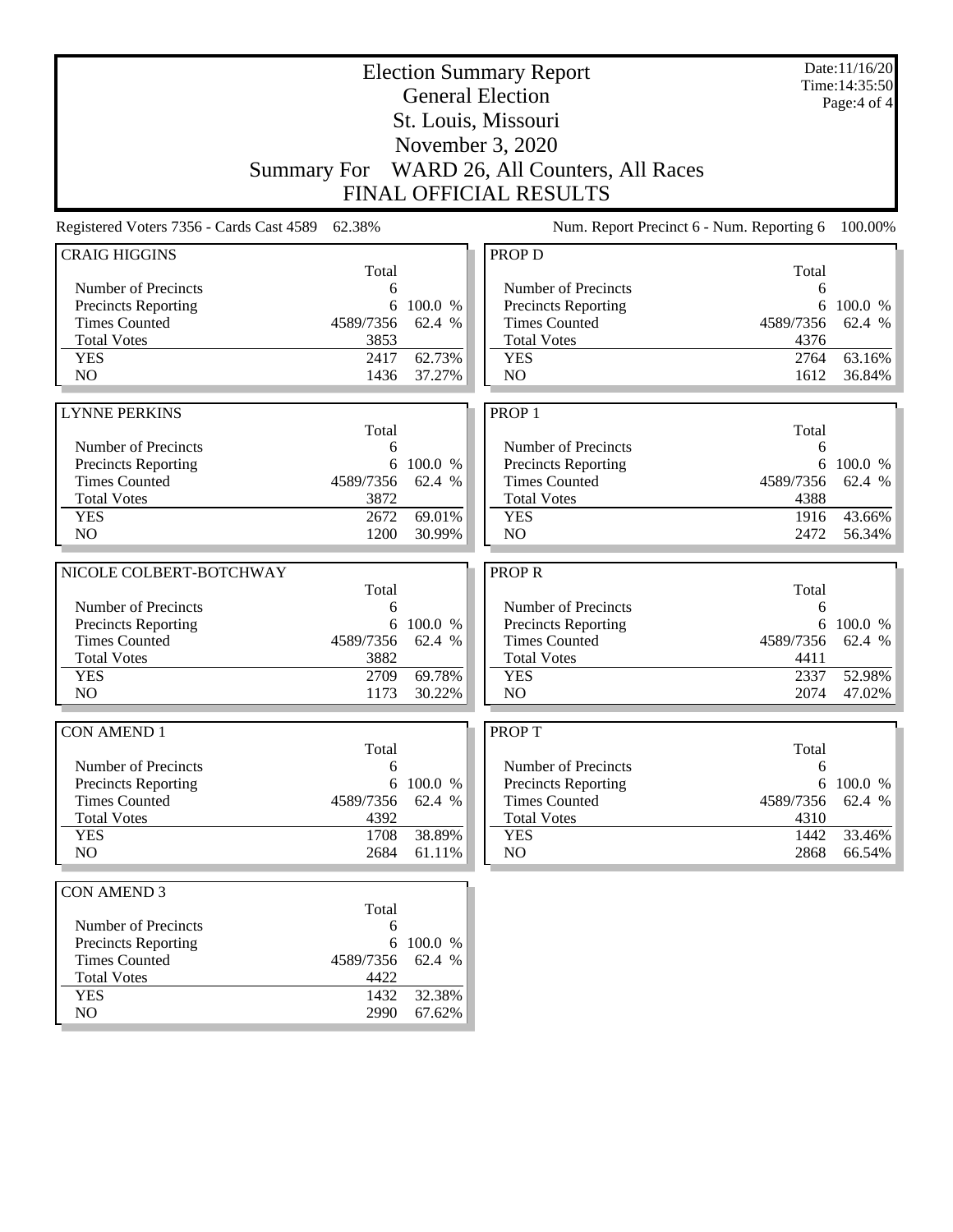# Election Summary Report

## General Election

## St. Louis, Missouri

## November 3, 2020

## Summary For WARD 26, All Counters, All Races

## FINAL OFFICIAL RESULTS

Date:11/16/20
Time:14:35:50
Page:4 of 4

Registered Voters 7356 - Cards Cast 4589 62.38% | Num. Report Precinct 6 - Num. Reporting 6 100.00%

### CRAIG HIGGINS

| | Total | |
|---|---|---|
| Number of Precincts | 6 | |
| Precincts Reporting | 6 | 100.0 % |
| Times Counted | 4589/7356 | 62.4 % |
| Total Votes | 3853 | |
| YES | 2417 | 62.73% |
| NO | 1436 | 37.27% |

### LYNNE PERKINS

| | Total | |
|---|---|---|
| Number of Precincts | 6 | |
| Precincts Reporting | 6 | 100.0 % |
| Times Counted | 4589/7356 | 62.4 % |
| Total Votes | 3872 | |
| YES | 2672 | 69.01% |
| NO | 1200 | 30.99% |

### NICOLE COLBERT-BOTCHWAY

| | Total | |
|---|---|---|
| Number of Precincts | 6 | |
| Precincts Reporting | 6 | 100.0 % |
| Times Counted | 4589/7356 | 62.4 % |
| Total Votes | 3882 | |
| YES | 2709 | 69.78% |
| NO | 1173 | 30.22% |

### CON AMEND 1

| | Total | |
|---|---|---|
| Number of Precincts | 6 | |
| Precincts Reporting | 6 | 100.0 % |
| Times Counted | 4589/7356 | 62.4 % |
| Total Votes | 4392 | |
| YES | 1708 | 38.89% |
| NO | 2684 | 61.11% |

### CON AMEND 3

| | Total | |
|---|---|---|
| Number of Precincts | 6 | |
| Precincts Reporting | 6 | 100.0 % |
| Times Counted | 4589/7356 | 62.4 % |
| Total Votes | 4422 | |
| YES | 1432 | 32.38% |
| NO | 2990 | 67.62% |

### PROP D

| | Total | |
|---|---|---|
| Number of Precincts | 6 | |
| Precincts Reporting | 6 | 100.0 % |
| Times Counted | 4589/7356 | 62.4 % |
| Total Votes | 4376 | |
| YES | 2764 | 63.16% |
| NO | 1612 | 36.84% |

### PROP 1

| | Total | |
|---|---|---|
| Number of Precincts | 6 | |
| Precincts Reporting | 6 | 100.0 % |
| Times Counted | 4589/7356 | 62.4 % |
| Total Votes | 4388 | |
| YES | 1916 | 43.66% |
| NO | 2472 | 56.34% |

### PROP R

| | Total | |
|---|---|---|
| Number of Precincts | 6 | |
| Precincts Reporting | 6 | 100.0 % |
| Times Counted | 4589/7356 | 62.4 % |
| Total Votes | 4411 | |
| YES | 2337 | 52.98% |
| NO | 2074 | 47.02% |

### PROP T

| | Total | |
|---|---|---|
| Number of Precincts | 6 | |
| Precincts Reporting | 6 | 100.0 % |
| Times Counted | 4589/7356 | 62.4 % |
| Total Votes | 4310 | |
| YES | 1442 | 33.46% |
| NO | 2868 | 66.54% |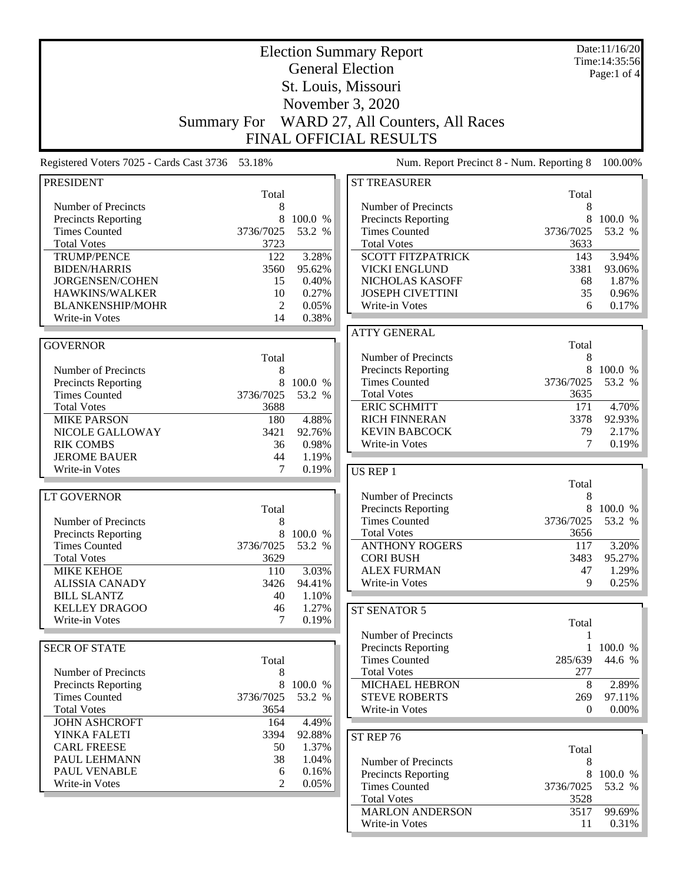# Election Summary Report

## General Election

## St. Louis, Missouri

## November 3, 2020

## Summary For WARD 27, All Counters, All Races

## FINAL OFFICIAL RESULTS

Date:11/16/20
Time:14:35:56

Registered Voters 7025 - Cards Cast 3736 53.18%

Num. Report Precinct 8 - Num. Reporting 8 100.00%

### PRESIDENT

| | Total | |
|---|---|---|
| Number of Precincts | 8 | |
| Precincts Reporting | 8 | 100.0 % |
| Times Counted | 3736/7025 | 53.2 % |
| Total Votes | 3723 | |
| TRUMP/PENCE | 122 | 3.28% |
| BIDEN/HARRIS | 3560 | 95.62% |
| JORGENSEN/COHEN | 15 | 0.40% |
| HAWKINS/WALKER | 10 | 0.27% |
| BLANKENSHIP/MOHR | 2 | 0.05% |
| Write-in Votes | 14 | 0.38% |

### GOVERNOR

| | Total | |
|---|---|---|
| Number of Precincts | 8 | |
| Precincts Reporting | 8 | 100.0 % |
| Times Counted | 3736/7025 | 53.2 % |
| Total Votes | 3688 | |
| MIKE PARSON | 180 | 4.88% |
| NICOLE GALLOWAY | 3421 | 92.76% |
| RIK COMBS | 36 | 0.98% |
| JEROME BAUER | 44 | 1.19% |
| Write-in Votes | 7 | 0.19% |

### LT GOVERNOR

| | Total | |
|---|---|---|
| Number of Precincts | 8 | |
| Precincts Reporting | 8 | 100.0 % |
| Times Counted | 3736/7025 | 53.2 % |
| Total Votes | 3629 | |
| MIKE KEHOE | 110 | 3.03% |
| ALISSIA CANADY | 3426 | 94.41% |
| BILL SLANTZ | 40 | 1.10% |
| KELLEY DRAGOO | 46 | 1.27% |
| Write-in Votes | 7 | 0.19% |

### SECR OF STATE

| | Total | |
|---|---|---|
| Number of Precincts | 8 | |
| Precincts Reporting | 8 | 100.0 % |
| Times Counted | 3736/7025 | 53.2 % |
| Total Votes | 3654 | |
| JOHN ASHCROFT | 164 | 4.49% |
| YINKA FALETI | 3394 | 92.88% |
| CARL FREESE | 50 | 1.37% |
| PAUL LEHMANN | 38 | 1.04% |
| PAUL VENABLE | 6 | 0.16% |
| Write-in Votes | 2 | 0.05% |

### ST TREASURER

| | Total | |
|---|---|---|
| Number of Precincts | 8 | |
| Precincts Reporting | 8 | 100.0 % |
| Times Counted | 3736/7025 | 53.2 % |
| Total Votes | 3633 | |
| SCOTT FITZPATRICK | 143 | 3.94% |
| VICKI ENGLUND | 3381 | 93.06% |
| NICHOLAS KASOFF | 68 | 1.87% |
| JOSEPH CIVETTINI | 35 | 0.96% |
| Write-in Votes | 6 | 0.17% |

### ATTY GENERAL

| | Total | |
|---|---|---|
| Number of Precincts | 8 | |
| Precincts Reporting | 8 | 100.0 % |
| Times Counted | 3736/7025 | 53.2 % |
| Total Votes | 3635 | |
| ERIC SCHMITT | 171 | 4.70% |
| RICH FINNERAN | 3378 | 92.93% |
| KEVIN BABCOCK | 79 | 2.17% |
| Write-in Votes | 7 | 0.19% |

### US REP 1

| | Total | |
|---|---|---|
| Number of Precincts | 8 | |
| Precincts Reporting | 8 | 100.0 % |
| Times Counted | 3736/7025 | 53.2 % |
| Total Votes | 3656 | |
| ANTHONY ROGERS | 117 | 3.20% |
| CORI BUSH | 3483 | 95.27% |
| ALEX FURMAN | 47 | 1.29% |
| Write-in Votes | 9 | 0.25% |

### ST SENATOR 5

| | Total | |
|---|---|---|
| Number of Precincts | 1 | |
| Precincts Reporting | 1 | 100.0 % |
| Times Counted | 285/639 | 44.6 % |
| Total Votes | 277 | |
| MICHAEL HEBRON | 8 | 2.89% |
| STEVE ROBERTS | 269 | 97.11% |
| Write-in Votes | 0 | 0.00% |

### ST REP 76

| | Total | |
|---|---|---|
| Number of Precincts | 8 | |
| Precincts Reporting | 8 | 100.0 % |
| Times Counted | 3736/7025 | 53.2 % |
| Total Votes | 3528 | |
| MARLON ANDERSON | 3517 | 99.69% |
| Write-in Votes | 11 | 0.31% |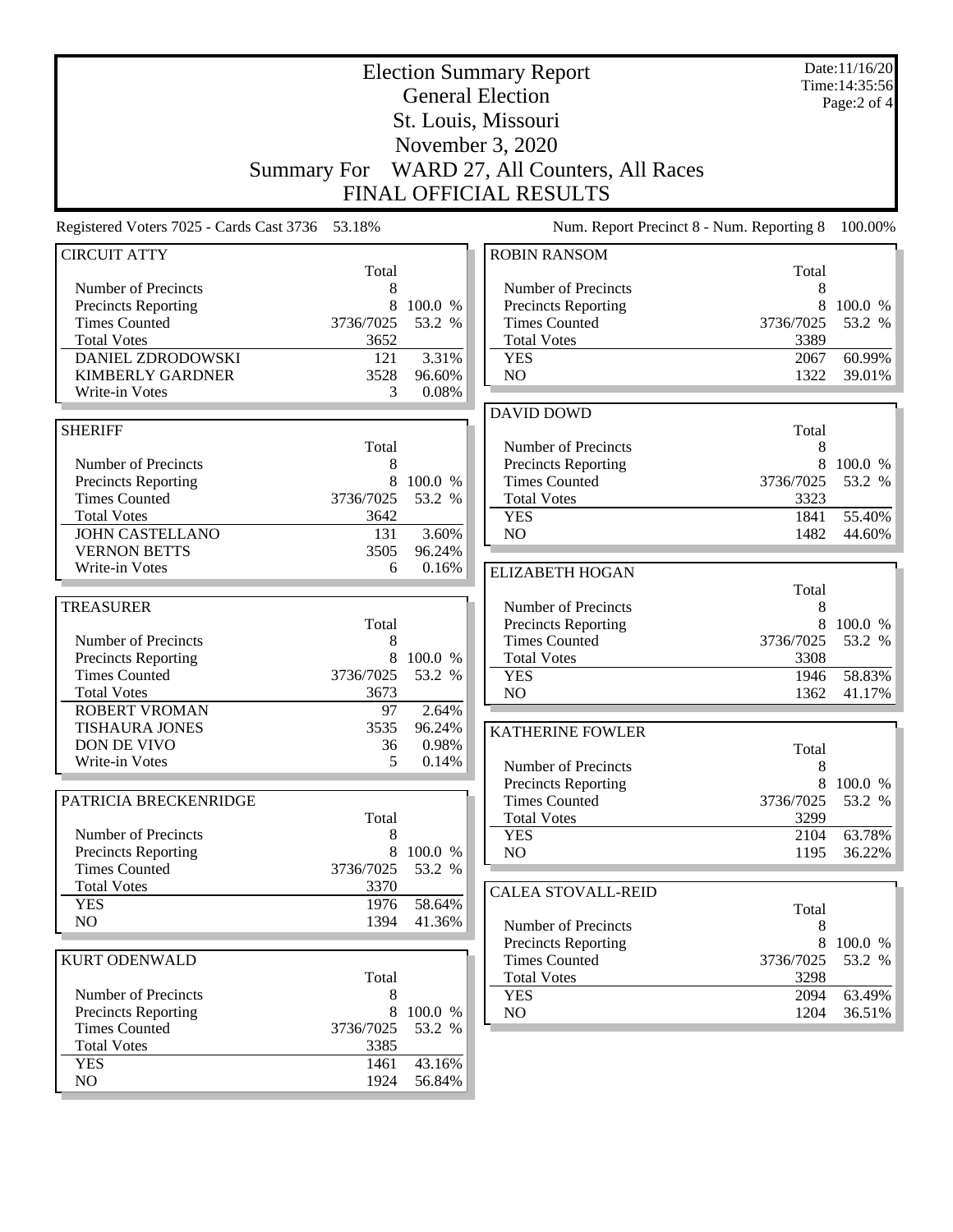# Election Summary Report

## General Election

## St. Louis, Missouri

## November 3, 2020

## Summary For WARD 27, All Counters, All Races

## FINAL OFFICIAL RESULTS

Date:11/16/20
Time:14:35:56
Page:2 of 4

Registered Voters 7025 - Cards Cast 3736 53.18%

Num. Report Precinct 8 - Num. Reporting 8 100.00%

### CIRCUIT ATTY

| | Total | |
|---|---|---|
| Number of Precincts | 8 | |
| Precincts Reporting | 8 | 100.0 % |
| Times Counted | 3736/7025 | 53.2 % |
| Total Votes | 3652 | |
| DANIEL ZDRODOWSKI | 121 | 3.31% |
| KIMBERLY GARDNER | 3528 | 96.60% |
| Write-in Votes | 3 | 0.08% |

### SHERIFF

| | Total | |
|---|---|---|
| Number of Precincts | 8 | |
| Precincts Reporting | 8 | 100.0 % |
| Times Counted | 3736/7025 | 53.2 % |
| Total Votes | 3642 | |
| JOHN CASTELLANO | 131 | 3.60% |
| VERNON BETTS | 3505 | 96.24% |
| Write-in Votes | 6 | 0.16% |

### TREASURER

| | Total | |
|---|---|---|
| Number of Precincts | 8 | |
| Precincts Reporting | 8 | 100.0 % |
| Times Counted | 3736/7025 | 53.2 % |
| Total Votes | 3673 | |
| ROBERT VROMAN | 97 | 2.64% |
| TISHAURA JONES | 3535 | 96.24% |
| DON DE VIVO | 36 | 0.98% |
| Write-in Votes | 5 | 0.14% |

### PATRICIA BRECKENRIDGE

| | Total | |
|---|---|---|
| Number of Precincts | 8 | |
| Precincts Reporting | 8 | 100.0 % |
| Times Counted | 3736/7025 | 53.2 % |
| Total Votes | 3370 | |
| YES | 1976 | 58.64% |
| NO | 1394 | 41.36% |

### KURT ODENWALD

| | Total | |
|---|---|---|
| Number of Precincts | 8 | |
| Precincts Reporting | 8 | 100.0 % |
| Times Counted | 3736/7025 | 53.2 % |
| Total Votes | 3385 | |
| YES | 1461 | 43.16% |
| NO | 1924 | 56.84% |

### ROBIN RANSOM

| | Total | |
|---|---|---|
| Number of Precincts | 8 | |
| Precincts Reporting | 8 | 100.0 % |
| Times Counted | 3736/7025 | 53.2 % |
| Total Votes | 3389 | |
| YES | 2067 | 60.99% |
| NO | 1322 | 39.01% |

### DAVID DOWD

| | Total | |
|---|---|---|
| Number of Precincts | 8 | |
| Precincts Reporting | 8 | 100.0 % |
| Times Counted | 3736/7025 | 53.2 % |
| Total Votes | 3323 | |
| YES | 1841 | 55.40% |
| NO | 1482 | 44.60% |

### ELIZABETH HOGAN

| | Total | |
|---|---|---|
| Number of Precincts | 8 | |
| Precincts Reporting | 8 | 100.0 % |
| Times Counted | 3736/7025 | 53.2 % |
| Total Votes | 3308 | |
| YES | 1946 | 58.83% |
| NO | 1362 | 41.17% |

### KATHERINE FOWLER

| | Total | |
|---|---|---|
| Number of Precincts | 8 | |
| Precincts Reporting | 8 | 100.0 % |
| Times Counted | 3736/7025 | 53.2 % |
| Total Votes | 3299 | |
| YES | 2104 | 63.78% |
| NO | 1195 | 36.22% |

### CALEA STOVALL-REID

| | Total | |
|---|---|---|
| Number of Precincts | 8 | |
| Precincts Reporting | 8 | 100.0 % |
| Times Counted | 3736/7025 | 53.2 % |
| Total Votes | 3298 | |
| YES | 2094 | 63.49% |
| NO | 1204 | 36.51% |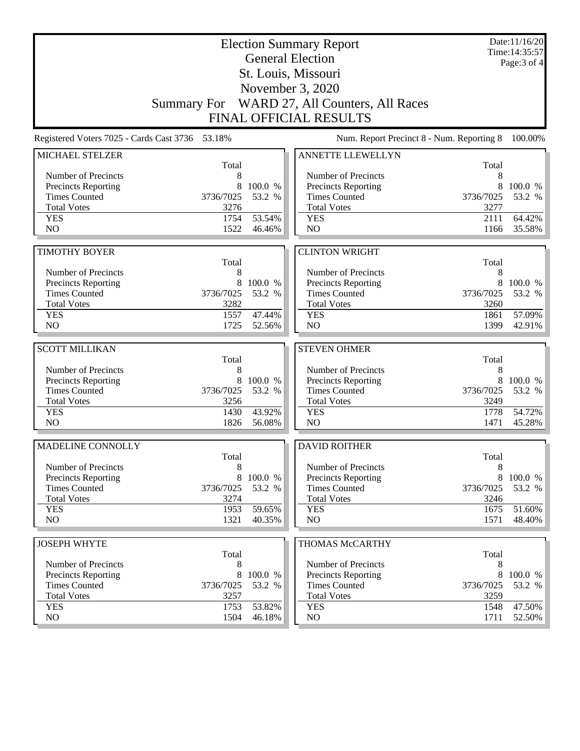# Election Summary Report

## General Election

## St. Louis, Missouri

## November 3, 2020

## Summary For WARD 27, All Counters, All Races

## FINAL OFFICIAL RESULTS

Date:11/16/20
Time:14:35:57

Registered Voters 7025 - Cards Cast 3736 53.18%

Num. Report Precinct 8 - Num. Reporting 8 100.00%

### MICHAEL STELZER

| | Total | |
|---|---|---|
| Number of Precincts | 8 | |
| Precincts Reporting | 8 | 100.0 % |
| Times Counted | 3736/7025 | 53.2 % |
| Total Votes | 3276 | |
| YES | 1754 | 53.54% |
| NO | 1522 | 46.46% |

### ANNETTE LLEWELLYN

| | Total | |
|---|---|---|
| Number of Precincts | 8 | |
| Precincts Reporting | 8 | 100.0 % |
| Times Counted | 3736/7025 | 53.2 % |
| Total Votes | 3277 | |
| YES | 2111 | 64.42% |
| NO | 1166 | 35.58% |

### TIMOTHY BOYER

| | Total | |
|---|---|---|
| Number of Precincts | 8 | |
| Precincts Reporting | 8 | 100.0 % |
| Times Counted | 3736/7025 | 53.2 % |
| Total Votes | 3282 | |
| YES | 1557 | 47.44% |
| NO | 1725 | 52.56% |

### CLINTON WRIGHT

| | Total | |
|---|---|---|
| Number of Precincts | 8 | |
| Precincts Reporting | 8 | 100.0 % |
| Times Counted | 3736/7025 | 53.2 % |
| Total Votes | 3260 | |
| YES | 1861 | 57.09% |
| NO | 1399 | 42.91% |

### SCOTT MILLIKAN

| | Total | |
|---|---|---|
| Number of Precincts | 8 | |
| Precincts Reporting | 8 | 100.0 % |
| Times Counted | 3736/7025 | 53.2 % |
| Total Votes | 3256 | |
| YES | 1430 | 43.92% |
| NO | 1826 | 56.08% |

### STEVEN OHMER

| | Total | |
|---|---|---|
| Number of Precincts | 8 | |
| Precincts Reporting | 8 | 100.0 % |
| Times Counted | 3736/7025 | 53.2 % |
| Total Votes | 3249 | |
| YES | 1778 | 54.72% |
| NO | 1471 | 45.28% |

### MADELINE CONNOLLY

| | Total | |
|---|---|---|
| Number of Precincts | 8 | |
| Precincts Reporting | 8 | 100.0 % |
| Times Counted | 3736/7025 | 53.2 % |
| Total Votes | 3274 | |
| YES | 1953 | 59.65% |
| NO | 1321 | 40.35% |

### DAVID ROITHER

| | Total | |
|---|---|---|
| Number of Precincts | 8 | |
| Precincts Reporting | 8 | 100.0 % |
| Times Counted | 3736/7025 | 53.2 % |
| Total Votes | 3246 | |
| YES | 1675 | 51.60% |
| NO | 1571 | 48.40% |

### JOSEPH WHYTE

| | Total | |
|---|---|---|
| Number of Precincts | 8 | |
| Precincts Reporting | 8 | 100.0 % |
| Times Counted | 3736/7025 | 53.2 % |
| Total Votes | 3257 | |
| YES | 1753 | 53.82% |
| NO | 1504 | 46.18% |

### THOMAS McCARTHY

| | Total | |
|---|---|---|
| Number of Precincts | 8 | |
| Precincts Reporting | 8 | 100.0 % |
| Times Counted | 3736/7025 | 53.2 % |
| Total Votes | 3259 | |
| YES | 1548 | 47.50% |
| NO | 1711 | 52.50% |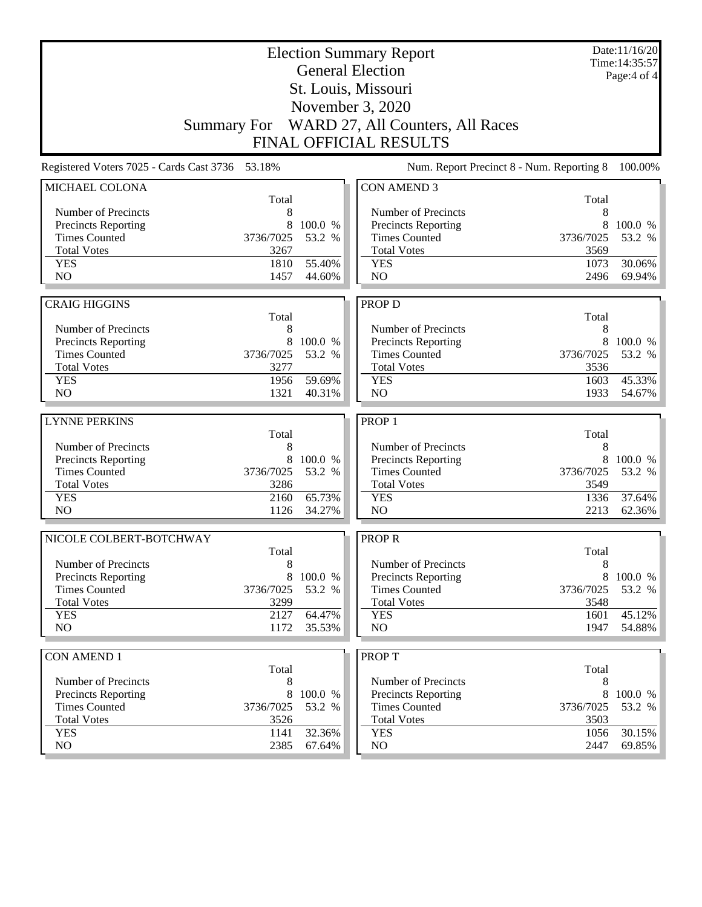# Election Summary Report

## General Election

## St. Louis, Missouri

## November 3, 2020

## Summary For WARD 27, All Counters, All Races

## FINAL OFFICIAL RESULTS

Date:11/16/20
Time:14:35:57

Registered Voters 7025 - Cards Cast 3736 53.18%

Num. Report Precinct 8 - Num. Reporting 8 100.00%

### MICHAEL COLONA

| | Total | |
|---|---|---|
| Number of Precincts | 8 | |
| Precincts Reporting | 8 | 100.0 % |
| Times Counted | 3736/7025 | 53.2 % |
| Total Votes | 3267 | |
| YES | 1810 | 55.40% |
| NO | 1457 | 44.60% |

### CRAIG HIGGINS

| | Total | |
|---|---|---|
| Number of Precincts | 8 | |
| Precincts Reporting | 8 | 100.0 % |
| Times Counted | 3736/7025 | 53.2 % |
| Total Votes | 3277 | |
| YES | 1956 | 59.69% |
| NO | 1321 | 40.31% |

### LYNNE PERKINS

| | Total | |
|---|---|---|
| Number of Precincts | 8 | |
| Precincts Reporting | 8 | 100.0 % |
| Times Counted | 3736/7025 | 53.2 % |
| Total Votes | 3286 | |
| YES | 2160 | 65.73% |
| NO | 1126 | 34.27% |

### NICOLE COLBERT-BOTCHWAY

| | Total | |
|---|---|---|
| Number of Precincts | 8 | |
| Precincts Reporting | 8 | 100.0 % |
| Times Counted | 3736/7025 | 53.2 % |
| Total Votes | 3299 | |
| YES | 2127 | 64.47% |
| NO | 1172 | 35.53% |

### CON AMEND 1

| | Total | |
|---|---|---|
| Number of Precincts | 8 | |
| Precincts Reporting | 8 | 100.0 % |
| Times Counted | 3736/7025 | 53.2 % |
| Total Votes | 3526 | |
| YES | 1141 | 32.36% |
| NO | 2385 | 67.64% |

### CON AMEND 3

| | Total | |
|---|---|---|
| Number of Precincts | 8 | |
| Precincts Reporting | 8 | 100.0 % |
| Times Counted | 3736/7025 | 53.2 % |
| Total Votes | 3569 | |
| YES | 1073 | 30.06% |
| NO | 2496 | 69.94% |

### PROP D

| | Total | |
|---|---|---|
| Number of Precincts | 8 | |
| Precincts Reporting | 8 | 100.0 % |
| Times Counted | 3736/7025 | 53.2 % |
| Total Votes | 3536 | |
| YES | 1603 | 45.33% |
| NO | 1933 | 54.67% |

### PROP 1

| | Total | |
|---|---|---|
| Number of Precincts | 8 | |
| Precincts Reporting | 8 | 100.0 % |
| Times Counted | 3736/7025 | 53.2 % |
| Total Votes | 3549 | |
| YES | 1336 | 37.64% |
| NO | 2213 | 62.36% |

### PROP R

| | Total | |
|---|---|---|
| Number of Precincts | 8 | |
| Precincts Reporting | 8 | 100.0 % |
| Times Counted | 3736/7025 | 53.2 % |
| Total Votes | 3548 | |
| YES | 1601 | 45.12% |
| NO | 1947 | 54.88% |

### PROP T

| | Total | |
|---|---|---|
| Number of Precincts | 8 | |
| Precincts Reporting | 8 | 100.0 % |
| Times Counted | 3736/7025 | 53.2 % |
| Total Votes | 3503 | |
| YES | 1056 | 30.15% |
| NO | 2447 | 69.85% |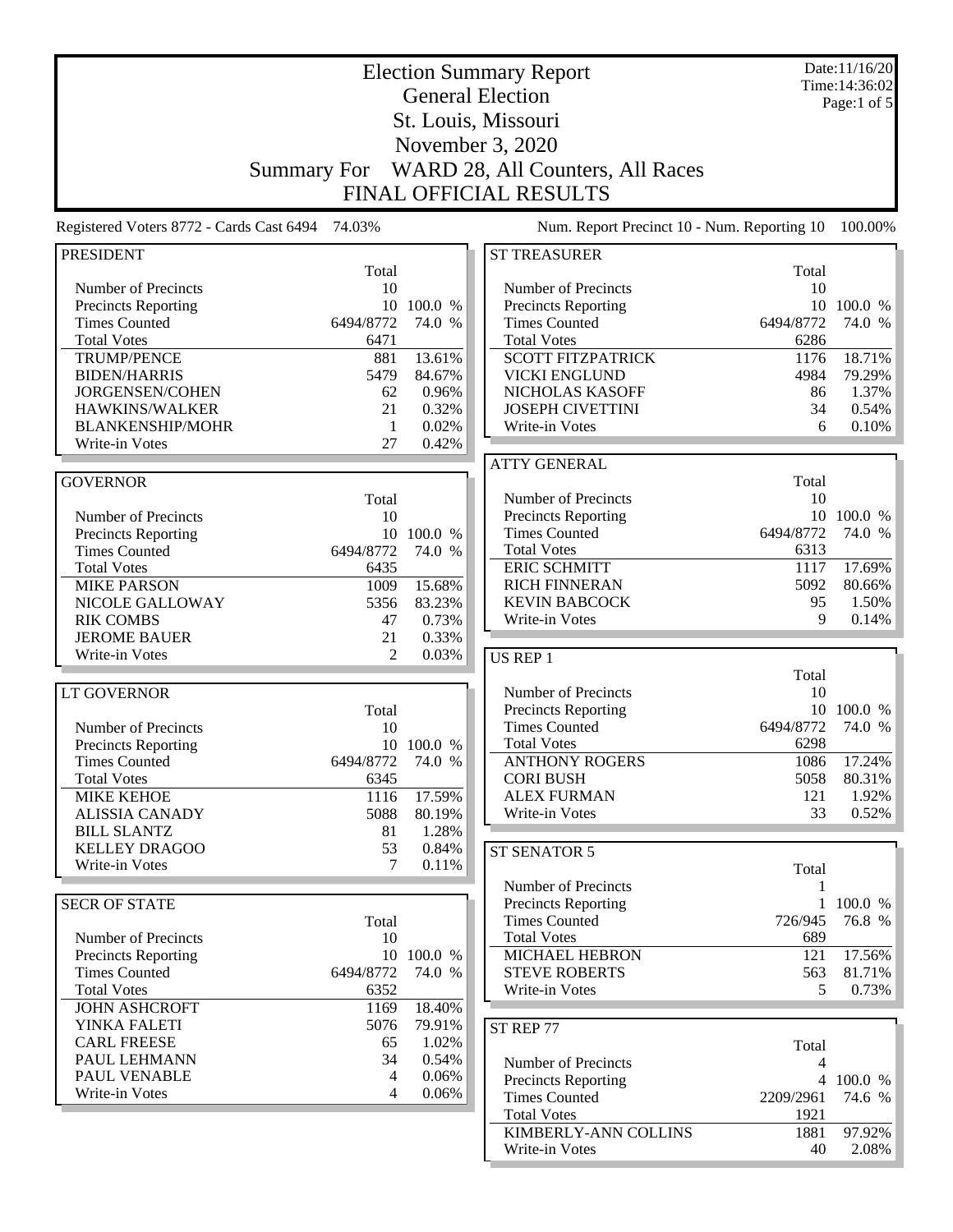# Election Summary Report

## General Election

## St. Louis, Missouri

## November 3, 2020

## Summary For WARD 28, All Counters, All Races

## FINAL OFFICIAL RESULTS

Date:11/16/20
Time:14:36:02
Page:1 of 5

Registered Voters 8772 - Cards Cast 6494 74.03%

Num. Report Precinct 10 - Num. Reporting 10 100.00%

### PRESIDENT

| | Total | |
|---|---|---|
| Number of Precincts | 10 | |
| Precincts Reporting | 10 | 100.0 % |
| Times Counted | 6494/8772 | 74.0 % |
| Total Votes | 6471 | |
| TRUMP/PENCE | 881 | 13.61% |
| BIDEN/HARRIS | 5479 | 84.67% |
| JORGENSEN/COHEN | 62 | 0.96% |
| HAWKINS/WALKER | 21 | 0.32% |
| BLANKENSHIP/MOHR | 1 | 0.02% |
| Write-in Votes | 27 | 0.42% |

### GOVERNOR

| | Total | |
|---|---|---|
| Number of Precincts | 10 | |
| Precincts Reporting | 10 | 100.0 % |
| Times Counted | 6494/8772 | 74.0 % |
| Total Votes | 6435 | |
| MIKE PARSON | 1009 | 15.68% |
| NICOLE GALLOWAY | 5356 | 83.23% |
| RIK COMBS | 47 | 0.73% |
| JEROME BAUER | 21 | 0.33% |
| Write-in Votes | 2 | 0.03% |

### LT GOVERNOR

| | Total | |
|---|---|---|
| Number of Precincts | 10 | |
| Precincts Reporting | 10 | 100.0 % |
| Times Counted | 6494/8772 | 74.0 % |
| Total Votes | 6345 | |
| MIKE KEHOE | 1116 | 17.59% |
| ALISSIA CANADY | 5088 | 80.19% |
| BILL SLANTZ | 81 | 1.28% |
| KELLEY DRAGOO | 53 | 0.84% |
| Write-in Votes | 7 | 0.11% |

### SECR OF STATE

| | Total | |
|---|---|---|
| Number of Precincts | 10 | |
| Precincts Reporting | 10 | 100.0 % |
| Times Counted | 6494/8772 | 74.0 % |
| Total Votes | 6352 | |
| JOHN ASHCROFT | 1169 | 18.40% |
| YINKA FALETI | 5076 | 79.91% |
| CARL FREESE | 65 | 1.02% |
| PAUL LEHMANN | 34 | 0.54% |
| PAUL VENABLE | 4 | 0.06% |
| Write-in Votes | 4 | 0.06% |

### ST TREASURER

| | Total | |
|---|---|---|
| Number of Precincts | 10 | |
| Precincts Reporting | 10 | 100.0 % |
| Times Counted | 6494/8772 | 74.0 % |
| Total Votes | 6286 | |
| SCOTT FITZPATRICK | 1176 | 18.71% |
| VICKI ENGLUND | 4984 | 79.29% |
| NICHOLAS KASOFF | 86 | 1.37% |
| JOSEPH CIVETTINI | 34 | 0.54% |
| Write-in Votes | 6 | 0.10% |

### ATTY GENERAL

| | Total | |
|---|---|---|
| Number of Precincts | 10 | |
| Precincts Reporting | 10 | 100.0 % |
| Times Counted | 6494/8772 | 74.0 % |
| Total Votes | 6313 | |
| ERIC SCHMITT | 1117 | 17.69% |
| RICH FINNERAN | 5092 | 80.66% |
| KEVIN BABCOCK | 95 | 1.50% |
| Write-in Votes | 9 | 0.14% |

### US REP 1

| | Total | |
|---|---|---|
| Number of Precincts | 10 | |
| Precincts Reporting | 10 | 100.0 % |
| Times Counted | 6494/8772 | 74.0 % |
| Total Votes | 6298 | |
| ANTHONY ROGERS | 1086 | 17.24% |
| CORI BUSH | 5058 | 80.31% |
| ALEX FURMAN | 121 | 1.92% |
| Write-in Votes | 33 | 0.52% |

### ST SENATOR 5

| | Total | |
|---|---|---|
| Number of Precincts | 1 | |
| Precincts Reporting | 1 | 100.0 % |
| Times Counted | 726/945 | 76.8 % |
| Total Votes | 689 | |
| MICHAEL HEBRON | 121 | 17.56% |
| STEVE ROBERTS | 563 | 81.71% |
| Write-in Votes | 5 | 0.73% |

### ST REP 77

| | Total | |
|---|---|---|
| Number of Precincts | 4 | |
| Precincts Reporting | 4 | 100.0 % |
| Times Counted | 2209/2961 | 74.6 % |
| Total Votes | 1921 | |
| KIMBERLY-ANN COLLINS | 1881 | 97.92% |
| Write-in Votes | 40 | 2.08% |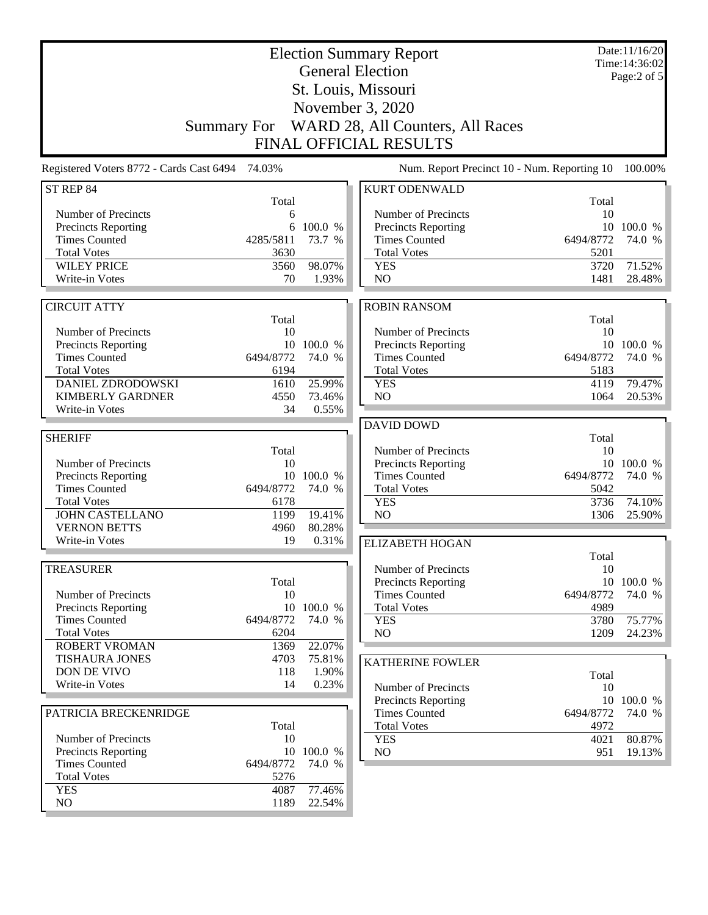# Election Summary Report

## General Election

## St. Louis, Missouri

## November 3, 2020

## Summary For WARD 28, All Counters, All Races

## FINAL OFFICIAL RESULTS

Date:11/16/20
Time:14:36:02

Registered Voters 8772 - Cards Cast 6494 74.03%

Num. Report Precinct 10 - Num. Reporting 10 100.00%

### ST REP 84

| | Total | |
|---|---|---|
| Number of Precincts | 6 | |
| Precincts Reporting | 6 | 100.0 % |
| Times Counted | 4285/5811 | 73.7 % |
| Total Votes | 3630 | |
| WILEY PRICE | 3560 | 98.07% |
| Write-in Votes | 70 | 1.93% |

### CIRCUIT ATTY

| | Total | |
|---|---|---|
| Number of Precincts | 10 | |
| Precincts Reporting | 10 | 100.0 % |
| Times Counted | 6494/8772 | 74.0 % |
| Total Votes | 6194 | |
| DANIEL ZDRODOWSKI | 1610 | 25.99% |
| KIMBERLY GARDNER | 4550 | 73.46% |
| Write-in Votes | 34 | 0.55% |

### SHERIFF

| | Total | |
|---|---|---|
| Number of Precincts | 10 | |
| Precincts Reporting | 10 | 100.0 % |
| Times Counted | 6494/8772 | 74.0 % |
| Total Votes | 6178 | |
| JOHN CASTELLANO | 1199 | 19.41% |
| VERNON BETTS | 4960 | 80.28% |
| Write-in Votes | 19 | 0.31% |

### TREASURER

| | Total | |
|---|---|---|
| Number of Precincts | 10 | |
| Precincts Reporting | 10 | 100.0 % |
| Times Counted | 6494/8772 | 74.0 % |
| Total Votes | 6204 | |
| ROBERT VROMAN | 1369 | 22.07% |
| TISHAURA JONES | 4703 | 75.81% |
| DON DE VIVO | 118 | 1.90% |
| Write-in Votes | 14 | 0.23% |

### PATRICIA BRECKENRIDGE

| | Total | |
|---|---|---|
| Number of Precincts | 10 | |
| Precincts Reporting | 10 | 100.0 % |
| Times Counted | 6494/8772 | 74.0 % |
| Total Votes | 5276 | |
| YES | 4087 | 77.46% |
| NO | 1189 | 22.54% |

### KURT ODENWALD

| | Total | |
|---|---|---|
| Number of Precincts | 10 | |
| Precincts Reporting | 10 | 100.0 % |
| Times Counted | 6494/8772 | 74.0 % |
| Total Votes | 5201 | |
| YES | 3720 | 71.52% |
| NO | 1481 | 28.48% |

### ROBIN RANSOM

| | Total | |
|---|---|---|
| Number of Precincts | 10 | |
| Precincts Reporting | 10 | 100.0 % |
| Times Counted | 6494/8772 | 74.0 % |
| Total Votes | 5183 | |
| YES | 4119 | 79.47% |
| NO | 1064 | 20.53% |

### DAVID DOWD

| | Total | |
|---|---|---|
| Number of Precincts | 10 | |
| Precincts Reporting | 10 | 100.0 % |
| Times Counted | 6494/8772 | 74.0 % |
| Total Votes | 5042 | |
| YES | 3736 | 74.10% |
| NO | 1306 | 25.90% |

### ELIZABETH HOGAN

| | Total | |
|---|---|---|
| Number of Precincts | 10 | |
| Precincts Reporting | 10 | 100.0 % |
| Times Counted | 6494/8772 | 74.0 % |
| Total Votes | 4989 | |
| YES | 3780 | 75.77% |
| NO | 1209 | 24.23% |

### KATHERINE FOWLER

| | Total | |
|---|---|---|
| Number of Precincts | 10 | |
| Precincts Reporting | 10 | 100.0 % |
| Times Counted | 6494/8772 | 74.0 % |
| Total Votes | 4972 | |
| YES | 4021 | 80.87% |
| NO | 951 | 19.13% |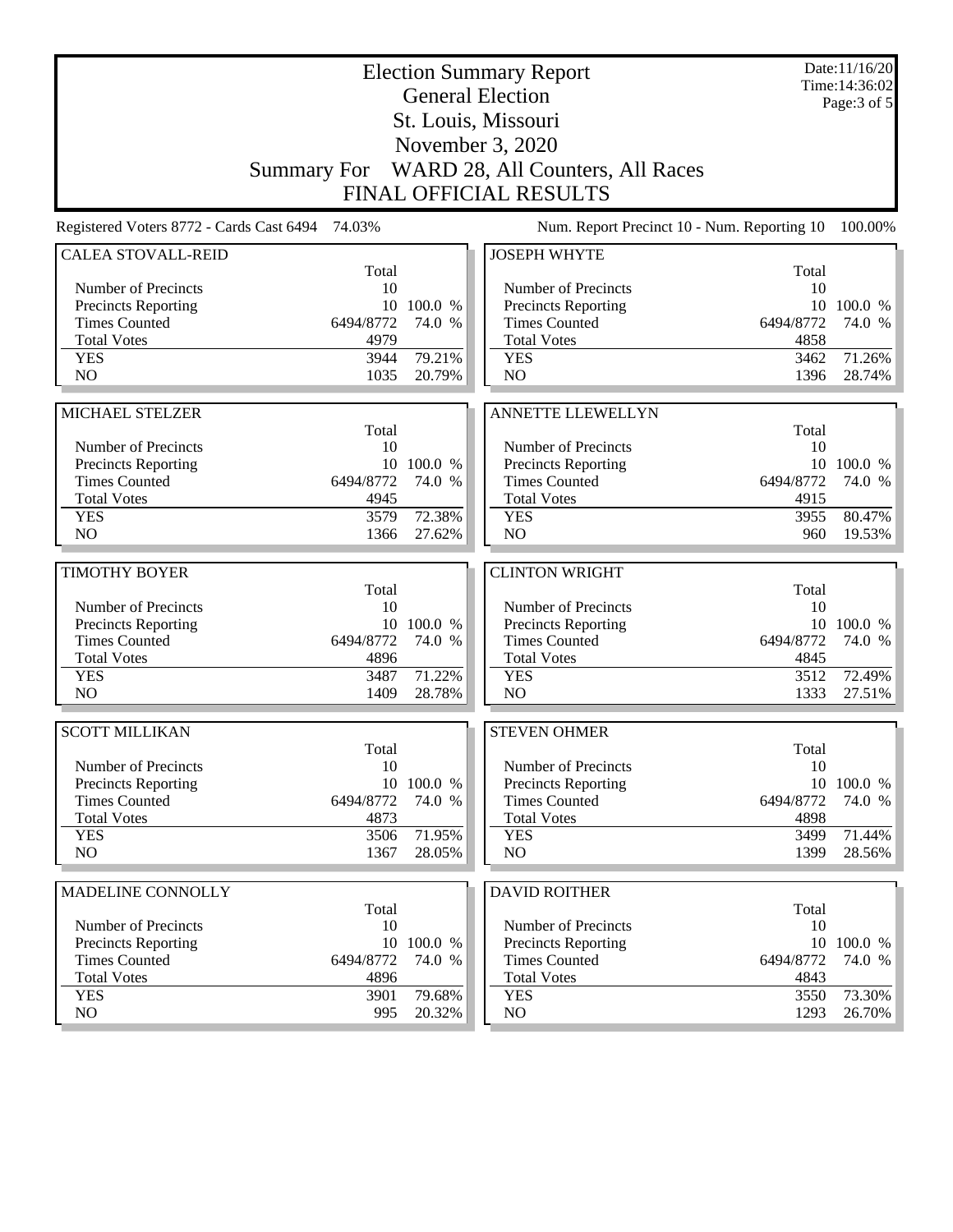# Election Summary Report
## General Election
## St. Louis, Missouri
## November 3, 2020
## Summary For WARD 28, All Counters, All Races
## FINAL OFFICIAL RESULTS

Date:11/16/20
Time:14:36:02

Registered Voters 8772 - Cards Cast 6494 74.03%

Num. Report Precinct 10 - Num. Reporting 10 100.00%

### CALEA STOVALL-REID

| | Total | |
|---|---|---|
| Number of Precincts | 10 | |
| Precincts Reporting | 10 | 100.0 % |
| Times Counted | 6494/8772 | 74.0 % |
| Total Votes | 4979 | |
| YES | 3944 | 79.21% |
| NO | 1035 | 20.79% |

### JOSEPH WHYTE

| | Total | |
|---|---|---|
| Number of Precincts | 10 | |
| Precincts Reporting | 10 | 100.0 % |
| Times Counted | 6494/8772 | 74.0 % |
| Total Votes | 4858 | |
| YES | 3462 | 71.26% |
| NO | 1396 | 28.74% |

### MICHAEL STELZER

| | Total | |
|---|---|---|
| Number of Precincts | 10 | |
| Precincts Reporting | 10 | 100.0 % |
| Times Counted | 6494/8772 | 74.0 % |
| Total Votes | 4945 | |
| YES | 3579 | 72.38% |
| NO | 1366 | 27.62% |

### ANNETTE LLEWELLYN

| | Total | |
|---|---|---|
| Number of Precincts | 10 | |
| Precincts Reporting | 10 | 100.0 % |
| Times Counted | 6494/8772 | 74.0 % |
| Total Votes | 4915 | |
| YES | 3955 | 80.47% |
| NO | 960 | 19.53% |

### TIMOTHY BOYER

| | Total | |
|---|---|---|
| Number of Precincts | 10 | |
| Precincts Reporting | 10 | 100.0 % |
| Times Counted | 6494/8772 | 74.0 % |
| Total Votes | 4896 | |
| YES | 3487 | 71.22% |
| NO | 1409 | 28.78% |

### CLINTON WRIGHT

| | Total | |
|---|---|---|
| Number of Precincts | 10 | |
| Precincts Reporting | 10 | 100.0 % |
| Times Counted | 6494/8772 | 74.0 % |
| Total Votes | 4845 | |
| YES | 3512 | 72.49% |
| NO | 1333 | 27.51% |

### SCOTT MILLIKAN

| | Total | |
|---|---|---|
| Number of Precincts | 10 | |
| Precincts Reporting | 10 | 100.0 % |
| Times Counted | 6494/8772 | 74.0 % |
| Total Votes | 4873 | |
| YES | 3506 | 71.95% |
| NO | 1367 | 28.05% |

### STEVEN OHMER

| | Total | |
|---|---|---|
| Number of Precincts | 10 | |
| Precincts Reporting | 10 | 100.0 % |
| Times Counted | 6494/8772 | 74.0 % |
| Total Votes | 4898 | |
| YES | 3499 | 71.44% |
| NO | 1399 | 28.56% |

### MADELINE CONNOLLY

| | Total | |
|---|---|---|
| Number of Precincts | 10 | |
| Precincts Reporting | 10 | 100.0 % |
| Times Counted | 6494/8772 | 74.0 % |
| Total Votes | 4896 | |
| YES | 3901 | 79.68% |
| NO | 995 | 20.32% |

### DAVID ROITHER

| | Total | |
|---|---|---|
| Number of Precincts | 10 | |
| Precincts Reporting | 10 | 100.0 % |
| Times Counted | 6494/8772 | 74.0 % |
| Total Votes | 4843 | |
| YES | 3550 | 73.30% |
| NO | 1293 | 26.70% |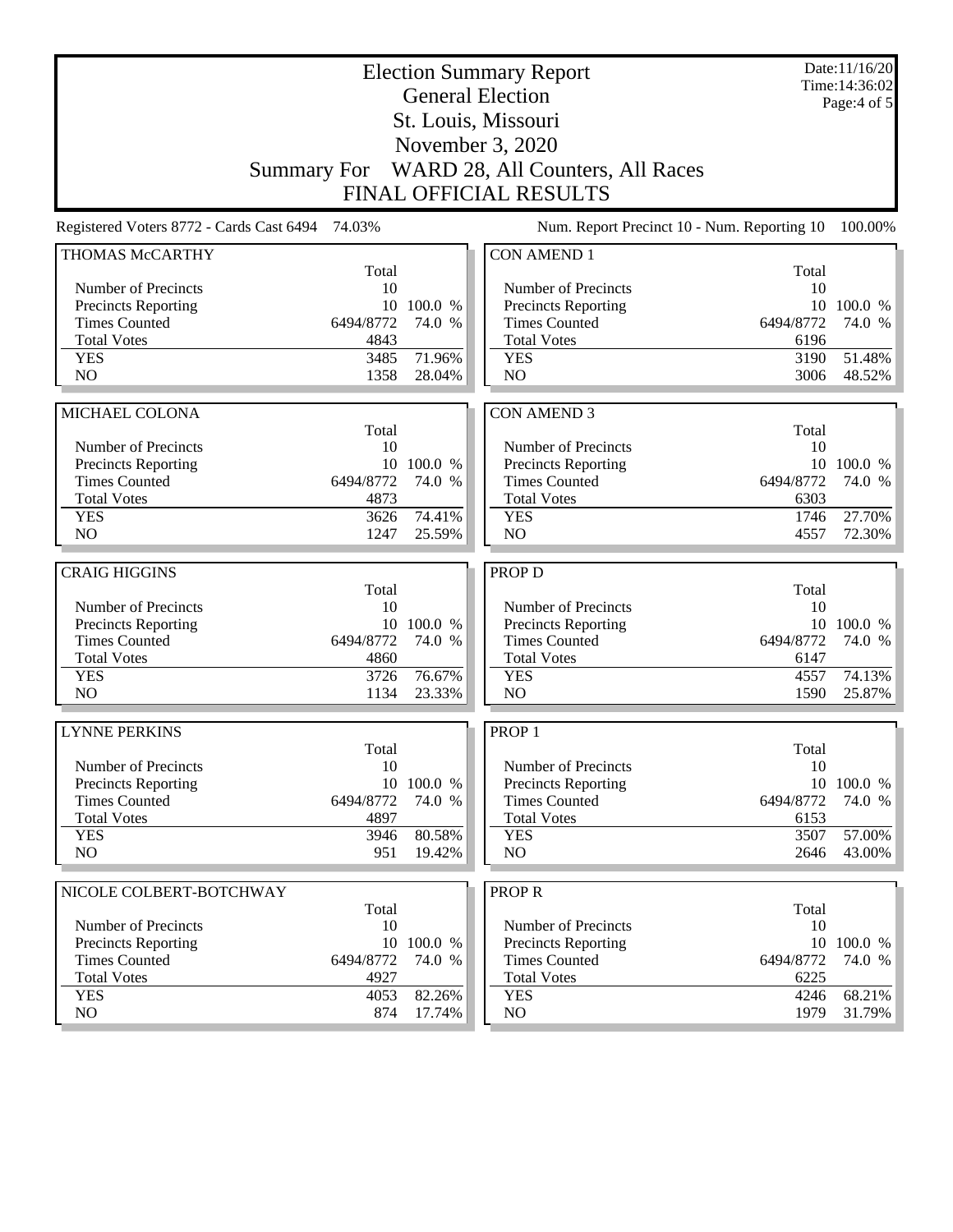# Election Summary Report

## General Election

## St. Louis, Missouri

## November 3, 2020

## Summary For WARD 28, All Counters, All Races

## FINAL OFFICIAL RESULTS

Date:11/16/20
Time:14:36:02
Page:4 of 5

Registered Voters 8772 - Cards Cast 6494 74.03%

Num. Report Precinct 10 - Num. Reporting 10 100.00%

### THOMAS McCARTHY

| | Total | |
|---|---|---|
| Number of Precincts | 10 | |
| Precincts Reporting | 10 | 100.0 % |
| Times Counted | 6494/8772 | 74.0 % |
| Total Votes | 4843 | |
| YES | 3485 | 71.96% |
| NO | 1358 | 28.04% |

### MICHAEL COLONA

| | Total | |
|---|---|---|
| Number of Precincts | 10 | |
| Precincts Reporting | 10 | 100.0 % |
| Times Counted | 6494/8772 | 74.0 % |
| Total Votes | 4873 | |
| YES | 3626 | 74.41% |
| NO | 1247 | 25.59% |

### CRAIG HIGGINS

| | Total | |
|---|---|---|
| Number of Precincts | 10 | |
| Precincts Reporting | 10 | 100.0 % |
| Times Counted | 6494/8772 | 74.0 % |
| Total Votes | 4860 | |
| YES | 3726 | 76.67% |
| NO | 1134 | 23.33% |

### LYNNE PERKINS

| | Total | |
|---|---|---|
| Number of Precincts | 10 | |
| Precincts Reporting | 10 | 100.0 % |
| Times Counted | 6494/8772 | 74.0 % |
| Total Votes | 4897 | |
| YES | 3946 | 80.58% |
| NO | 951 | 19.42% |

### NICOLE COLBERT-BOTCHWAY

| | Total | |
|---|---|---|
| Number of Precincts | 10 | |
| Precincts Reporting | 10 | 100.0 % |
| Times Counted | 6494/8772 | 74.0 % |
| Total Votes | 4927 | |
| YES | 4053 | 82.26% |
| NO | 874 | 17.74% |

### CON AMEND 1

| | Total | |
|---|---|---|
| Number of Precincts | 10 | |
| Precincts Reporting | 10 | 100.0 % |
| Times Counted | 6494/8772 | 74.0 % |
| Total Votes | 6196 | |
| YES | 3190 | 51.48% |
| NO | 3006 | 48.52% |

### CON AMEND 3

| | Total | |
|---|---|---|
| Number of Precincts | 10 | |
| Precincts Reporting | 10 | 100.0 % |
| Times Counted | 6494/8772 | 74.0 % |
| Total Votes | 6303 | |
| YES | 1746 | 27.70% |
| NO | 4557 | 72.30% |

### PROP D

| | Total | |
|---|---|---|
| Number of Precincts | 10 | |
| Precincts Reporting | 10 | 100.0 % |
| Times Counted | 6494/8772 | 74.0 % |
| Total Votes | 6147 | |
| YES | 4557 | 74.13% |
| NO | 1590 | 25.87% |

### PROP 1

| | Total | |
|---|---|---|
| Number of Precincts | 10 | |
| Precincts Reporting | 10 | 100.0 % |
| Times Counted | 6494/8772 | 74.0 % |
| Total Votes | 6153 | |
| YES | 3507 | 57.00% |
| NO | 2646 | 43.00% |

### PROP R

| | Total | |
|---|---|---|
| Number of Precincts | 10 | |
| Precincts Reporting | 10 | 100.0 % |
| Times Counted | 6494/8772 | 74.0 % |
| Total Votes | 6225 | |
| YES | 4246 | 68.21% |
| NO | 1979 | 31.79% |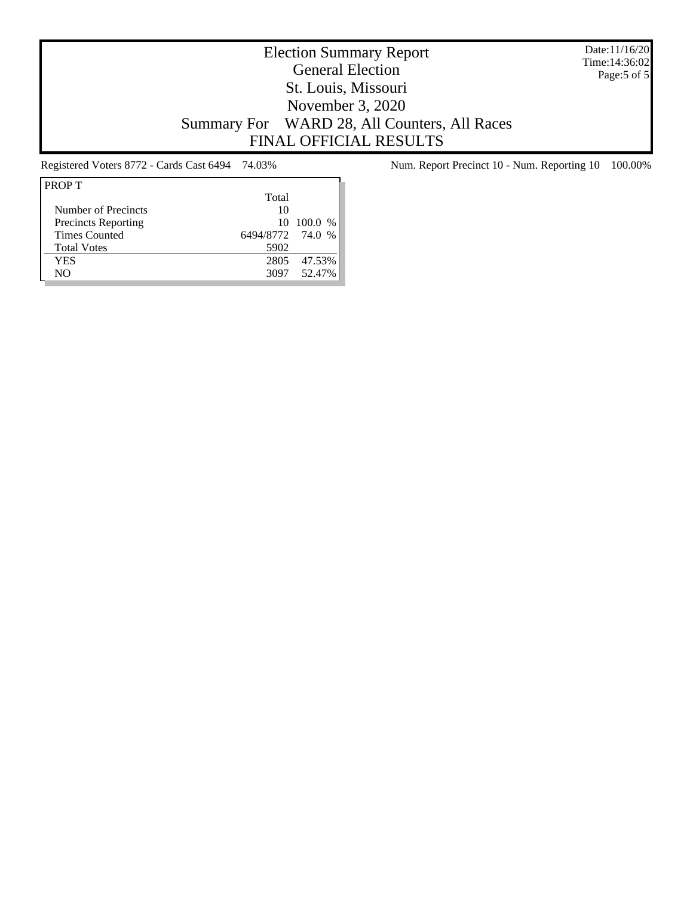# Election Summary Report
## General Election
## St. Louis, Missouri
## November 3, 2020
## Summary For WARD 28, All Counters, All Races
## FINAL OFFICIAL RESULTS

Date:11/16/20
Time:14:36:02

Registered Voters 8772 - Cards Cast 6494 74.03%

Num. Report Precinct 10 - Num. Reporting 10 100.00%

| PROP T | Total | |
|---|---|---|
| Number of Precincts | 10 | |
| Precincts Reporting | 10 | 100.0 % |
| Times Counted | 6494/8772 | 74.0 % |
| Total Votes | 5902 | |
| YES | 2805 | 47.53% |
| NO | 3097 | 52.47% |